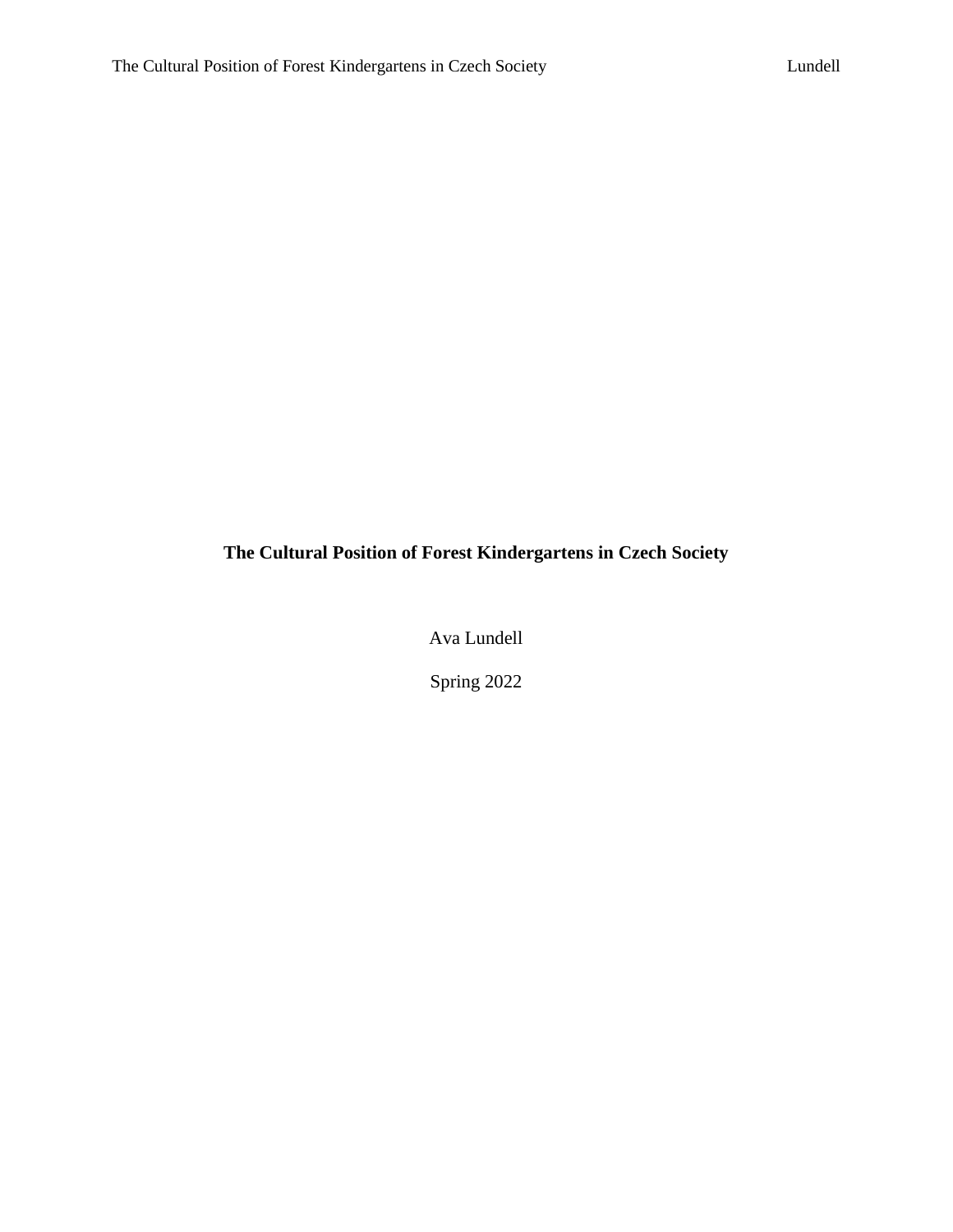**The Cultural Position of Forest Kindergartens in Czech Society**

Ava Lundell

Spring 2022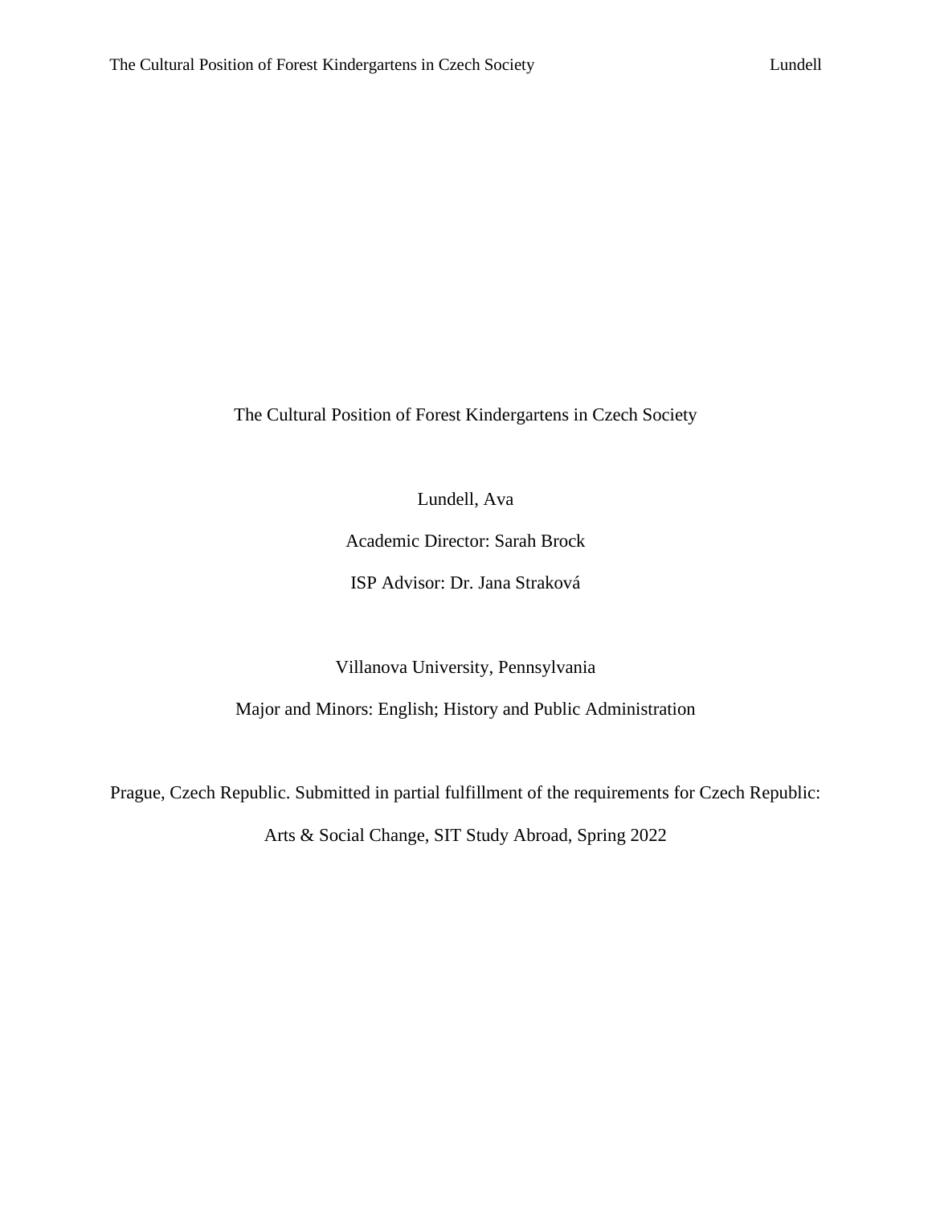# The Cultural Position of Forest Kindergartens in Czech Society

Lundell, Ava

Academic Director: Sarah Brock

ISP Advisor: Dr. Jana Straková

Villanova University, Pennsylvania

Major and Minors: English; History and Public Administration

Prague, Czech Republic. Submitted in partial fulfillment of the requirements for Czech Republic: Arts & Social Change, SIT Study Abroad, Spring 2022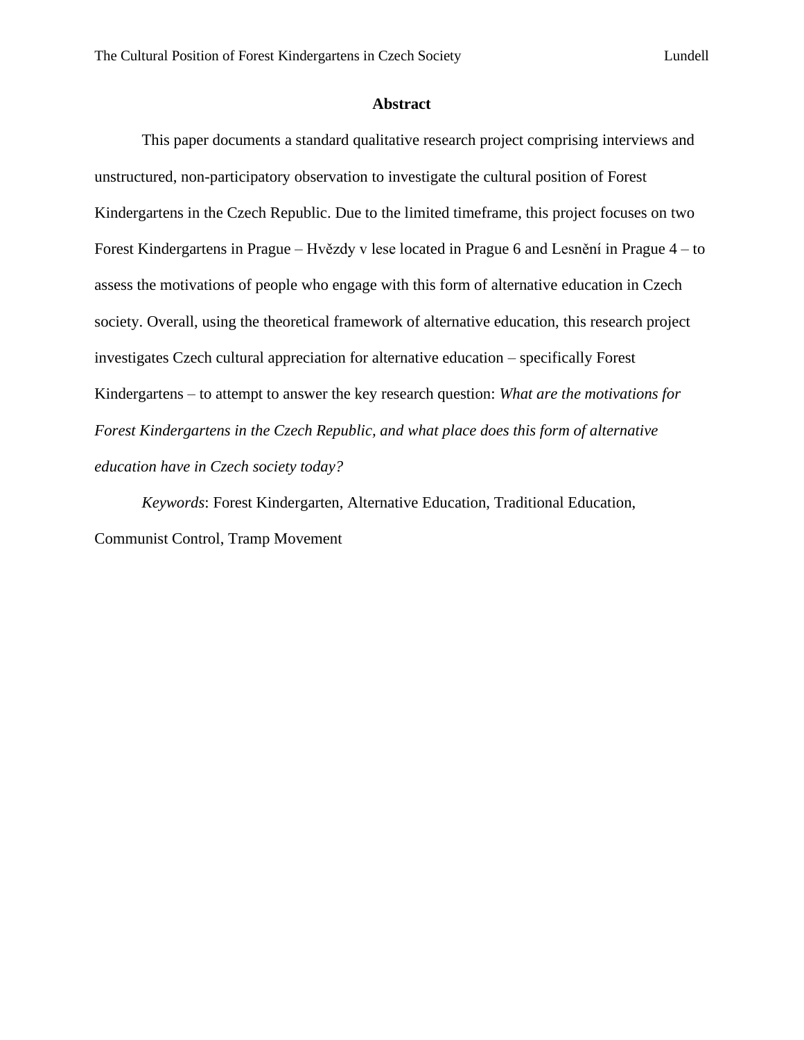## Abstract

This paper documents a standard qualitative research project comprising interviews and unstructured, non-participatory observation to investigate the cultural position of Forest Kindergartens in the Czech Republic. Due to the limited timeframe, this project focuses on two Forest Kindergartens in Prague – Hvězdy v lese located in Prague 6 and Lesnění in Prague 4 – to assess the motivations of people who engage with this form of alternative education in Czech society. Overall, using the theoretical framework of alternative education, this research project investigates Czech cultural appreciation for alternative education – specifically Forest Kindergartens – to attempt to answer the key research question: *What are the motivations for Forest Kindergartens in the Czech Republic, and what place does this form of alternative education have in Czech society today?*

*Keywords*: Forest Kindergarten, Alternative Education, Traditional Education, Communist Control, Tramp Movement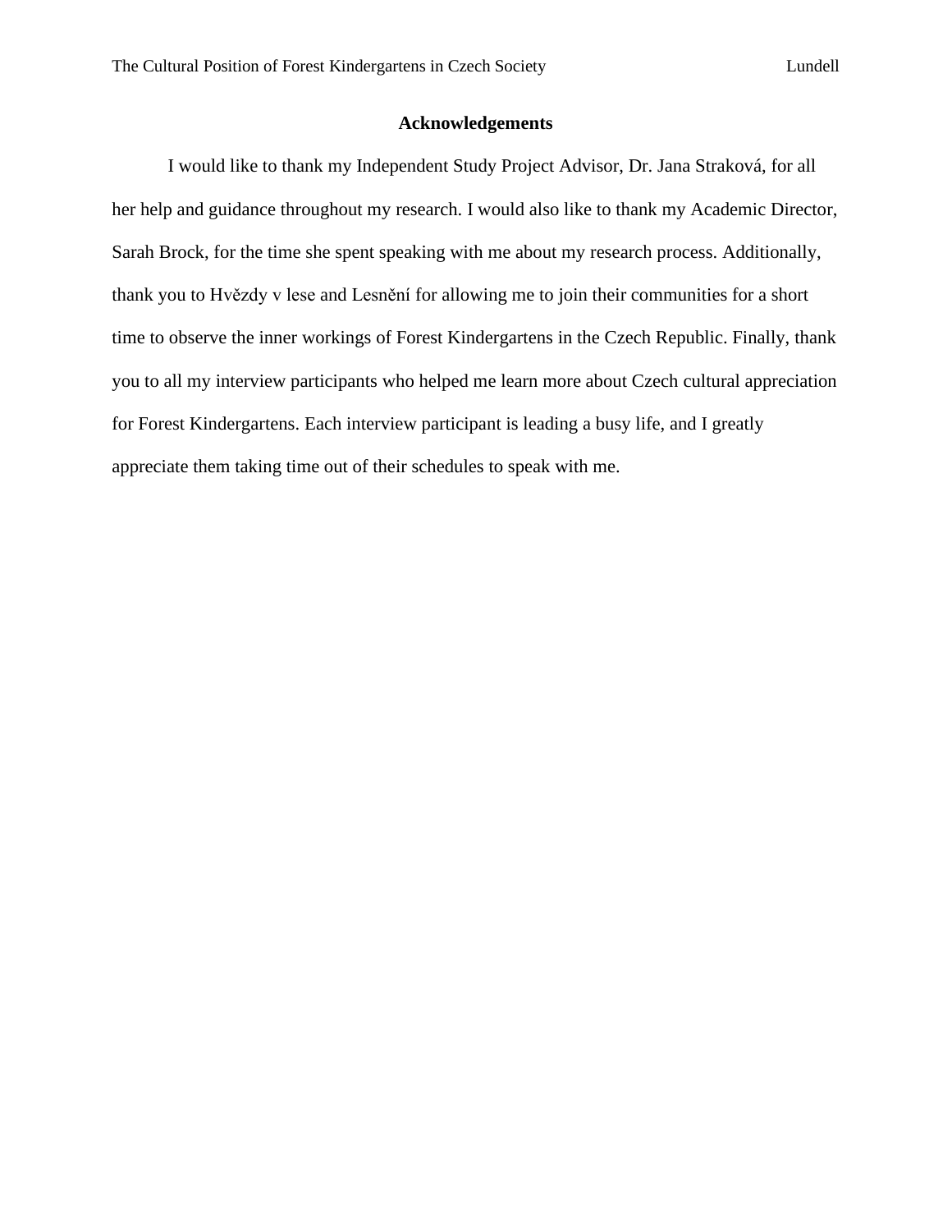## Acknowledgements

I would like to thank my Independent Study Project Advisor, Dr. Jana Straková, for all her help and guidance throughout my research. I would also like to thank my Academic Director, Sarah Brock, for the time she spent speaking with me about my research process. Additionally, thank you to Hvězdy v lese and Lesnění for allowing me to join their communities for a short time to observe the inner workings of Forest Kindergartens in the Czech Republic. Finally, thank you to all my interview participants who helped me learn more about Czech cultural appreciation for Forest Kindergartens. Each interview participant is leading a busy life, and I greatly appreciate them taking time out of their schedules to speak with me.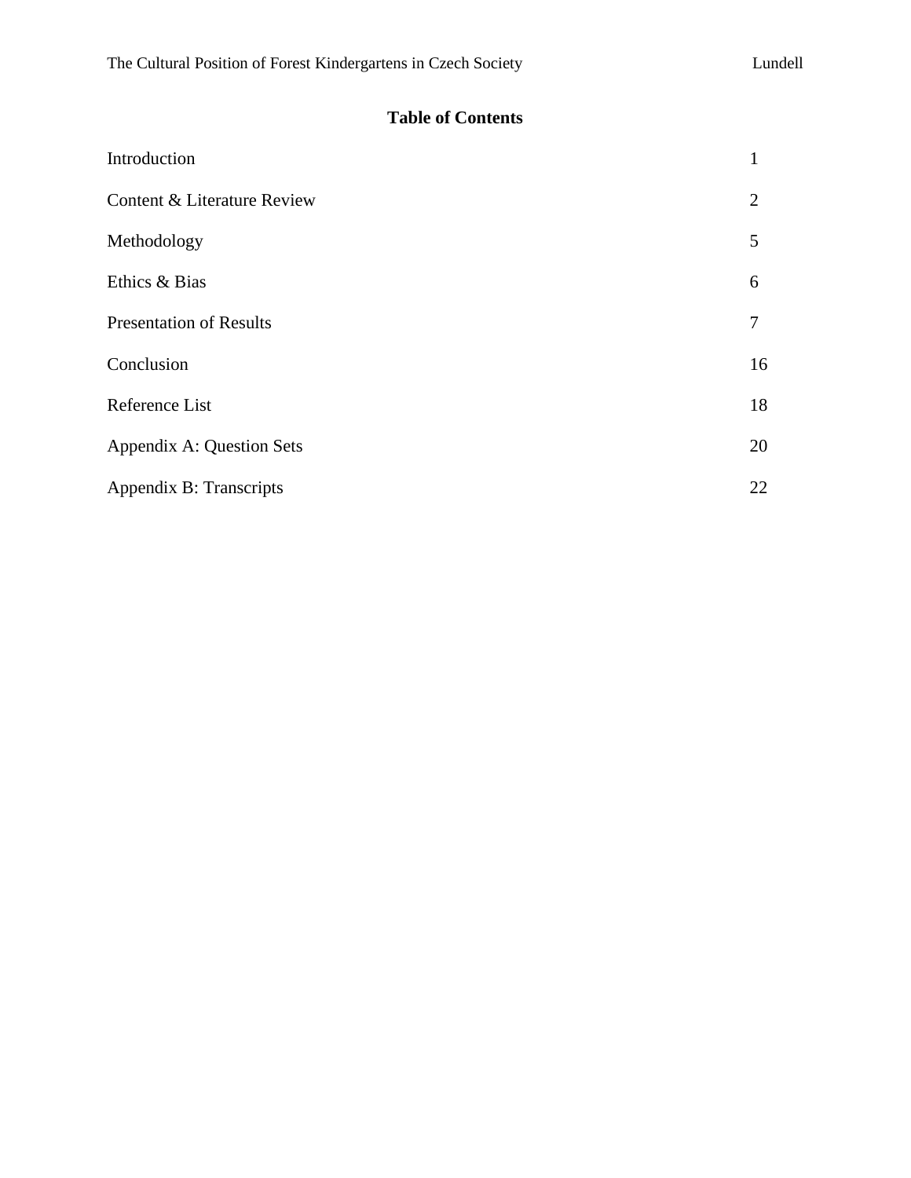## Table of Contents

| | |
|---|---|
| Introduction | 1 |
| Content & Literature Review | 2 |
| Methodology | 5 |
| Ethics & Bias | 6 |
| Presentation of Results | 7 |
| Conclusion | 16 |
| Reference List | 18 |
| Appendix A: Question Sets | 20 |
| Appendix B: Transcripts | 22 |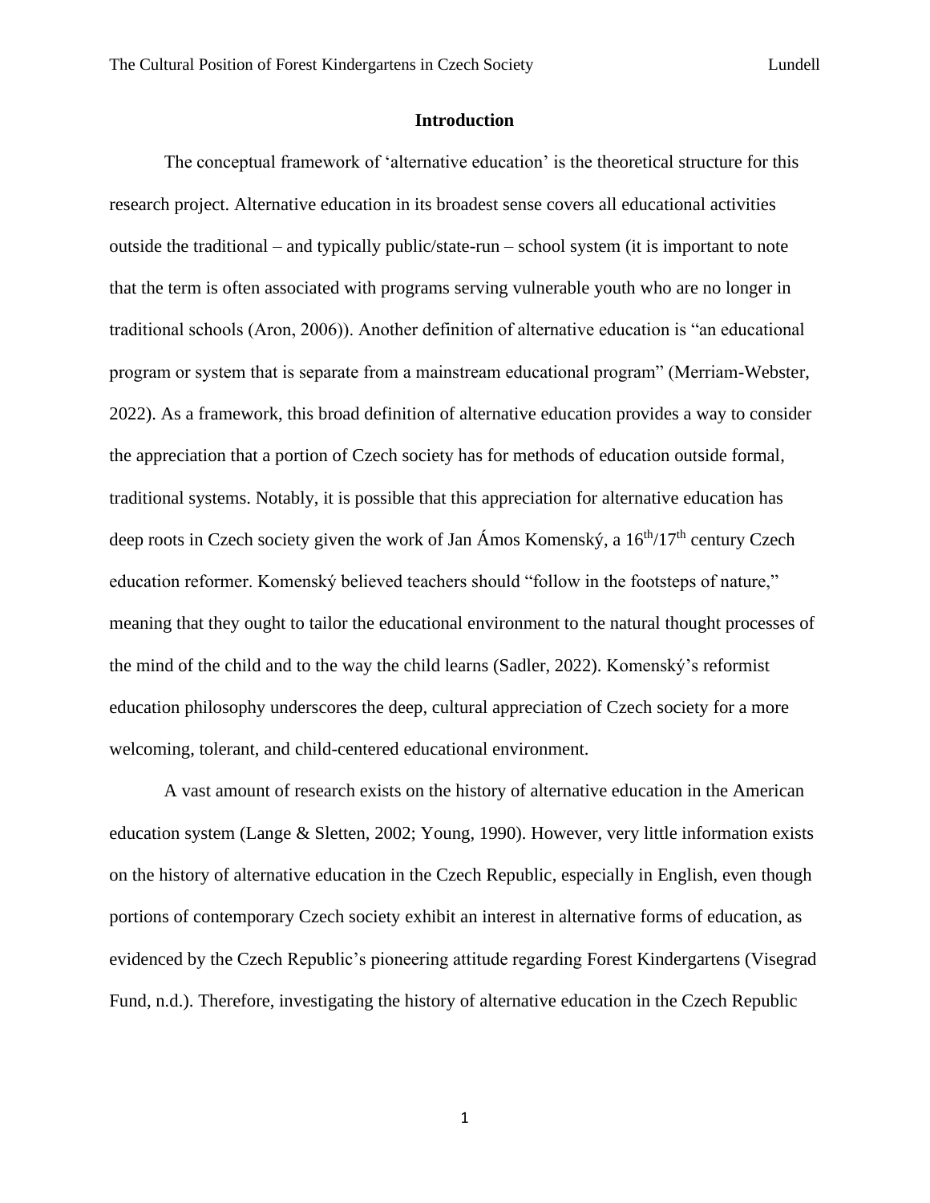## Introduction

The conceptual framework of 'alternative education' is the theoretical structure for this research project. Alternative education in its broadest sense covers all educational activities outside the traditional – and typically public/state-run – school system (it is important to note that the term is often associated with programs serving vulnerable youth who are no longer in traditional schools (Aron, 2006)). Another definition of alternative education is "an educational program or system that is separate from a mainstream educational program" (Merriam-Webster, 2022). As a framework, this broad definition of alternative education provides a way to consider the appreciation that a portion of Czech society has for methods of education outside formal, traditional systems. Notably, it is possible that this appreciation for alternative education has deep roots in Czech society given the work of Jan Ámos Komenský, a 16th/17th century Czech education reformer. Komenský believed teachers should "follow in the footsteps of nature," meaning that they ought to tailor the educational environment to the natural thought processes of the mind of the child and to the way the child learns (Sadler, 2022). Komenský's reformist education philosophy underscores the deep, cultural appreciation of Czech society for a more welcoming, tolerant, and child-centered educational environment.

A vast amount of research exists on the history of alternative education in the American education system (Lange & Sletten, 2002; Young, 1990). However, very little information exists on the history of alternative education in the Czech Republic, especially in English, even though portions of contemporary Czech society exhibit an interest in alternative forms of education, as evidenced by the Czech Republic's pioneering attitude regarding Forest Kindergartens (Visegrad Fund, n.d.). Therefore, investigating the history of alternative education in the Czech Republic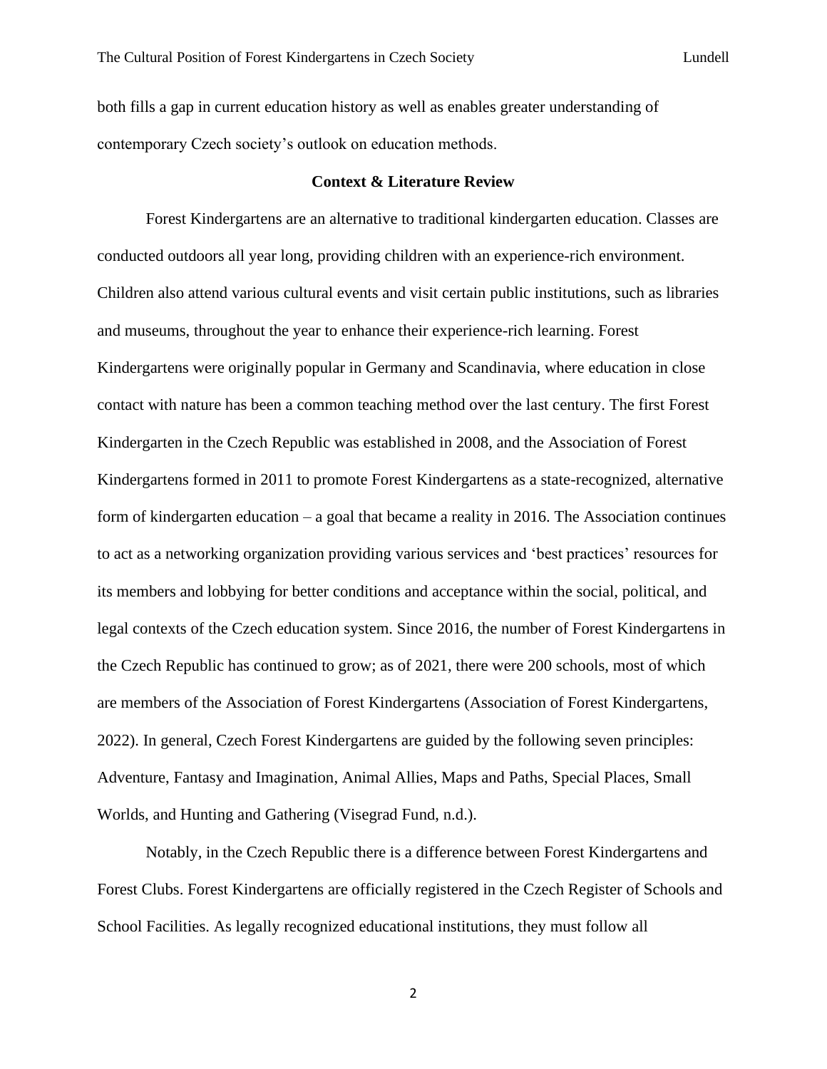both fills a gap in current education history as well as enables greater understanding of contemporary Czech society's outlook on education methods.

## Context & Literature Review

Forest Kindergartens are an alternative to traditional kindergarten education. Classes are conducted outdoors all year long, providing children with an experience-rich environment. Children also attend various cultural events and visit certain public institutions, such as libraries and museums, throughout the year to enhance their experience-rich learning. Forest Kindergartens were originally popular in Germany and Scandinavia, where education in close contact with nature has been a common teaching method over the last century. The first Forest Kindergarten in the Czech Republic was established in 2008, and the Association of Forest Kindergartens formed in 2011 to promote Forest Kindergartens as a state-recognized, alternative form of kindergarten education – a goal that became a reality in 2016. The Association continues to act as a networking organization providing various services and 'best practices' resources for its members and lobbying for better conditions and acceptance within the social, political, and legal contexts of the Czech education system. Since 2016, the number of Forest Kindergartens in the Czech Republic has continued to grow; as of 2021, there were 200 schools, most of which are members of the Association of Forest Kindergartens (Association of Forest Kindergartens, 2022). In general, Czech Forest Kindergartens are guided by the following seven principles: Adventure, Fantasy and Imagination, Animal Allies, Maps and Paths, Special Places, Small Worlds, and Hunting and Gathering (Visegrad Fund, n.d.).

Notably, in the Czech Republic there is a difference between Forest Kindergartens and Forest Clubs. Forest Kindergartens are officially registered in the Czech Register of Schools and School Facilities. As legally recognized educational institutions, they must follow all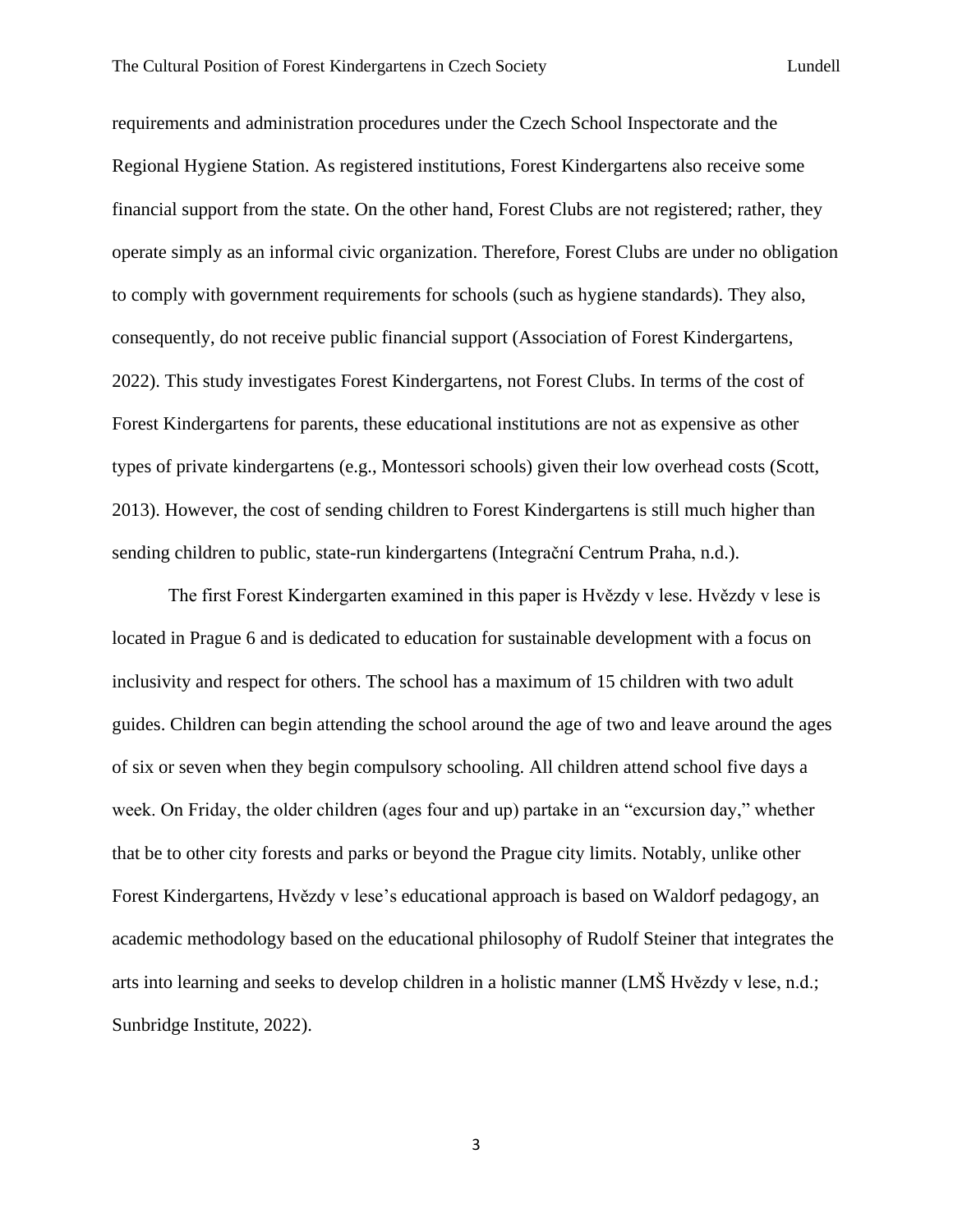requirements and administration procedures under the Czech School Inspectorate and the Regional Hygiene Station. As registered institutions, Forest Kindergartens also receive some financial support from the state. On the other hand, Forest Clubs are not registered; rather, they operate simply as an informal civic organization. Therefore, Forest Clubs are under no obligation to comply with government requirements for schools (such as hygiene standards). They also, consequently, do not receive public financial support (Association of Forest Kindergartens, 2022). This study investigates Forest Kindergartens, not Forest Clubs. In terms of the cost of Forest Kindergartens for parents, these educational institutions are not as expensive as other types of private kindergartens (e.g., Montessori schools) given their low overhead costs (Scott, 2013). However, the cost of sending children to Forest Kindergartens is still much higher than sending children to public, state-run kindergartens (Integrační Centrum Praha, n.d.).

The first Forest Kindergarten examined in this paper is Hvězdy v lese. Hvězdy v lese is located in Prague 6 and is dedicated to education for sustainable development with a focus on inclusivity and respect for others. The school has a maximum of 15 children with two adult guides. Children can begin attending the school around the age of two and leave around the ages of six or seven when they begin compulsory schooling. All children attend school five days a week. On Friday, the older children (ages four and up) partake in an "excursion day," whether that be to other city forests and parks or beyond the Prague city limits. Notably, unlike other Forest Kindergartens, Hvězdy v lese's educational approach is based on Waldorf pedagogy, an academic methodology based on the educational philosophy of Rudolf Steiner that integrates the arts into learning and seeks to develop children in a holistic manner (LMŠ Hvězdy v lese, n.d.; Sunbridge Institute, 2022).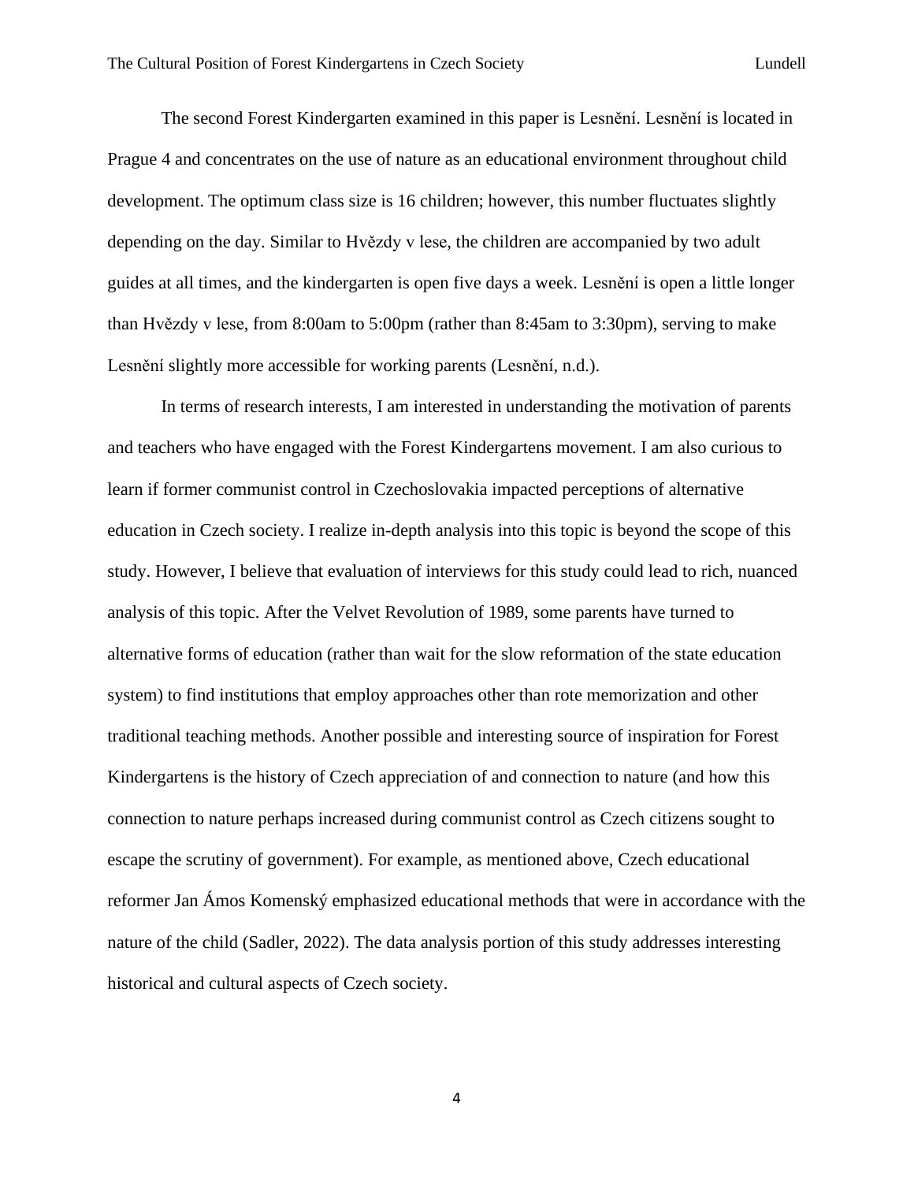The second Forest Kindergarten examined in this paper is Lesnění. Lesnění is located in Prague 4 and concentrates on the use of nature as an educational environment throughout child development. The optimum class size is 16 children; however, this number fluctuates slightly depending on the day. Similar to Hvězdy v lese, the children are accompanied by two adult guides at all times, and the kindergarten is open five days a week. Lesnění is open a little longer than Hvězdy v lese, from 8:00am to 5:00pm (rather than 8:45am to 3:30pm), serving to make Lesnění slightly more accessible for working parents (Lesnění, n.d.).

In terms of research interests, I am interested in understanding the motivation of parents and teachers who have engaged with the Forest Kindergartens movement. I am also curious to learn if former communist control in Czechoslovakia impacted perceptions of alternative education in Czech society. I realize in-depth analysis into this topic is beyond the scope of this study. However, I believe that evaluation of interviews for this study could lead to rich, nuanced analysis of this topic. After the Velvet Revolution of 1989, some parents have turned to alternative forms of education (rather than wait for the slow reformation of the state education system) to find institutions that employ approaches other than rote memorization and other traditional teaching methods. Another possible and interesting source of inspiration for Forest Kindergartens is the history of Czech appreciation of and connection to nature (and how this connection to nature perhaps increased during communist control as Czech citizens sought to escape the scrutiny of government). For example, as mentioned above, Czech educational reformer Jan Ámos Komenský emphasized educational methods that were in accordance with the nature of the child (Sadler, 2022). The data analysis portion of this study addresses interesting historical and cultural aspects of Czech society.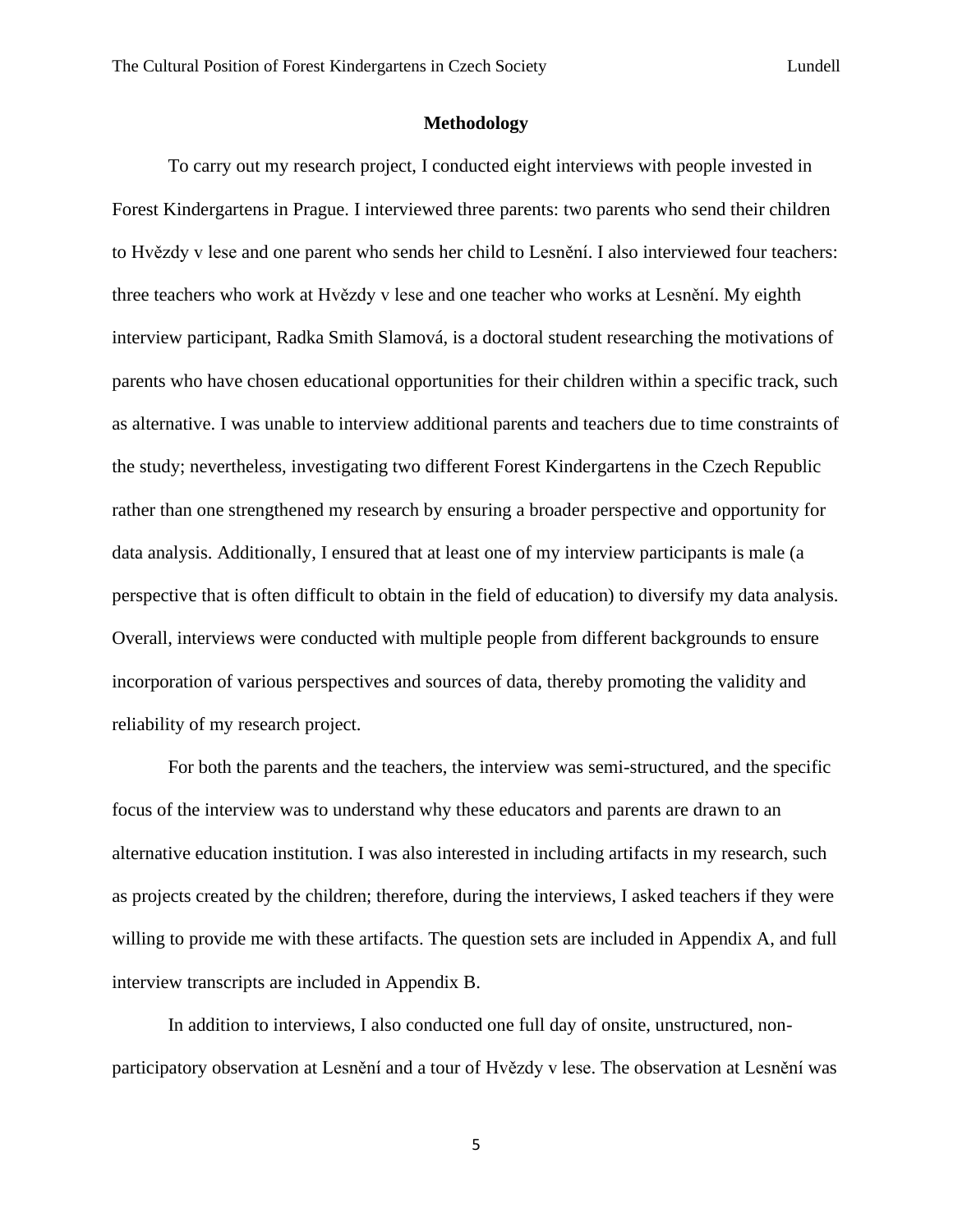## Methodology

To carry out my research project, I conducted eight interviews with people invested in Forest Kindergartens in Prague. I interviewed three parents: two parents who send their children to Hvězdy v lese and one parent who sends her child to Lesnění. I also interviewed four teachers: three teachers who work at Hvězdy v lese and one teacher who works at Lesnění. My eighth interview participant, Radka Smith Slamová, is a doctoral student researching the motivations of parents who have chosen educational opportunities for their children within a specific track, such as alternative. I was unable to interview additional parents and teachers due to time constraints of the study; nevertheless, investigating two different Forest Kindergartens in the Czech Republic rather than one strengthened my research by ensuring a broader perspective and opportunity for data analysis. Additionally, I ensured that at least one of my interview participants is male (a perspective that is often difficult to obtain in the field of education) to diversify my data analysis. Overall, interviews were conducted with multiple people from different backgrounds to ensure incorporation of various perspectives and sources of data, thereby promoting the validity and reliability of my research project.

For both the parents and the teachers, the interview was semi-structured, and the specific focus of the interview was to understand why these educators and parents are drawn to an alternative education institution. I was also interested in including artifacts in my research, such as projects created by the children; therefore, during the interviews, I asked teachers if they were willing to provide me with these artifacts. The question sets are included in Appendix A, and full interview transcripts are included in Appendix B.

In addition to interviews, I also conducted one full day of onsite, unstructured, non-participatory observation at Lesnění and a tour of Hvězdy v lese. The observation at Lesnění was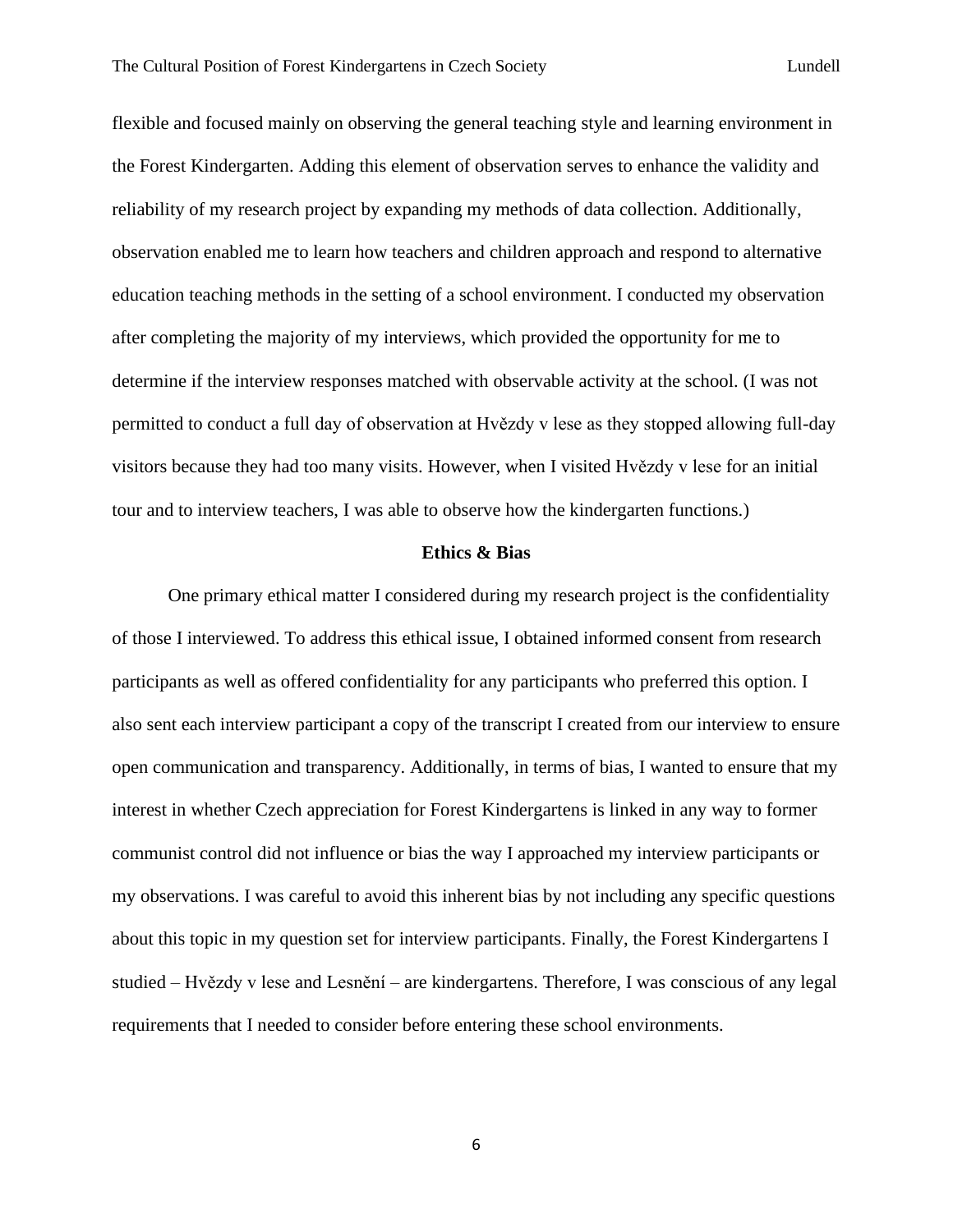flexible and focused mainly on observing the general teaching style and learning environment in the Forest Kindergarten. Adding this element of observation serves to enhance the validity and reliability of my research project by expanding my methods of data collection. Additionally, observation enabled me to learn how teachers and children approach and respond to alternative education teaching methods in the setting of a school environment. I conducted my observation after completing the majority of my interviews, which provided the opportunity for me to determine if the interview responses matched with observable activity at the school. (I was not permitted to conduct a full day of observation at Hvězdy v lese as they stopped allowing full-day visitors because they had too many visits. However, when I visited Hvězdy v lese for an initial tour and to interview teachers, I was able to observe how the kindergarten functions.)

**Ethics & Bias**

One primary ethical matter I considered during my research project is the confidentiality of those I interviewed. To address this ethical issue, I obtained informed consent from research participants as well as offered confidentiality for any participants who preferred this option. I also sent each interview participant a copy of the transcript I created from our interview to ensure open communication and transparency. Additionally, in terms of bias, I wanted to ensure that my interest in whether Czech appreciation for Forest Kindergartens is linked in any way to former communist control did not influence or bias the way I approached my interview participants or my observations. I was careful to avoid this inherent bias by not including any specific questions about this topic in my question set for interview participants. Finally, the Forest Kindergartens I studied – Hvězdy v lese and Lesnění – are kindergartens. Therefore, I was conscious of any legal requirements that I needed to consider before entering these school environments.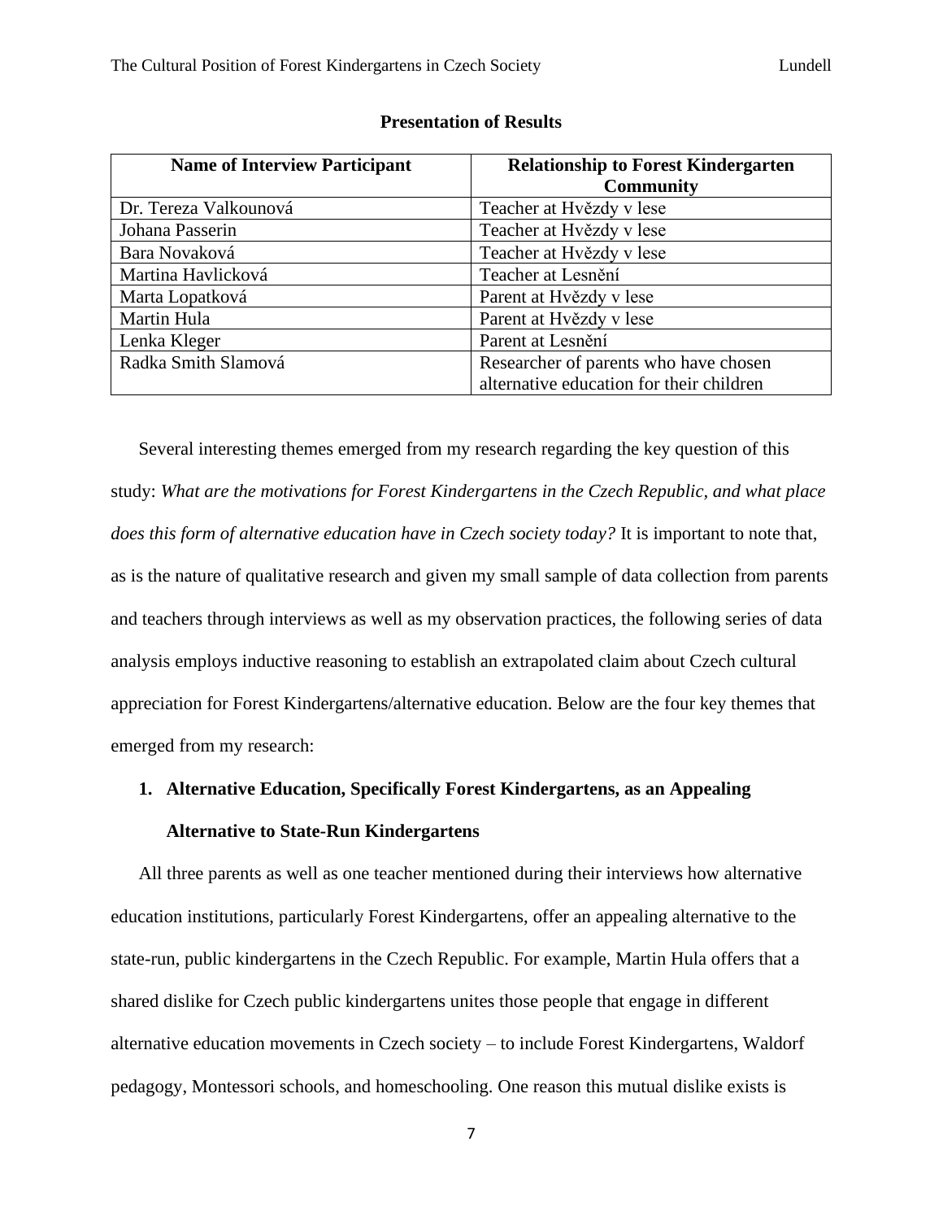## Presentation of Results

| Name of Interview Participant | Relationship to Forest Kindergarten Community |
|---|---|
| Dr. Tereza Valkounová | Teacher at Hvězdy v lese |
| Johana Passerin | Teacher at Hvězdy v lese |
| Bara Novaková | Teacher at Hvězdy v lese |
| Martina Havlicková | Teacher at Lesnění |
| Marta Lopatková | Parent at Hvězdy v lese |
| Martin Hula | Parent at Hvězdy v lese |
| Lenka Kleger | Parent at Lesnění |
| Radka Smith Slamová | Researcher of parents who have chosen alternative education for their children |

Several interesting themes emerged from my research regarding the key question of this study: *What are the motivations for Forest Kindergartens in the Czech Republic, and what place does this form of alternative education have in Czech society today?* It is important to note that, as is the nature of qualitative research and given my small sample of data collection from parents and teachers through interviews as well as my observation practices, the following series of data analysis employs inductive reasoning to establish an extrapolated claim about Czech cultural appreciation for Forest Kindergartens/alternative education. Below are the four key themes that emerged from my research:

### 1. Alternative Education, Specifically Forest Kindergartens, as an Appealing Alternative to State-Run Kindergartens

All three parents as well as one teacher mentioned during their interviews how alternative education institutions, particularly Forest Kindergartens, offer an appealing alternative to the state-run, public kindergartens in the Czech Republic. For example, Martin Hula offers that a shared dislike for Czech public kindergartens unites those people that engage in different alternative education movements in Czech society – to include Forest Kindergartens, Waldorf pedagogy, Montessori schools, and homeschooling. One reason this mutual dislike exists is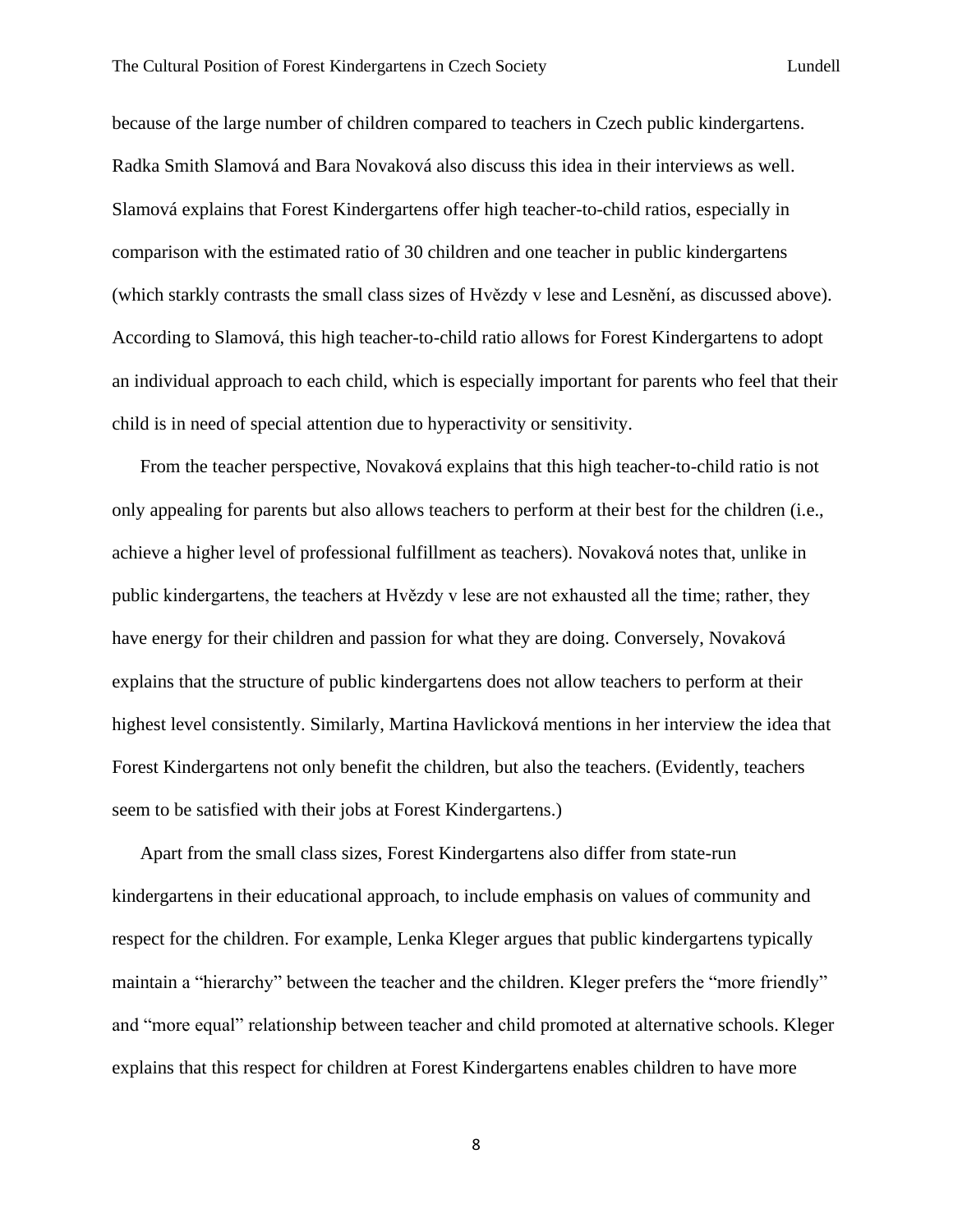because of the large number of children compared to teachers in Czech public kindergartens. Radka Smith Slamová and Bara Novaková also discuss this idea in their interviews as well. Slamová explains that Forest Kindergartens offer high teacher-to-child ratios, especially in comparison with the estimated ratio of 30 children and one teacher in public kindergartens (which starkly contrasts the small class sizes of Hvězdy v lese and Lesnění, as discussed above). According to Slamová, this high teacher-to-child ratio allows for Forest Kindergartens to adopt an individual approach to each child, which is especially important for parents who feel that their child is in need of special attention due to hyperactivity or sensitivity.

From the teacher perspective, Novaková explains that this high teacher-to-child ratio is not only appealing for parents but also allows teachers to perform at their best for the children (i.e., achieve a higher level of professional fulfillment as teachers). Novaková notes that, unlike in public kindergartens, the teachers at Hvězdy v lese are not exhausted all the time; rather, they have energy for their children and passion for what they are doing. Conversely, Novaková explains that the structure of public kindergartens does not allow teachers to perform at their highest level consistently. Similarly, Martina Havlicková mentions in her interview the idea that Forest Kindergartens not only benefit the children, but also the teachers. (Evidently, teachers seem to be satisfied with their jobs at Forest Kindergartens.)

Apart from the small class sizes, Forest Kindergartens also differ from state-run kindergartens in their educational approach, to include emphasis on values of community and respect for the children. For example, Lenka Kleger argues that public kindergartens typically maintain a "hierarchy" between the teacher and the children. Kleger prefers the "more friendly" and "more equal" relationship between teacher and child promoted at alternative schools. Kleger explains that this respect for children at Forest Kindergartens enables children to have more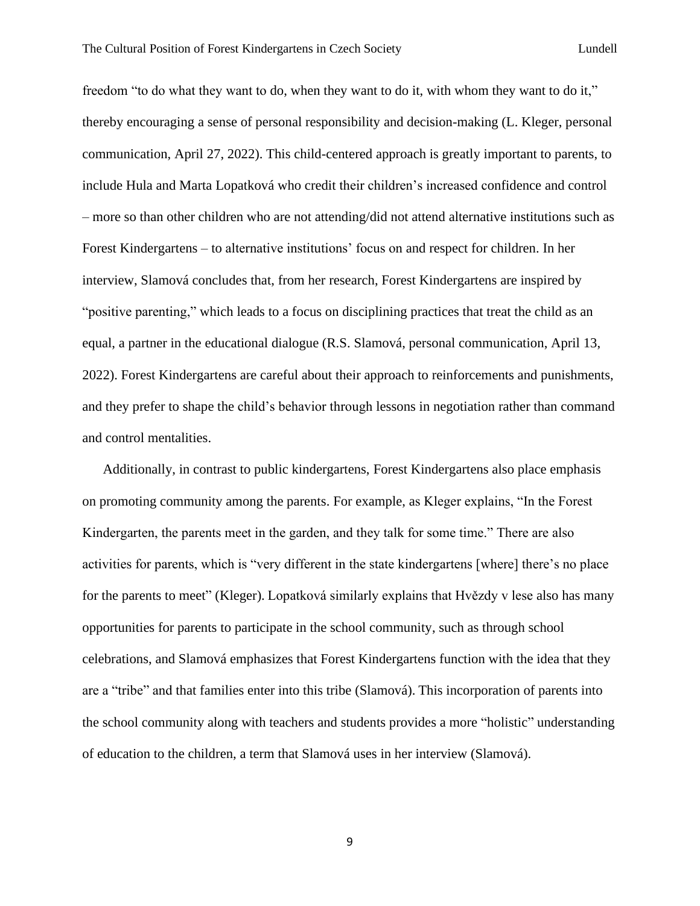freedom "to do what they want to do, when they want to do it, with whom they want to do it," thereby encouraging a sense of personal responsibility and decision-making (L. Kleger, personal communication, April 27, 2022). This child-centered approach is greatly important to parents, to include Hula and Marta Lopatková who credit their children's increased confidence and control – more so than other children who are not attending/did not attend alternative institutions such as Forest Kindergartens – to alternative institutions' focus on and respect for children. In her interview, Slamová concludes that, from her research, Forest Kindergartens are inspired by "positive parenting," which leads to a focus on disciplining practices that treat the child as an equal, a partner in the educational dialogue (R.S. Slamová, personal communication, April 13, 2022). Forest Kindergartens are careful about their approach to reinforcements and punishments, and they prefer to shape the child's behavior through lessons in negotiation rather than command and control mentalities.

Additionally, in contrast to public kindergartens, Forest Kindergartens also place emphasis on promoting community among the parents. For example, as Kleger explains, "In the Forest Kindergarten, the parents meet in the garden, and they talk for some time." There are also activities for parents, which is "very different in the state kindergartens [where] there's no place for the parents to meet" (Kleger). Lopatková similarly explains that Hvězdy v lese also has many opportunities for parents to participate in the school community, such as through school celebrations, and Slamová emphasizes that Forest Kindergartens function with the idea that they are a "tribe" and that families enter into this tribe (Slamová). This incorporation of parents into the school community along with teachers and students provides a more "holistic" understanding of education to the children, a term that Slamová uses in her interview (Slamová).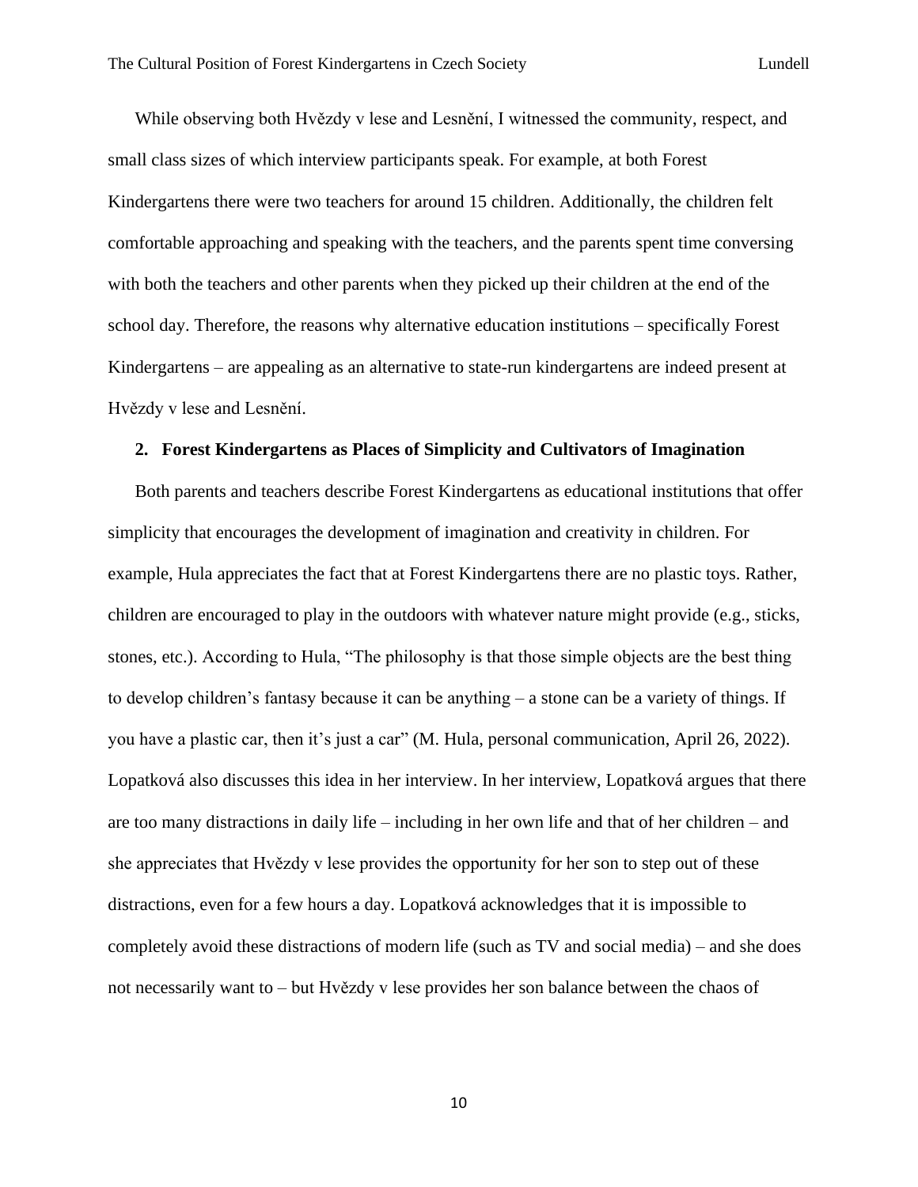While observing both Hvězdy v lese and Lesnění, I witnessed the community, respect, and small class sizes of which interview participants speak. For example, at both Forest Kindergartens there were two teachers for around 15 children. Additionally, the children felt comfortable approaching and speaking with the teachers, and the parents spent time conversing with both the teachers and other parents when they picked up their children at the end of the school day. Therefore, the reasons why alternative education institutions – specifically Forest Kindergartens – are appealing as an alternative to state-run kindergartens are indeed present at Hvězdy v lese and Lesnění.

### 2. Forest Kindergartens as Places of Simplicity and Cultivators of Imagination

Both parents and teachers describe Forest Kindergartens as educational institutions that offer simplicity that encourages the development of imagination and creativity in children. For example, Hula appreciates the fact that at Forest Kindergartens there are no plastic toys. Rather, children are encouraged to play in the outdoors with whatever nature might provide (e.g., sticks, stones, etc.). According to Hula, "The philosophy is that those simple objects are the best thing to develop children's fantasy because it can be anything – a stone can be a variety of things. If you have a plastic car, then it's just a car" (M. Hula, personal communication, April 26, 2022). Lopatková also discusses this idea in her interview. In her interview, Lopatková argues that there are too many distractions in daily life – including in her own life and that of her children – and she appreciates that Hvězdy v lese provides the opportunity for her son to step out of these distractions, even for a few hours a day. Lopatková acknowledges that it is impossible to completely avoid these distractions of modern life (such as TV and social media) – and she does not necessarily want to – but Hvězdy v lese provides her son balance between the chaos of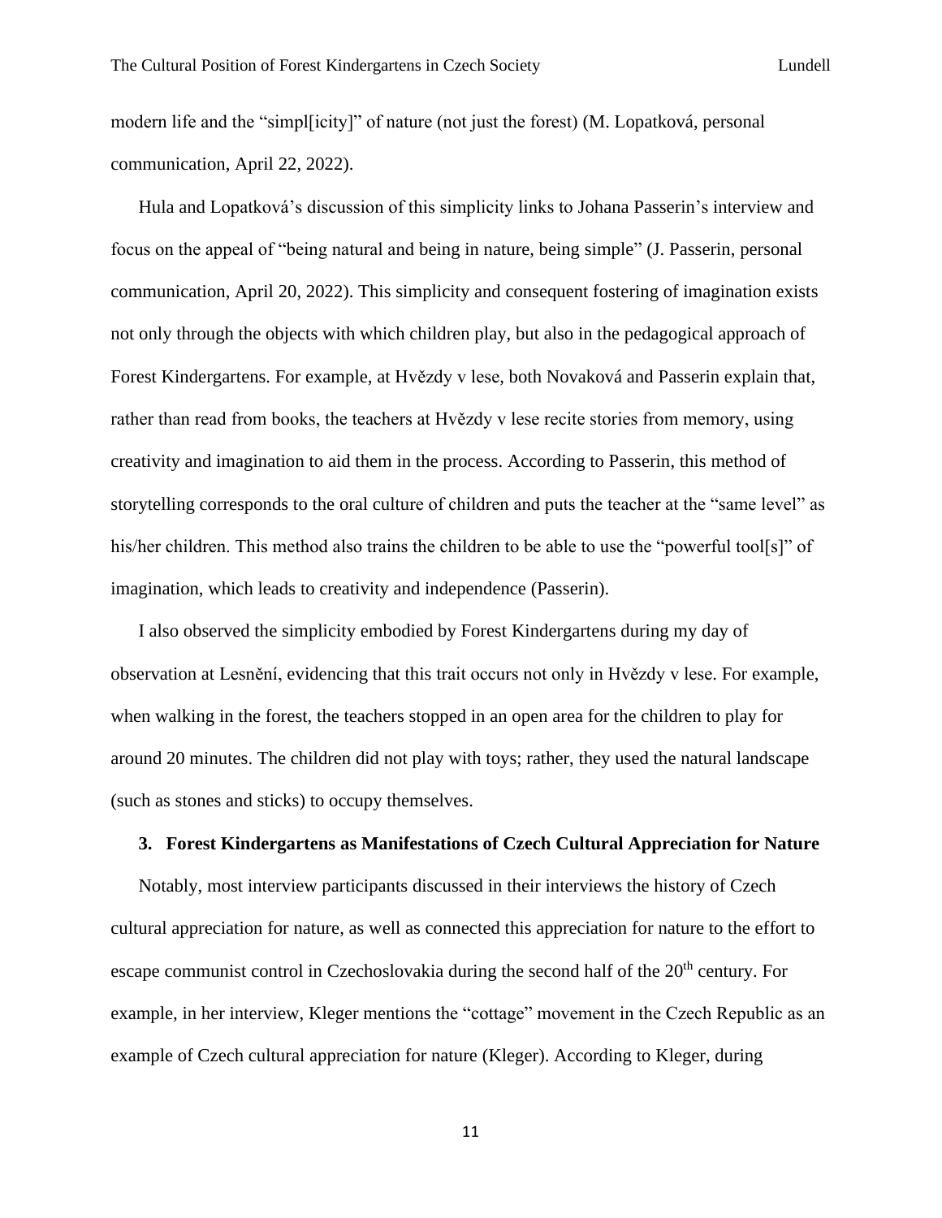modern life and the "simpl[icity]" of nature (not just the forest) (M. Lopatková, personal communication, April 22, 2022).

Hula and Lopatková's discussion of this simplicity links to Johana Passerin's interview and focus on the appeal of "being natural and being in nature, being simple" (J. Passerin, personal communication, April 20, 2022). This simplicity and consequent fostering of imagination exists not only through the objects with which children play, but also in the pedagogical approach of Forest Kindergartens. For example, at Hvězdy v lese, both Novaková and Passerin explain that, rather than read from books, the teachers at Hvězdy v lese recite stories from memory, using creativity and imagination to aid them in the process. According to Passerin, this method of storytelling corresponds to the oral culture of children and puts the teacher at the "same level" as his/her children. This method also trains the children to be able to use the "powerful tool[s]" of imagination, which leads to creativity and independence (Passerin).

I also observed the simplicity embodied by Forest Kindergartens during my day of observation at Lesnění, evidencing that this trait occurs not only in Hvězdy v lese. For example, when walking in the forest, the teachers stopped in an open area for the children to play for around 20 minutes. The children did not play with toys; rather, they used the natural landscape (such as stones and sticks) to occupy themselves.

### 3. Forest Kindergartens as Manifestations of Czech Cultural Appreciation for Nature

Notably, most interview participants discussed in their interviews the history of Czech cultural appreciation for nature, as well as connected this appreciation for nature to the effort to escape communist control in Czechoslovakia during the second half of the 20th century. For example, in her interview, Kleger mentions the "cottage" movement in the Czech Republic as an example of Czech cultural appreciation for nature (Kleger). According to Kleger, during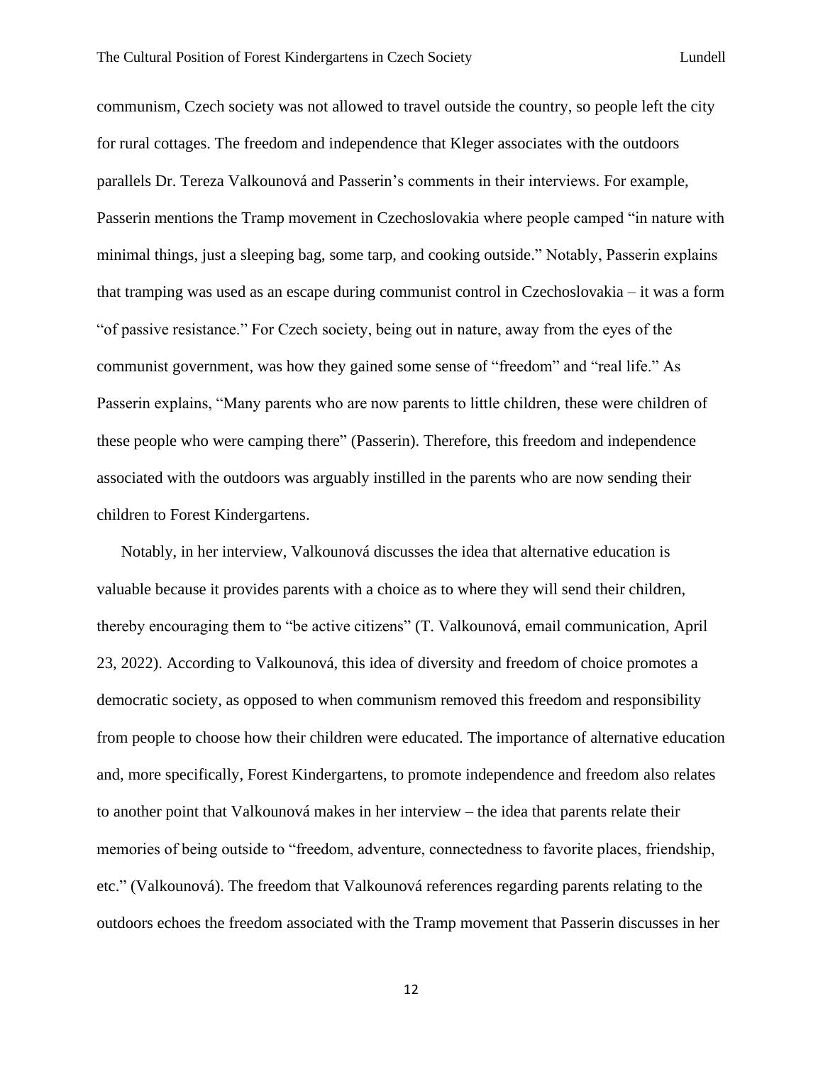communism, Czech society was not allowed to travel outside the country, so people left the city for rural cottages. The freedom and independence that Kleger associates with the outdoors parallels Dr. Tereza Valkounová and Passerin's comments in their interviews. For example, Passerin mentions the Tramp movement in Czechoslovakia where people camped "in nature with minimal things, just a sleeping bag, some tarp, and cooking outside." Notably, Passerin explains that tramping was used as an escape during communist control in Czechoslovakia – it was a form "of passive resistance." For Czech society, being out in nature, away from the eyes of the communist government, was how they gained some sense of "freedom" and "real life." As Passerin explains, "Many parents who are now parents to little children, these were children of these people who were camping there" (Passerin). Therefore, this freedom and independence associated with the outdoors was arguably instilled in the parents who are now sending their children to Forest Kindergartens.

Notably, in her interview, Valkounová discusses the idea that alternative education is valuable because it provides parents with a choice as to where they will send their children, thereby encouraging them to "be active citizens" (T. Valkounová, email communication, April 23, 2022). According to Valkounová, this idea of diversity and freedom of choice promotes a democratic society, as opposed to when communism removed this freedom and responsibility from people to choose how their children were educated. The importance of alternative education and, more specifically, Forest Kindergartens, to promote independence and freedom also relates to another point that Valkounová makes in her interview – the idea that parents relate their memories of being outside to "freedom, adventure, connectedness to favorite places, friendship, etc." (Valkounová). The freedom that Valkounová references regarding parents relating to the outdoors echoes the freedom associated with the Tramp movement that Passerin discusses in her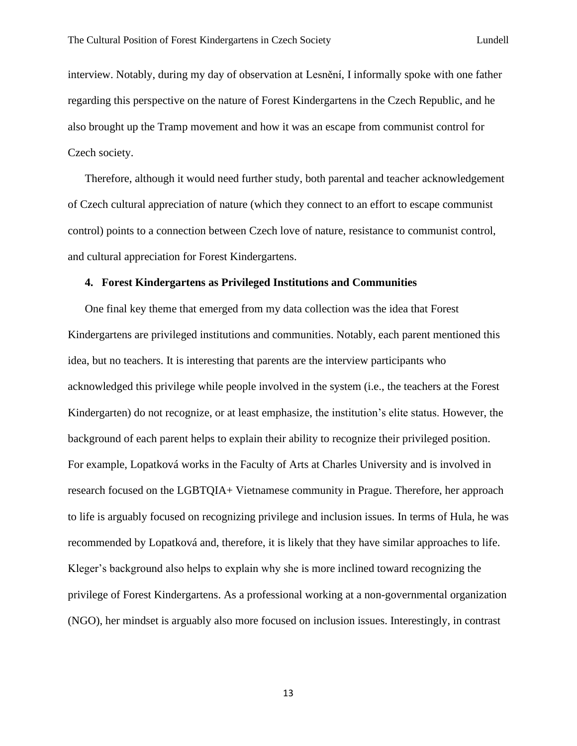interview. Notably, during my day of observation at Lesnění, I informally spoke with one father regarding this perspective on the nature of Forest Kindergartens in the Czech Republic, and he also brought up the Tramp movement and how it was an escape from communist control for Czech society.

Therefore, although it would need further study, both parental and teacher acknowledgement of Czech cultural appreciation of nature (which they connect to an effort to escape communist control) points to a connection between Czech love of nature, resistance to communist control, and cultural appreciation for Forest Kindergartens.

**4. Forest Kindergartens as Privileged Institutions and Communities**

One final key theme that emerged from my data collection was the idea that Forest Kindergartens are privileged institutions and communities. Notably, each parent mentioned this idea, but no teachers. It is interesting that parents are the interview participants who acknowledged this privilege while people involved in the system (i.e., the teachers at the Forest Kindergarten) do not recognize, or at least emphasize, the institution's elite status. However, the background of each parent helps to explain their ability to recognize their privileged position. For example, Lopatková works in the Faculty of Arts at Charles University and is involved in research focused on the LGBTQIA+ Vietnamese community in Prague. Therefore, her approach to life is arguably focused on recognizing privilege and inclusion issues. In terms of Hula, he was recommended by Lopatková and, therefore, it is likely that they have similar approaches to life. Kleger's background also helps to explain why she is more inclined toward recognizing the privilege of Forest Kindergartens. As a professional working at a non-governmental organization (NGO), her mindset is arguably also more focused on inclusion issues. Interestingly, in contrast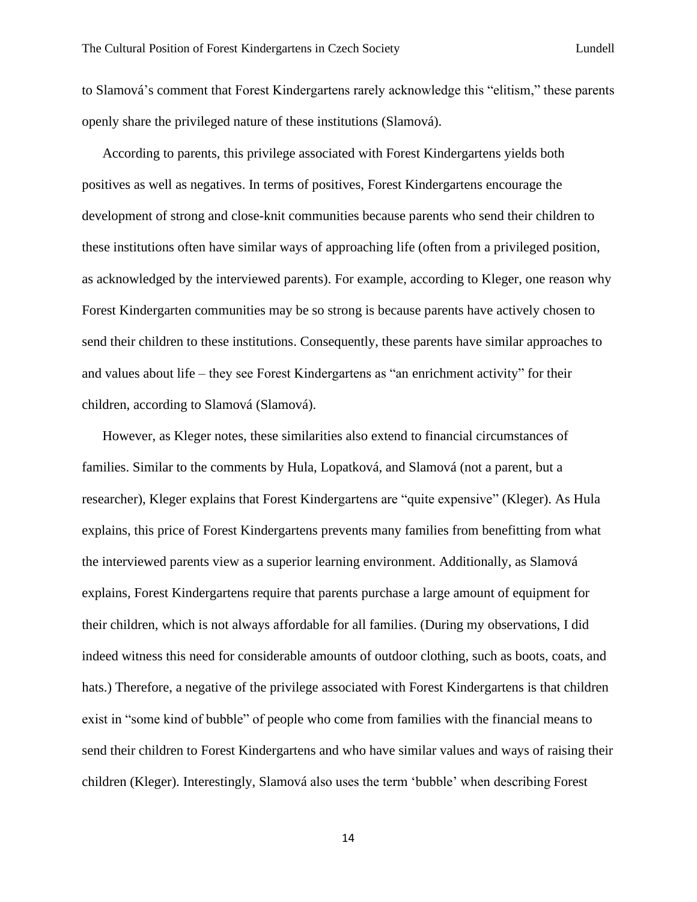to Slamová's comment that Forest Kindergartens rarely acknowledge this "elitism," these parents openly share the privileged nature of these institutions (Slamová).

According to parents, this privilege associated with Forest Kindergartens yields both positives as well as negatives. In terms of positives, Forest Kindergartens encourage the development of strong and close-knit communities because parents who send their children to these institutions often have similar ways of approaching life (often from a privileged position, as acknowledged by the interviewed parents). For example, according to Kleger, one reason why Forest Kindergarten communities may be so strong is because parents have actively chosen to send their children to these institutions. Consequently, these parents have similar approaches to and values about life – they see Forest Kindergartens as "an enrichment activity" for their children, according to Slamová (Slamová).

However, as Kleger notes, these similarities also extend to financial circumstances of families. Similar to the comments by Hula, Lopatková, and Slamová (not a parent, but a researcher), Kleger explains that Forest Kindergartens are "quite expensive" (Kleger). As Hula explains, this price of Forest Kindergartens prevents many families from benefitting from what the interviewed parents view as a superior learning environment. Additionally, as Slamová explains, Forest Kindergartens require that parents purchase a large amount of equipment for their children, which is not always affordable for all families. (During my observations, I did indeed witness this need for considerable amounts of outdoor clothing, such as boots, coats, and hats.) Therefore, a negative of the privilege associated with Forest Kindergartens is that children exist in "some kind of bubble" of people who come from families with the financial means to send their children to Forest Kindergartens and who have similar values and ways of raising their children (Kleger). Interestingly, Slamová also uses the term 'bubble' when describing Forest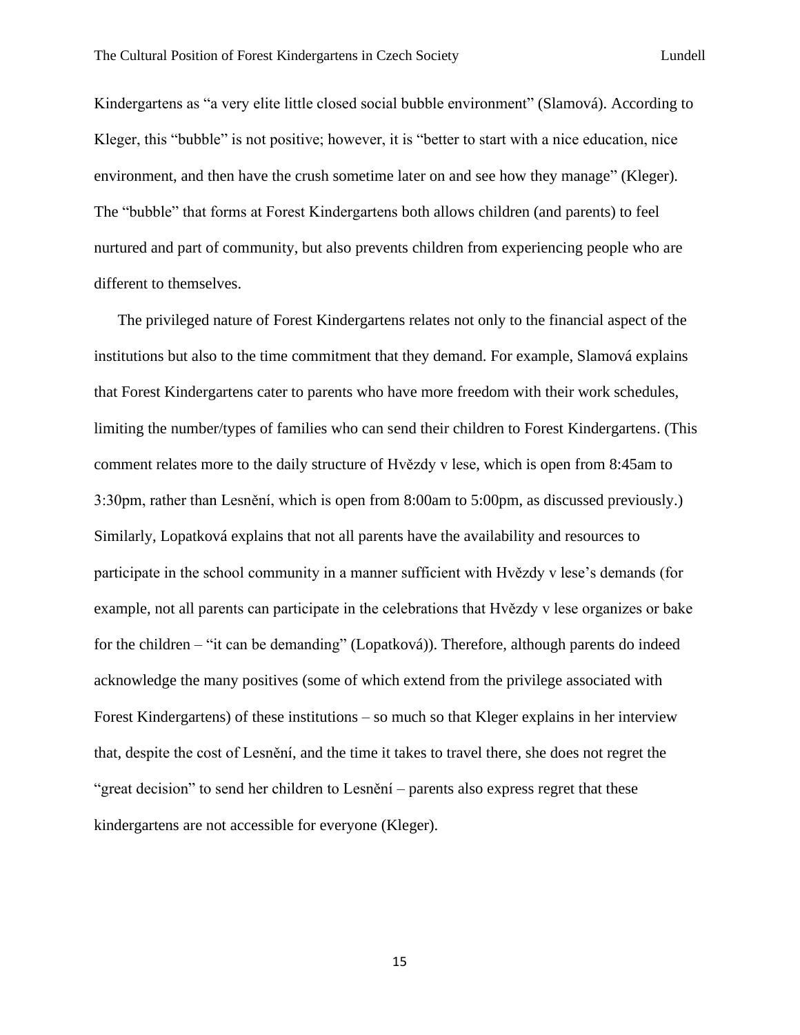Kindergartens as "a very elite little closed social bubble environment" (Slamová). According to Kleger, this "bubble" is not positive; however, it is "better to start with a nice education, nice environment, and then have the crush sometime later on and see how they manage" (Kleger). The "bubble" that forms at Forest Kindergartens both allows children (and parents) to feel nurtured and part of community, but also prevents children from experiencing people who are different to themselves.

The privileged nature of Forest Kindergartens relates not only to the financial aspect of the institutions but also to the time commitment that they demand. For example, Slamová explains that Forest Kindergartens cater to parents who have more freedom with their work schedules, limiting the number/types of families who can send their children to Forest Kindergartens. (This comment relates more to the daily structure of Hvězdy v lese, which is open from 8:45am to 3:30pm, rather than Lesnění, which is open from 8:00am to 5:00pm, as discussed previously.) Similarly, Lopatková explains that not all parents have the availability and resources to participate in the school community in a manner sufficient with Hvězdy v lese's demands (for example, not all parents can participate in the celebrations that Hvězdy v lese organizes or bake for the children – "it can be demanding" (Lopatková)). Therefore, although parents do indeed acknowledge the many positives (some of which extend from the privilege associated with Forest Kindergartens) of these institutions – so much so that Kleger explains in her interview that, despite the cost of Lesnění, and the time it takes to travel there, she does not regret the "great decision" to send her children to Lesnění – parents also express regret that these kindergartens are not accessible for everyone (Kleger).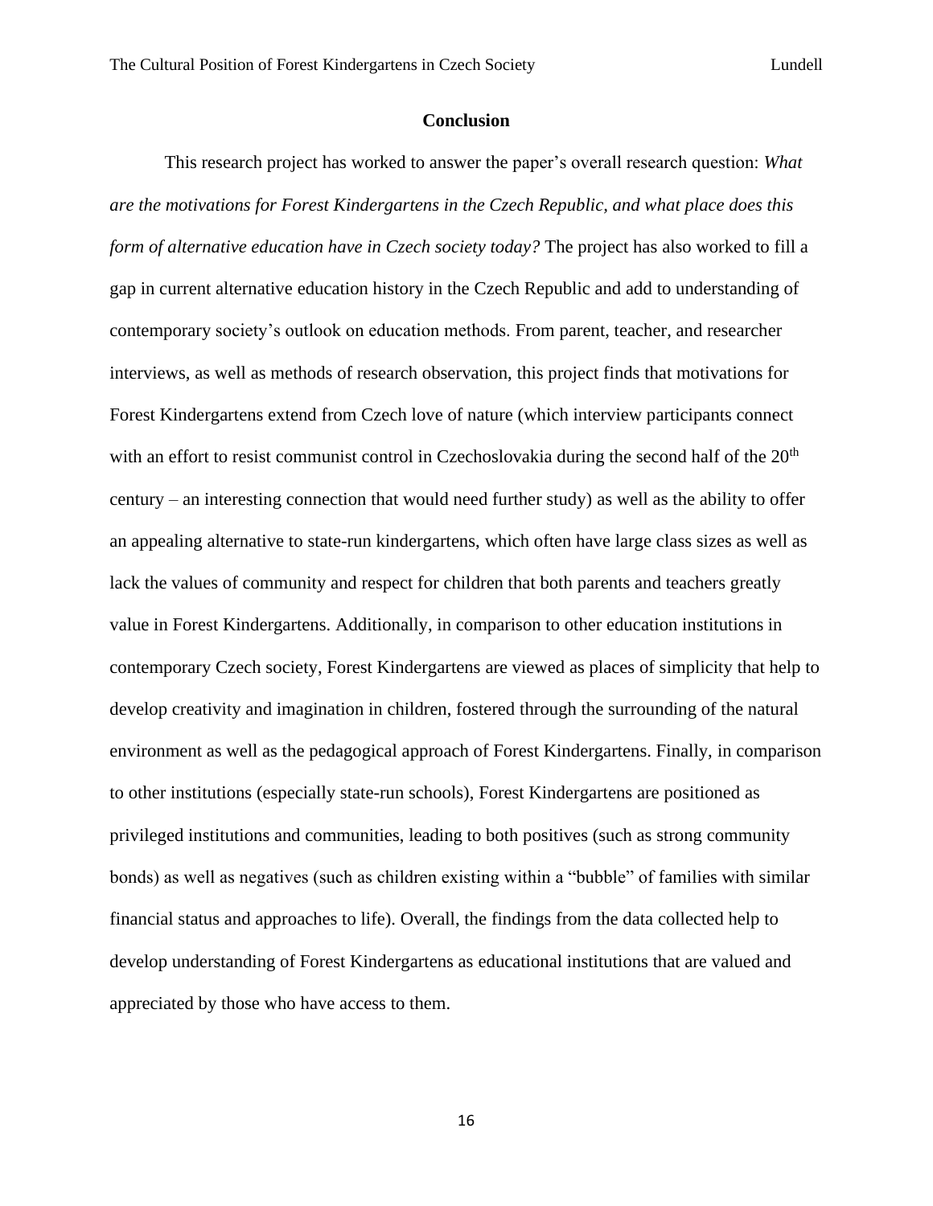## Conclusion

This research project has worked to answer the paper's overall research question: *What are the motivations for Forest Kindergartens in the Czech Republic, and what place does this form of alternative education have in Czech society today?* The project has also worked to fill a gap in current alternative education history in the Czech Republic and add to understanding of contemporary society's outlook on education methods. From parent, teacher, and researcher interviews, as well as methods of research observation, this project finds that motivations for Forest Kindergartens extend from Czech love of nature (which interview participants connect with an effort to resist communist control in Czechoslovakia during the second half of the 20th century – an interesting connection that would need further study) as well as the ability to offer an appealing alternative to state-run kindergartens, which often have large class sizes as well as lack the values of community and respect for children that both parents and teachers greatly value in Forest Kindergartens. Additionally, in comparison to other education institutions in contemporary Czech society, Forest Kindergartens are viewed as places of simplicity that help to develop creativity and imagination in children, fostered through the surrounding of the natural environment as well as the pedagogical approach of Forest Kindergartens. Finally, in comparison to other institutions (especially state-run schools), Forest Kindergartens are positioned as privileged institutions and communities, leading to both positives (such as strong community bonds) as well as negatives (such as children existing within a "bubble" of families with similar financial status and approaches to life). Overall, the findings from the data collected help to develop understanding of Forest Kindergartens as educational institutions that are valued and appreciated by those who have access to them.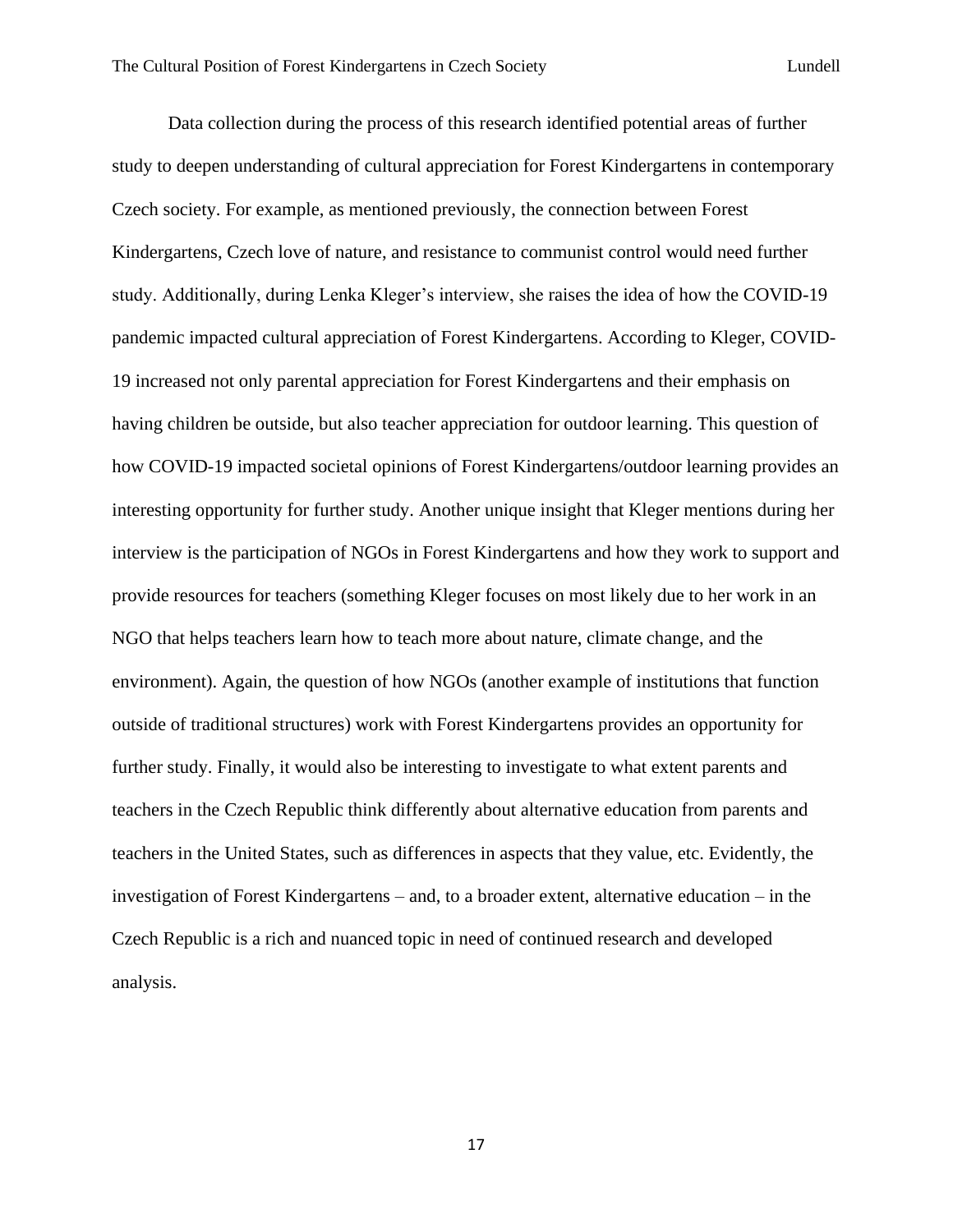Data collection during the process of this research identified potential areas of further study to deepen understanding of cultural appreciation for Forest Kindergartens in contemporary Czech society. For example, as mentioned previously, the connection between Forest Kindergartens, Czech love of nature, and resistance to communist control would need further study. Additionally, during Lenka Kleger's interview, she raises the idea of how the COVID-19 pandemic impacted cultural appreciation of Forest Kindergartens. According to Kleger, COVID-19 increased not only parental appreciation for Forest Kindergartens and their emphasis on having children be outside, but also teacher appreciation for outdoor learning. This question of how COVID-19 impacted societal opinions of Forest Kindergartens/outdoor learning provides an interesting opportunity for further study. Another unique insight that Kleger mentions during her interview is the participation of NGOs in Forest Kindergartens and how they work to support and provide resources for teachers (something Kleger focuses on most likely due to her work in an NGO that helps teachers learn how to teach more about nature, climate change, and the environment). Again, the question of how NGOs (another example of institutions that function outside of traditional structures) work with Forest Kindergartens provides an opportunity for further study. Finally, it would also be interesting to investigate to what extent parents and teachers in the Czech Republic think differently about alternative education from parents and teachers in the United States, such as differences in aspects that they value, etc. Evidently, the investigation of Forest Kindergartens – and, to a broader extent, alternative education – in the Czech Republic is a rich and nuanced topic in need of continued research and developed analysis.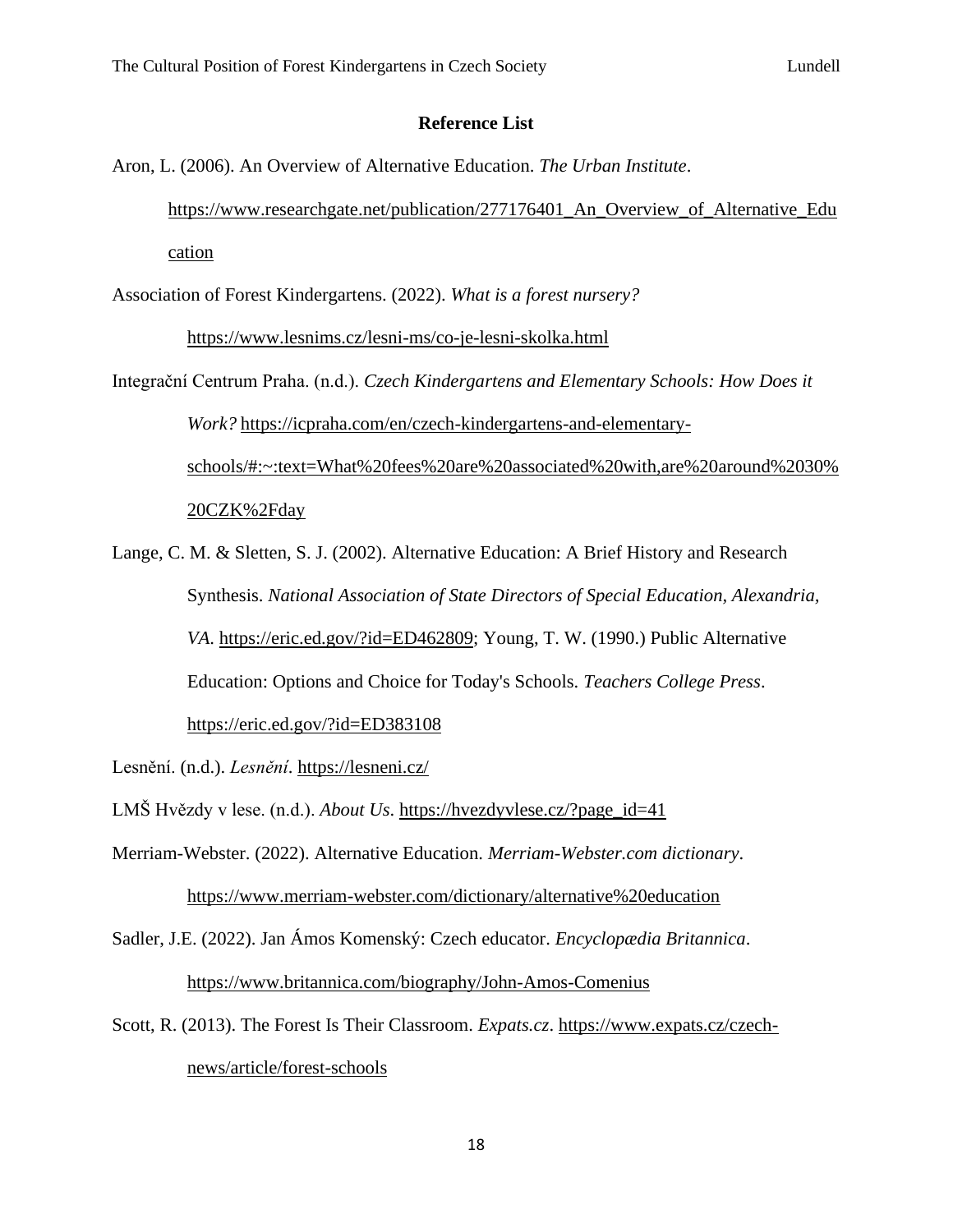**Reference List**

Aron, L. (2006). An Overview of Alternative Education. *The Urban Institute*. https://www.researchgate.net/publication/277176401_An_Overview_of_Alternative_Education

Association of Forest Kindergartens. (2022). *What is a forest nursery?* https://www.lesnims.cz/lesni-ms/co-je-lesni-skolka.html

Integrační Centrum Praha. (n.d.). *Czech Kindergartens and Elementary Schools: How Does it Work?* https://icpraha.com/en/czech-kindergartens-and-elementary-schools/#:~:text=What%20fees%20are%20associated%20with,are%20around%2030%20CZK%2Fday

Lange, C. M. & Sletten, S. J. (2002). Alternative Education: A Brief History and Research Synthesis. *National Association of State Directors of Special Education, Alexandria, VA*. https://eric.ed.gov/?id=ED462809; Young, T. W. (1990.) Public Alternative Education: Options and Choice for Today's Schools. *Teachers College Press*. https://eric.ed.gov/?id=ED383108

Lesnění. (n.d.). *Lesnění*. https://lesneni.cz/

LMŠ Hvězdy v lese. (n.d.). *About Us*. https://hvezdyvlese.cz/?page_id=41

Merriam-Webster. (2022). Alternative Education. *Merriam-Webster.com dictionary*. https://www.merriam-webster.com/dictionary/alternative%20education

Sadler, J.E. (2022). Jan Ámos Komenský: Czech educator. *Encyclopædia Britannica*. https://www.britannica.com/biography/John-Amos-Comenius

Scott, R. (2013). The Forest Is Their Classroom. *Expats.cz*. https://www.expats.cz/czech-news/article/forest-schools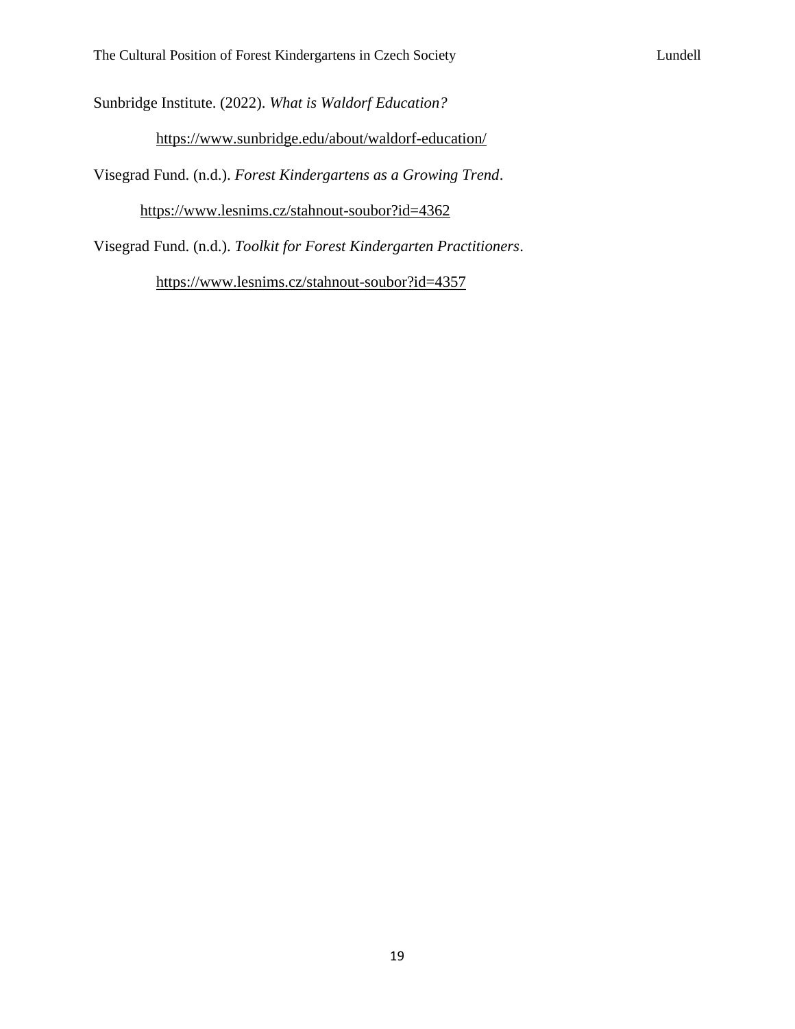Sunbridge Institute. (2022). *What is Waldorf Education?*

https://www.sunbridge.edu/about/waldorf-education/

Visegrad Fund. (n.d.). *Forest Kindergartens as a Growing Trend*.

https://www.lesnims.cz/stahnout-soubor?id=4362

Visegrad Fund. (n.d.). *Toolkit for Forest Kindergarten Practitioners*.

https://www.lesnims.cz/stahnout-soubor?id=4357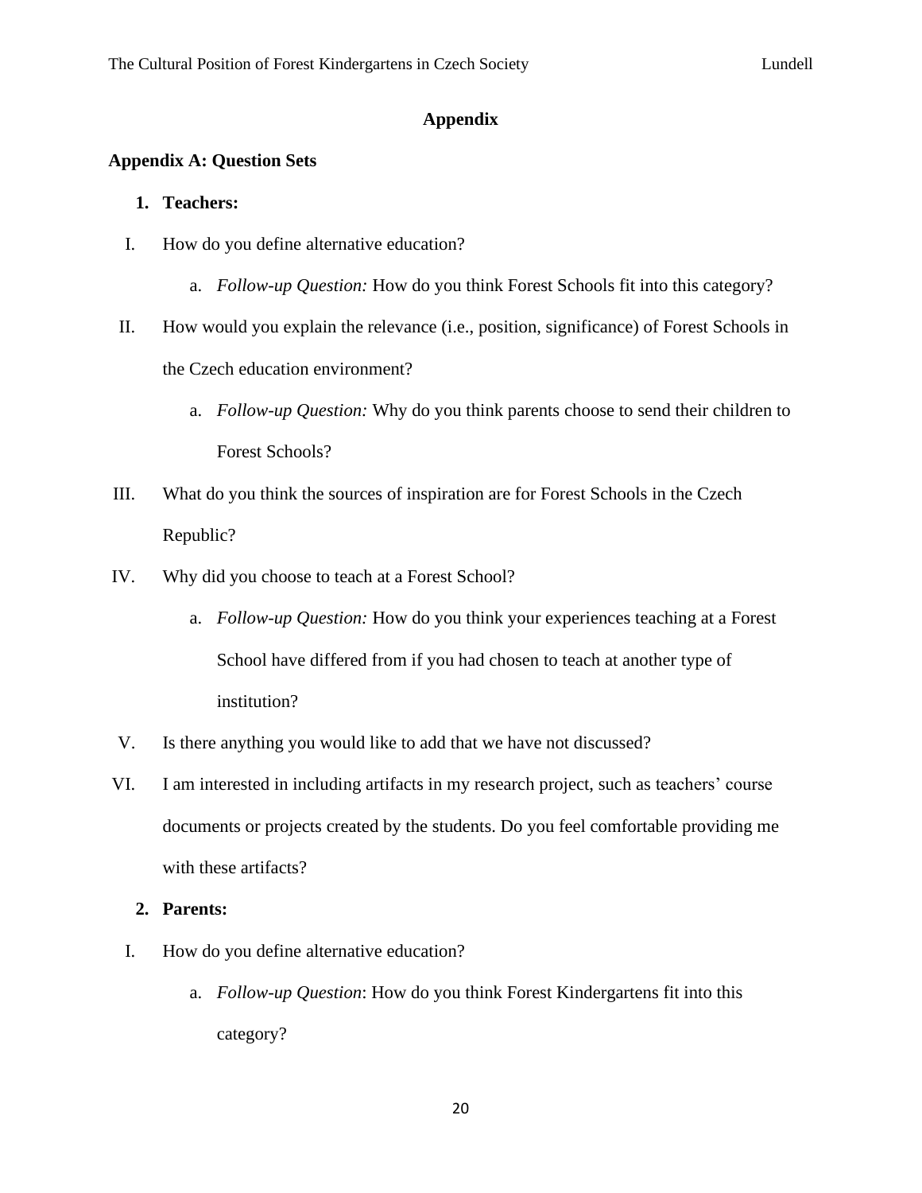# Appendix

## Appendix A: Question Sets

**1. Teachers:**

I. How do you define alternative education?

   a. *Follow-up Question:* How do you think Forest Schools fit into this category?

II. How would you explain the relevance (i.e., position, significance) of Forest Schools in the Czech education environment?

   a. *Follow-up Question:* Why do you think parents choose to send their children to Forest Schools?

III. What do you think the sources of inspiration are for Forest Schools in the Czech Republic?

IV. Why did you choose to teach at a Forest School?

   a. *Follow-up Question:* How do you think your experiences teaching at a Forest School have differed from if you had chosen to teach at another type of institution?

V. Is there anything you would like to add that we have not discussed?

VI. I am interested in including artifacts in my research project, such as teachers' course documents or projects created by the students. Do you feel comfortable providing me with these artifacts?

**2. Parents:**

I. How do you define alternative education?

   a. *Follow-up Question*: How do you think Forest Kindergartens fit into this category?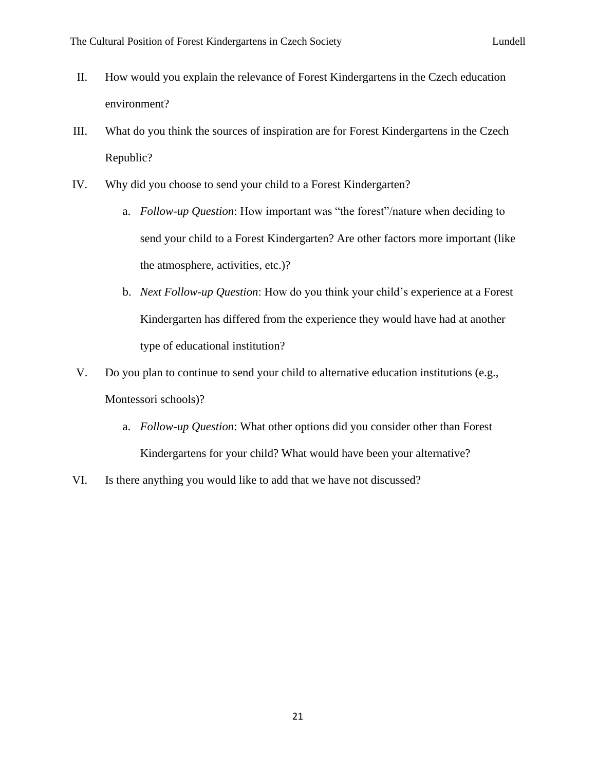II. How would you explain the relevance of Forest Kindergartens in the Czech education environment?

III. What do you think the sources of inspiration are for Forest Kindergartens in the Czech Republic?

IV. Why did you choose to send your child to a Forest Kindergarten?

   a. *Follow-up Question*: How important was “the forest”/nature when deciding to send your child to a Forest Kindergarten? Are other factors more important (like the atmosphere, activities, etc.)?

   b. *Next Follow-up Question*: How do you think your child’s experience at a Forest Kindergarten has differed from the experience they would have had at another type of educational institution?

V. Do you plan to continue to send your child to alternative education institutions (e.g., Montessori schools)?

   a. *Follow-up Question*: What other options did you consider other than Forest Kindergartens for your child? What would have been your alternative?

VI. Is there anything you would like to add that we have not discussed?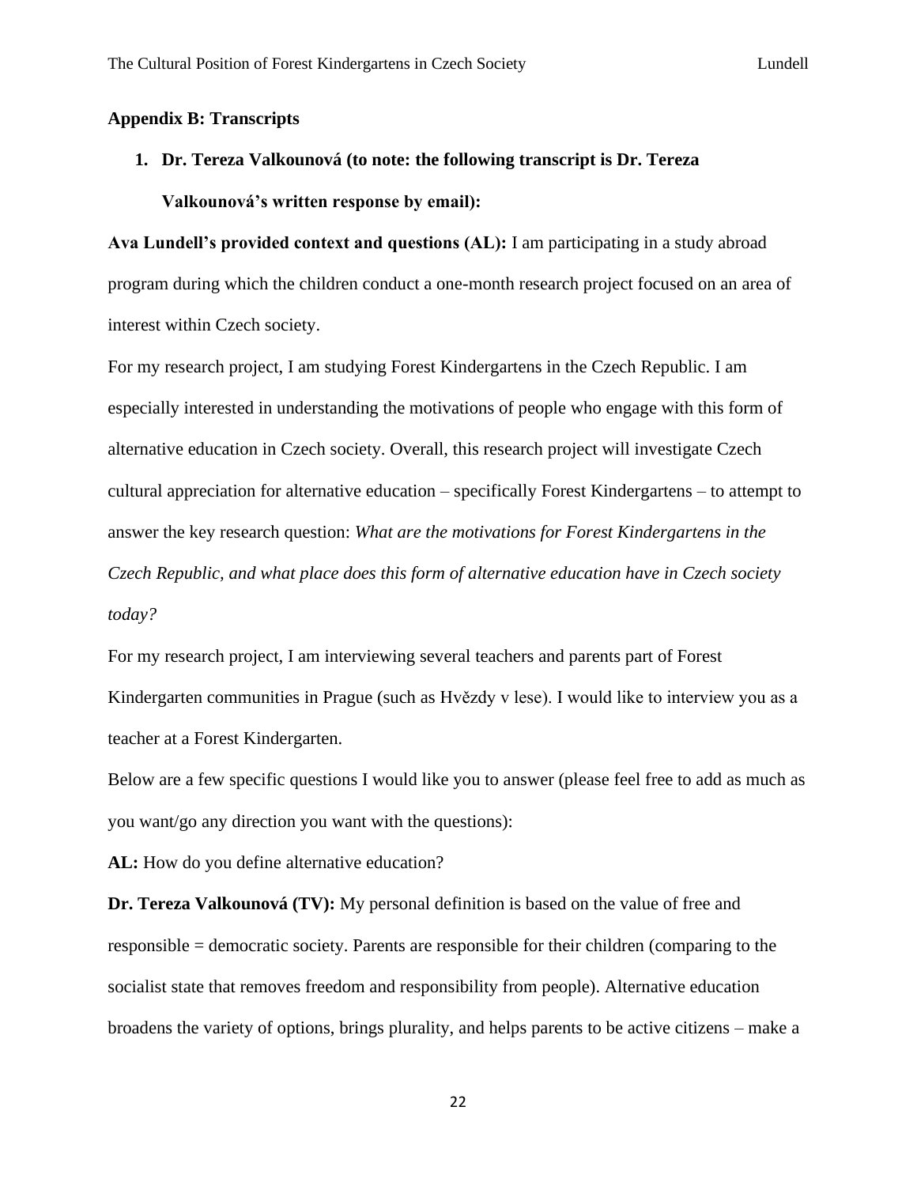**Appendix B: Transcripts**

1. **Dr. Tereza Valkounová (to note: the following transcript is Dr. Tereza Valkounová's written response by email):**

**Ava Lundell's provided context and questions (AL):** I am participating in a study abroad program during which the children conduct a one-month research project focused on an area of interest within Czech society.

For my research project, I am studying Forest Kindergartens in the Czech Republic. I am especially interested in understanding the motivations of people who engage with this form of alternative education in Czech society. Overall, this research project will investigate Czech cultural appreciation for alternative education – specifically Forest Kindergartens – to attempt to answer the key research question: *What are the motivations for Forest Kindergartens in the Czech Republic, and what place does this form of alternative education have in Czech society today?*

For my research project, I am interviewing several teachers and parents part of Forest Kindergarten communities in Prague (such as Hvězdy v lese). I would like to interview you as a teacher at a Forest Kindergarten.

Below are a few specific questions I would like you to answer (please feel free to add as much as you want/go any direction you want with the questions):

**AL:** How do you define alternative education?

**Dr. Tereza Valkounová (TV):** My personal definition is based on the value of free and responsible = democratic society. Parents are responsible for their children (comparing to the socialist state that removes freedom and responsibility from people). Alternative education broadens the variety of options, brings plurality, and helps parents to be active citizens – make a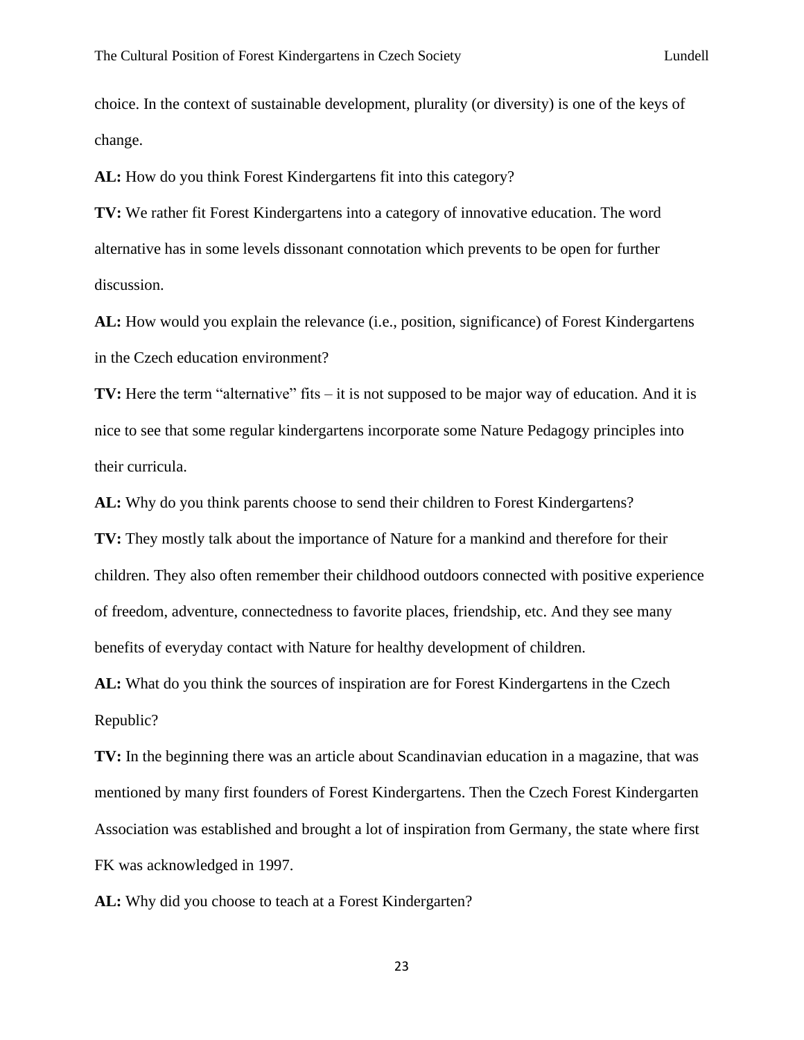choice. In the context of sustainable development, plurality (or diversity) is one of the keys of change.

**AL:** How do you think Forest Kindergartens fit into this category?

**TV:** We rather fit Forest Kindergartens into a category of innovative education. The word alternative has in some levels dissonant connotation which prevents to be open for further discussion.

**AL:** How would you explain the relevance (i.e., position, significance) of Forest Kindergartens in the Czech education environment?

**TV:** Here the term "alternative" fits – it is not supposed to be major way of education. And it is nice to see that some regular kindergartens incorporate some Nature Pedagogy principles into their curricula.

**AL:** Why do you think parents choose to send their children to Forest Kindergartens?

**TV:** They mostly talk about the importance of Nature for a mankind and therefore for their children. They also often remember their childhood outdoors connected with positive experience of freedom, adventure, connectedness to favorite places, friendship, etc. And they see many benefits of everyday contact with Nature for healthy development of children.

**AL:** What do you think the sources of inspiration are for Forest Kindergartens in the Czech Republic?

**TV:** In the beginning there was an article about Scandinavian education in a magazine, that was mentioned by many first founders of Forest Kindergartens. Then the Czech Forest Kindergarten Association was established and brought a lot of inspiration from Germany, the state where first FK was acknowledged in 1997.

**AL:** Why did you choose to teach at a Forest Kindergarten?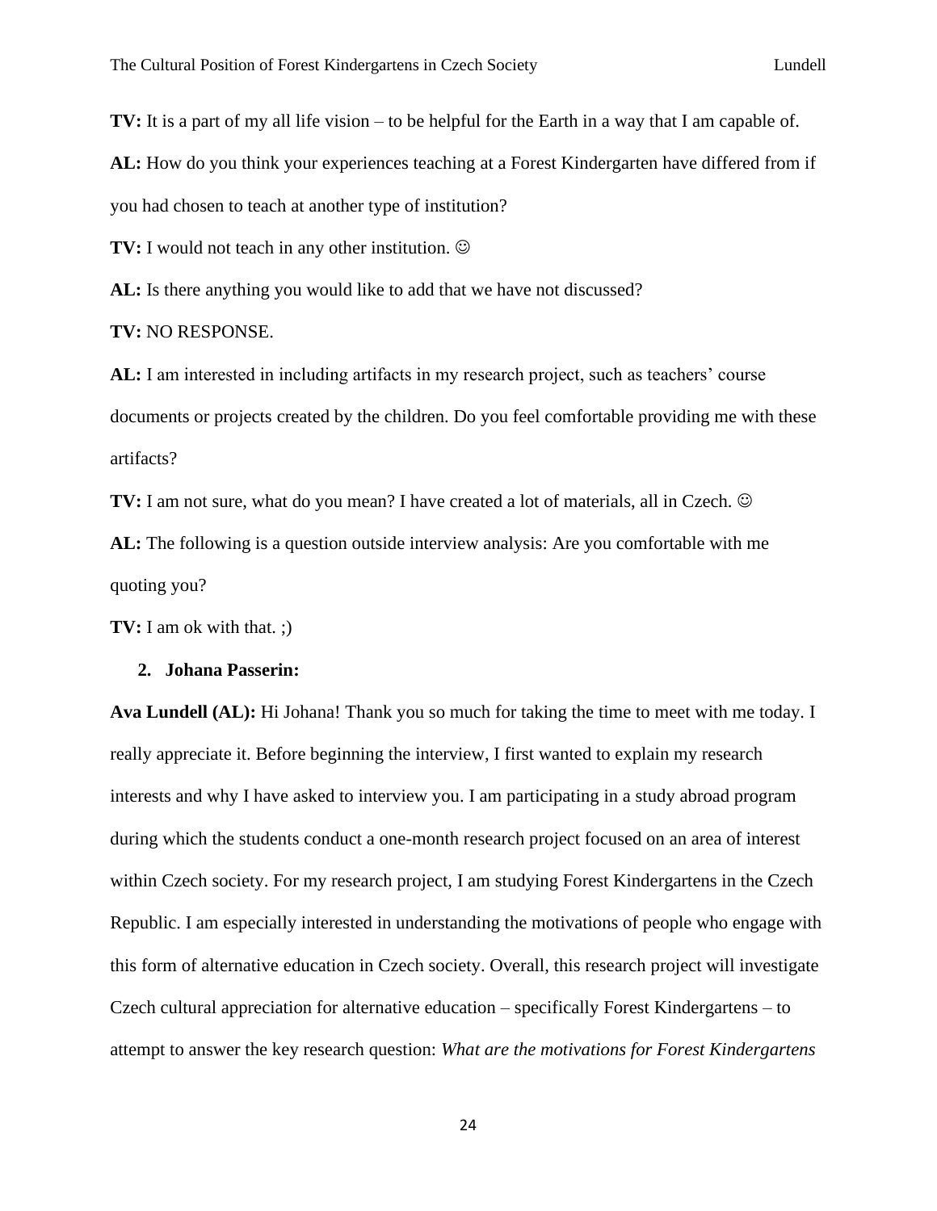**TV:** It is a part of my all life vision – to be helpful for the Earth in a way that I am capable of.

**AL:** How do you think your experiences teaching at a Forest Kindergarten have differed from if you had chosen to teach at another type of institution?

**TV:** I would not teach in any other institution. ☺

**AL:** Is there anything you would like to add that we have not discussed?

**TV:** NO RESPONSE.

**AL:** I am interested in including artifacts in my research project, such as teachers' course documents or projects created by the children. Do you feel comfortable providing me with these artifacts?

**TV:** I am not sure, what do you mean? I have created a lot of materials, all in Czech. ☺

**AL:** The following is a question outside interview analysis: Are you comfortable with me quoting you?

**TV:** I am ok with that. ;)

2. **Johana Passerin:**

**Ava Lundell (AL):** Hi Johana! Thank you so much for taking the time to meet with me today. I really appreciate it. Before beginning the interview, I first wanted to explain my research interests and why I have asked to interview you. I am participating in a study abroad program during which the students conduct a one-month research project focused on an area of interest within Czech society. For my research project, I am studying Forest Kindergartens in the Czech Republic. I am especially interested in understanding the motivations of people who engage with this form of alternative education in Czech society. Overall, this research project will investigate Czech cultural appreciation for alternative education – specifically Forest Kindergartens – to attempt to answer the key research question: *What are the motivations for Forest Kindergartens*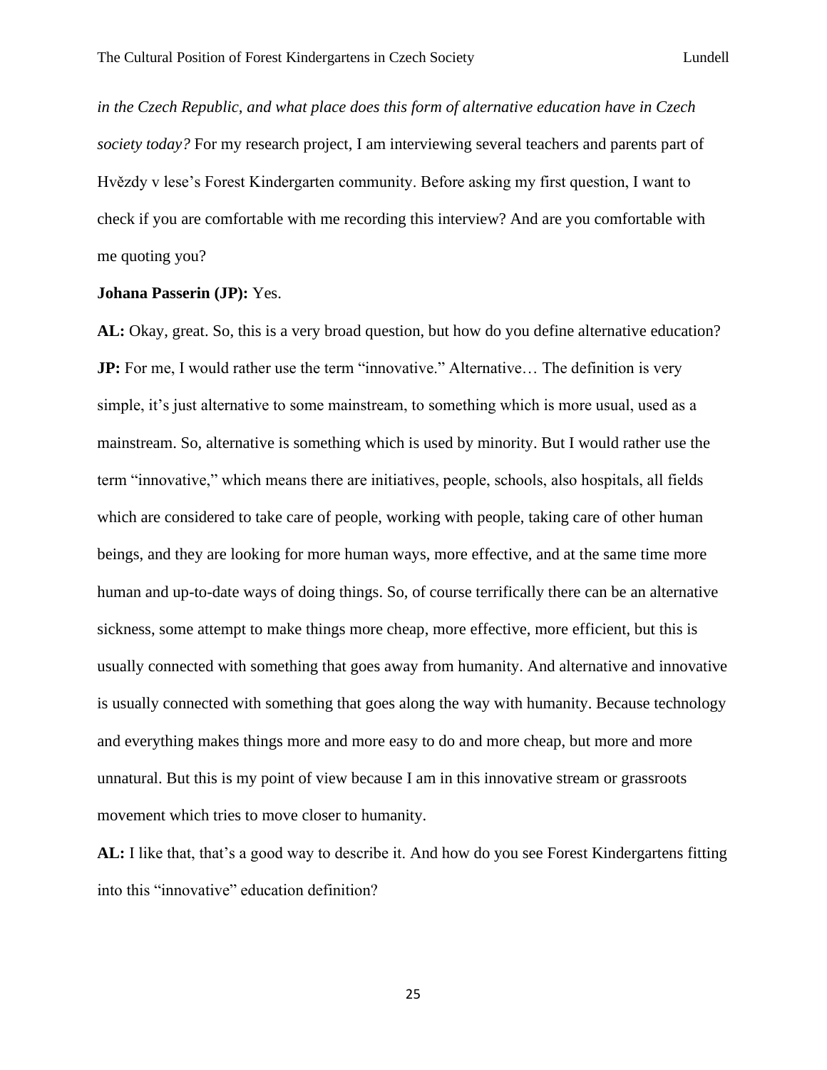*in the Czech Republic, and what place does this form of alternative education have in Czech society today?* For my research project, I am interviewing several teachers and parents part of Hvězdy v lese's Forest Kindergarten community. Before asking my first question, I want to check if you are comfortable with me recording this interview? And are you comfortable with me quoting you?

**Johana Passerin (JP):** Yes.

**AL:** Okay, great. So, this is a very broad question, but how do you define alternative education?

**JP:** For me, I would rather use the term "innovative." Alternative… The definition is very simple, it's just alternative to some mainstream, to something which is more usual, used as a mainstream. So, alternative is something which is used by minority. But I would rather use the term "innovative," which means there are initiatives, people, schools, also hospitals, all fields which are considered to take care of people, working with people, taking care of other human beings, and they are looking for more human ways, more effective, and at the same time more human and up-to-date ways of doing things. So, of course terrifically there can be an alternative sickness, some attempt to make things more cheap, more effective, more efficient, but this is usually connected with something that goes away from humanity. And alternative and innovative is usually connected with something that goes along the way with humanity. Because technology and everything makes things more and more easy to do and more cheap, but more and more unnatural. But this is my point of view because I am in this innovative stream or grassroots movement which tries to move closer to humanity.

**AL:** I like that, that's a good way to describe it. And how do you see Forest Kindergartens fitting into this "innovative" education definition?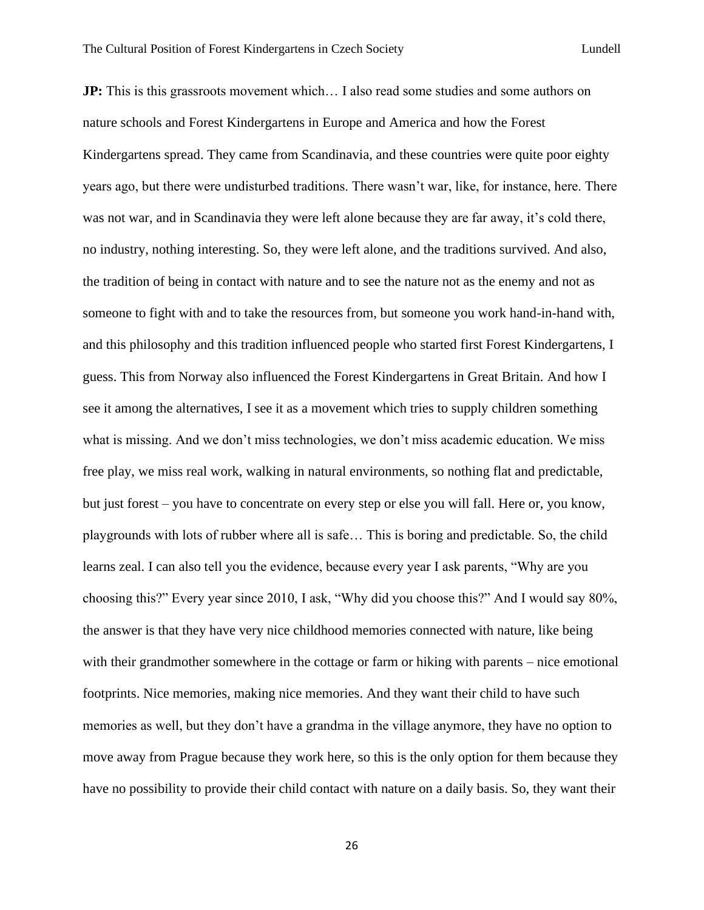**JP:** This is this grassroots movement which… I also read some studies and some authors on nature schools and Forest Kindergartens in Europe and America and how the Forest Kindergartens spread. They came from Scandinavia, and these countries were quite poor eighty years ago, but there were undisturbed traditions. There wasn't war, like, for instance, here. There was not war, and in Scandinavia they were left alone because they are far away, it's cold there, no industry, nothing interesting. So, they were left alone, and the traditions survived. And also, the tradition of being in contact with nature and to see the nature not as the enemy and not as someone to fight with and to take the resources from, but someone you work hand-in-hand with, and this philosophy and this tradition influenced people who started first Forest Kindergartens, I guess. This from Norway also influenced the Forest Kindergartens in Great Britain. And how I see it among the alternatives, I see it as a movement which tries to supply children something what is missing. And we don't miss technologies, we don't miss academic education. We miss free play, we miss real work, walking in natural environments, so nothing flat and predictable, but just forest – you have to concentrate on every step or else you will fall. Here or, you know, playgrounds with lots of rubber where all is safe… This is boring and predictable. So, the child learns zeal. I can also tell you the evidence, because every year I ask parents, "Why are you choosing this?" Every year since 2010, I ask, "Why did you choose this?" And I would say 80%, the answer is that they have very nice childhood memories connected with nature, like being with their grandmother somewhere in the cottage or farm or hiking with parents – nice emotional footprints. Nice memories, making nice memories. And they want their child to have such memories as well, but they don't have a grandma in the village anymore, they have no option to move away from Prague because they work here, so this is the only option for them because they have no possibility to provide their child contact with nature on a daily basis. So, they want their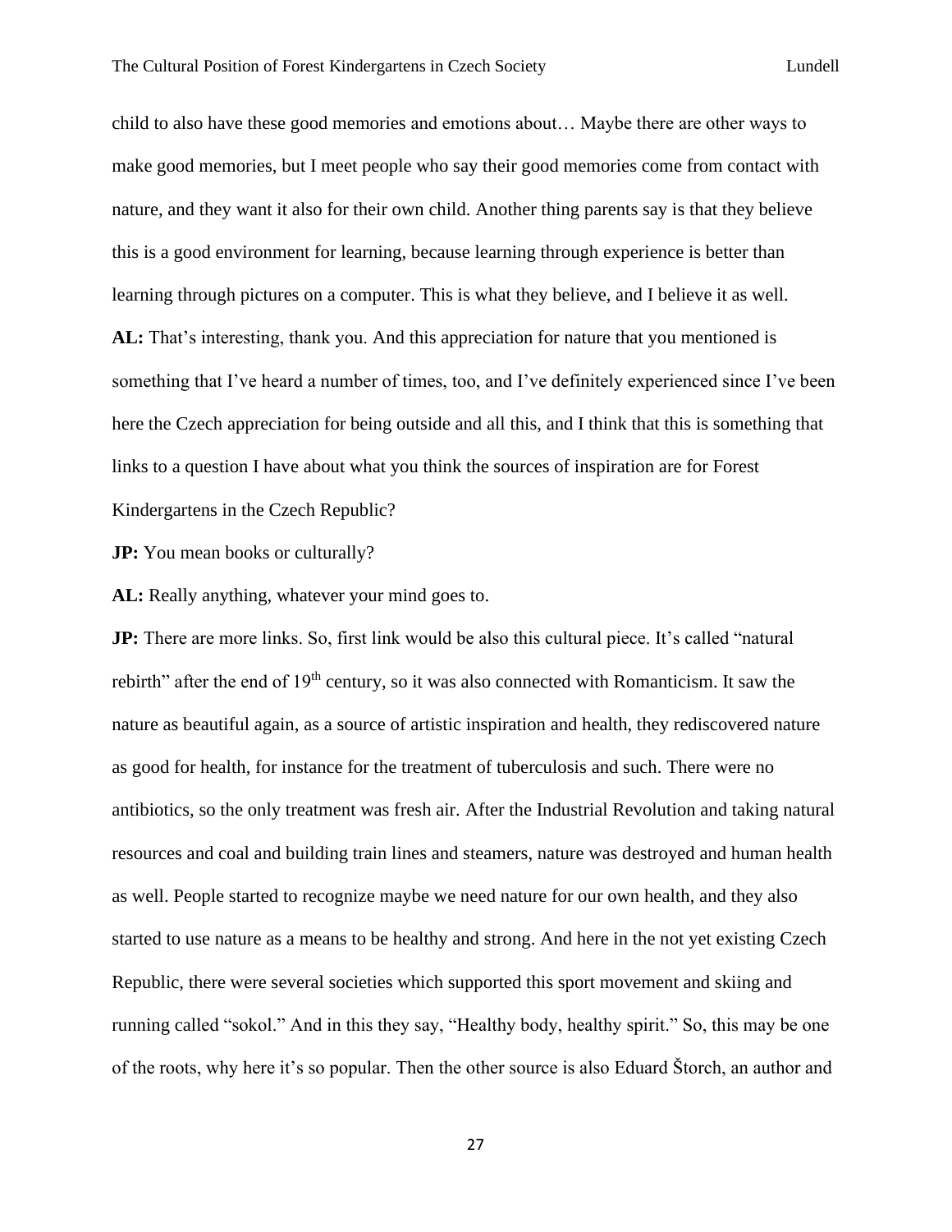child to also have these good memories and emotions about… Maybe there are other ways to make good memories, but I meet people who say their good memories come from contact with nature, and they want it also for their own child. Another thing parents say is that they believe this is a good environment for learning, because learning through experience is better than learning through pictures on a computer. This is what they believe, and I believe it as well.

**AL:** That's interesting, thank you. And this appreciation for nature that you mentioned is something that I've heard a number of times, too, and I've definitely experienced since I've been here the Czech appreciation for being outside and all this, and I think that this is something that links to a question I have about what you think the sources of inspiration are for Forest Kindergartens in the Czech Republic?

**JP:** You mean books or culturally?

**AL:** Really anything, whatever your mind goes to.

**JP:** There are more links. So, first link would be also this cultural piece. It's called "natural rebirth" after the end of 19th century, so it was also connected with Romanticism. It saw the nature as beautiful again, as a source of artistic inspiration and health, they rediscovered nature as good for health, for instance for the treatment of tuberculosis and such. There were no antibiotics, so the only treatment was fresh air. After the Industrial Revolution and taking natural resources and coal and building train lines and steamers, nature was destroyed and human health as well. People started to recognize maybe we need nature for our own health, and they also started to use nature as a means to be healthy and strong. And here in the not yet existing Czech Republic, there were several societies which supported this sport movement and skiing and running called "sokol." And in this they say, "Healthy body, healthy spirit." So, this may be one of the roots, why here it's so popular. Then the other source is also Eduard Štorch, an author and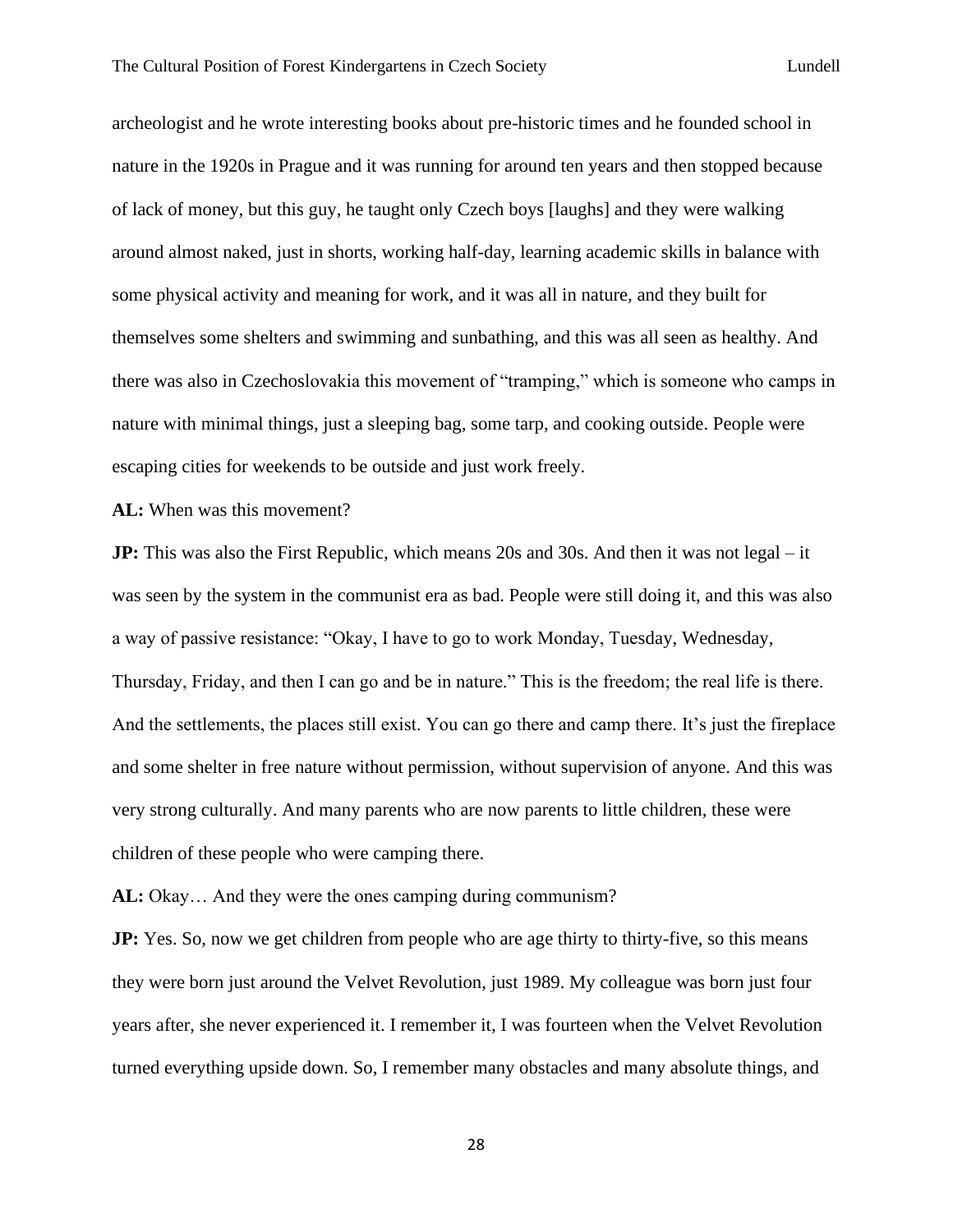archeologist and he wrote interesting books about pre-historic times and he founded school in nature in the 1920s in Prague and it was running for around ten years and then stopped because of lack of money, but this guy, he taught only Czech boys [laughs] and they were walking around almost naked, just in shorts, working half-day, learning academic skills in balance with some physical activity and meaning for work, and it was all in nature, and they built for themselves some shelters and swimming and sunbathing, and this was all seen as healthy. And there was also in Czechoslovakia this movement of "tramping," which is someone who camps in nature with minimal things, just a sleeping bag, some tarp, and cooking outside. People were escaping cities for weekends to be outside and just work freely.

**AL:** When was this movement?

**JP:** This was also the First Republic, which means 20s and 30s. And then it was not legal – it was seen by the system in the communist era as bad. People were still doing it, and this was also a way of passive resistance: "Okay, I have to go to work Monday, Tuesday, Wednesday, Thursday, Friday, and then I can go and be in nature." This is the freedom; the real life is there. And the settlements, the places still exist. You can go there and camp there. It's just the fireplace and some shelter in free nature without permission, without supervision of anyone. And this was very strong culturally. And many parents who are now parents to little children, these were children of these people who were camping there.

**AL:** Okay… And they were the ones camping during communism?

**JP:** Yes. So, now we get children from people who are age thirty to thirty-five, so this means they were born just around the Velvet Revolution, just 1989. My colleague was born just four years after, she never experienced it. I remember it, I was fourteen when the Velvet Revolution turned everything upside down. So, I remember many obstacles and many absolute things, and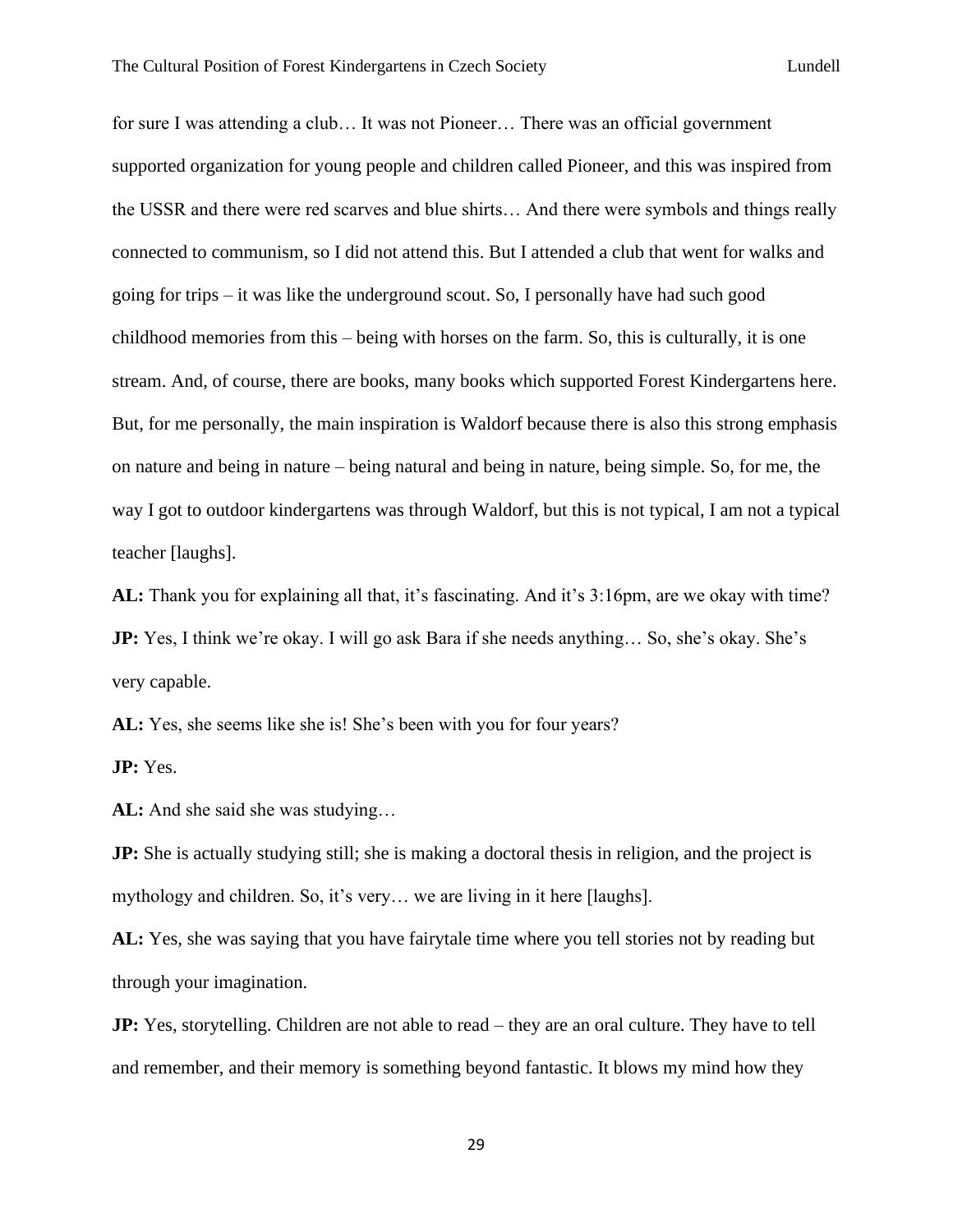for sure I was attending a club… It was not Pioneer… There was an official government supported organization for young people and children called Pioneer, and this was inspired from the USSR and there were red scarves and blue shirts… And there were symbols and things really connected to communism, so I did not attend this. But I attended a club that went for walks and going for trips – it was like the underground scout. So, I personally have had such good childhood memories from this – being with horses on the farm. So, this is culturally, it is one stream. And, of course, there are books, many books which supported Forest Kindergartens here. But, for me personally, the main inspiration is Waldorf because there is also this strong emphasis on nature and being in nature – being natural and being in nature, being simple. So, for me, the way I got to outdoor kindergartens was through Waldorf, but this is not typical, I am not a typical teacher [laughs].

**AL:** Thank you for explaining all that, it's fascinating. And it's 3:16pm, are we okay with time?

**JP:** Yes, I think we're okay. I will go ask Bara if she needs anything… So, she's okay. She's very capable.

**AL:** Yes, she seems like she is! She's been with you for four years?

**JP:** Yes.

**AL:** And she said she was studying…

**JP:** She is actually studying still; she is making a doctoral thesis in religion, and the project is mythology and children. So, it's very… we are living in it here [laughs].

**AL:** Yes, she was saying that you have fairytale time where you tell stories not by reading but through your imagination.

**JP:** Yes, storytelling. Children are not able to read – they are an oral culture. They have to tell and remember, and their memory is something beyond fantastic. It blows my mind how they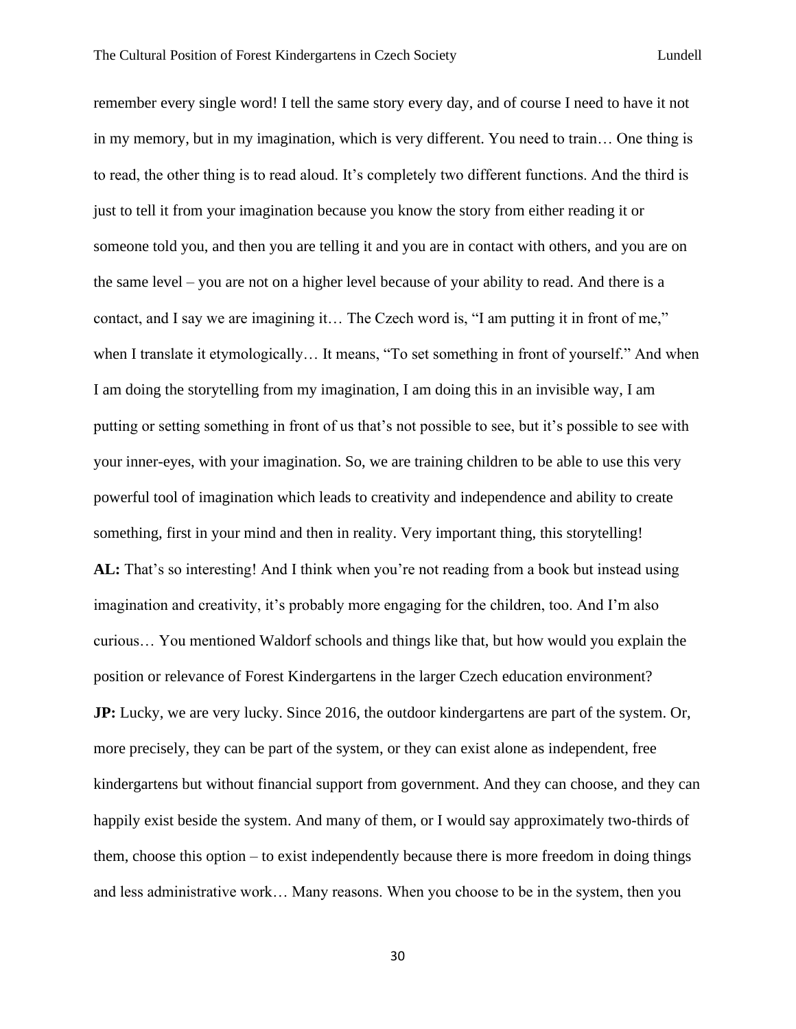remember every single word! I tell the same story every day, and of course I need to have it not in my memory, but in my imagination, which is very different. You need to train… One thing is to read, the other thing is to read aloud. It's completely two different functions. And the third is just to tell it from your imagination because you know the story from either reading it or someone told you, and then you are telling it and you are in contact with others, and you are on the same level – you are not on a higher level because of your ability to read. And there is a contact, and I say we are imagining it… The Czech word is, "I am putting it in front of me," when I translate it etymologically… It means, "To set something in front of yourself." And when I am doing the storytelling from my imagination, I am doing this in an invisible way, I am putting or setting something in front of us that's not possible to see, but it's possible to see with your inner-eyes, with your imagination. So, we are training children to be able to use this very powerful tool of imagination which leads to creativity and independence and ability to create something, first in your mind and then in reality. Very important thing, this storytelling!

**AL:** That's so interesting! And I think when you're not reading from a book but instead using imagination and creativity, it's probably more engaging for the children, too. And I'm also curious… You mentioned Waldorf schools and things like that, but how would you explain the position or relevance of Forest Kindergartens in the larger Czech education environment?

**JP:** Lucky, we are very lucky. Since 2016, the outdoor kindergartens are part of the system. Or, more precisely, they can be part of the system, or they can exist alone as independent, free kindergartens but without financial support from government. And they can choose, and they can happily exist beside the system. And many of them, or I would say approximately two-thirds of them, choose this option – to exist independently because there is more freedom in doing things and less administrative work… Many reasons. When you choose to be in the system, then you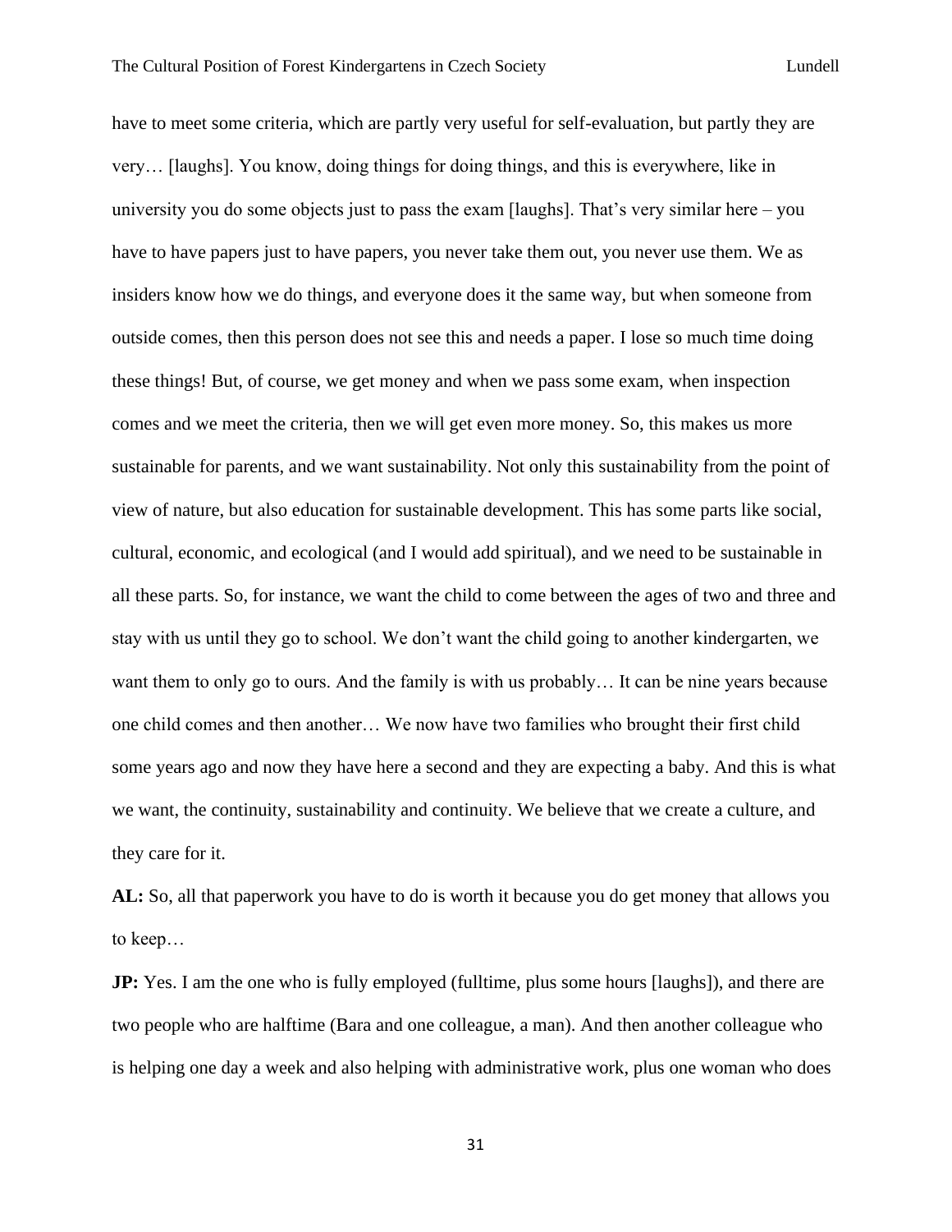have to meet some criteria, which are partly very useful for self-evaluation, but partly they are very… [laughs]. You know, doing things for doing things, and this is everywhere, like in university you do some objects just to pass the exam [laughs]. That's very similar here – you have to have papers just to have papers, you never take them out, you never use them. We as insiders know how we do things, and everyone does it the same way, but when someone from outside comes, then this person does not see this and needs a paper. I lose so much time doing these things! But, of course, we get money and when we pass some exam, when inspection comes and we meet the criteria, then we will get even more money. So, this makes us more sustainable for parents, and we want sustainability. Not only this sustainability from the point of view of nature, but also education for sustainable development. This has some parts like social, cultural, economic, and ecological (and I would add spiritual), and we need to be sustainable in all these parts. So, for instance, we want the child to come between the ages of two and three and stay with us until they go to school. We don't want the child going to another kindergarten, we want them to only go to ours. And the family is with us probably… It can be nine years because one child comes and then another… We now have two families who brought their first child some years ago and now they have here a second and they are expecting a baby. And this is what we want, the continuity, sustainability and continuity. We believe that we create a culture, and they care for it.

**AL:** So, all that paperwork you have to do is worth it because you do get money that allows you to keep…

**JP:** Yes. I am the one who is fully employed (fulltime, plus some hours [laughs]), and there are two people who are halftime (Bara and one colleague, a man). And then another colleague who is helping one day a week and also helping with administrative work, plus one woman who does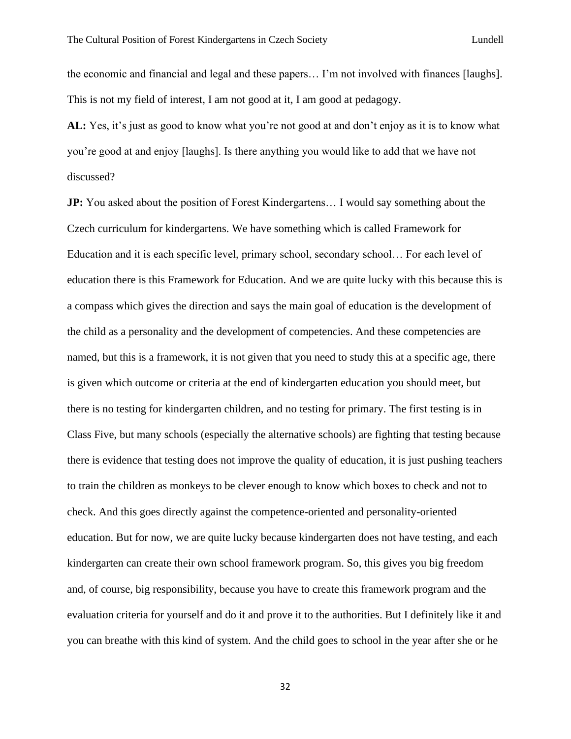the economic and financial and legal and these papers… I'm not involved with finances [laughs]. This is not my field of interest, I am not good at it, I am good at pedagogy.

**AL:** Yes, it's just as good to know what you're not good at and don't enjoy as it is to know what you're good at and enjoy [laughs]. Is there anything you would like to add that we have not discussed?

**JP:** You asked about the position of Forest Kindergartens… I would say something about the Czech curriculum for kindergartens. We have something which is called Framework for Education and it is each specific level, primary school, secondary school… For each level of education there is this Framework for Education. And we are quite lucky with this because this is a compass which gives the direction and says the main goal of education is the development of the child as a personality and the development of competencies. And these competencies are named, but this is a framework, it is not given that you need to study this at a specific age, there is given which outcome or criteria at the end of kindergarten education you should meet, but there is no testing for kindergarten children, and no testing for primary. The first testing is in Class Five, but many schools (especially the alternative schools) are fighting that testing because there is evidence that testing does not improve the quality of education, it is just pushing teachers to train the children as monkeys to be clever enough to know which boxes to check and not to check. And this goes directly against the competence-oriented and personality-oriented education. But for now, we are quite lucky because kindergarten does not have testing, and each kindergarten can create their own school framework program. So, this gives you big freedom and, of course, big responsibility, because you have to create this framework program and the evaluation criteria for yourself and do it and prove it to the authorities. But I definitely like it and you can breathe with this kind of system. And the child goes to school in the year after she or he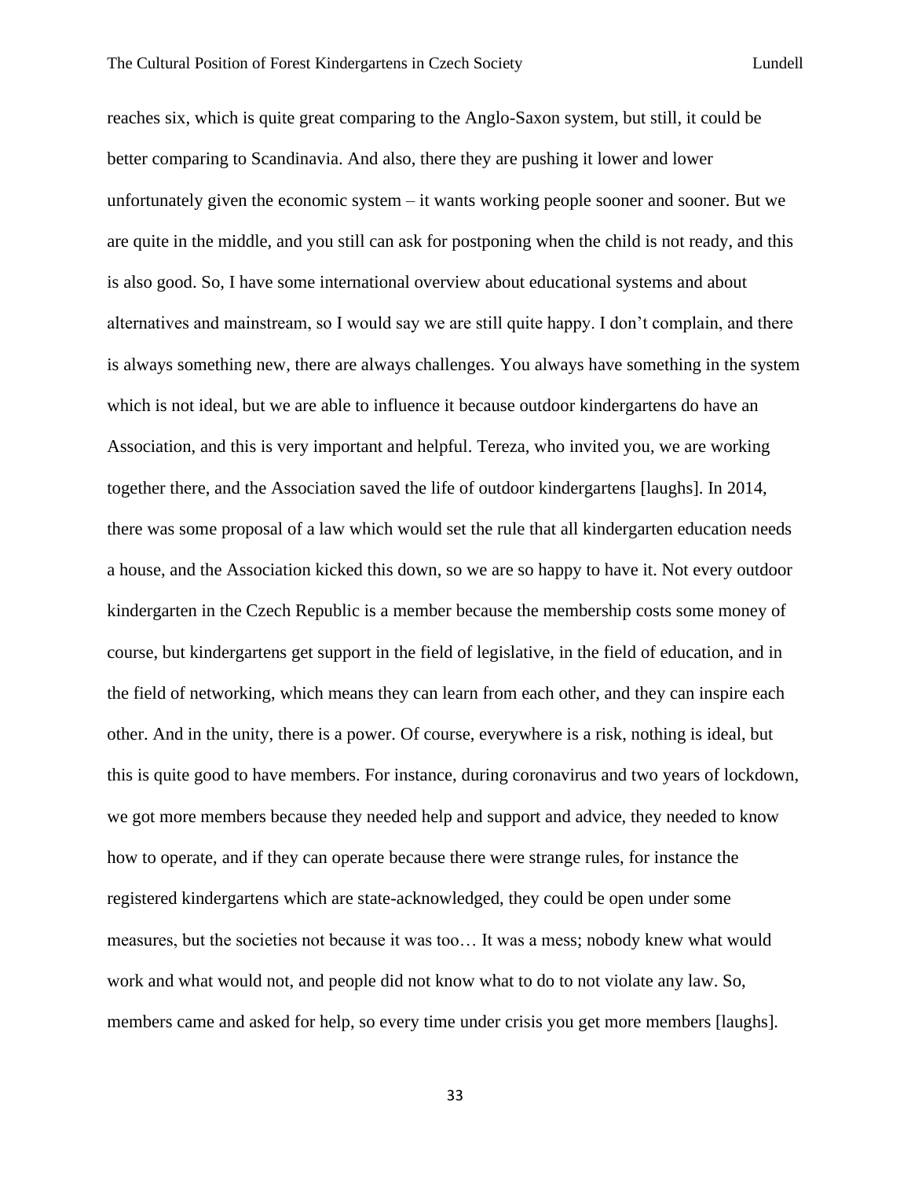reaches six, which is quite great comparing to the Anglo-Saxon system, but still, it could be better comparing to Scandinavia. And also, there they are pushing it lower and lower unfortunately given the economic system – it wants working people sooner and sooner. But we are quite in the middle, and you still can ask for postponing when the child is not ready, and this is also good. So, I have some international overview about educational systems and about alternatives and mainstream, so I would say we are still quite happy. I don't complain, and there is always something new, there are always challenges. You always have something in the system which is not ideal, but we are able to influence it because outdoor kindergartens do have an Association, and this is very important and helpful. Tereza, who invited you, we are working together there, and the Association saved the life of outdoor kindergartens [laughs]. In 2014, there was some proposal of a law which would set the rule that all kindergarten education needs a house, and the Association kicked this down, so we are so happy to have it. Not every outdoor kindergarten in the Czech Republic is a member because the membership costs some money of course, but kindergartens get support in the field of legislative, in the field of education, and in the field of networking, which means they can learn from each other, and they can inspire each other. And in the unity, there is a power. Of course, everywhere is a risk, nothing is ideal, but this is quite good to have members. For instance, during coronavirus and two years of lockdown, we got more members because they needed help and support and advice, they needed to know how to operate, and if they can operate because there were strange rules, for instance the registered kindergartens which are state-acknowledged, they could be open under some measures, but the societies not because it was too… It was a mess; nobody knew what would work and what would not, and people did not know what to do to not violate any law. So, members came and asked for help, so every time under crisis you get more members [laughs].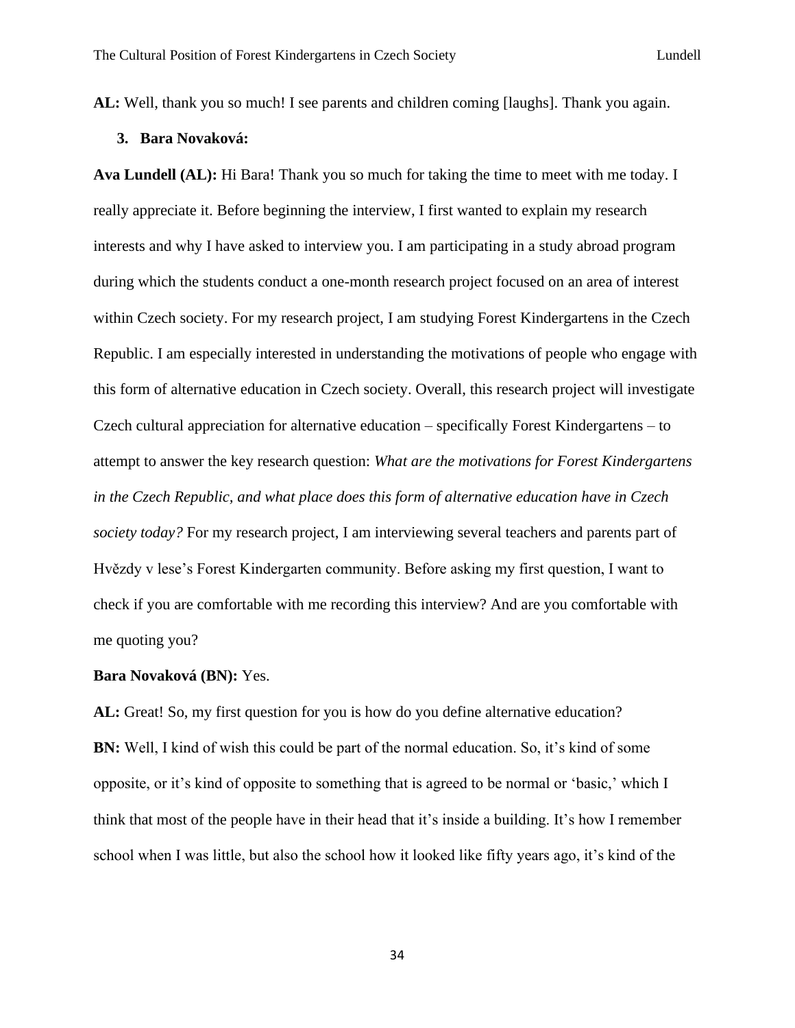**AL:** Well, thank you so much! I see parents and children coming [laughs]. Thank you again.

3. **Bara Novaková:**

**Ava Lundell (AL):** Hi Bara! Thank you so much for taking the time to meet with me today. I really appreciate it. Before beginning the interview, I first wanted to explain my research interests and why I have asked to interview you. I am participating in a study abroad program during which the students conduct a one-month research project focused on an area of interest within Czech society. For my research project, I am studying Forest Kindergartens in the Czech Republic. I am especially interested in understanding the motivations of people who engage with this form of alternative education in Czech society. Overall, this research project will investigate Czech cultural appreciation for alternative education – specifically Forest Kindergartens – to attempt to answer the key research question: *What are the motivations for Forest Kindergartens in the Czech Republic, and what place does this form of alternative education have in Czech society today?* For my research project, I am interviewing several teachers and parents part of Hvězdy v lese's Forest Kindergarten community. Before asking my first question, I want to check if you are comfortable with me recording this interview? And are you comfortable with me quoting you?

**Bara Novaková (BN):** Yes.

**AL:** Great! So, my first question for you is how do you define alternative education?

**BN:** Well, I kind of wish this could be part of the normal education. So, it's kind of some opposite, or it's kind of opposite to something that is agreed to be normal or 'basic,' which I think that most of the people have in their head that it's inside a building. It's how I remember school when I was little, but also the school how it looked like fifty years ago, it's kind of the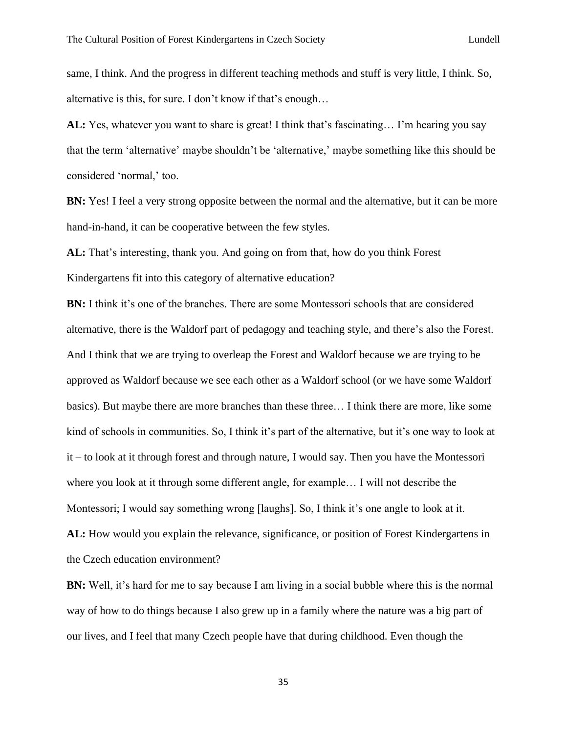same, I think. And the progress in different teaching methods and stuff is very little, I think. So, alternative is this, for sure. I don't know if that's enough…

**AL:** Yes, whatever you want to share is great! I think that's fascinating… I'm hearing you say that the term 'alternative' maybe shouldn't be 'alternative,' maybe something like this should be considered 'normal,' too.

**BN:** Yes! I feel a very strong opposite between the normal and the alternative, but it can be more hand-in-hand, it can be cooperative between the few styles.

**AL:** That's interesting, thank you. And going on from that, how do you think Forest Kindergartens fit into this category of alternative education?

**BN:** I think it's one of the branches. There are some Montessori schools that are considered alternative, there is the Waldorf part of pedagogy and teaching style, and there's also the Forest. And I think that we are trying to overleap the Forest and Waldorf because we are trying to be approved as Waldorf because we see each other as a Waldorf school (or we have some Waldorf basics). But maybe there are more branches than these three… I think there are more, like some kind of schools in communities. So, I think it's part of the alternative, but it's one way to look at it – to look at it through forest and through nature, I would say. Then you have the Montessori where you look at it through some different angle, for example… I will not describe the Montessori; I would say something wrong [laughs]. So, I think it's one angle to look at it.

**AL:** How would you explain the relevance, significance, or position of Forest Kindergartens in the Czech education environment?

**BN:** Well, it's hard for me to say because I am living in a social bubble where this is the normal way of how to do things because I also grew up in a family where the nature was a big part of our lives, and I feel that many Czech people have that during childhood. Even though the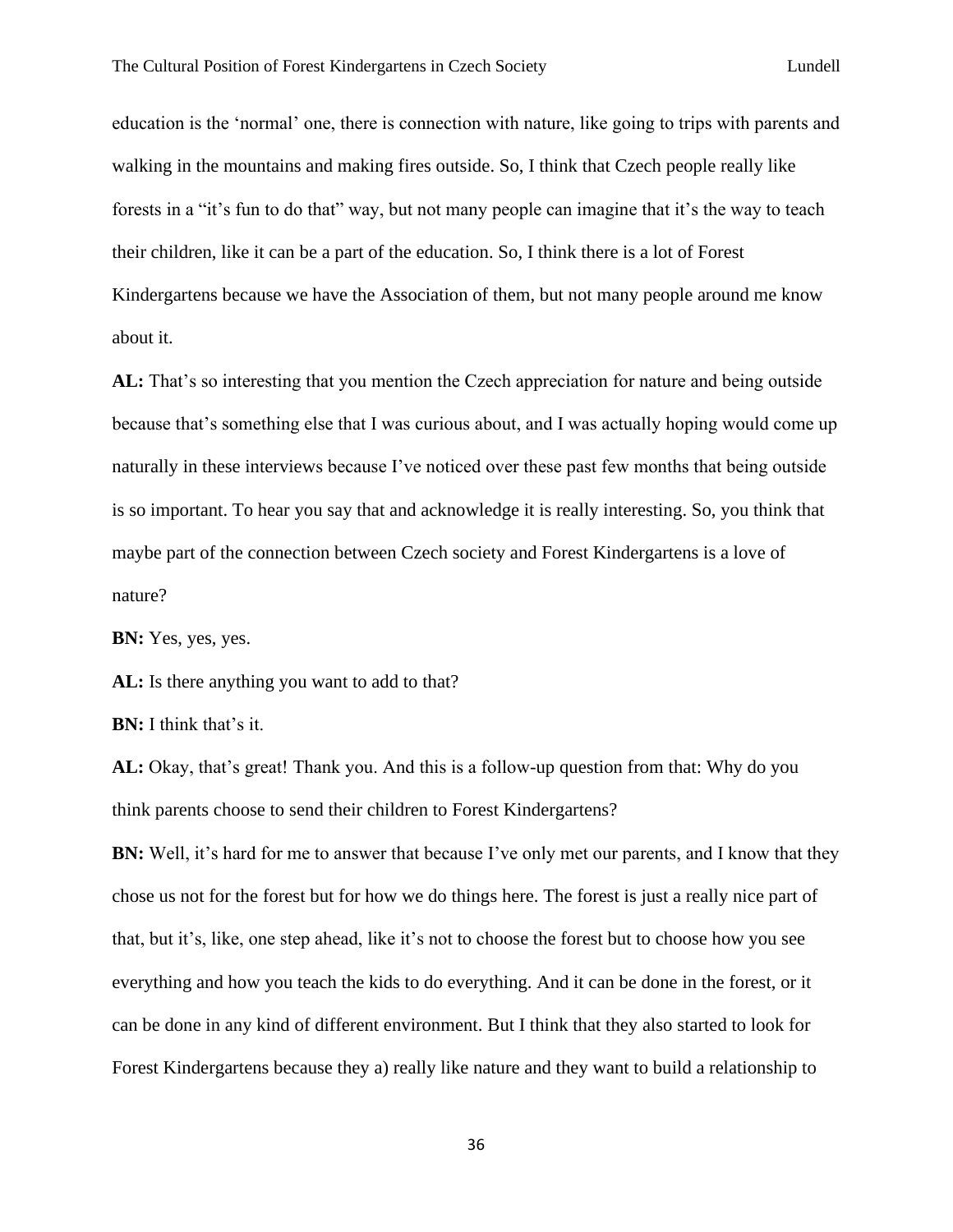education is the 'normal' one, there is connection with nature, like going to trips with parents and walking in the mountains and making fires outside. So, I think that Czech people really like forests in a "it's fun to do that" way, but not many people can imagine that it's the way to teach their children, like it can be a part of the education. So, I think there is a lot of Forest Kindergartens because we have the Association of them, but not many people around me know about it.

**AL:** That's so interesting that you mention the Czech appreciation for nature and being outside because that's something else that I was curious about, and I was actually hoping would come up naturally in these interviews because I've noticed over these past few months that being outside is so important. To hear you say that and acknowledge it is really interesting. So, you think that maybe part of the connection between Czech society and Forest Kindergartens is a love of nature?

**BN:** Yes, yes, yes.

**AL:** Is there anything you want to add to that?

**BN:** I think that's it.

**AL:** Okay, that's great! Thank you. And this is a follow-up question from that: Why do you think parents choose to send their children to Forest Kindergartens?

**BN:** Well, it's hard for me to answer that because I've only met our parents, and I know that they chose us not for the forest but for how we do things here. The forest is just a really nice part of that, but it's, like, one step ahead, like it's not to choose the forest but to choose how you see everything and how you teach the kids to do everything. And it can be done in the forest, or it can be done in any kind of different environment. But I think that they also started to look for Forest Kindergartens because they a) really like nature and they want to build a relationship to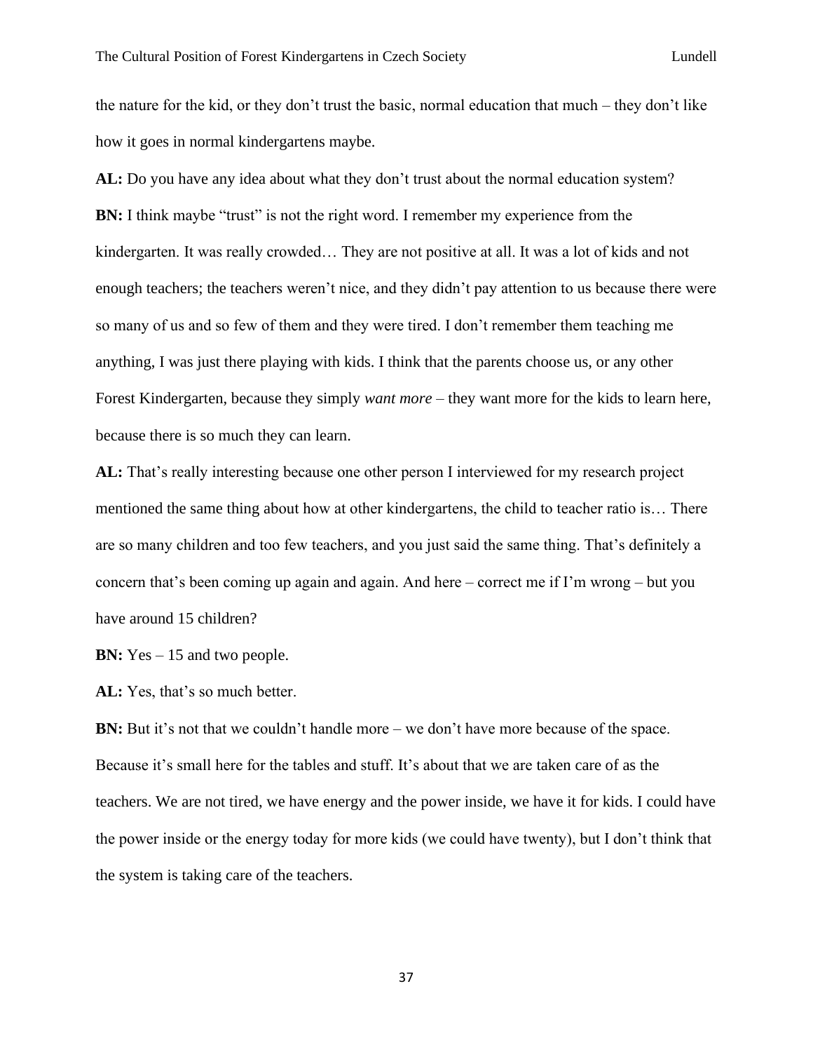the nature for the kid, or they don't trust the basic, normal education that much – they don't like how it goes in normal kindergartens maybe.

**AL:** Do you have any idea about what they don't trust about the normal education system?

**BN:** I think maybe "trust" is not the right word. I remember my experience from the kindergarten. It was really crowded… They are not positive at all. It was a lot of kids and not enough teachers; the teachers weren't nice, and they didn't pay attention to us because there were so many of us and so few of them and they were tired. I don't remember them teaching me anything, I was just there playing with kids. I think that the parents choose us, or any other Forest Kindergarten, because they simply *want more* – they want more for the kids to learn here, because there is so much they can learn.

**AL:** That's really interesting because one other person I interviewed for my research project mentioned the same thing about how at other kindergartens, the child to teacher ratio is… There are so many children and too few teachers, and you just said the same thing. That's definitely a concern that's been coming up again and again. And here – correct me if I'm wrong – but you have around 15 children?

**BN:** Yes – 15 and two people.

**AL:** Yes, that's so much better.

**BN:** But it's not that we couldn't handle more – we don't have more because of the space. Because it's small here for the tables and stuff. It's about that we are taken care of as the teachers. We are not tired, we have energy and the power inside, we have it for kids. I could have the power inside or the energy today for more kids (we could have twenty), but I don't think that the system is taking care of the teachers.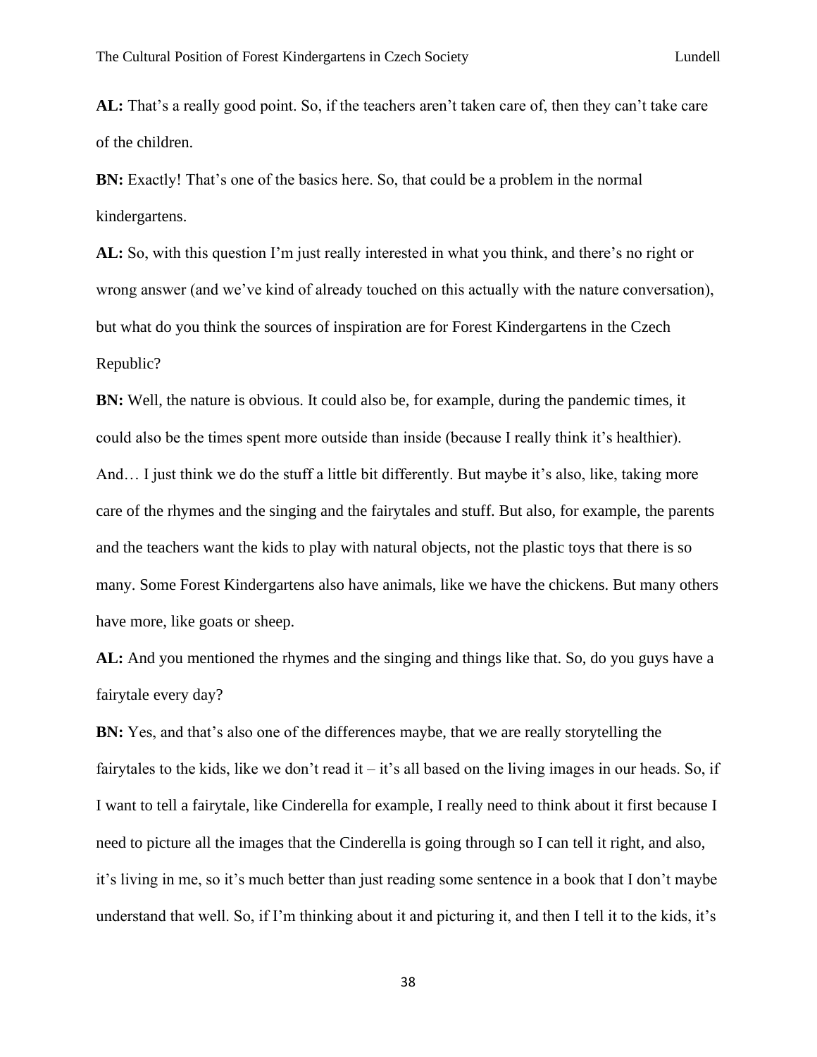**AL:** That's a really good point. So, if the teachers aren't taken care of, then they can't take care of the children.

**BN:** Exactly! That's one of the basics here. So, that could be a problem in the normal kindergartens.

**AL:** So, with this question I'm just really interested in what you think, and there's no right or wrong answer (and we've kind of already touched on this actually with the nature conversation), but what do you think the sources of inspiration are for Forest Kindergartens in the Czech Republic?

**BN:** Well, the nature is obvious. It could also be, for example, during the pandemic times, it could also be the times spent more outside than inside (because I really think it's healthier). And… I just think we do the stuff a little bit differently. But maybe it's also, like, taking more care of the rhymes and the singing and the fairytales and stuff. But also, for example, the parents and the teachers want the kids to play with natural objects, not the plastic toys that there is so many. Some Forest Kindergartens also have animals, like we have the chickens. But many others have more, like goats or sheep.

**AL:** And you mentioned the rhymes and the singing and things like that. So, do you guys have a fairytale every day?

**BN:** Yes, and that's also one of the differences maybe, that we are really storytelling the fairytales to the kids, like we don't read it – it's all based on the living images in our heads. So, if I want to tell a fairytale, like Cinderella for example, I really need to think about it first because I need to picture all the images that the Cinderella is going through so I can tell it right, and also, it's living in me, so it's much better than just reading some sentence in a book that I don't maybe understand that well. So, if I'm thinking about it and picturing it, and then I tell it to the kids, it's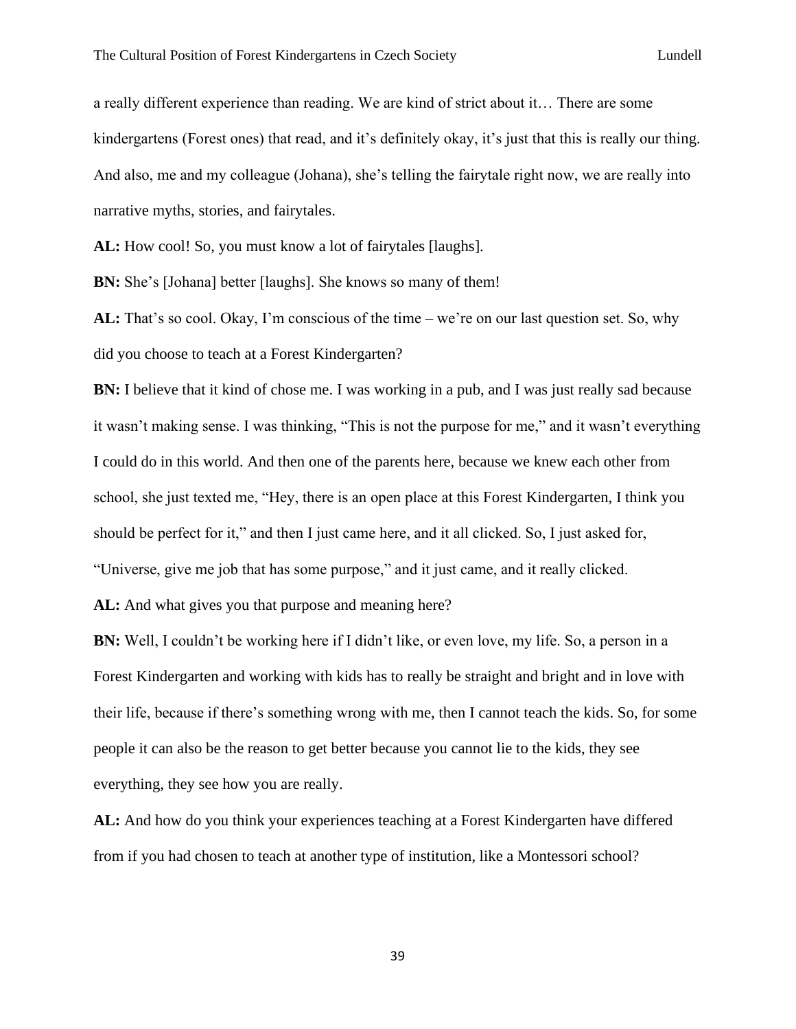a really different experience than reading. We are kind of strict about it… There are some kindergartens (Forest ones) that read, and it's definitely okay, it's just that this is really our thing. And also, me and my colleague (Johana), she's telling the fairytale right now, we are really into narrative myths, stories, and fairytales.

**AL:** How cool! So, you must know a lot of fairytales [laughs].

**BN:** She's [Johana] better [laughs]. She knows so many of them!

**AL:** That's so cool. Okay, I'm conscious of the time – we're on our last question set. So, why did you choose to teach at a Forest Kindergarten?

**BN:** I believe that it kind of chose me. I was working in a pub, and I was just really sad because it wasn't making sense. I was thinking, "This is not the purpose for me," and it wasn't everything I could do in this world. And then one of the parents here, because we knew each other from school, she just texted me, "Hey, there is an open place at this Forest Kindergarten, I think you should be perfect for it," and then I just came here, and it all clicked. So, I just asked for, "Universe, give me job that has some purpose," and it just came, and it really clicked.

**AL:** And what gives you that purpose and meaning here?

**BN:** Well, I couldn't be working here if I didn't like, or even love, my life. So, a person in a Forest Kindergarten and working with kids has to really be straight and bright and in love with their life, because if there's something wrong with me, then I cannot teach the kids. So, for some people it can also be the reason to get better because you cannot lie to the kids, they see everything, they see how you are really.

**AL:** And how do you think your experiences teaching at a Forest Kindergarten have differed from if you had chosen to teach at another type of institution, like a Montessori school?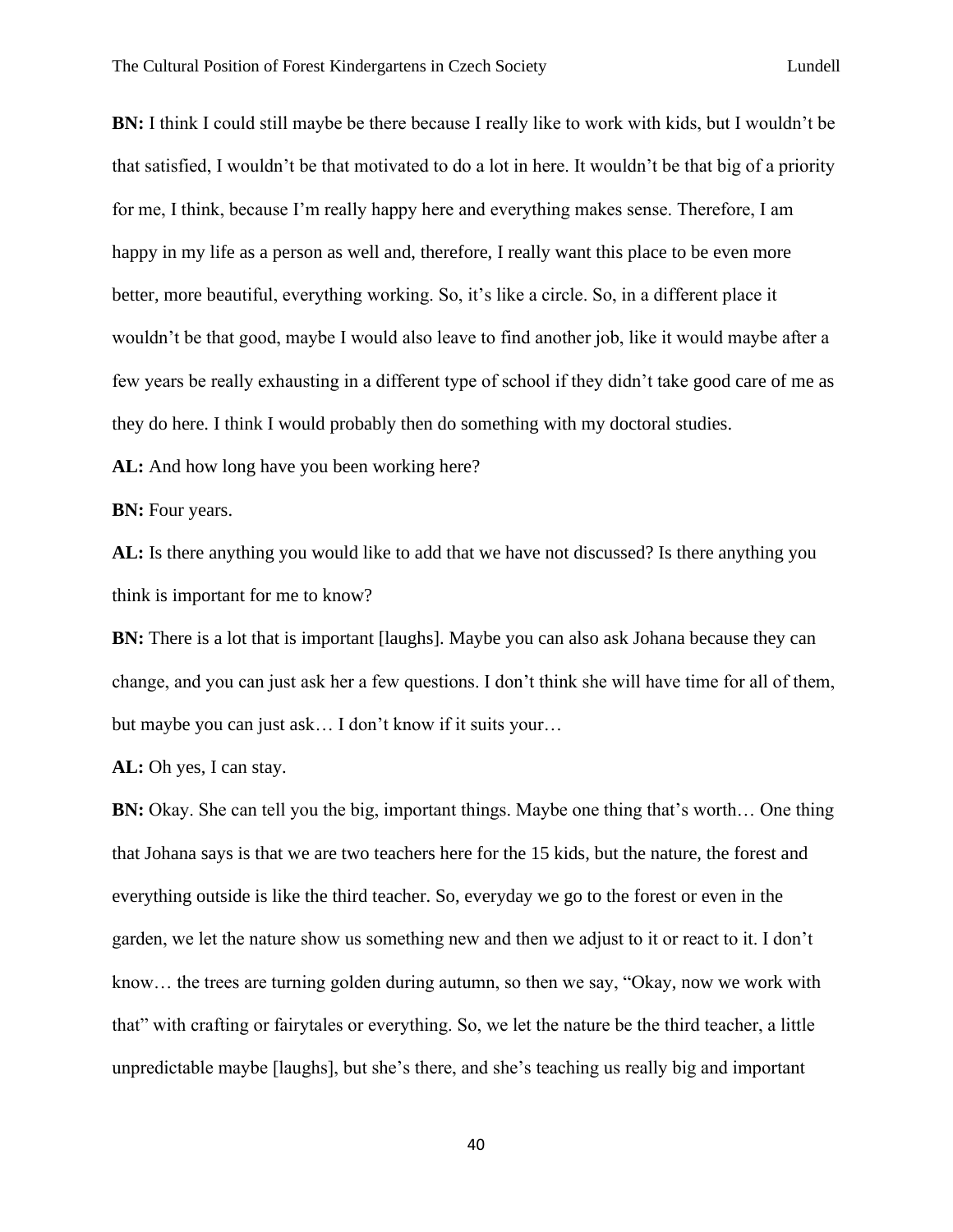**BN:** I think I could still maybe be there because I really like to work with kids, but I wouldn't be that satisfied, I wouldn't be that motivated to do a lot in here. It wouldn't be that big of a priority for me, I think, because I'm really happy here and everything makes sense. Therefore, I am happy in my life as a person as well and, therefore, I really want this place to be even more better, more beautiful, everything working. So, it's like a circle. So, in a different place it wouldn't be that good, maybe I would also leave to find another job, like it would maybe after a few years be really exhausting in a different type of school if they didn't take good care of me as they do here. I think I would probably then do something with my doctoral studies.

**AL:** And how long have you been working here?

**BN:** Four years.

**AL:** Is there anything you would like to add that we have not discussed? Is there anything you think is important for me to know?

**BN:** There is a lot that is important [laughs]. Maybe you can also ask Johana because they can change, and you can just ask her a few questions. I don't think she will have time for all of them, but maybe you can just ask… I don't know if it suits your…

**AL:** Oh yes, I can stay.

**BN:** Okay. She can tell you the big, important things. Maybe one thing that's worth… One thing that Johana says is that we are two teachers here for the 15 kids, but the nature, the forest and everything outside is like the third teacher. So, everyday we go to the forest or even in the garden, we let the nature show us something new and then we adjust to it or react to it. I don't know… the trees are turning golden during autumn, so then we say, "Okay, now we work with that" with crafting or fairytales or everything. So, we let the nature be the third teacher, a little unpredictable maybe [laughs], but she's there, and she's teaching us really big and important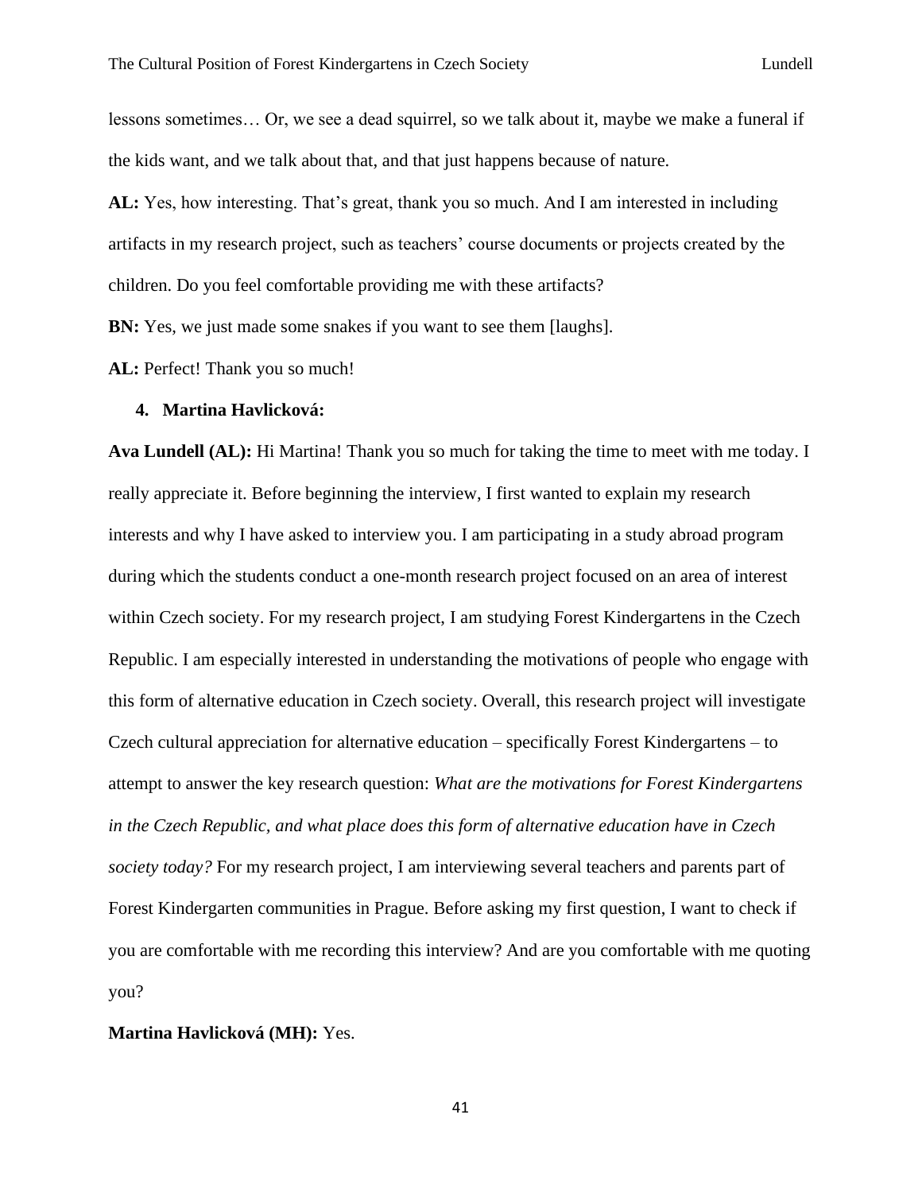lessons sometimes… Or, we see a dead squirrel, so we talk about it, maybe we make a funeral if the kids want, and we talk about that, and that just happens because of nature.

**AL:** Yes, how interesting. That's great, thank you so much. And I am interested in including artifacts in my research project, such as teachers' course documents or projects created by the children. Do you feel comfortable providing me with these artifacts?

**BN:** Yes, we just made some snakes if you want to see them [laughs].

**AL:** Perfect! Thank you so much!

4. **Martina Havlicková:**

**Ava Lundell (AL):** Hi Martina! Thank you so much for taking the time to meet with me today. I really appreciate it. Before beginning the interview, I first wanted to explain my research interests and why I have asked to interview you. I am participating in a study abroad program during which the students conduct a one-month research project focused on an area of interest within Czech society. For my research project, I am studying Forest Kindergartens in the Czech Republic. I am especially interested in understanding the motivations of people who engage with this form of alternative education in Czech society. Overall, this research project will investigate Czech cultural appreciation for alternative education – specifically Forest Kindergartens – to attempt to answer the key research question: *What are the motivations for Forest Kindergartens in the Czech Republic, and what place does this form of alternative education have in Czech society today?* For my research project, I am interviewing several teachers and parents part of Forest Kindergarten communities in Prague. Before asking my first question, I want to check if you are comfortable with me recording this interview? And are you comfortable with me quoting you?

**Martina Havlicková (MH):** Yes.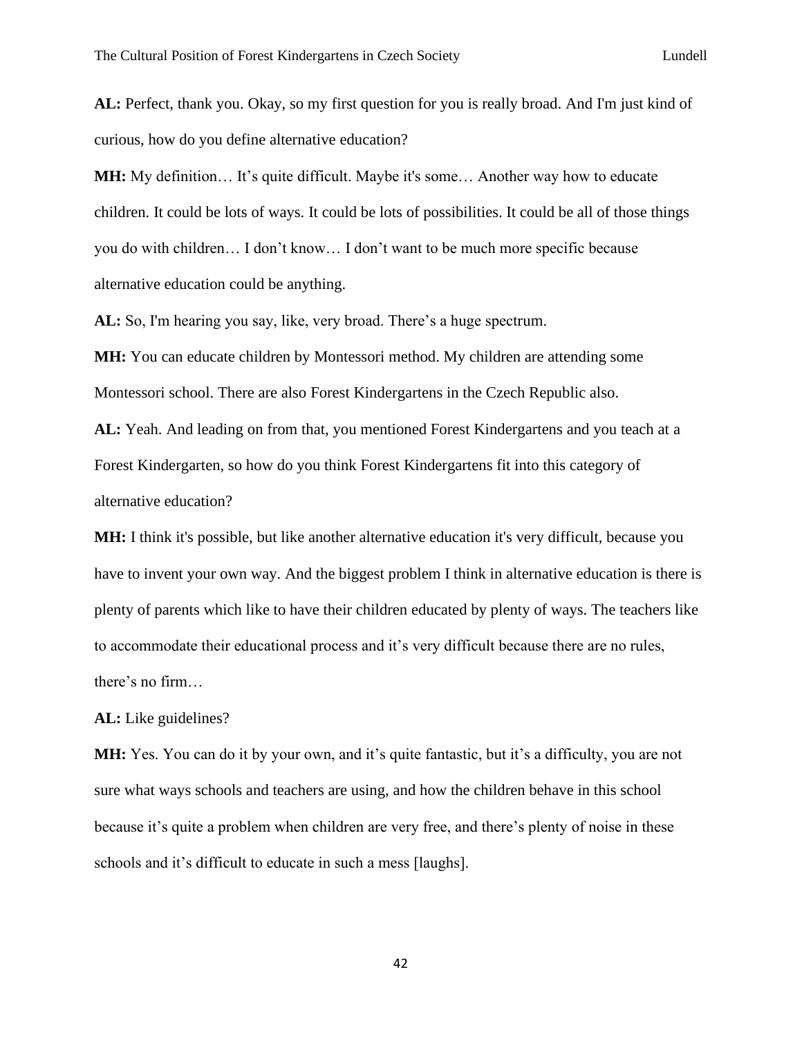**AL:** Perfect, thank you. Okay, so my first question for you is really broad. And I'm just kind of curious, how do you define alternative education?

**MH:** My definition… It's quite difficult. Maybe it's some… Another way how to educate children. It could be lots of ways. It could be lots of possibilities. It could be all of those things you do with children… I don't know… I don't want to be much more specific because alternative education could be anything.

**AL:** So, I'm hearing you say, like, very broad. There's a huge spectrum.

**MH:** You can educate children by Montessori method. My children are attending some Montessori school. There are also Forest Kindergartens in the Czech Republic also.

**AL:** Yeah. And leading on from that, you mentioned Forest Kindergartens and you teach at a Forest Kindergarten, so how do you think Forest Kindergartens fit into this category of alternative education?

**MH:** I think it's possible, but like another alternative education it's very difficult, because you have to invent your own way. And the biggest problem I think in alternative education is there is plenty of parents which like to have their children educated by plenty of ways. The teachers like to accommodate their educational process and it's very difficult because there are no rules, there's no firm…

**AL:** Like guidelines?

**MH:** Yes. You can do it by your own, and it's quite fantastic, but it's a difficulty, you are not sure what ways schools and teachers are using, and how the children behave in this school because it's quite a problem when children are very free, and there's plenty of noise in these schools and it's difficult to educate in such a mess [laughs].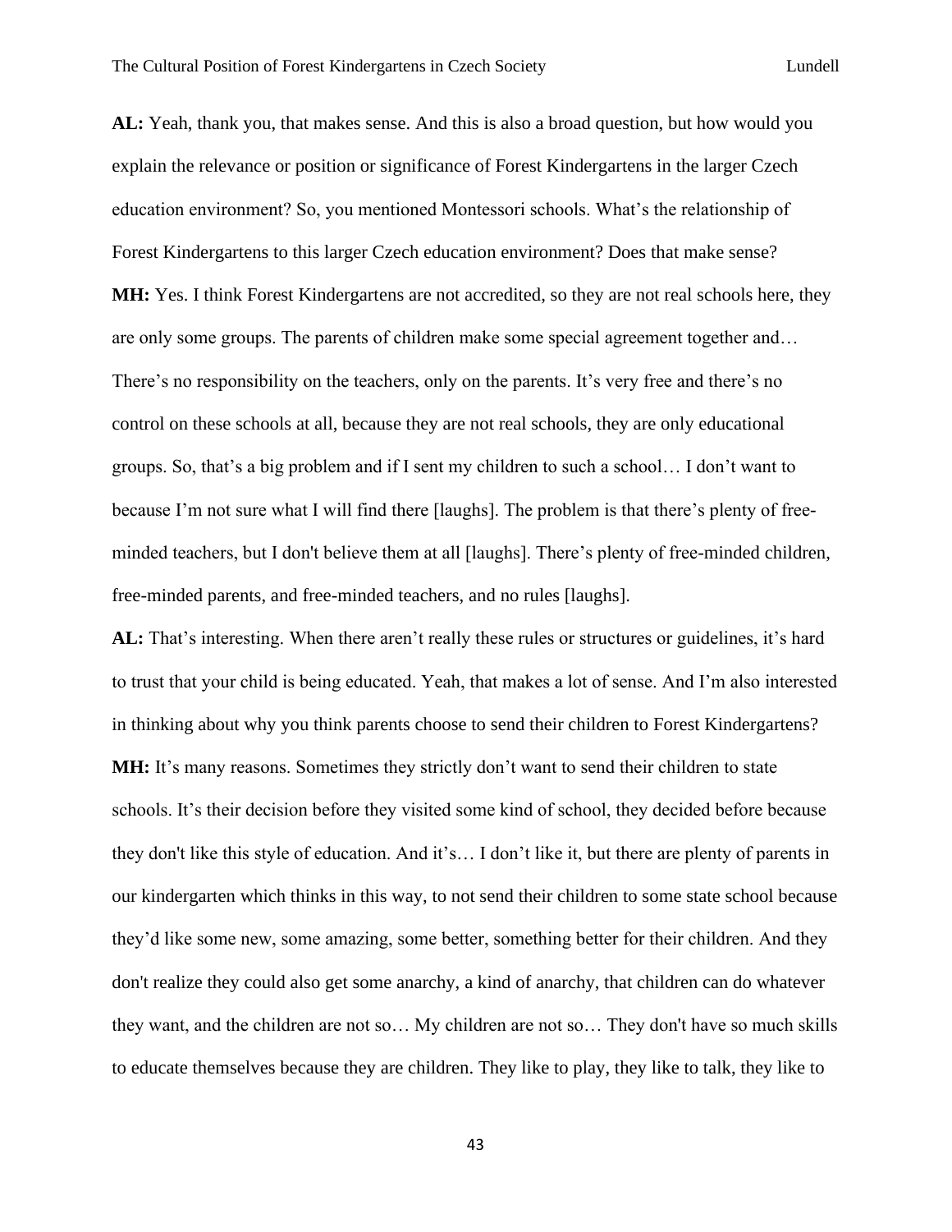**AL:** Yeah, thank you, that makes sense. And this is also a broad question, but how would you explain the relevance or position or significance of Forest Kindergartens in the larger Czech education environment? So, you mentioned Montessori schools. What's the relationship of Forest Kindergartens to this larger Czech education environment? Does that make sense?

**MH:** Yes. I think Forest Kindergartens are not accredited, so they are not real schools here, they are only some groups. The parents of children make some special agreement together and… There's no responsibility on the teachers, only on the parents. It's very free and there's no control on these schools at all, because they are not real schools, they are only educational groups. So, that's a big problem and if I sent my children to such a school… I don't want to because I'm not sure what I will find there [laughs]. The problem is that there's plenty of free-minded teachers, but I don't believe them at all [laughs]. There's plenty of free-minded children, free-minded parents, and free-minded teachers, and no rules [laughs].

**AL:** That's interesting. When there aren't really these rules or structures or guidelines, it's hard to trust that your child is being educated. Yeah, that makes a lot of sense. And I'm also interested in thinking about why you think parents choose to send their children to Forest Kindergartens?

**MH:** It's many reasons. Sometimes they strictly don't want to send their children to state schools. It's their decision before they visited some kind of school, they decided before because they don't like this style of education. And it's… I don't like it, but there are plenty of parents in our kindergarten which thinks in this way, to not send their children to some state school because they'd like some new, some amazing, some better, something better for their children. And they don't realize they could also get some anarchy, a kind of anarchy, that children can do whatever they want, and the children are not so… My children are not so… They don't have so much skills to educate themselves because they are children. They like to play, they like to talk, they like to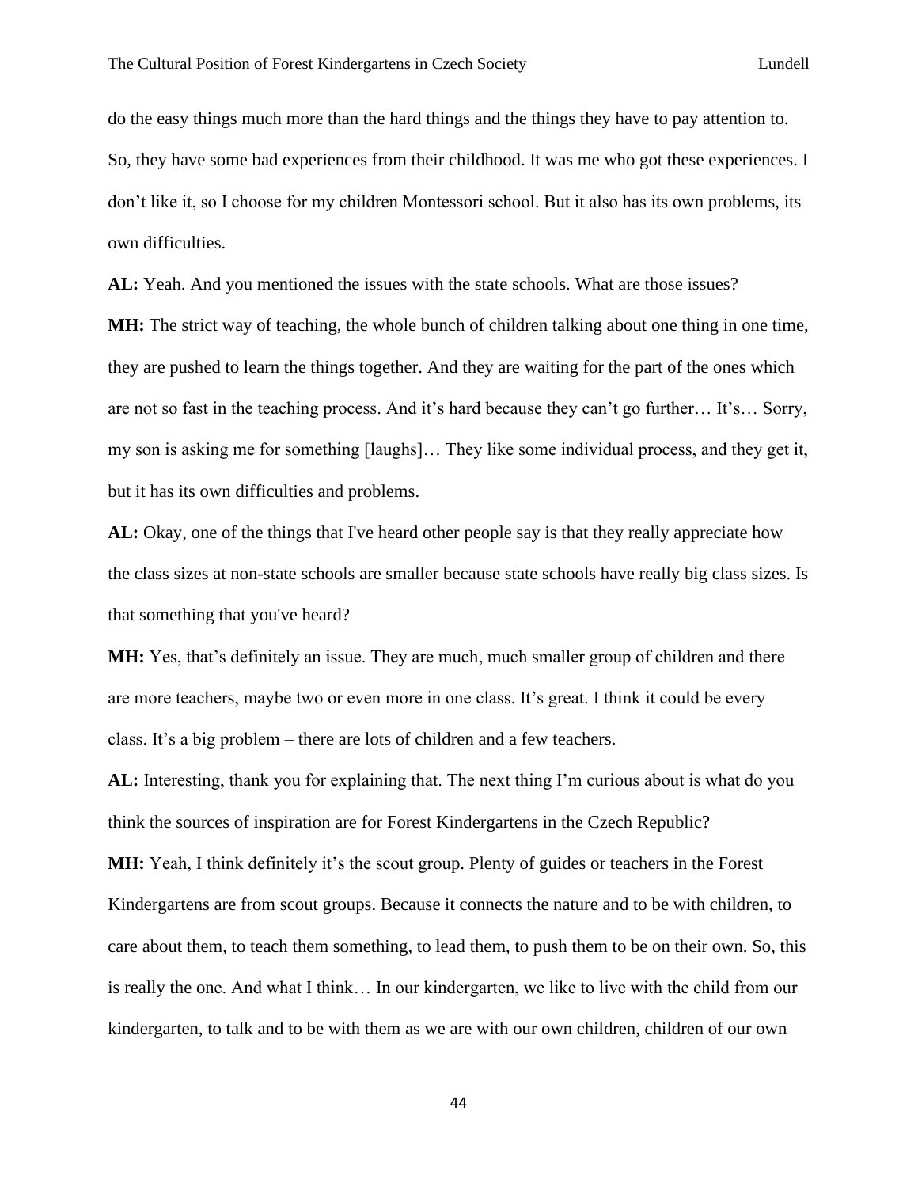do the easy things much more than the hard things and the things they have to pay attention to. So, they have some bad experiences from their childhood. It was me who got these experiences. I don't like it, so I choose for my children Montessori school. But it also has its own problems, its own difficulties.

**AL:** Yeah. And you mentioned the issues with the state schools. What are those issues?

**MH:** The strict way of teaching, the whole bunch of children talking about one thing in one time, they are pushed to learn the things together. And they are waiting for the part of the ones which are not so fast in the teaching process. And it's hard because they can't go further… It's… Sorry, my son is asking me for something [laughs]… They like some individual process, and they get it, but it has its own difficulties and problems.

**AL:** Okay, one of the things that I've heard other people say is that they really appreciate how the class sizes at non-state schools are smaller because state schools have really big class sizes. Is that something that you've heard?

**MH:** Yes, that's definitely an issue. They are much, much smaller group of children and there are more teachers, maybe two or even more in one class. It's great. I think it could be every class. It's a big problem – there are lots of children and a few teachers.

**AL:** Interesting, thank you for explaining that. The next thing I'm curious about is what do you think the sources of inspiration are for Forest Kindergartens in the Czech Republic?

**MH:** Yeah, I think definitely it's the scout group. Plenty of guides or teachers in the Forest Kindergartens are from scout groups. Because it connects the nature and to be with children, to care about them, to teach them something, to lead them, to push them to be on their own. So, this is really the one. And what I think… In our kindergarten, we like to live with the child from our kindergarten, to talk and to be with them as we are with our own children, children of our own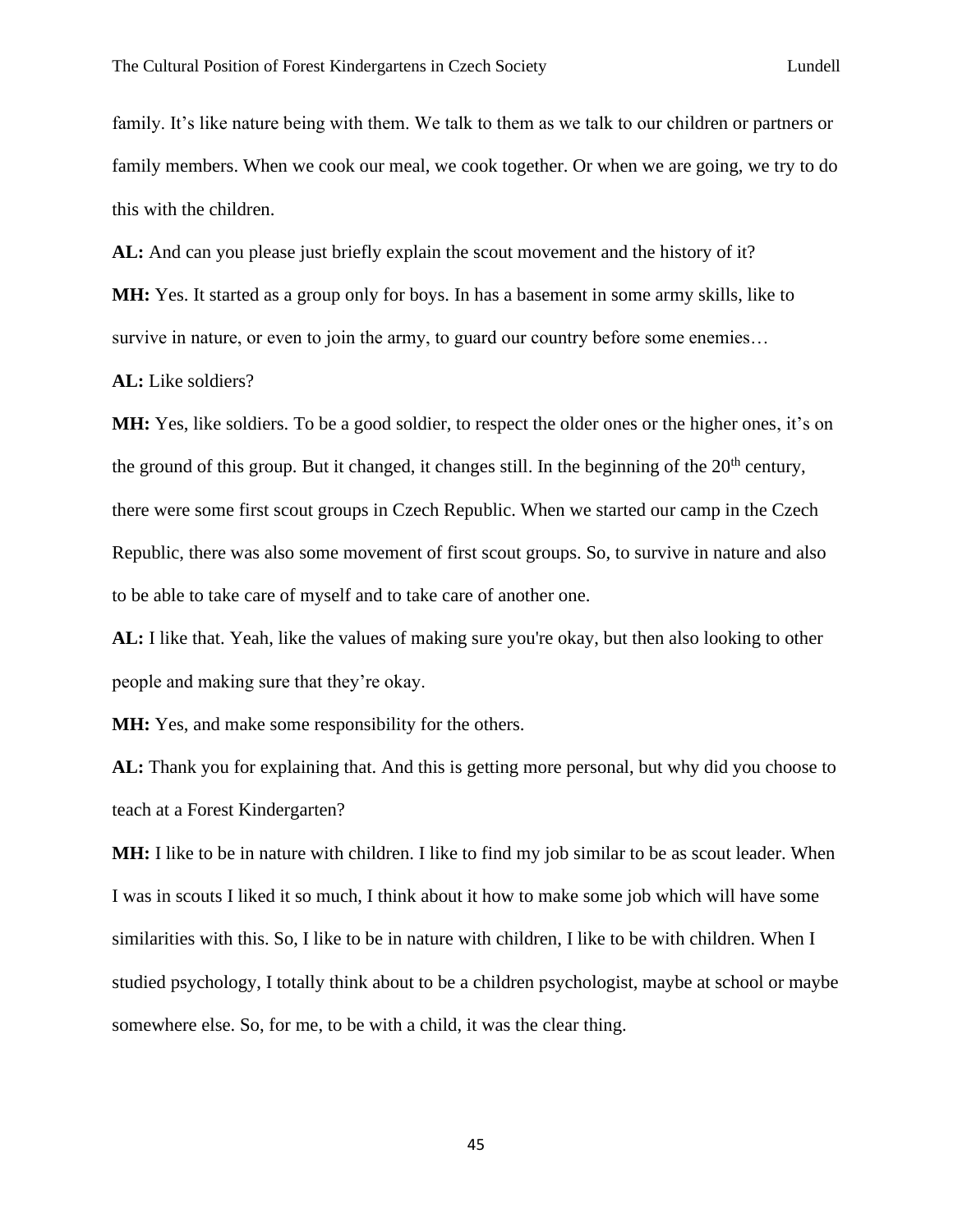family. It's like nature being with them. We talk to them as we talk to our children or partners or family members. When we cook our meal, we cook together. Or when we are going, we try to do this with the children.

**AL:** And can you please just briefly explain the scout movement and the history of it?

**MH:** Yes. It started as a group only for boys. In has a basement in some army skills, like to survive in nature, or even to join the army, to guard our country before some enemies…

**AL:** Like soldiers?

**MH:** Yes, like soldiers. To be a good soldier, to respect the older ones or the higher ones, it's on the ground of this group. But it changed, it changes still. In the beginning of the 20th century, there were some first scout groups in Czech Republic. When we started our camp in the Czech Republic, there was also some movement of first scout groups. So, to survive in nature and also to be able to take care of myself and to take care of another one.

**AL:** I like that. Yeah, like the values of making sure you're okay, but then also looking to other people and making sure that they're okay.

**MH:** Yes, and make some responsibility for the others.

**AL:** Thank you for explaining that. And this is getting more personal, but why did you choose to teach at a Forest Kindergarten?

**MH:** I like to be in nature with children. I like to find my job similar to be as scout leader. When I was in scouts I liked it so much, I think about it how to make some job which will have some similarities with this. So, I like to be in nature with children, I like to be with children. When I studied psychology, I totally think about to be a children psychologist, maybe at school or maybe somewhere else. So, for me, to be with a child, it was the clear thing.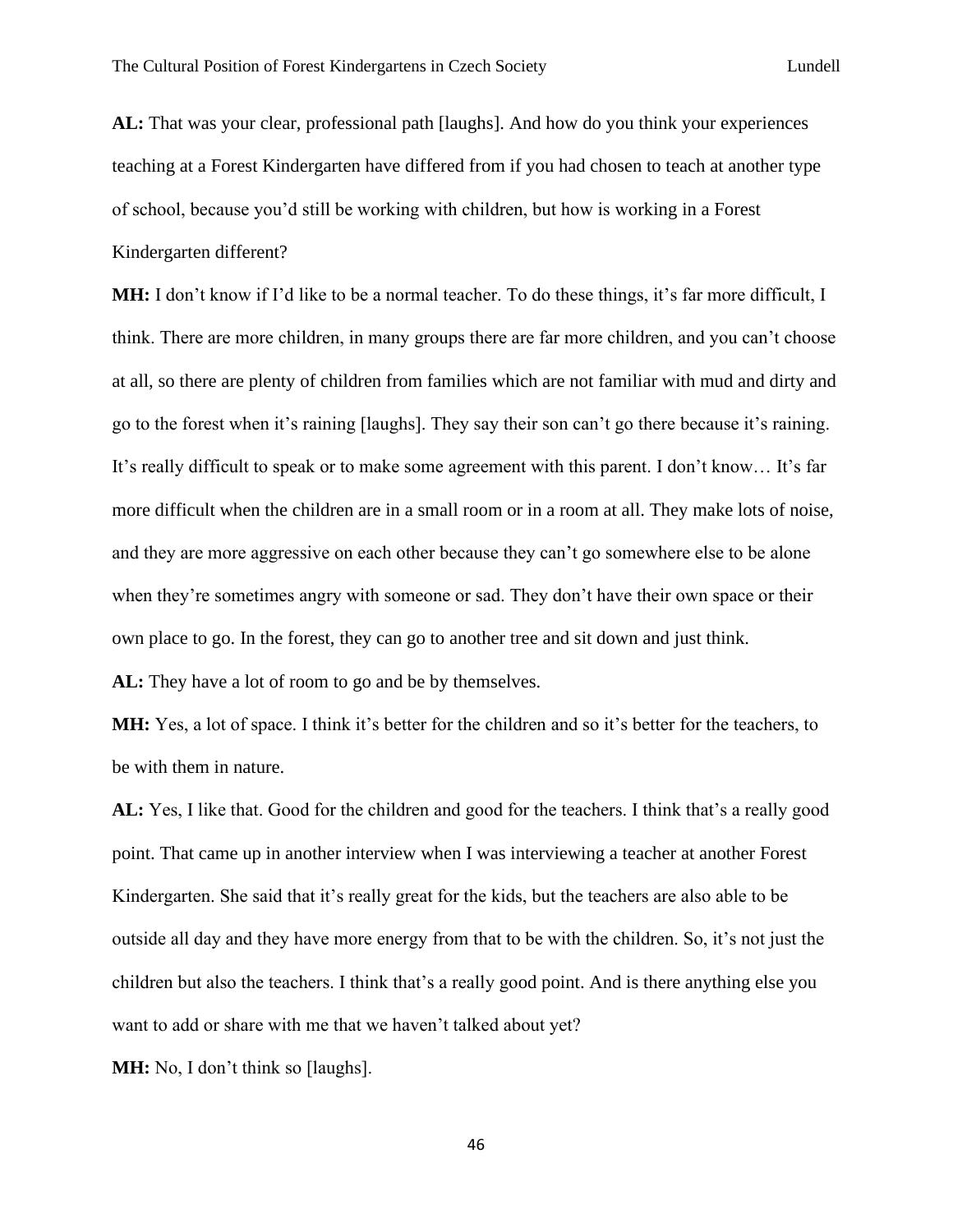**AL:** That was your clear, professional path [laughs]. And how do you think your experiences teaching at a Forest Kindergarten have differed from if you had chosen to teach at another type of school, because you'd still be working with children, but how is working in a Forest Kindergarten different?

**MH:** I don't know if I'd like to be a normal teacher. To do these things, it's far more difficult, I think. There are more children, in many groups there are far more children, and you can't choose at all, so there are plenty of children from families which are not familiar with mud and dirty and go to the forest when it's raining [laughs]. They say their son can't go there because it's raining. It's really difficult to speak or to make some agreement with this parent. I don't know… It's far more difficult when the children are in a small room or in a room at all. They make lots of noise, and they are more aggressive on each other because they can't go somewhere else to be alone when they're sometimes angry with someone or sad. They don't have their own space or their own place to go. In the forest, they can go to another tree and sit down and just think.

**AL:** They have a lot of room to go and be by themselves.

**MH:** Yes, a lot of space. I think it's better for the children and so it's better for the teachers, to be with them in nature.

**AL:** Yes, I like that. Good for the children and good for the teachers. I think that's a really good point. That came up in another interview when I was interviewing a teacher at another Forest Kindergarten. She said that it's really great for the kids, but the teachers are also able to be outside all day and they have more energy from that to be with the children. So, it's not just the children but also the teachers. I think that's a really good point. And is there anything else you want to add or share with me that we haven't talked about yet?

**MH:** No, I don't think so [laughs].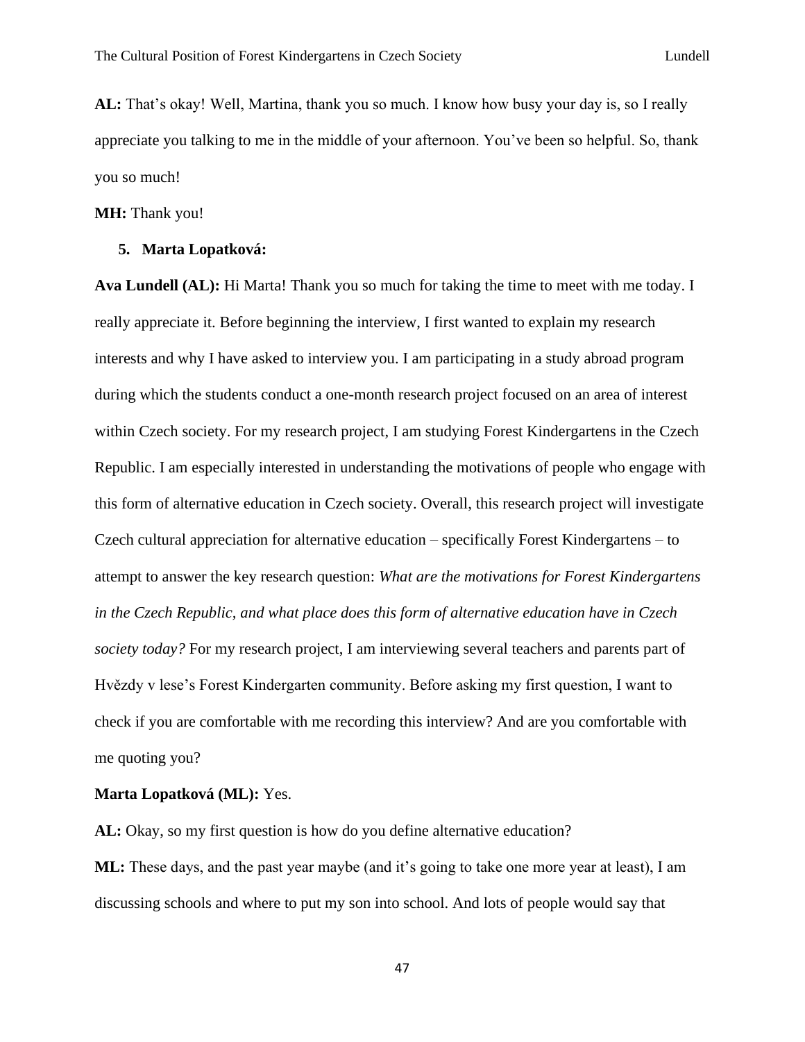**AL:** That's okay! Well, Martina, thank you so much. I know how busy your day is, so I really appreciate you talking to me in the middle of your afternoon. You've been so helpful. So, thank you so much!

**MH:** Thank you!

5. **Marta Lopatková:**

**Ava Lundell (AL):** Hi Marta! Thank you so much for taking the time to meet with me today. I really appreciate it. Before beginning the interview, I first wanted to explain my research interests and why I have asked to interview you. I am participating in a study abroad program during which the students conduct a one-month research project focused on an area of interest within Czech society. For my research project, I am studying Forest Kindergartens in the Czech Republic. I am especially interested in understanding the motivations of people who engage with this form of alternative education in Czech society. Overall, this research project will investigate Czech cultural appreciation for alternative education – specifically Forest Kindergartens – to attempt to answer the key research question: *What are the motivations for Forest Kindergartens in the Czech Republic, and what place does this form of alternative education have in Czech society today?* For my research project, I am interviewing several teachers and parents part of Hvězdy v lese's Forest Kindergarten community. Before asking my first question, I want to check if you are comfortable with me recording this interview? And are you comfortable with me quoting you?

**Marta Lopatková (ML):** Yes.

**AL:** Okay, so my first question is how do you define alternative education?

**ML:** These days, and the past year maybe (and it's going to take one more year at least), I am discussing schools and where to put my son into school. And lots of people would say that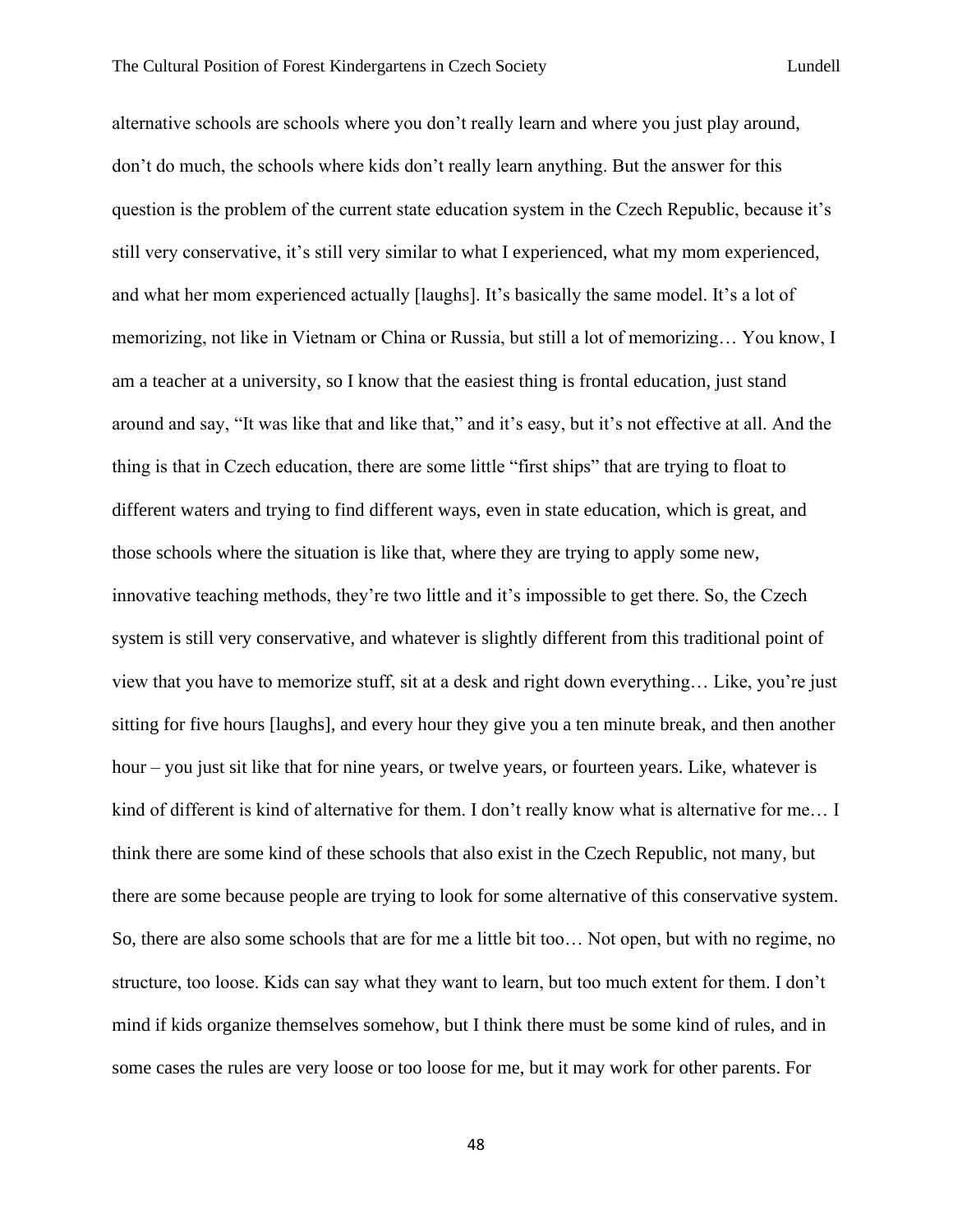alternative schools are schools where you don't really learn and where you just play around, don't do much, the schools where kids don't really learn anything. But the answer for this question is the problem of the current state education system in the Czech Republic, because it's still very conservative, it's still very similar to what I experienced, what my mom experienced, and what her mom experienced actually [laughs]. It's basically the same model. It's a lot of memorizing, not like in Vietnam or China or Russia, but still a lot of memorizing… You know, I am a teacher at a university, so I know that the easiest thing is frontal education, just stand around and say, "It was like that and like that," and it's easy, but it's not effective at all. And the thing is that in Czech education, there are some little "first ships" that are trying to float to different waters and trying to find different ways, even in state education, which is great, and those schools where the situation is like that, where they are trying to apply some new, innovative teaching methods, they're two little and it's impossible to get there. So, the Czech system is still very conservative, and whatever is slightly different from this traditional point of view that you have to memorize stuff, sit at a desk and right down everything… Like, you're just sitting for five hours [laughs], and every hour they give you a ten minute break, and then another hour – you just sit like that for nine years, or twelve years, or fourteen years. Like, whatever is kind of different is kind of alternative for them. I don't really know what is alternative for me… I think there are some kind of these schools that also exist in the Czech Republic, not many, but there are some because people are trying to look for some alternative of this conservative system. So, there are also some schools that are for me a little bit too… Not open, but with no regime, no structure, too loose. Kids can say what they want to learn, but too much extent for them. I don't mind if kids organize themselves somehow, but I think there must be some kind of rules, and in some cases the rules are very loose or too loose for me, but it may work for other parents. For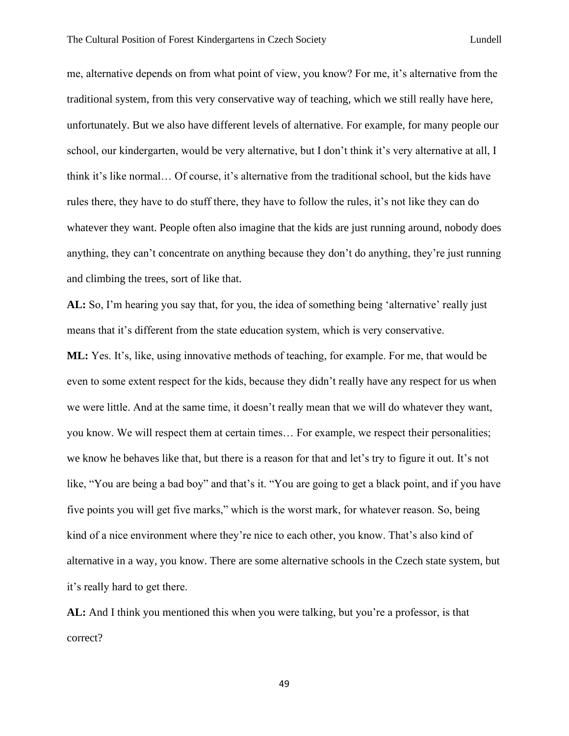me, alternative depends on from what point of view, you know? For me, it's alternative from the traditional system, from this very conservative way of teaching, which we still really have here, unfortunately. But we also have different levels of alternative. For example, for many people our school, our kindergarten, would be very alternative, but I don't think it's very alternative at all, I think it's like normal… Of course, it's alternative from the traditional school, but the kids have rules there, they have to do stuff there, they have to follow the rules, it's not like they can do whatever they want. People often also imagine that the kids are just running around, nobody does anything, they can't concentrate on anything because they don't do anything, they're just running and climbing the trees, sort of like that.

**AL:** So, I'm hearing you say that, for you, the idea of something being 'alternative' really just means that it's different from the state education system, which is very conservative.

**ML:** Yes. It's, like, using innovative methods of teaching, for example. For me, that would be even to some extent respect for the kids, because they didn't really have any respect for us when we were little. And at the same time, it doesn't really mean that we will do whatever they want, you know. We will respect them at certain times… For example, we respect their personalities; we know he behaves like that, but there is a reason for that and let's try to figure it out. It's not like, "You are being a bad boy" and that's it. "You are going to get a black point, and if you have five points you will get five marks," which is the worst mark, for whatever reason. So, being kind of a nice environment where they're nice to each other, you know. That's also kind of alternative in a way, you know. There are some alternative schools in the Czech state system, but it's really hard to get there.

**AL:** And I think you mentioned this when you were talking, but you're a professor, is that correct?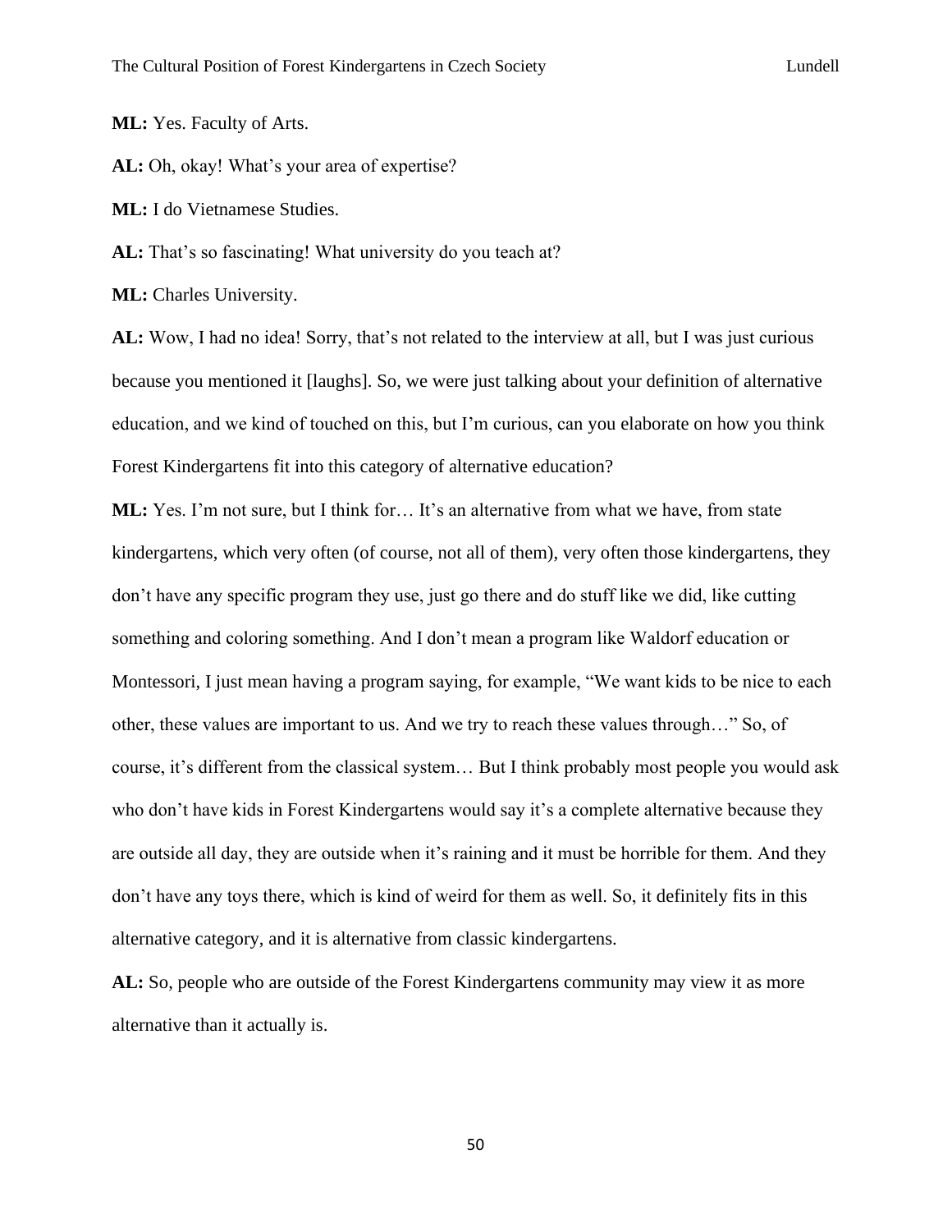**ML:** Yes. Faculty of Arts.

**AL:** Oh, okay! What's your area of expertise?

**ML:** I do Vietnamese Studies.

**AL:** That's so fascinating! What university do you teach at?

**ML:** Charles University.

**AL:** Wow, I had no idea! Sorry, that's not related to the interview at all, but I was just curious because you mentioned it [laughs]. So, we were just talking about your definition of alternative education, and we kind of touched on this, but I'm curious, can you elaborate on how you think Forest Kindergartens fit into this category of alternative education?

**ML:** Yes. I'm not sure, but I think for… It's an alternative from what we have, from state kindergartens, which very often (of course, not all of them), very often those kindergartens, they don't have any specific program they use, just go there and do stuff like we did, like cutting something and coloring something. And I don't mean a program like Waldorf education or Montessori, I just mean having a program saying, for example, "We want kids to be nice to each other, these values are important to us. And we try to reach these values through…" So, of course, it's different from the classical system… But I think probably most people you would ask who don't have kids in Forest Kindergartens would say it's a complete alternative because they are outside all day, they are outside when it's raining and it must be horrible for them. And they don't have any toys there, which is kind of weird for them as well. So, it definitely fits in this alternative category, and it is alternative from classic kindergartens.

**AL:** So, people who are outside of the Forest Kindergartens community may view it as more alternative than it actually is.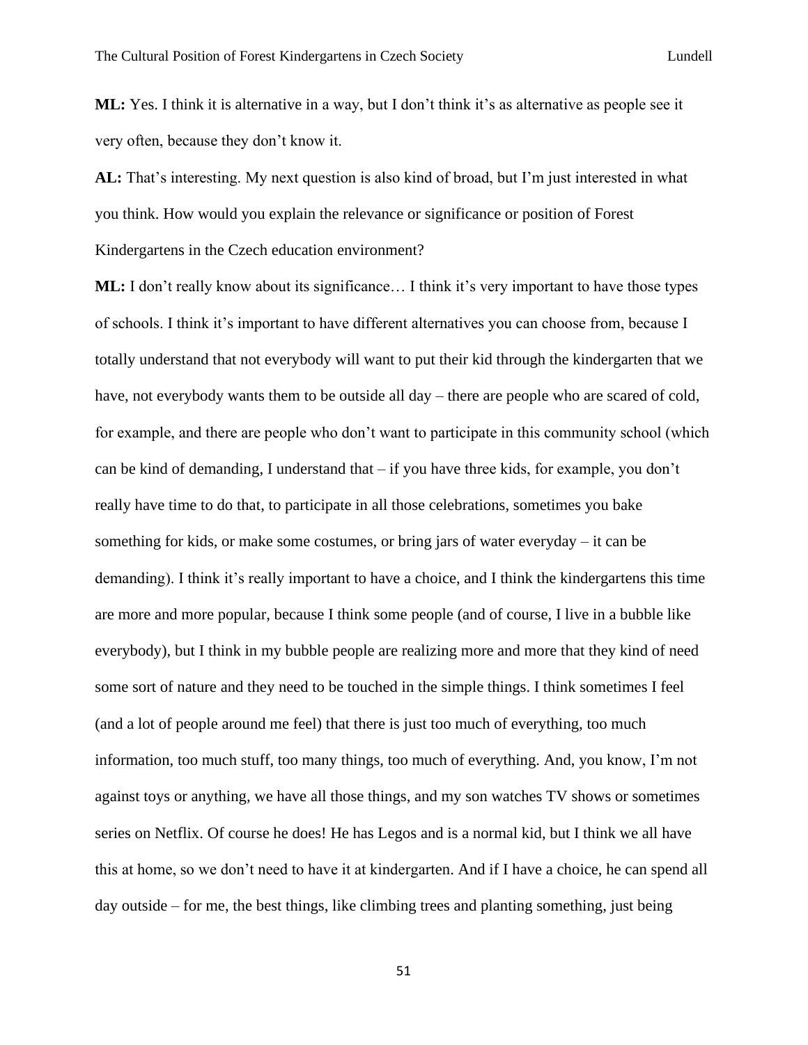**ML:** Yes. I think it is alternative in a way, but I don't think it's as alternative as people see it very often, because they don't know it.

**AL:** That's interesting. My next question is also kind of broad, but I'm just interested in what you think. How would you explain the relevance or significance or position of Forest Kindergartens in the Czech education environment?

**ML:** I don't really know about its significance… I think it's very important to have those types of schools. I think it's important to have different alternatives you can choose from, because I totally understand that not everybody will want to put their kid through the kindergarten that we have, not everybody wants them to be outside all day – there are people who are scared of cold, for example, and there are people who don't want to participate in this community school (which can be kind of demanding, I understand that – if you have three kids, for example, you don't really have time to do that, to participate in all those celebrations, sometimes you bake something for kids, or make some costumes, or bring jars of water everyday – it can be demanding). I think it's really important to have a choice, and I think the kindergartens this time are more and more popular, because I think some people (and of course, I live in a bubble like everybody), but I think in my bubble people are realizing more and more that they kind of need some sort of nature and they need to be touched in the simple things. I think sometimes I feel (and a lot of people around me feel) that there is just too much of everything, too much information, too much stuff, too many things, too much of everything. And, you know, I'm not against toys or anything, we have all those things, and my son watches TV shows or sometimes series on Netflix. Of course he does! He has Legos and is a normal kid, but I think we all have this at home, so we don't need to have it at kindergarten. And if I have a choice, he can spend all day outside – for me, the best things, like climbing trees and planting something, just being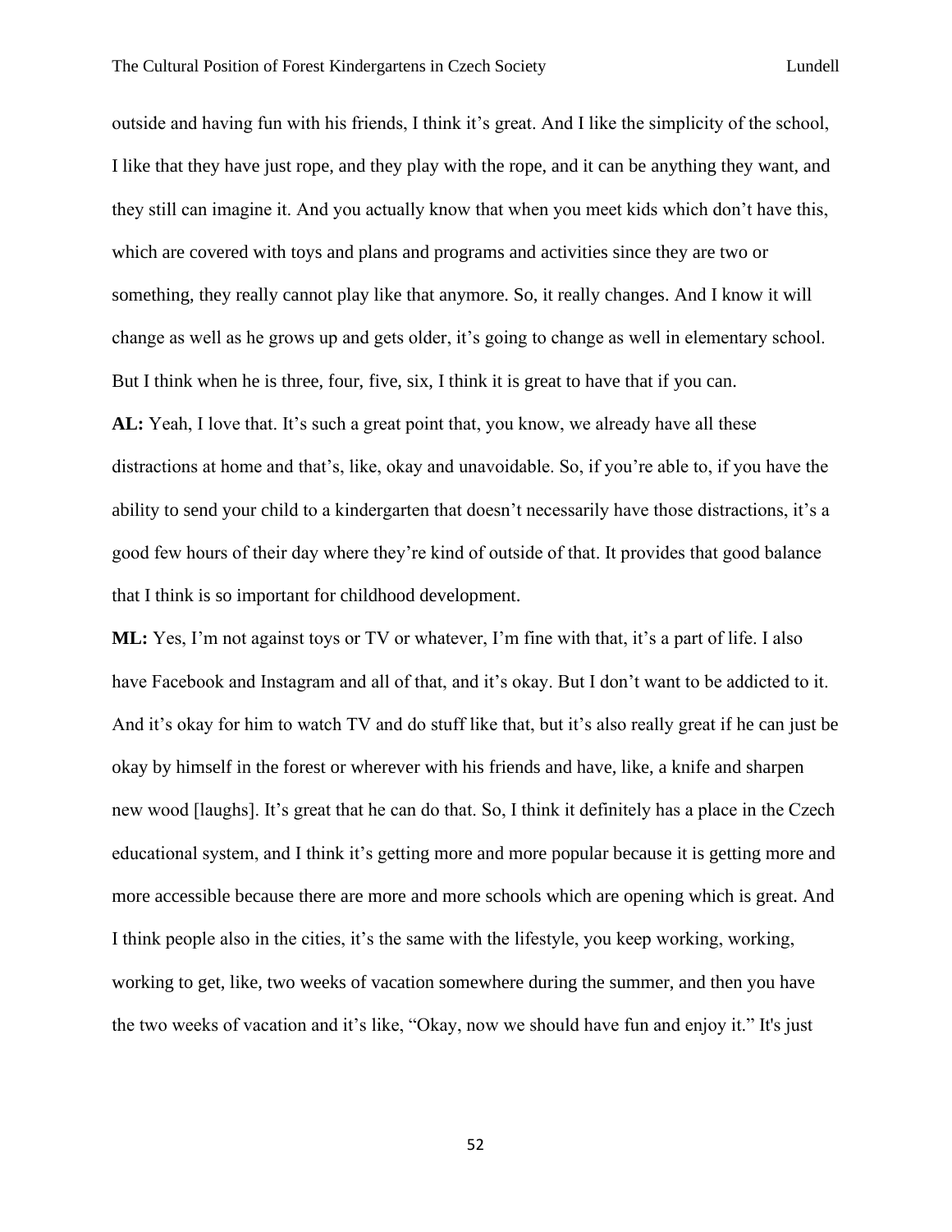outside and having fun with his friends, I think it's great. And I like the simplicity of the school, I like that they have just rope, and they play with the rope, and it can be anything they want, and they still can imagine it. And you actually know that when you meet kids which don't have this, which are covered with toys and plans and programs and activities since they are two or something, they really cannot play like that anymore. So, it really changes. And I know it will change as well as he grows up and gets older, it's going to change as well in elementary school. But I think when he is three, four, five, six, I think it is great to have that if you can.

**AL:** Yeah, I love that. It's such a great point that, you know, we already have all these distractions at home and that's, like, okay and unavoidable. So, if you're able to, if you have the ability to send your child to a kindergarten that doesn't necessarily have those distractions, it's a good few hours of their day where they're kind of outside of that. It provides that good balance that I think is so important for childhood development.

**ML:** Yes, I'm not against toys or TV or whatever, I'm fine with that, it's a part of life. I also have Facebook and Instagram and all of that, and it's okay. But I don't want to be addicted to it. And it's okay for him to watch TV and do stuff like that, but it's also really great if he can just be okay by himself in the forest or wherever with his friends and have, like, a knife and sharpen new wood [laughs]. It's great that he can do that. So, I think it definitely has a place in the Czech educational system, and I think it's getting more and more popular because it is getting more and more accessible because there are more and more schools which are opening which is great. And I think people also in the cities, it's the same with the lifestyle, you keep working, working, working to get, like, two weeks of vacation somewhere during the summer, and then you have the two weeks of vacation and it's like, "Okay, now we should have fun and enjoy it." It's just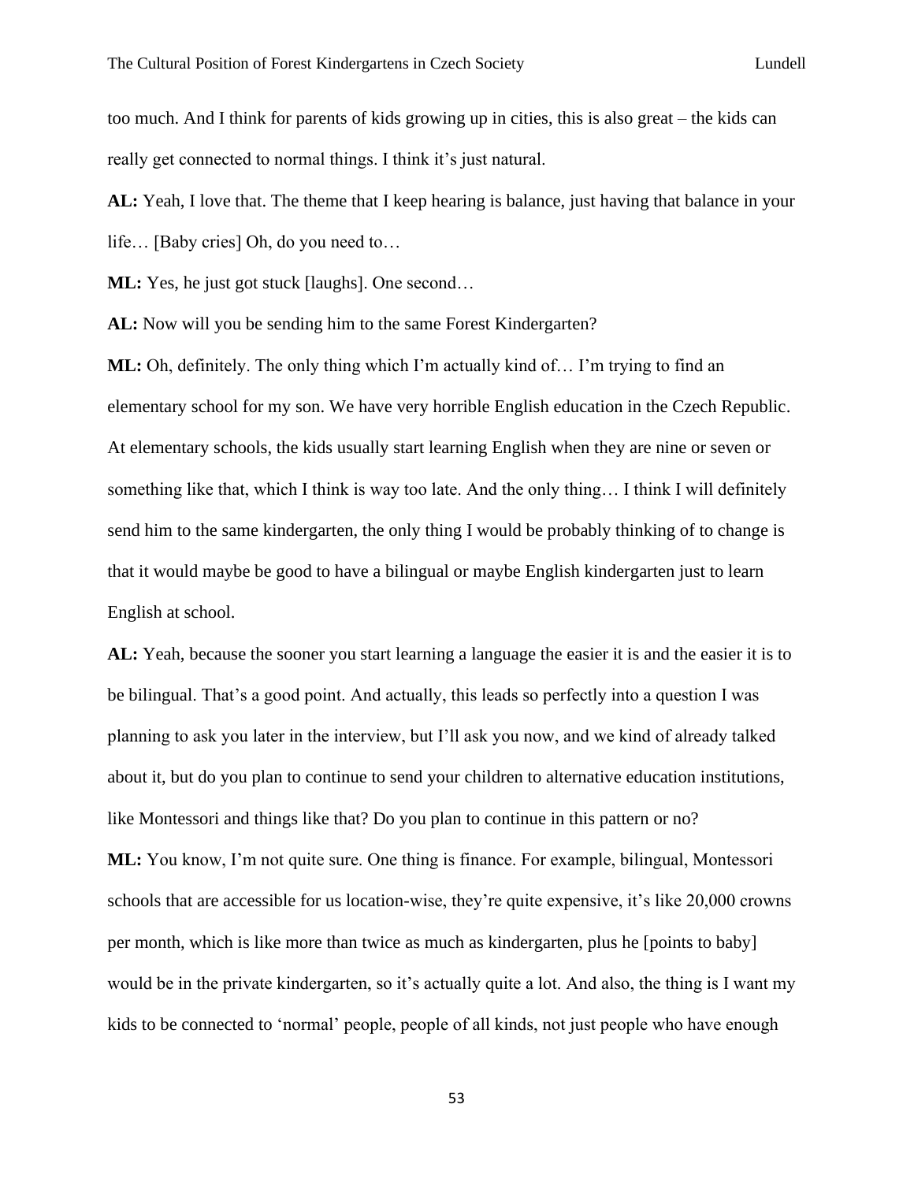too much. And I think for parents of kids growing up in cities, this is also great – the kids can really get connected to normal things. I think it's just natural.

**AL:** Yeah, I love that. The theme that I keep hearing is balance, just having that balance in your life… [Baby cries] Oh, do you need to…

**ML:** Yes, he just got stuck [laughs]. One second…

**AL:** Now will you be sending him to the same Forest Kindergarten?

**ML:** Oh, definitely. The only thing which I'm actually kind of… I'm trying to find an elementary school for my son. We have very horrible English education in the Czech Republic. At elementary schools, the kids usually start learning English when they are nine or seven or something like that, which I think is way too late. And the only thing… I think I will definitely send him to the same kindergarten, the only thing I would be probably thinking of to change is that it would maybe be good to have a bilingual or maybe English kindergarten just to learn English at school.

**AL:** Yeah, because the sooner you start learning a language the easier it is and the easier it is to be bilingual. That's a good point. And actually, this leads so perfectly into a question I was planning to ask you later in the interview, but I'll ask you now, and we kind of already talked about it, but do you plan to continue to send your children to alternative education institutions, like Montessori and things like that? Do you plan to continue in this pattern or no?

**ML:** You know, I'm not quite sure. One thing is finance. For example, bilingual, Montessori schools that are accessible for us location-wise, they're quite expensive, it's like 20,000 crowns per month, which is like more than twice as much as kindergarten, plus he [points to baby] would be in the private kindergarten, so it's actually quite a lot. And also, the thing is I want my kids to be connected to 'normal' people, people of all kinds, not just people who have enough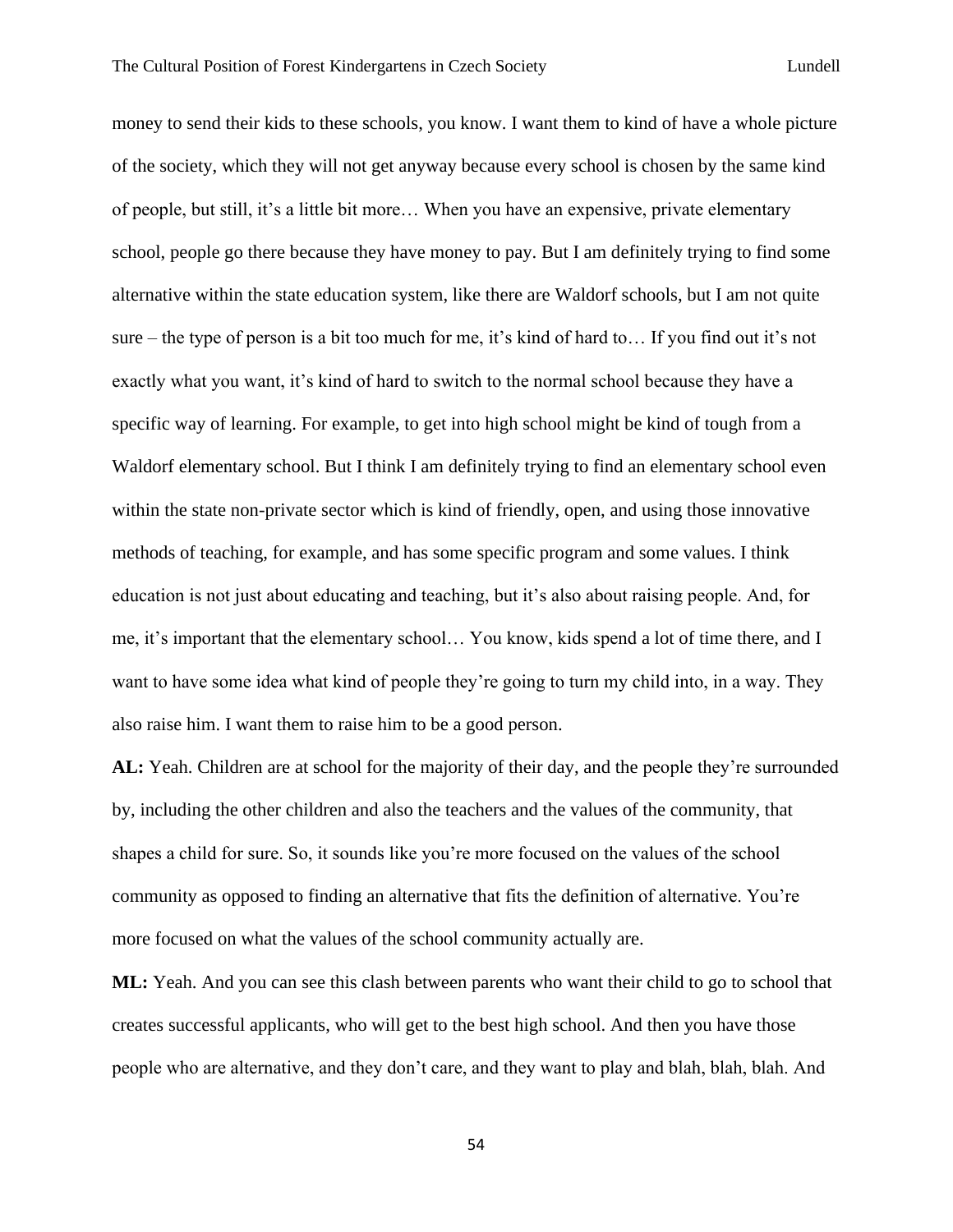money to send their kids to these schools, you know. I want them to kind of have a whole picture of the society, which they will not get anyway because every school is chosen by the same kind of people, but still, it's a little bit more… When you have an expensive, private elementary school, people go there because they have money to pay. But I am definitely trying to find some alternative within the state education system, like there are Waldorf schools, but I am not quite sure – the type of person is a bit too much for me, it's kind of hard to… If you find out it's not exactly what you want, it's kind of hard to switch to the normal school because they have a specific way of learning. For example, to get into high school might be kind of tough from a Waldorf elementary school. But I think I am definitely trying to find an elementary school even within the state non-private sector which is kind of friendly, open, and using those innovative methods of teaching, for example, and has some specific program and some values. I think education is not just about educating and teaching, but it's also about raising people. And, for me, it's important that the elementary school… You know, kids spend a lot of time there, and I want to have some idea what kind of people they're going to turn my child into, in a way. They also raise him. I want them to raise him to be a good person.

**AL:** Yeah. Children are at school for the majority of their day, and the people they're surrounded by, including the other children and also the teachers and the values of the community, that shapes a child for sure. So, it sounds like you're more focused on the values of the school community as opposed to finding an alternative that fits the definition of alternative. You're more focused on what the values of the school community actually are.

**ML:** Yeah. And you can see this clash between parents who want their child to go to school that creates successful applicants, who will get to the best high school. And then you have those people who are alternative, and they don't care, and they want to play and blah, blah, blah. And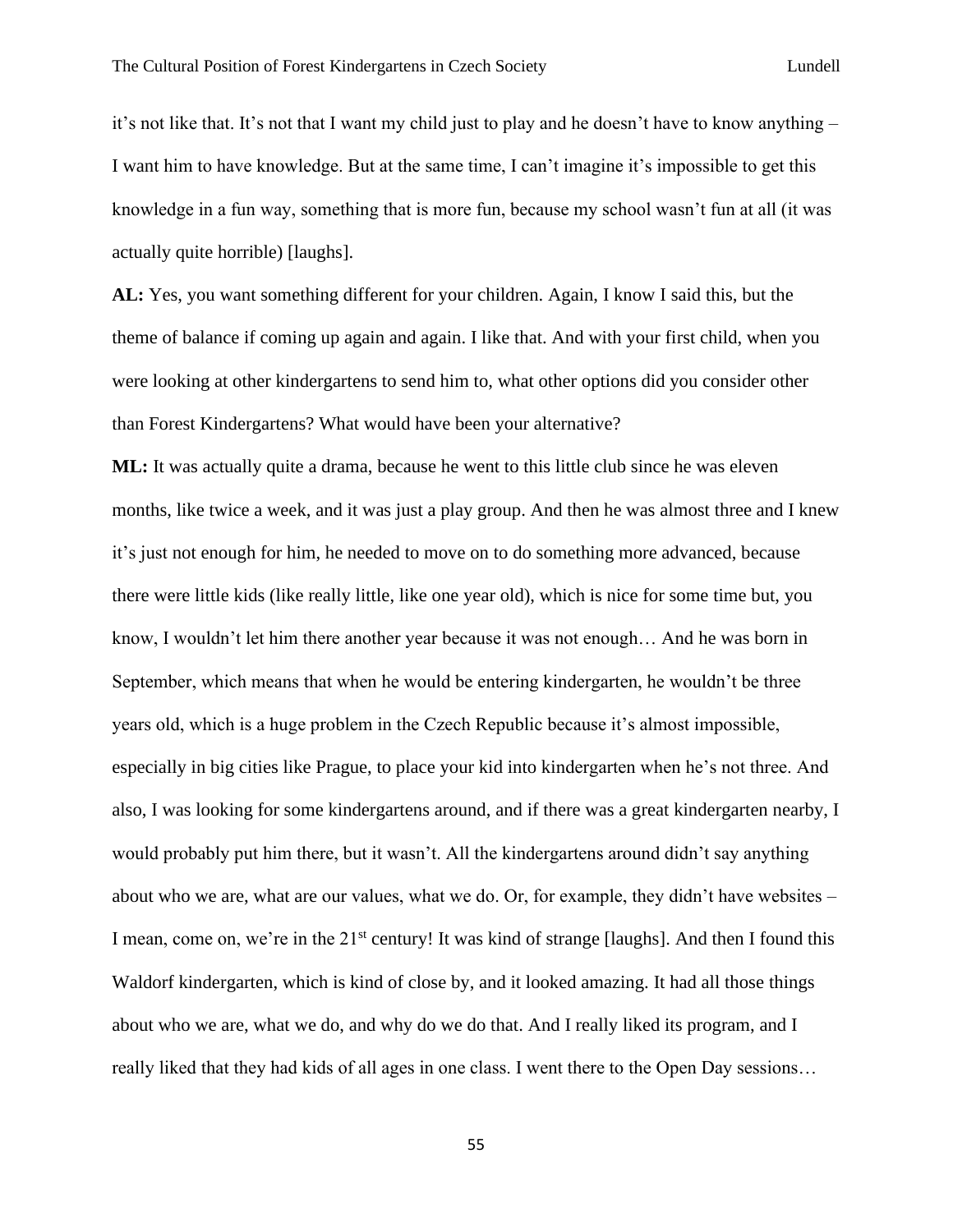it's not like that. It's not that I want my child just to play and he doesn't have to know anything – I want him to have knowledge. But at the same time, I can't imagine it's impossible to get this knowledge in a fun way, something that is more fun, because my school wasn't fun at all (it was actually quite horrible) [laughs].

**AL:** Yes, you want something different for your children. Again, I know I said this, but the theme of balance if coming up again and again. I like that. And with your first child, when you were looking at other kindergartens to send him to, what other options did you consider other than Forest Kindergartens? What would have been your alternative?

**ML:** It was actually quite a drama, because he went to this little club since he was eleven months, like twice a week, and it was just a play group. And then he was almost three and I knew it's just not enough for him, he needed to move on to do something more advanced, because there were little kids (like really little, like one year old), which is nice for some time but, you know, I wouldn't let him there another year because it was not enough… And he was born in September, which means that when he would be entering kindergarten, he wouldn't be three years old, which is a huge problem in the Czech Republic because it's almost impossible, especially in big cities like Prague, to place your kid into kindergarten when he's not three. And also, I was looking for some kindergartens around, and if there was a great kindergarten nearby, I would probably put him there, but it wasn't. All the kindergartens around didn't say anything about who we are, what are our values, what we do. Or, for example, they didn't have websites – I mean, come on, we're in the 21st century! It was kind of strange [laughs]. And then I found this Waldorf kindergarten, which is kind of close by, and it looked amazing. It had all those things about who we are, what we do, and why do we do that. And I really liked its program, and I really liked that they had kids of all ages in one class. I went there to the Open Day sessions…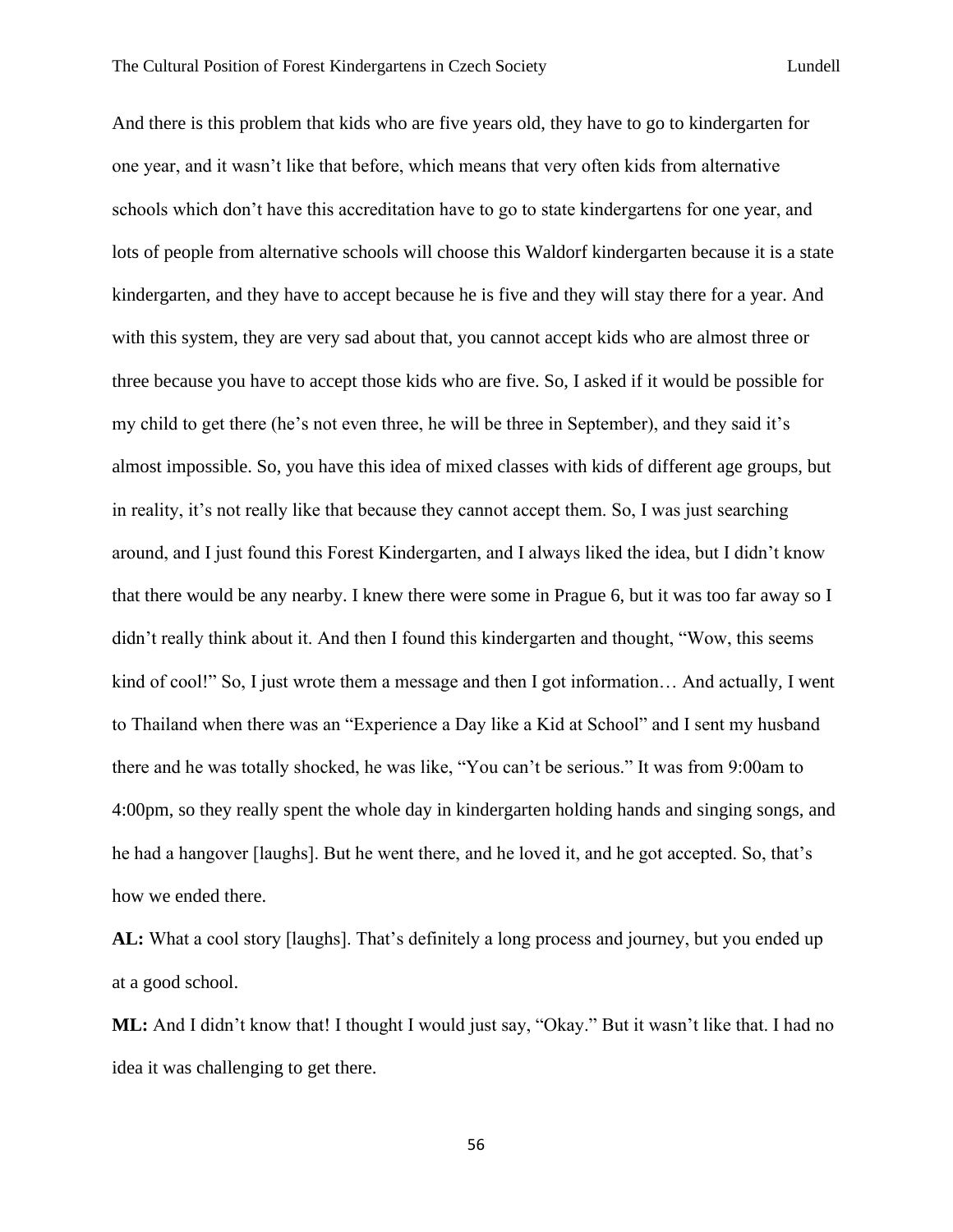And there is this problem that kids who are five years old, they have to go to kindergarten for one year, and it wasn't like that before, which means that very often kids from alternative schools which don't have this accreditation have to go to state kindergartens for one year, and lots of people from alternative schools will choose this Waldorf kindergarten because it is a state kindergarten, and they have to accept because he is five and they will stay there for a year. And with this system, they are very sad about that, you cannot accept kids who are almost three or three because you have to accept those kids who are five. So, I asked if it would be possible for my child to get there (he's not even three, he will be three in September), and they said it's almost impossible. So, you have this idea of mixed classes with kids of different age groups, but in reality, it's not really like that because they cannot accept them. So, I was just searching around, and I just found this Forest Kindergarten, and I always liked the idea, but I didn't know that there would be any nearby. I knew there were some in Prague 6, but it was too far away so I didn't really think about it. And then I found this kindergarten and thought, "Wow, this seems kind of cool!" So, I just wrote them a message and then I got information… And actually, I went to Thailand when there was an "Experience a Day like a Kid at School" and I sent my husband there and he was totally shocked, he was like, "You can't be serious." It was from 9:00am to 4:00pm, so they really spent the whole day in kindergarten holding hands and singing songs, and he had a hangover [laughs]. But he went there, and he loved it, and he got accepted. So, that's how we ended there.

**AL:** What a cool story [laughs]. That's definitely a long process and journey, but you ended up at a good school.

**ML:** And I didn't know that! I thought I would just say, "Okay." But it wasn't like that. I had no idea it was challenging to get there.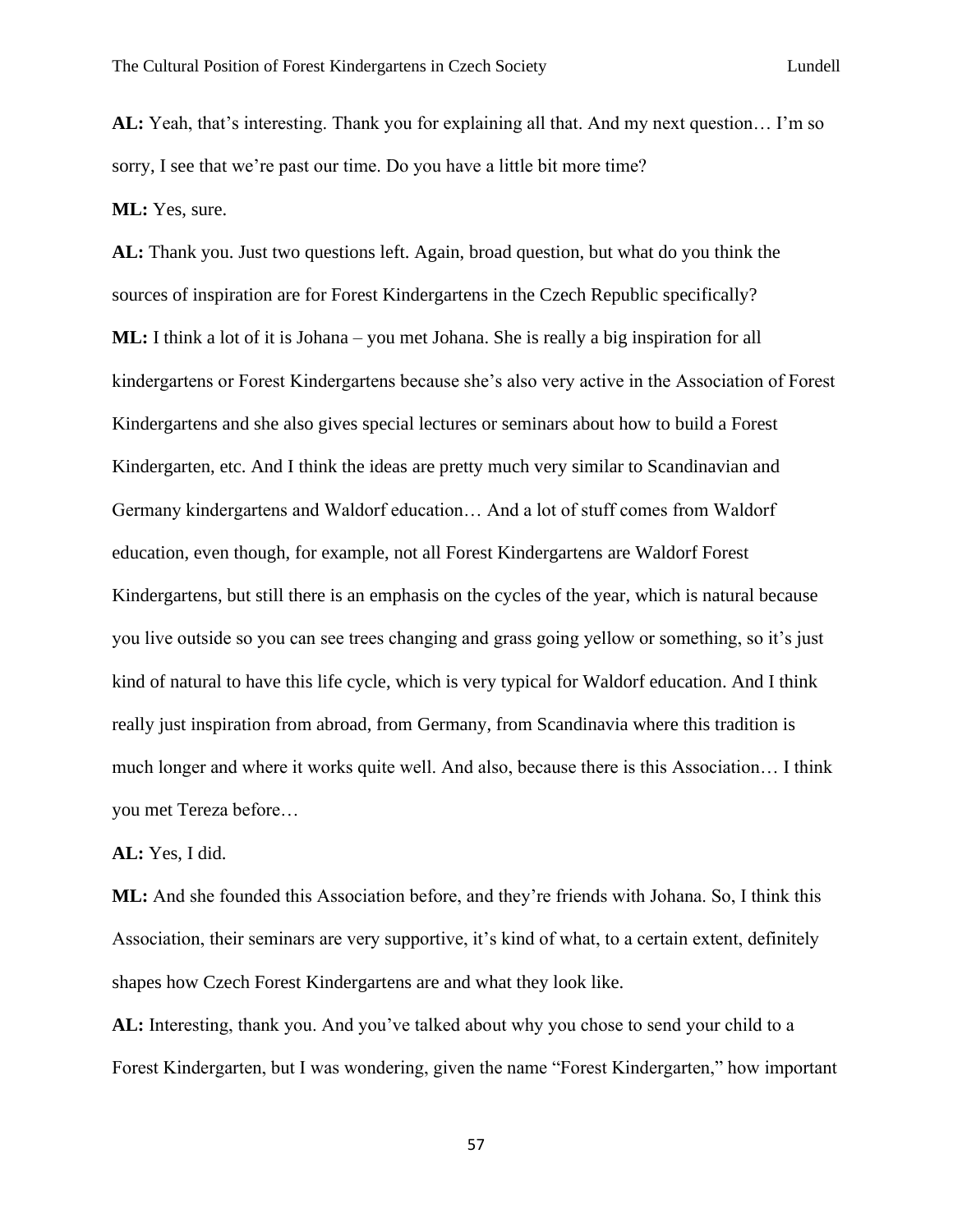**AL:** Yeah, that's interesting. Thank you for explaining all that. And my next question… I'm so sorry, I see that we're past our time. Do you have a little bit more time?

**ML:** Yes, sure.

**AL:** Thank you. Just two questions left. Again, broad question, but what do you think the sources of inspiration are for Forest Kindergartens in the Czech Republic specifically?

**ML:** I think a lot of it is Johana – you met Johana. She is really a big inspiration for all kindergartens or Forest Kindergartens because she's also very active in the Association of Forest Kindergartens and she also gives special lectures or seminars about how to build a Forest Kindergarten, etc. And I think the ideas are pretty much very similar to Scandinavian and Germany kindergartens and Waldorf education… And a lot of stuff comes from Waldorf education, even though, for example, not all Forest Kindergartens are Waldorf Forest Kindergartens, but still there is an emphasis on the cycles of the year, which is natural because you live outside so you can see trees changing and grass going yellow or something, so it's just kind of natural to have this life cycle, which is very typical for Waldorf education. And I think really just inspiration from abroad, from Germany, from Scandinavia where this tradition is much longer and where it works quite well. And also, because there is this Association… I think you met Tereza before…

**AL:** Yes, I did.

**ML:** And she founded this Association before, and they're friends with Johana. So, I think this Association, their seminars are very supportive, it's kind of what, to a certain extent, definitely shapes how Czech Forest Kindergartens are and what they look like.

**AL:** Interesting, thank you. And you've talked about why you chose to send your child to a Forest Kindergarten, but I was wondering, given the name "Forest Kindergarten," how important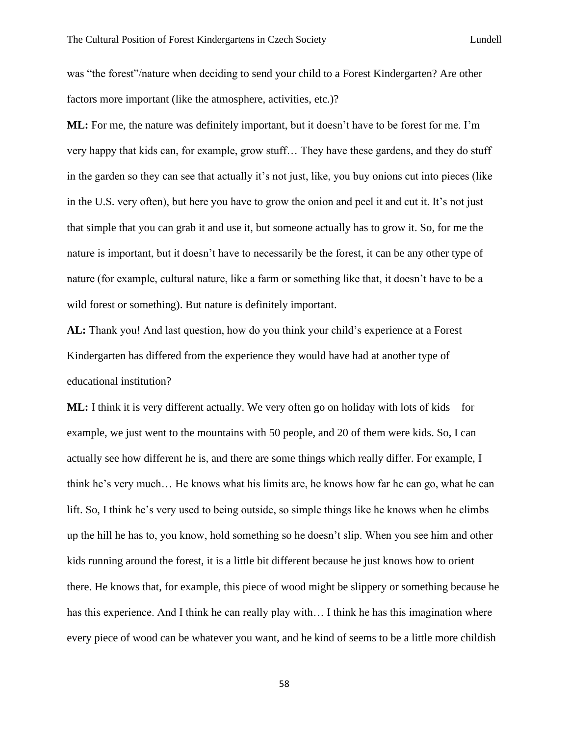was “the forest”/nature when deciding to send your child to a Forest Kindergarten? Are other factors more important (like the atmosphere, activities, etc.)?

**ML:** For me, the nature was definitely important, but it doesn’t have to be forest for me. I’m very happy that kids can, for example, grow stuff… They have these gardens, and they do stuff in the garden so they can see that actually it’s not just, like, you buy onions cut into pieces (like in the U.S. very often), but here you have to grow the onion and peel it and cut it. It’s not just that simple that you can grab it and use it, but someone actually has to grow it. So, for me the nature is important, but it doesn’t have to necessarily be the forest, it can be any other type of nature (for example, cultural nature, like a farm or something like that, it doesn’t have to be a wild forest or something). But nature is definitely important.

**AL:** Thank you! And last question, how do you think your child’s experience at a Forest Kindergarten has differed from the experience they would have had at another type of educational institution?

**ML:** I think it is very different actually. We very often go on holiday with lots of kids – for example, we just went to the mountains with 50 people, and 20 of them were kids. So, I can actually see how different he is, and there are some things which really differ. For example, I think he’s very much… He knows what his limits are, he knows how far he can go, what he can lift. So, I think he’s very used to being outside, so simple things like he knows when he climbs up the hill he has to, you know, hold something so he doesn’t slip. When you see him and other kids running around the forest, it is a little bit different because he just knows how to orient there. He knows that, for example, this piece of wood might be slippery or something because he has this experience. And I think he can really play with… I think he has this imagination where every piece of wood can be whatever you want, and he kind of seems to be a little more childish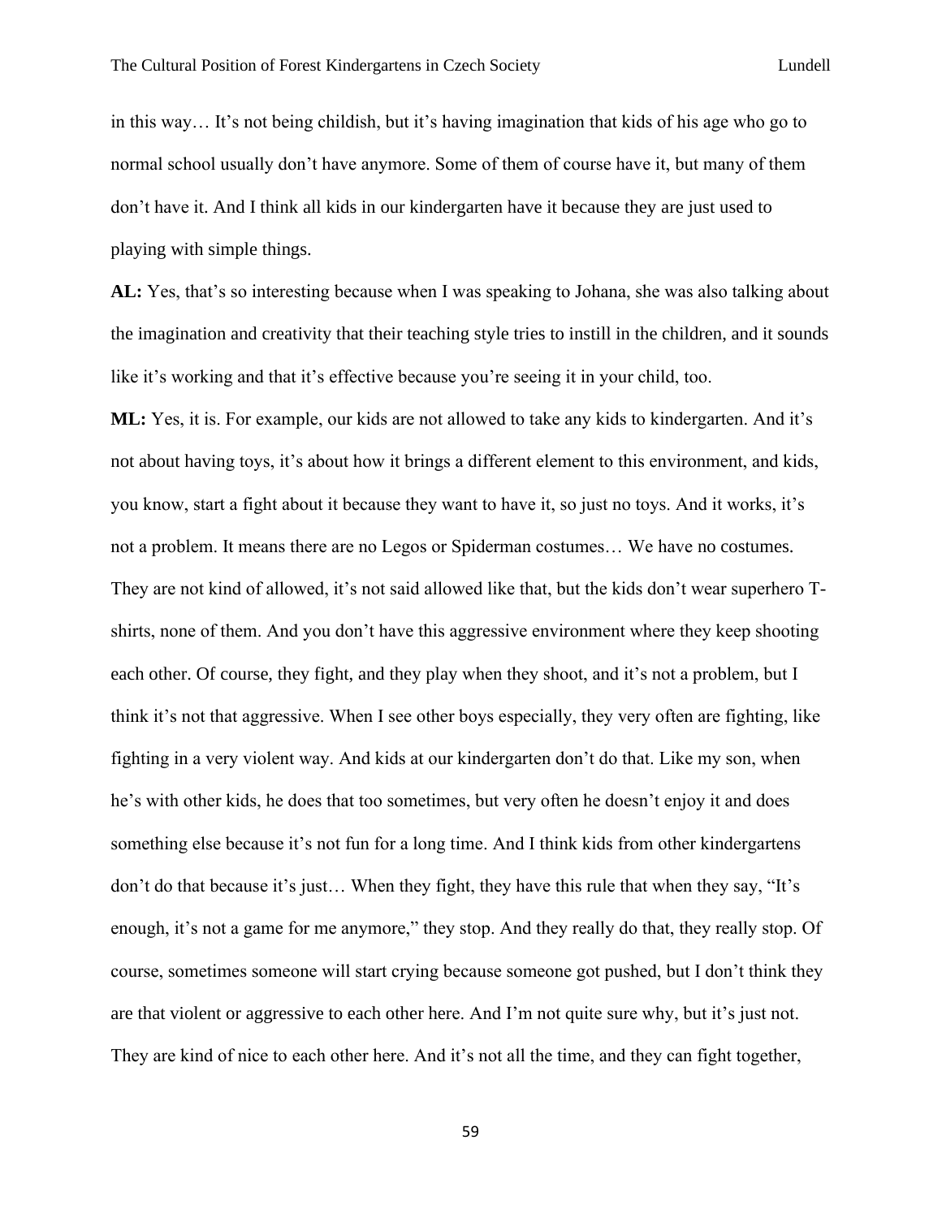in this way… It's not being childish, but it's having imagination that kids of his age who go to normal school usually don't have anymore. Some of them of course have it, but many of them don't have it. And I think all kids in our kindergarten have it because they are just used to playing with simple things.

**AL:** Yes, that's so interesting because when I was speaking to Johana, she was also talking about the imagination and creativity that their teaching style tries to instill in the children, and it sounds like it's working and that it's effective because you're seeing it in your child, too.

**ML:** Yes, it is. For example, our kids are not allowed to take any kids to kindergarten. And it's not about having toys, it's about how it brings a different element to this environment, and kids, you know, start a fight about it because they want to have it, so just no toys. And it works, it's not a problem. It means there are no Legos or Spiderman costumes… We have no costumes. They are not kind of allowed, it's not said allowed like that, but the kids don't wear superhero T-shirts, none of them. And you don't have this aggressive environment where they keep shooting each other. Of course, they fight, and they play when they shoot, and it's not a problem, but I think it's not that aggressive. When I see other boys especially, they very often are fighting, like fighting in a very violent way. And kids at our kindergarten don't do that. Like my son, when he's with other kids, he does that too sometimes, but very often he doesn't enjoy it and does something else because it's not fun for a long time. And I think kids from other kindergartens don't do that because it's just… When they fight, they have this rule that when they say, "It's enough, it's not a game for me anymore," they stop. And they really do that, they really stop. Of course, sometimes someone will start crying because someone got pushed, but I don't think they are that violent or aggressive to each other here. And I'm not quite sure why, but it's just not. They are kind of nice to each other here. And it's not all the time, and they can fight together,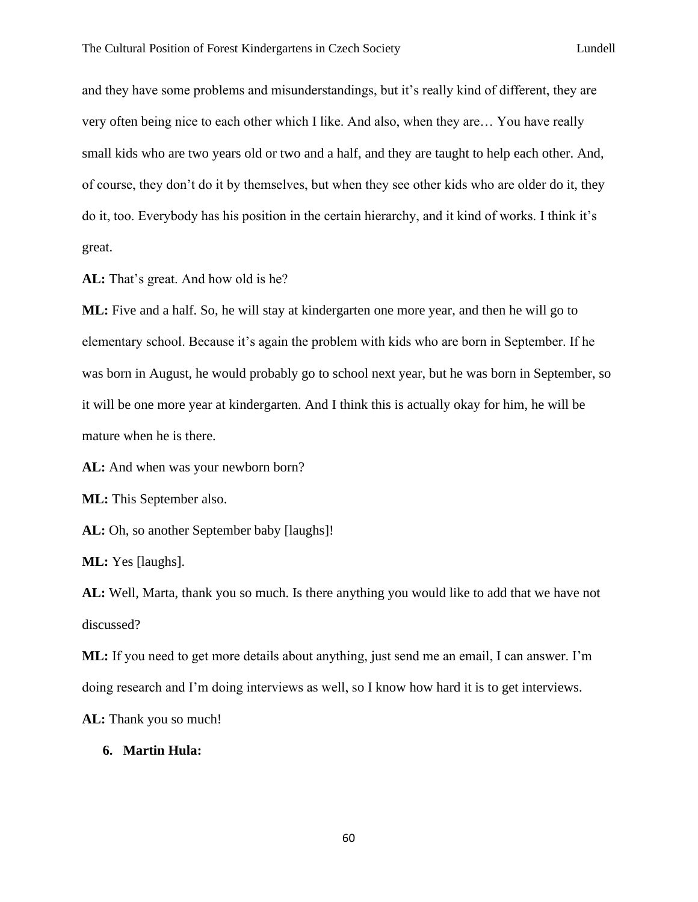and they have some problems and misunderstandings, but it's really kind of different, they are very often being nice to each other which I like. And also, when they are… You have really small kids who are two years old or two and a half, and they are taught to help each other. And, of course, they don't do it by themselves, but when they see other kids who are older do it, they do it, too. Everybody has his position in the certain hierarchy, and it kind of works. I think it's great.

**AL:** That's great. And how old is he?

**ML:** Five and a half. So, he will stay at kindergarten one more year, and then he will go to elementary school. Because it's again the problem with kids who are born in September. If he was born in August, he would probably go to school next year, but he was born in September, so it will be one more year at kindergarten. And I think this is actually okay for him, he will be mature when he is there.

**AL:** And when was your newborn born?

**ML:** This September also.

**AL:** Oh, so another September baby [laughs]!

**ML:** Yes [laughs].

**AL:** Well, Marta, thank you so much. Is there anything you would like to add that we have not discussed?

**ML:** If you need to get more details about anything, just send me an email, I can answer. I'm doing research and I'm doing interviews as well, so I know how hard it is to get interviews.

**AL:** Thank you so much!

6. **Martin Hula:**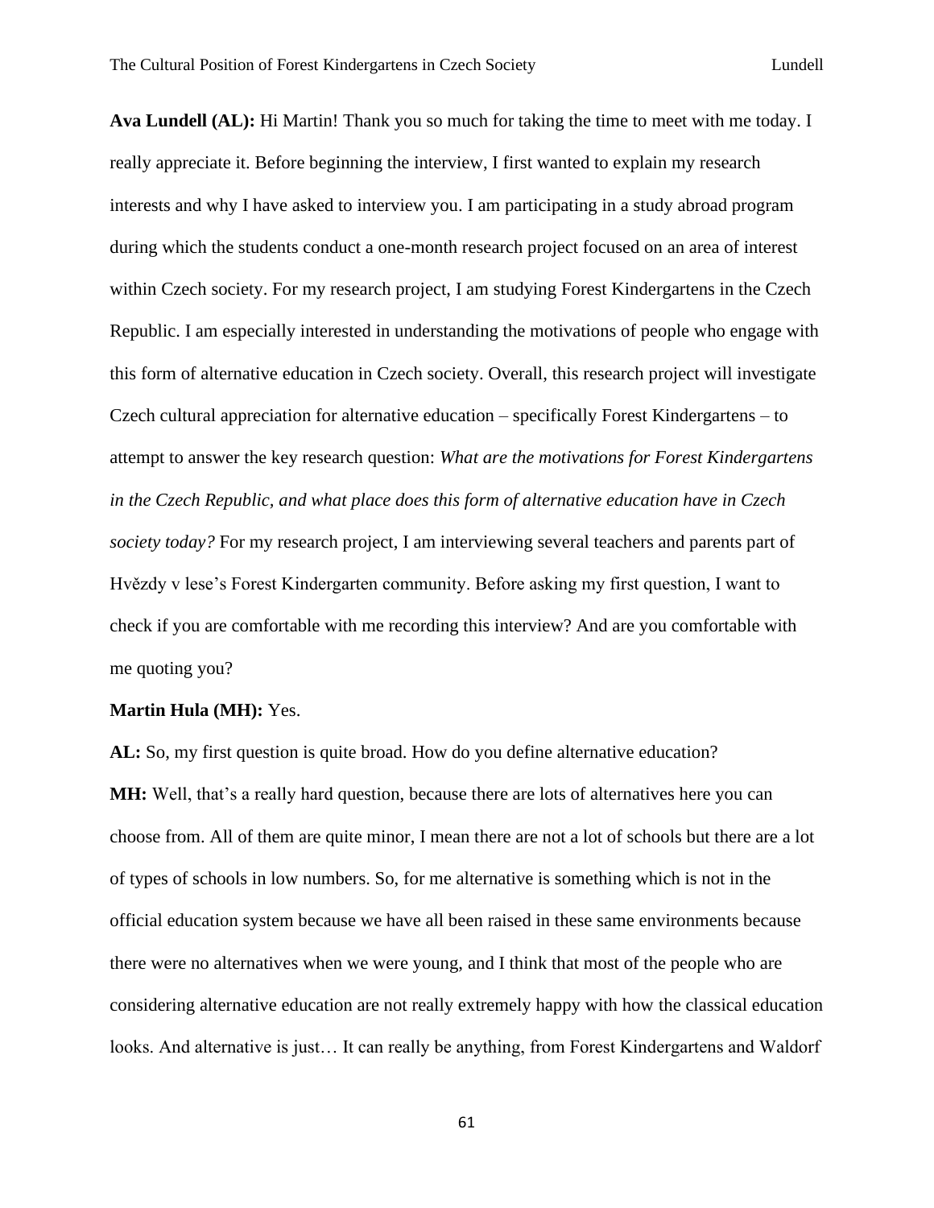**Ava Lundell (AL):** Hi Martin! Thank you so much for taking the time to meet with me today. I really appreciate it. Before beginning the interview, I first wanted to explain my research interests and why I have asked to interview you. I am participating in a study abroad program during which the students conduct a one-month research project focused on an area of interest within Czech society. For my research project, I am studying Forest Kindergartens in the Czech Republic. I am especially interested in understanding the motivations of people who engage with this form of alternative education in Czech society. Overall, this research project will investigate Czech cultural appreciation for alternative education – specifically Forest Kindergartens – to attempt to answer the key research question: *What are the motivations for Forest Kindergartens in the Czech Republic, and what place does this form of alternative education have in Czech society today?* For my research project, I am interviewing several teachers and parents part of Hvězdy v lese's Forest Kindergarten community. Before asking my first question, I want to check if you are comfortable with me recording this interview? And are you comfortable with me quoting you?

**Martin Hula (MH):** Yes.

**AL:** So, my first question is quite broad. How do you define alternative education?

**MH:** Well, that's a really hard question, because there are lots of alternatives here you can choose from. All of them are quite minor, I mean there are not a lot of schools but there are a lot of types of schools in low numbers. So, for me alternative is something which is not in the official education system because we have all been raised in these same environments because there were no alternatives when we were young, and I think that most of the people who are considering alternative education are not really extremely happy with how the classical education looks. And alternative is just… It can really be anything, from Forest Kindergartens and Waldorf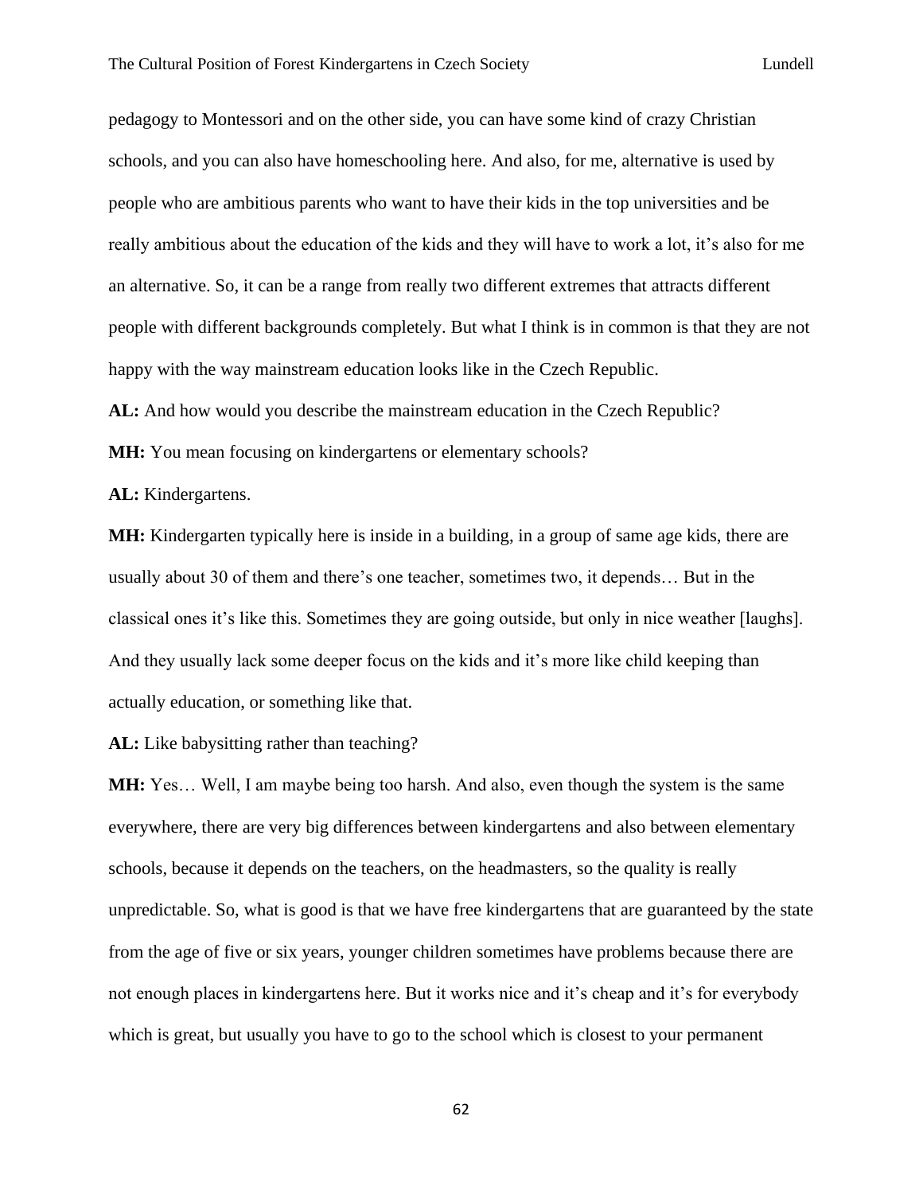pedagogy to Montessori and on the other side, you can have some kind of crazy Christian schools, and you can also have homeschooling here. And also, for me, alternative is used by people who are ambitious parents who want to have their kids in the top universities and be really ambitious about the education of the kids and they will have to work a lot, it's also for me an alternative. So, it can be a range from really two different extremes that attracts different people with different backgrounds completely. But what I think is in common is that they are not happy with the way mainstream education looks like in the Czech Republic.

**AL:** And how would you describe the mainstream education in the Czech Republic?

**MH:** You mean focusing on kindergartens or elementary schools?

**AL:** Kindergartens.

**MH:** Kindergarten typically here is inside in a building, in a group of same age kids, there are usually about 30 of them and there's one teacher, sometimes two, it depends… But in the classical ones it's like this. Sometimes they are going outside, but only in nice weather [laughs]. And they usually lack some deeper focus on the kids and it's more like child keeping than actually education, or something like that.

**AL:** Like babysitting rather than teaching?

**MH:** Yes… Well, I am maybe being too harsh. And also, even though the system is the same everywhere, there are very big differences between kindergartens and also between elementary schools, because it depends on the teachers, on the headmasters, so the quality is really unpredictable. So, what is good is that we have free kindergartens that are guaranteed by the state from the age of five or six years, younger children sometimes have problems because there are not enough places in kindergartens here. But it works nice and it's cheap and it's for everybody which is great, but usually you have to go to the school which is closest to your permanent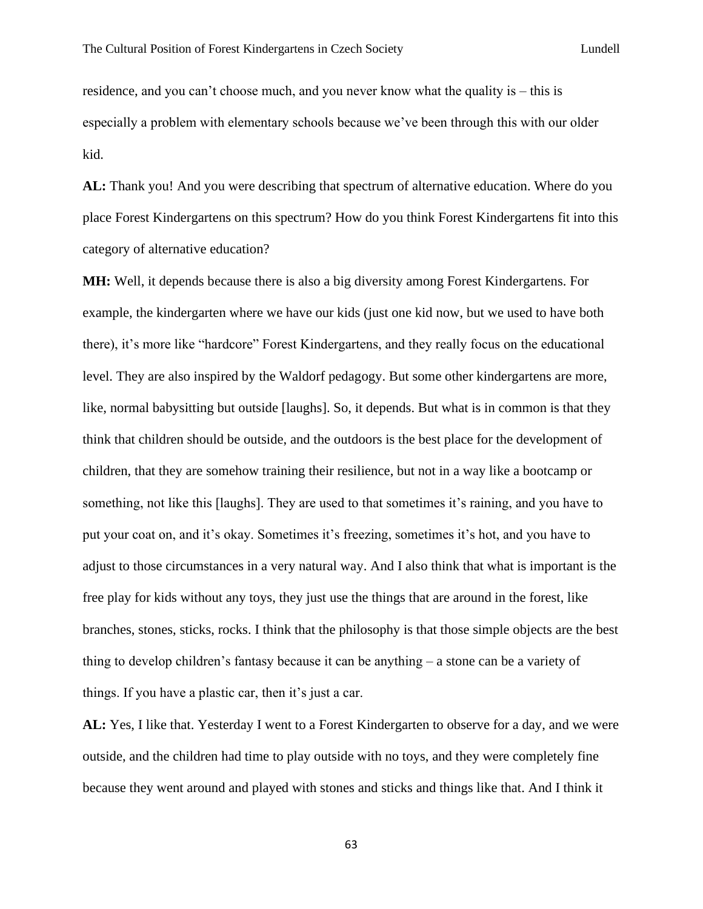residence, and you can't choose much, and you never know what the quality is – this is especially a problem with elementary schools because we've been through this with our older kid.

**AL:** Thank you! And you were describing that spectrum of alternative education. Where do you place Forest Kindergartens on this spectrum? How do you think Forest Kindergartens fit into this category of alternative education?

**MH:** Well, it depends because there is also a big diversity among Forest Kindergartens. For example, the kindergarten where we have our kids (just one kid now, but we used to have both there), it's more like "hardcore" Forest Kindergartens, and they really focus on the educational level. They are also inspired by the Waldorf pedagogy. But some other kindergartens are more, like, normal babysitting but outside [laughs]. So, it depends. But what is in common is that they think that children should be outside, and the outdoors is the best place for the development of children, that they are somehow training their resilience, but not in a way like a bootcamp or something, not like this [laughs]. They are used to that sometimes it's raining, and you have to put your coat on, and it's okay. Sometimes it's freezing, sometimes it's hot, and you have to adjust to those circumstances in a very natural way. And I also think that what is important is the free play for kids without any toys, they just use the things that are around in the forest, like branches, stones, sticks, rocks. I think that the philosophy is that those simple objects are the best thing to develop children's fantasy because it can be anything – a stone can be a variety of things. If you have a plastic car, then it's just a car.

**AL:** Yes, I like that. Yesterday I went to a Forest Kindergarten to observe for a day, and we were outside, and the children had time to play outside with no toys, and they were completely fine because they went around and played with stones and sticks and things like that. And I think it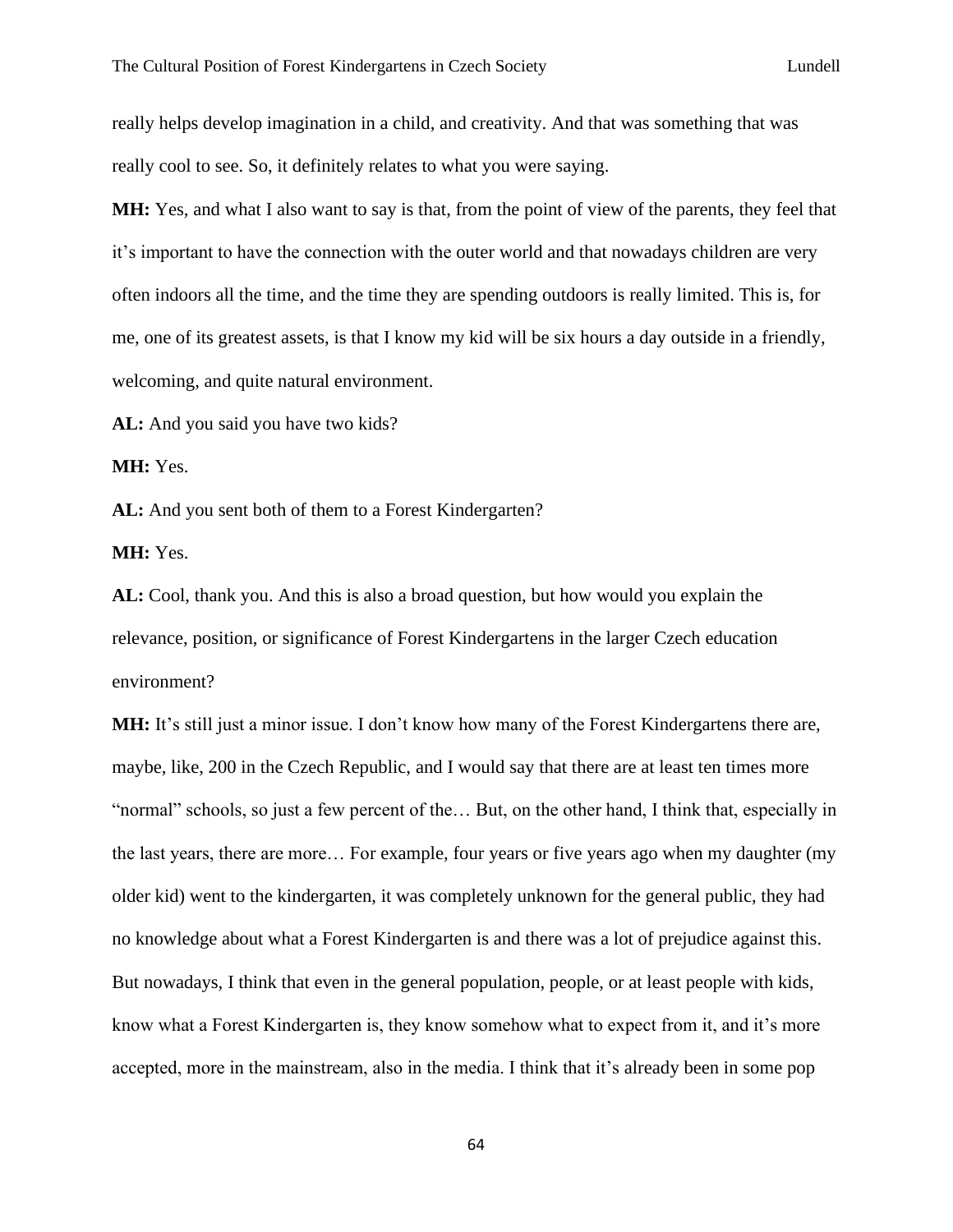really helps develop imagination in a child, and creativity. And that was something that was really cool to see. So, it definitely relates to what you were saying.

**MH:** Yes, and what I also want to say is that, from the point of view of the parents, they feel that it's important to have the connection with the outer world and that nowadays children are very often indoors all the time, and the time they are spending outdoors is really limited. This is, for me, one of its greatest assets, is that I know my kid will be six hours a day outside in a friendly, welcoming, and quite natural environment.

**AL:** And you said you have two kids?

**MH:** Yes.

**AL:** And you sent both of them to a Forest Kindergarten?

**MH:** Yes.

**AL:** Cool, thank you. And this is also a broad question, but how would you explain the relevance, position, or significance of Forest Kindergartens in the larger Czech education environment?

**MH:** It's still just a minor issue. I don't know how many of the Forest Kindergartens there are, maybe, like, 200 in the Czech Republic, and I would say that there are at least ten times more "normal" schools, so just a few percent of the… But, on the other hand, I think that, especially in the last years, there are more… For example, four years or five years ago when my daughter (my older kid) went to the kindergarten, it was completely unknown for the general public, they had no knowledge about what a Forest Kindergarten is and there was a lot of prejudice against this. But nowadays, I think that even in the general population, people, or at least people with kids, know what a Forest Kindergarten is, they know somehow what to expect from it, and it's more accepted, more in the mainstream, also in the media. I think that it's already been in some pop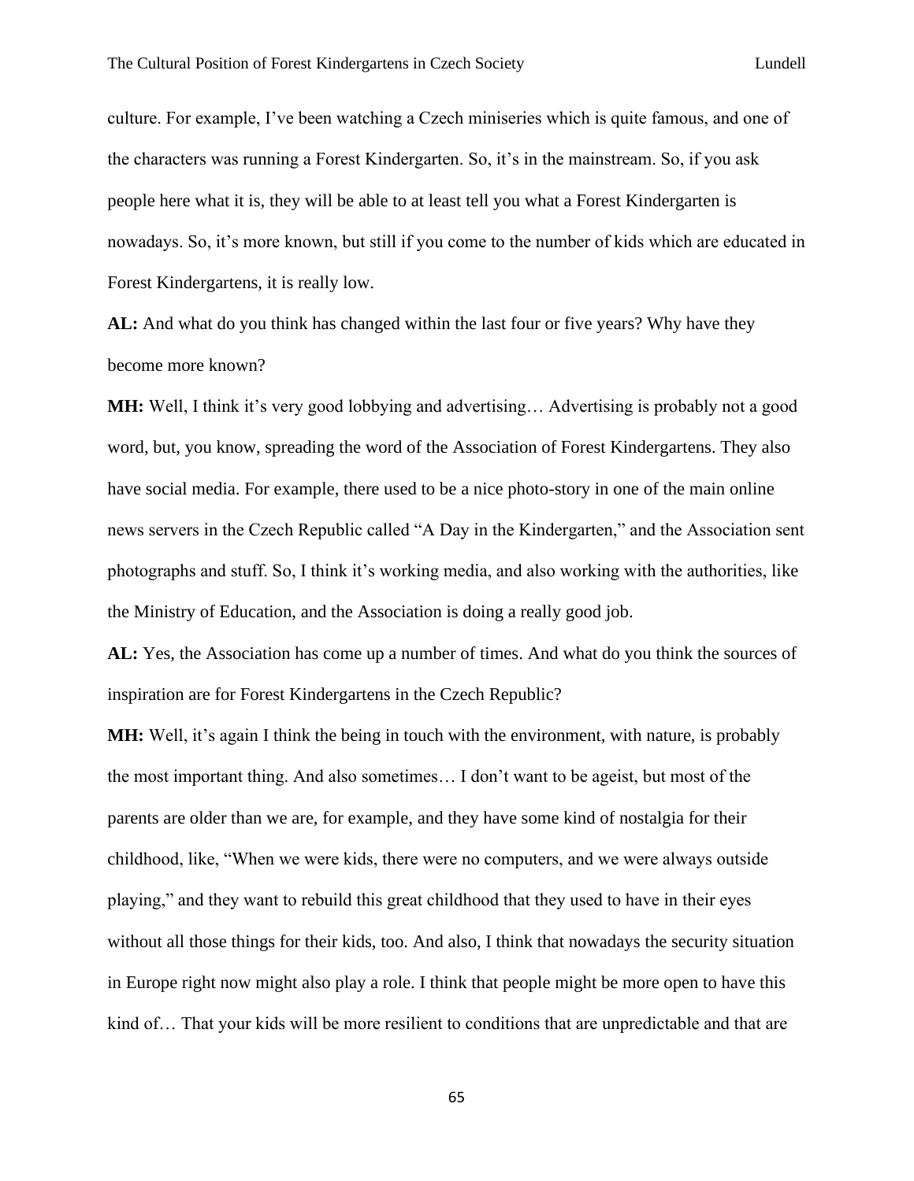culture. For example, I've been watching a Czech miniseries which is quite famous, and one of the characters was running a Forest Kindergarten. So, it's in the mainstream. So, if you ask people here what it is, they will be able to at least tell you what a Forest Kindergarten is nowadays. So, it's more known, but still if you come to the number of kids which are educated in Forest Kindergartens, it is really low.

**AL:** And what do you think has changed within the last four or five years? Why have they become more known?

**MH:** Well, I think it's very good lobbying and advertising… Advertising is probably not a good word, but, you know, spreading the word of the Association of Forest Kindergartens. They also have social media. For example, there used to be a nice photo-story in one of the main online news servers in the Czech Republic called "A Day in the Kindergarten," and the Association sent photographs and stuff. So, I think it's working media, and also working with the authorities, like the Ministry of Education, and the Association is doing a really good job.

**AL:** Yes, the Association has come up a number of times. And what do you think the sources of inspiration are for Forest Kindergartens in the Czech Republic?

**MH:** Well, it's again I think the being in touch with the environment, with nature, is probably the most important thing. And also sometimes… I don't want to be ageist, but most of the parents are older than we are, for example, and they have some kind of nostalgia for their childhood, like, "When we were kids, there were no computers, and we were always outside playing," and they want to rebuild this great childhood that they used to have in their eyes without all those things for their kids, too. And also, I think that nowadays the security situation in Europe right now might also play a role. I think that people might be more open to have this kind of… That your kids will be more resilient to conditions that are unpredictable and that are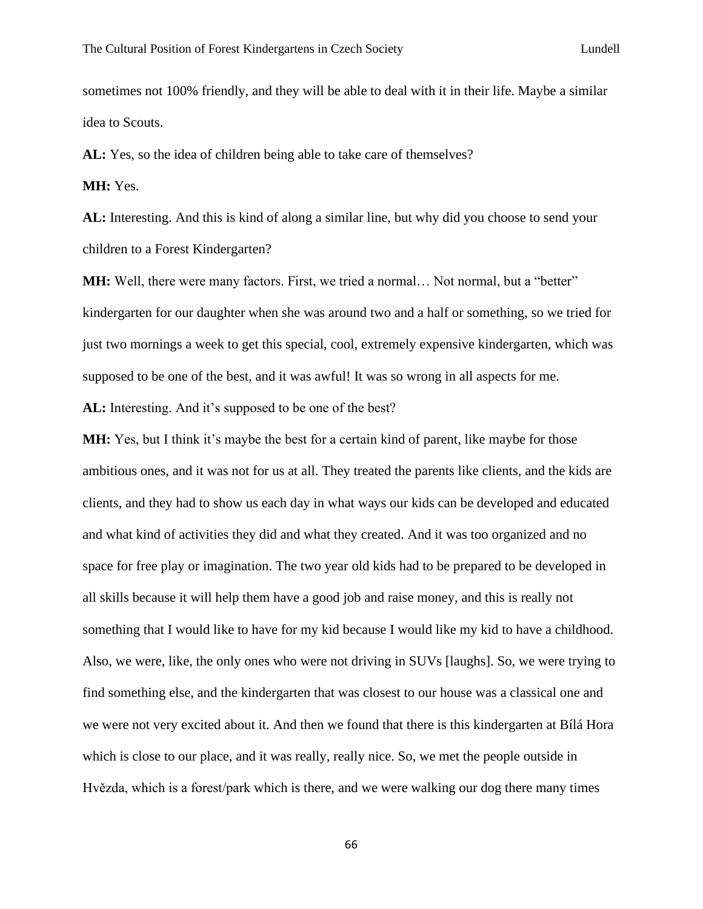sometimes not 100% friendly, and they will be able to deal with it in their life. Maybe a similar idea to Scouts.

**AL:** Yes, so the idea of children being able to take care of themselves?

**MH:** Yes.

**AL:** Interesting. And this is kind of along a similar line, but why did you choose to send your children to a Forest Kindergarten?

**MH:** Well, there were many factors. First, we tried a normal… Not normal, but a "better" kindergarten for our daughter when she was around two and a half or something, so we tried for just two mornings a week to get this special, cool, extremely expensive kindergarten, which was supposed to be one of the best, and it was awful! It was so wrong in all aspects for me.

**AL:** Interesting. And it's supposed to be one of the best?

**MH:** Yes, but I think it's maybe the best for a certain kind of parent, like maybe for those ambitious ones, and it was not for us at all. They treated the parents like clients, and the kids are clients, and they had to show us each day in what ways our kids can be developed and educated and what kind of activities they did and what they created. And it was too organized and no space for free play or imagination. The two year old kids had to be prepared to be developed in all skills because it will help them have a good job and raise money, and this is really not something that I would like to have for my kid because I would like my kid to have a childhood. Also, we were, like, the only ones who were not driving in SUVs [laughs]. So, we were trying to find something else, and the kindergarten that was closest to our house was a classical one and we were not very excited about it. And then we found that there is this kindergarten at Bílá Hora which is close to our place, and it was really, really nice. So, we met the people outside in Hvězda, which is a forest/park which is there, and we were walking our dog there many times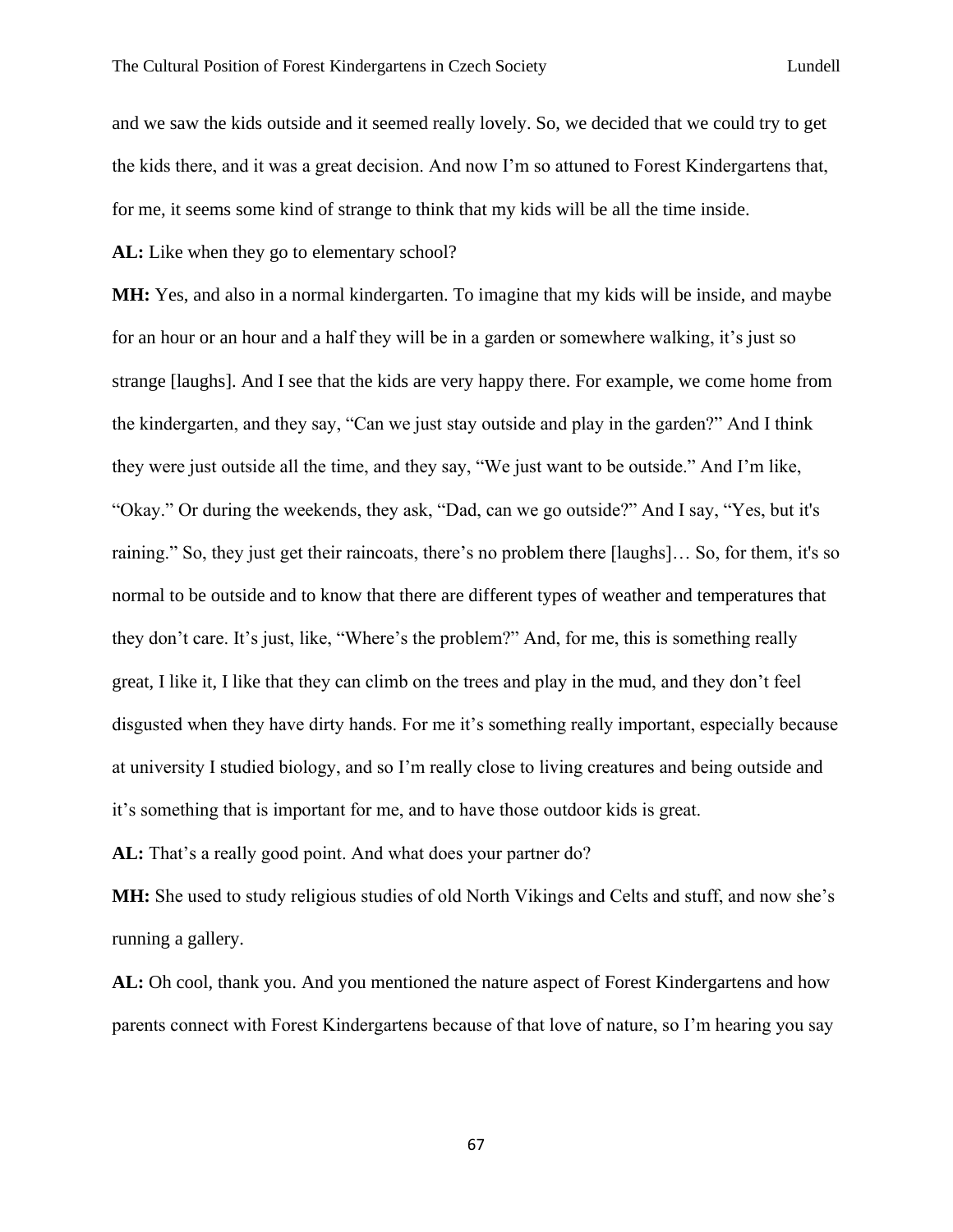and we saw the kids outside and it seemed really lovely. So, we decided that we could try to get the kids there, and it was a great decision. And now I'm so attuned to Forest Kindergartens that, for me, it seems some kind of strange to think that my kids will be all the time inside.

**AL:** Like when they go to elementary school?

**MH:** Yes, and also in a normal kindergarten. To imagine that my kids will be inside, and maybe for an hour or an hour and a half they will be in a garden or somewhere walking, it's just so strange [laughs]. And I see that the kids are very happy there. For example, we come home from the kindergarten, and they say, "Can we just stay outside and play in the garden?" And I think they were just outside all the time, and they say, "We just want to be outside." And I'm like, "Okay." Or during the weekends, they ask, "Dad, can we go outside?" And I say, "Yes, but it's raining." So, they just get their raincoats, there's no problem there [laughs]… So, for them, it's so normal to be outside and to know that there are different types of weather and temperatures that they don't care. It's just, like, "Where's the problem?" And, for me, this is something really great, I like it, I like that they can climb on the trees and play in the mud, and they don't feel disgusted when they have dirty hands. For me it's something really important, especially because at university I studied biology, and so I'm really close to living creatures and being outside and it's something that is important for me, and to have those outdoor kids is great.

**AL:** That's a really good point. And what does your partner do?

**MH:** She used to study religious studies of old North Vikings and Celts and stuff, and now she's running a gallery.

**AL:** Oh cool, thank you. And you mentioned the nature aspect of Forest Kindergartens and how parents connect with Forest Kindergartens because of that love of nature, so I'm hearing you say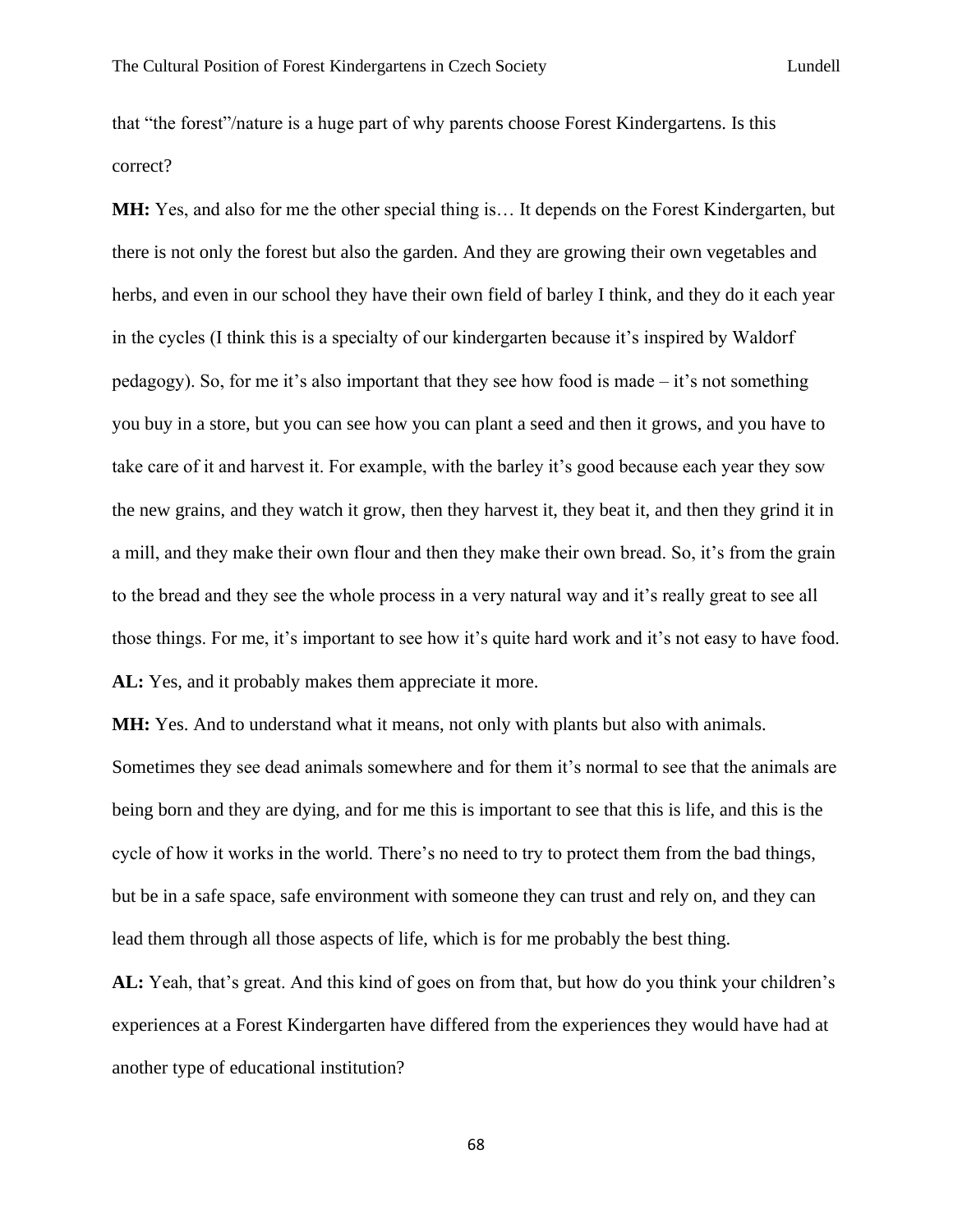that "the forest"/nature is a huge part of why parents choose Forest Kindergartens. Is this correct?

**MH:** Yes, and also for me the other special thing is… It depends on the Forest Kindergarten, but there is not only the forest but also the garden. And they are growing their own vegetables and herbs, and even in our school they have their own field of barley I think, and they do it each year in the cycles (I think this is a specialty of our kindergarten because it's inspired by Waldorf pedagogy). So, for me it's also important that they see how food is made – it's not something you buy in a store, but you can see how you can plant a seed and then it grows, and you have to take care of it and harvest it. For example, with the barley it's good because each year they sow the new grains, and they watch it grow, then they harvest it, they beat it, and then they grind it in a mill, and they make their own flour and then they make their own bread. So, it's from the grain to the bread and they see the whole process in a very natural way and it's really great to see all those things. For me, it's important to see how it's quite hard work and it's not easy to have food.

**AL:** Yes, and it probably makes them appreciate it more.

**MH:** Yes. And to understand what it means, not only with plants but also with animals. Sometimes they see dead animals somewhere and for them it's normal to see that the animals are being born and they are dying, and for me this is important to see that this is life, and this is the cycle of how it works in the world. There's no need to try to protect them from the bad things, but be in a safe space, safe environment with someone they can trust and rely on, and they can lead them through all those aspects of life, which is for me probably the best thing.

**AL:** Yeah, that's great. And this kind of goes on from that, but how do you think your children's experiences at a Forest Kindergarten have differed from the experiences they would have had at another type of educational institution?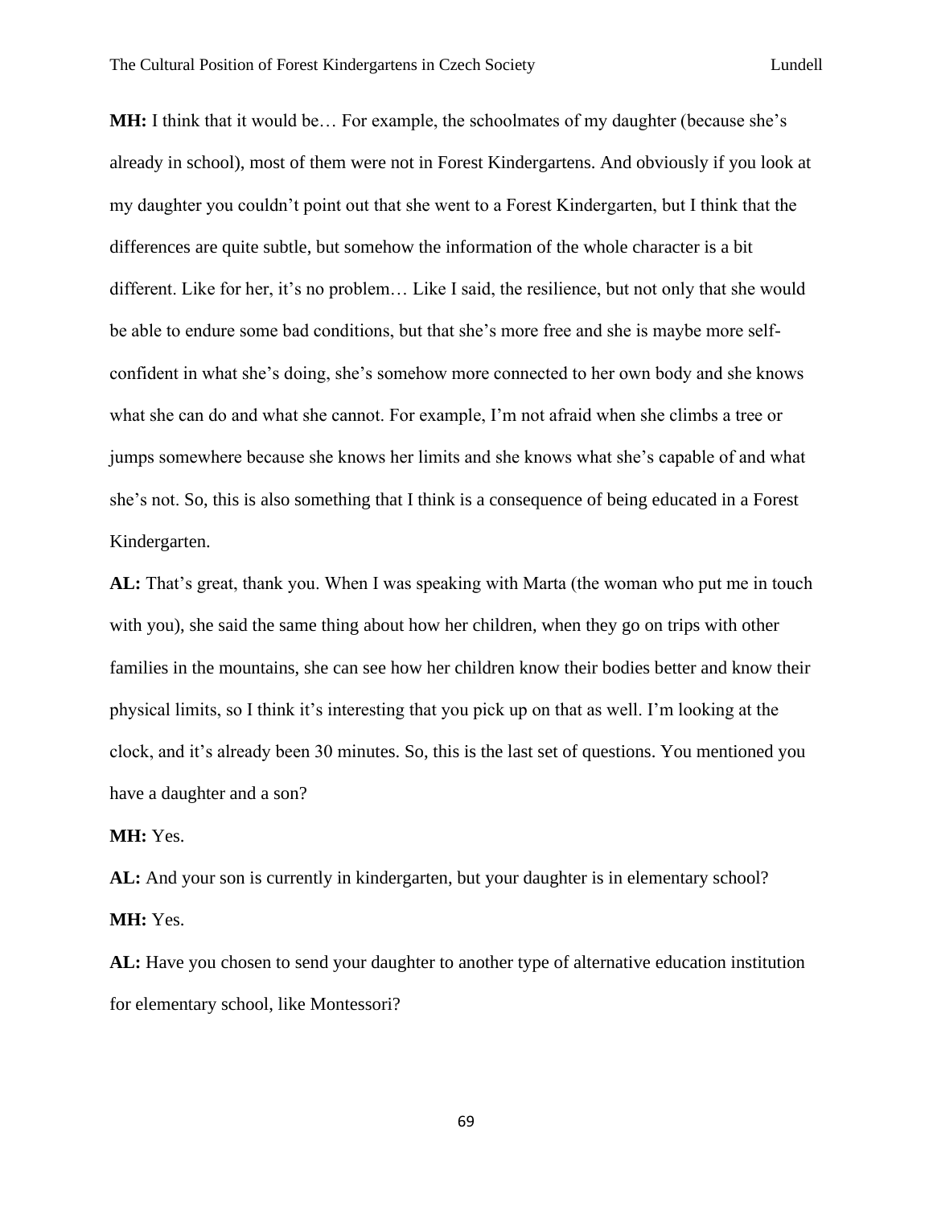**MH:** I think that it would be… For example, the schoolmates of my daughter (because she's already in school), most of them were not in Forest Kindergartens. And obviously if you look at my daughter you couldn't point out that she went to a Forest Kindergarten, but I think that the differences are quite subtle, but somehow the information of the whole character is a bit different. Like for her, it's no problem… Like I said, the resilience, but not only that she would be able to endure some bad conditions, but that she's more free and she is maybe more self-confident in what she's doing, she's somehow more connected to her own body and she knows what she can do and what she cannot. For example, I'm not afraid when she climbs a tree or jumps somewhere because she knows her limits and she knows what she's capable of and what she's not. So, this is also something that I think is a consequence of being educated in a Forest Kindergarten.

**AL:** That's great, thank you. When I was speaking with Marta (the woman who put me in touch with you), she said the same thing about how her children, when they go on trips with other families in the mountains, she can see how her children know their bodies better and know their physical limits, so I think it's interesting that you pick up on that as well. I'm looking at the clock, and it's already been 30 minutes. So, this is the last set of questions. You mentioned you have a daughter and a son?

**MH:** Yes.

**AL:** And your son is currently in kindergarten, but your daughter is in elementary school?

**MH:** Yes.

**AL:** Have you chosen to send your daughter to another type of alternative education institution for elementary school, like Montessori?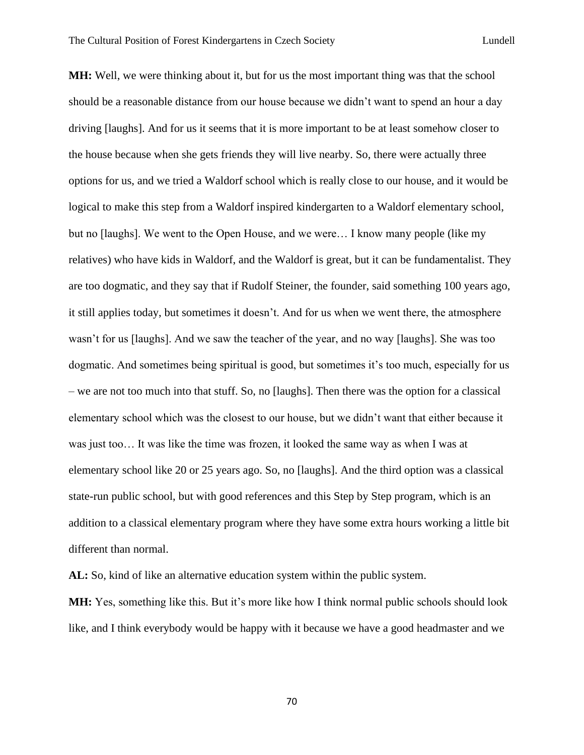**MH:** Well, we were thinking about it, but for us the most important thing was that the school should be a reasonable distance from our house because we didn't want to spend an hour a day driving [laughs]. And for us it seems that it is more important to be at least somehow closer to the house because when she gets friends they will live nearby. So, there were actually three options for us, and we tried a Waldorf school which is really close to our house, and it would be logical to make this step from a Waldorf inspired kindergarten to a Waldorf elementary school, but no [laughs]. We went to the Open House, and we were… I know many people (like my relatives) who have kids in Waldorf, and the Waldorf is great, but it can be fundamentalist. They are too dogmatic, and they say that if Rudolf Steiner, the founder, said something 100 years ago, it still applies today, but sometimes it doesn't. And for us when we went there, the atmosphere wasn't for us [laughs]. And we saw the teacher of the year, and no way [laughs]. She was too dogmatic. And sometimes being spiritual is good, but sometimes it's too much, especially for us – we are not too much into that stuff. So, no [laughs]. Then there was the option for a classical elementary school which was the closest to our house, but we didn't want that either because it was just too… It was like the time was frozen, it looked the same way as when I was at elementary school like 20 or 25 years ago. So, no [laughs]. And the third option was a classical state-run public school, but with good references and this Step by Step program, which is an addition to a classical elementary program where they have some extra hours working a little bit different than normal.

**AL:** So, kind of like an alternative education system within the public system.

**MH:** Yes, something like this. But it's more like how I think normal public schools should look like, and I think everybody would be happy with it because we have a good headmaster and we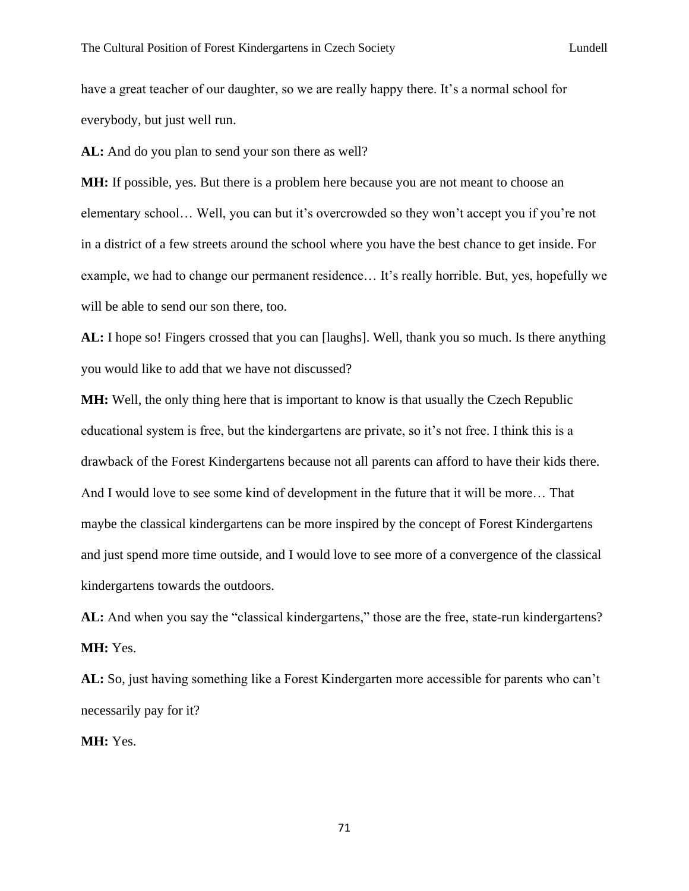have a great teacher of our daughter, so we are really happy there. It's a normal school for everybody, but just well run.

**AL:** And do you plan to send your son there as well?

**MH:** If possible, yes. But there is a problem here because you are not meant to choose an elementary school… Well, you can but it's overcrowded so they won't accept you if you're not in a district of a few streets around the school where you have the best chance to get inside. For example, we had to change our permanent residence… It's really horrible. But, yes, hopefully we will be able to send our son there, too.

**AL:** I hope so! Fingers crossed that you can [laughs]. Well, thank you so much. Is there anything you would like to add that we have not discussed?

**MH:** Well, the only thing here that is important to know is that usually the Czech Republic educational system is free, but the kindergartens are private, so it's not free. I think this is a drawback of the Forest Kindergartens because not all parents can afford to have their kids there. And I would love to see some kind of development in the future that it will be more… That maybe the classical kindergartens can be more inspired by the concept of Forest Kindergartens and just spend more time outside, and I would love to see more of a convergence of the classical kindergartens towards the outdoors.

**AL:** And when you say the "classical kindergartens," those are the free, state-run kindergartens?

**MH:** Yes.

**AL:** So, just having something like a Forest Kindergarten more accessible for parents who can't necessarily pay for it?

**MH:** Yes.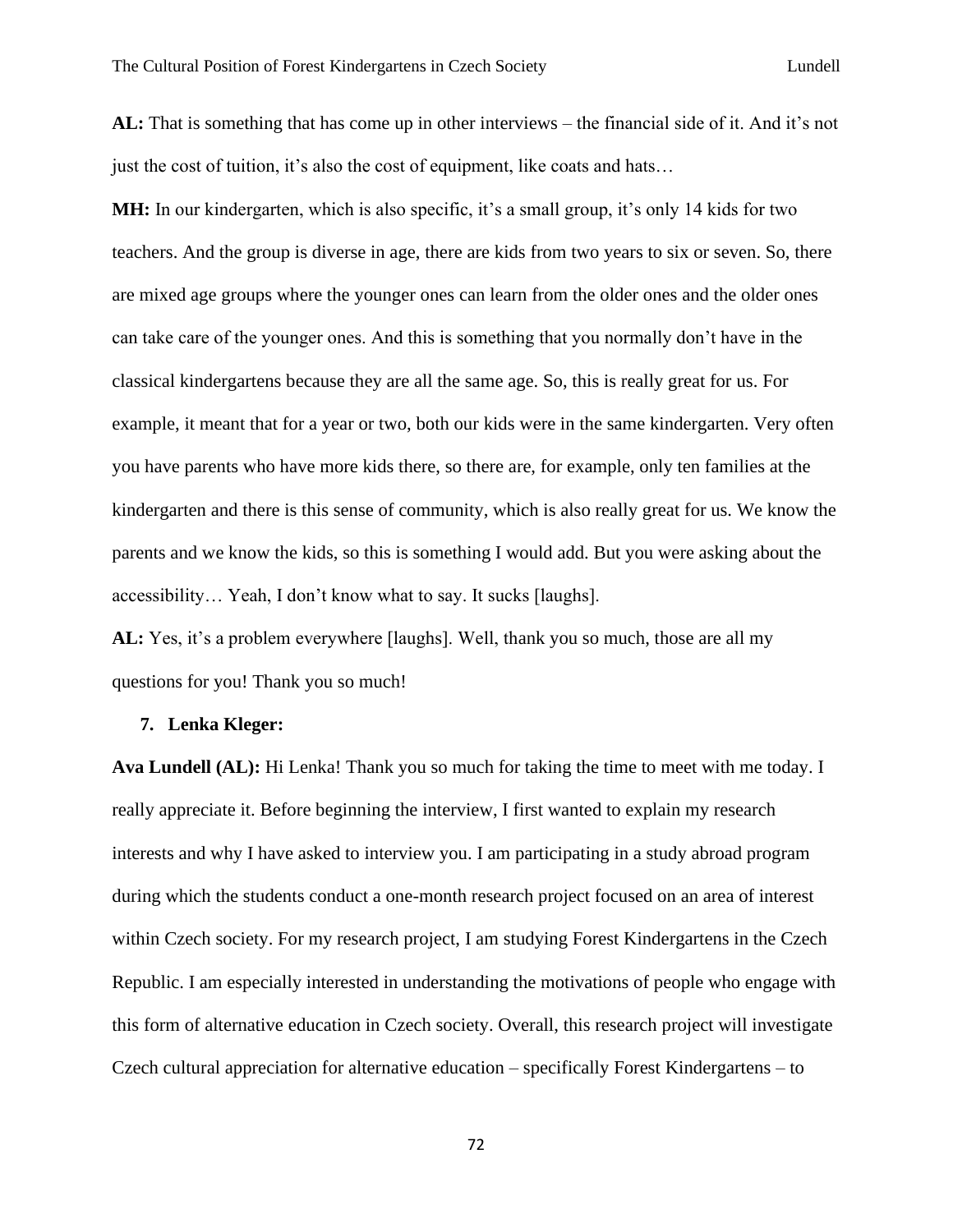**AL:** That is something that has come up in other interviews – the financial side of it. And it's not just the cost of tuition, it's also the cost of equipment, like coats and hats…

**MH:** In our kindergarten, which is also specific, it's a small group, it's only 14 kids for two teachers. And the group is diverse in age, there are kids from two years to six or seven. So, there are mixed age groups where the younger ones can learn from the older ones and the older ones can take care of the younger ones. And this is something that you normally don't have in the classical kindergartens because they are all the same age. So, this is really great for us. For example, it meant that for a year or two, both our kids were in the same kindergarten. Very often you have parents who have more kids there, so there are, for example, only ten families at the kindergarten and there is this sense of community, which is also really great for us. We know the parents and we know the kids, so this is something I would add. But you were asking about the accessibility… Yeah, I don't know what to say. It sucks [laughs].

**AL:** Yes, it's a problem everywhere [laughs]. Well, thank you so much, those are all my questions for you! Thank you so much!

7. **Lenka Kleger:**

**Ava Lundell (AL):** Hi Lenka! Thank you so much for taking the time to meet with me today. I really appreciate it. Before beginning the interview, I first wanted to explain my research interests and why I have asked to interview you. I am participating in a study abroad program during which the students conduct a one-month research project focused on an area of interest within Czech society. For my research project, I am studying Forest Kindergartens in the Czech Republic. I am especially interested in understanding the motivations of people who engage with this form of alternative education in Czech society. Overall, this research project will investigate Czech cultural appreciation for alternative education – specifically Forest Kindergartens – to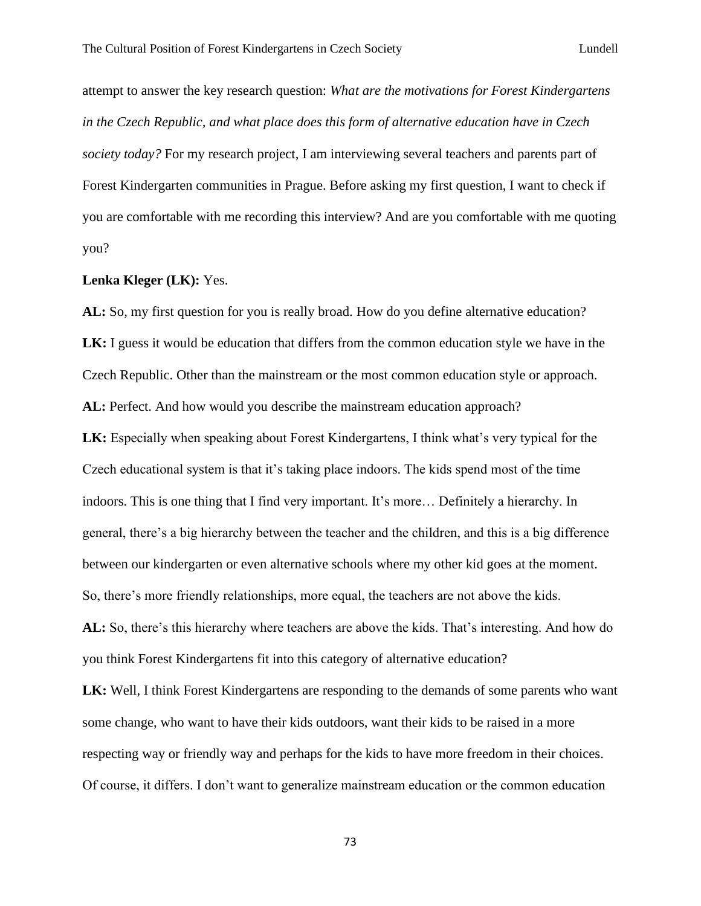attempt to answer the key research question: *What are the motivations for Forest Kindergartens in the Czech Republic, and what place does this form of alternative education have in Czech society today?* For my research project, I am interviewing several teachers and parents part of Forest Kindergarten communities in Prague. Before asking my first question, I want to check if you are comfortable with me recording this interview? And are you comfortable with me quoting you?

**Lenka Kleger (LK):** Yes.

**AL:** So, my first question for you is really broad. How do you define alternative education?

**LK:** I guess it would be education that differs from the common education style we have in the Czech Republic. Other than the mainstream or the most common education style or approach.

**AL:** Perfect. And how would you describe the mainstream education approach?

**LK:** Especially when speaking about Forest Kindergartens, I think what's very typical for the Czech educational system is that it's taking place indoors. The kids spend most of the time indoors. This is one thing that I find very important. It's more… Definitely a hierarchy. In general, there's a big hierarchy between the teacher and the children, and this is a big difference between our kindergarten or even alternative schools where my other kid goes at the moment. So, there's more friendly relationships, more equal, the teachers are not above the kids.

**AL:** So, there's this hierarchy where teachers are above the kids. That's interesting. And how do you think Forest Kindergartens fit into this category of alternative education?

**LK:** Well, I think Forest Kindergartens are responding to the demands of some parents who want some change, who want to have their kids outdoors, want their kids to be raised in a more respecting way or friendly way and perhaps for the kids to have more freedom in their choices. Of course, it differs. I don't want to generalize mainstream education or the common education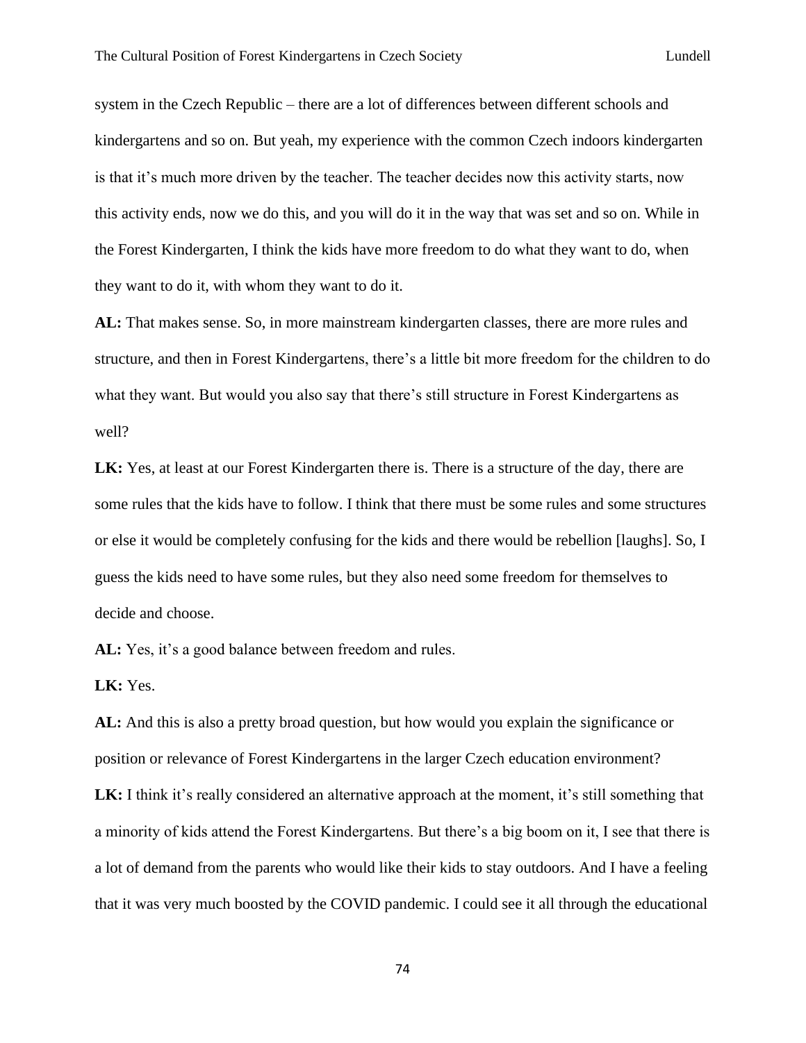system in the Czech Republic – there are a lot of differences between different schools and kindergartens and so on. But yeah, my experience with the common Czech indoors kindergarten is that it's much more driven by the teacher. The teacher decides now this activity starts, now this activity ends, now we do this, and you will do it in the way that was set and so on. While in the Forest Kindergarten, I think the kids have more freedom to do what they want to do, when they want to do it, with whom they want to do it.

**AL:** That makes sense. So, in more mainstream kindergarten classes, there are more rules and structure, and then in Forest Kindergartens, there's a little bit more freedom for the children to do what they want. But would you also say that there's still structure in Forest Kindergartens as well?

**LK:** Yes, at least at our Forest Kindergarten there is. There is a structure of the day, there are some rules that the kids have to follow. I think that there must be some rules and some structures or else it would be completely confusing for the kids and there would be rebellion [laughs]. So, I guess the kids need to have some rules, but they also need some freedom for themselves to decide and choose.

**AL:** Yes, it's a good balance between freedom and rules.

**LK:** Yes.

**AL:** And this is also a pretty broad question, but how would you explain the significance or position or relevance of Forest Kindergartens in the larger Czech education environment?

**LK:** I think it's really considered an alternative approach at the moment, it's still something that a minority of kids attend the Forest Kindergartens. But there's a big boom on it, I see that there is a lot of demand from the parents who would like their kids to stay outdoors. And I have a feeling that it was very much boosted by the COVID pandemic. I could see it all through the educational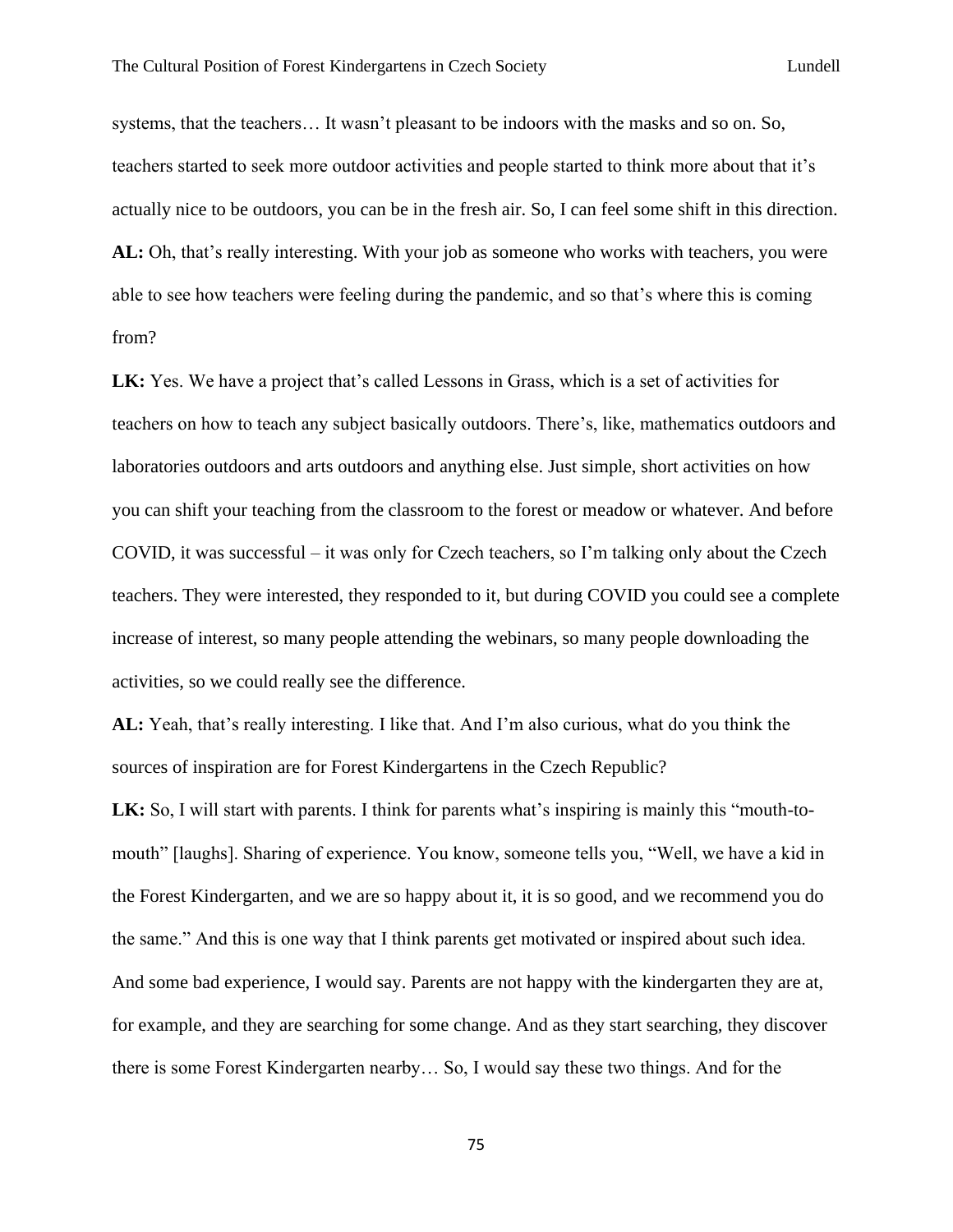systems, that the teachers… It wasn't pleasant to be indoors with the masks and so on. So, teachers started to seek more outdoor activities and people started to think more about that it's actually nice to be outdoors, you can be in the fresh air. So, I can feel some shift in this direction.

**AL:** Oh, that's really interesting. With your job as someone who works with teachers, you were able to see how teachers were feeling during the pandemic, and so that's where this is coming from?

**LK:** Yes. We have a project that's called Lessons in Grass, which is a set of activities for teachers on how to teach any subject basically outdoors. There's, like, mathematics outdoors and laboratories outdoors and arts outdoors and anything else. Just simple, short activities on how you can shift your teaching from the classroom to the forest or meadow or whatever. And before COVID, it was successful – it was only for Czech teachers, so I'm talking only about the Czech teachers. They were interested, they responded to it, but during COVID you could see a complete increase of interest, so many people attending the webinars, so many people downloading the activities, so we could really see the difference.

**AL:** Yeah, that's really interesting. I like that. And I'm also curious, what do you think the sources of inspiration are for Forest Kindergartens in the Czech Republic?

**LK:** So, I will start with parents. I think for parents what's inspiring is mainly this "mouth-to-mouth" [laughs]. Sharing of experience. You know, someone tells you, "Well, we have a kid in the Forest Kindergarten, and we are so happy about it, it is so good, and we recommend you do the same." And this is one way that I think parents get motivated or inspired about such idea. And some bad experience, I would say. Parents are not happy with the kindergarten they are at, for example, and they are searching for some change. And as they start searching, they discover there is some Forest Kindergarten nearby… So, I would say these two things. And for the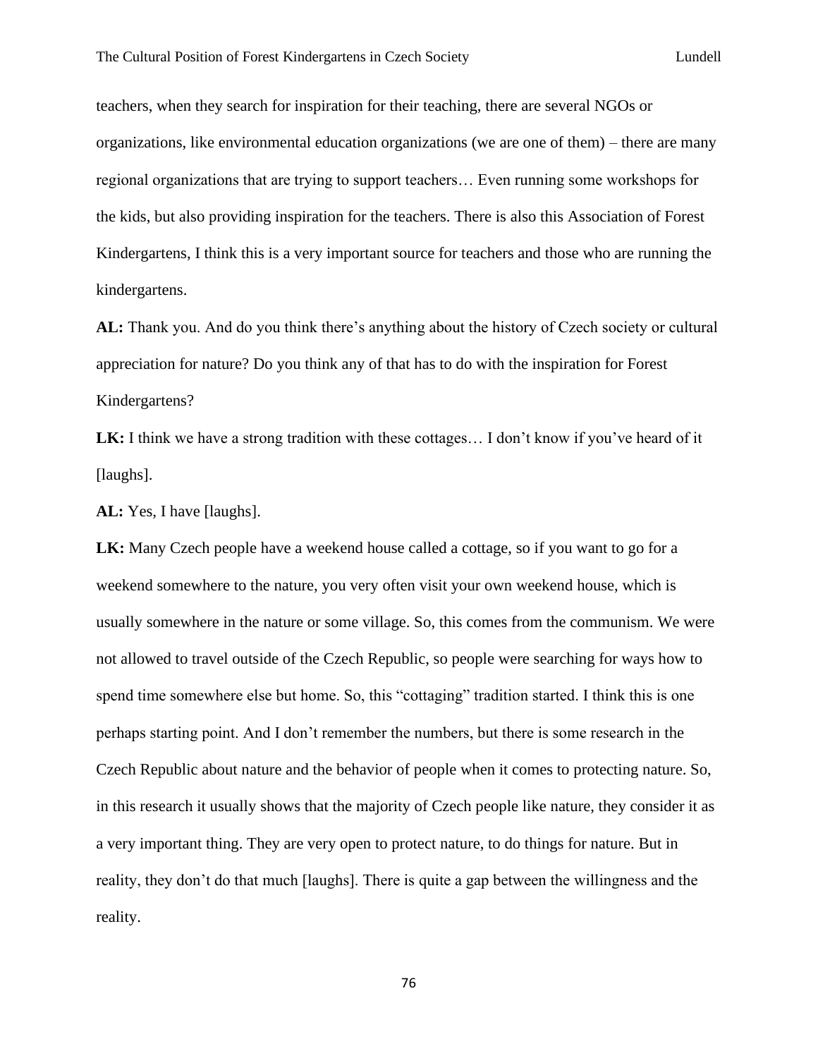teachers, when they search for inspiration for their teaching, there are several NGOs or organizations, like environmental education organizations (we are one of them) – there are many regional organizations that are trying to support teachers… Even running some workshops for the kids, but also providing inspiration for the teachers. There is also this Association of Forest Kindergartens, I think this is a very important source for teachers and those who are running the kindergartens.

**AL:** Thank you. And do you think there's anything about the history of Czech society or cultural appreciation for nature? Do you think any of that has to do with the inspiration for Forest Kindergartens?

**LK:** I think we have a strong tradition with these cottages… I don't know if you've heard of it [laughs].

**AL:** Yes, I have [laughs].

**LK:** Many Czech people have a weekend house called a cottage, so if you want to go for a weekend somewhere to the nature, you very often visit your own weekend house, which is usually somewhere in the nature or some village. So, this comes from the communism. We were not allowed to travel outside of the Czech Republic, so people were searching for ways how to spend time somewhere else but home. So, this "cottaging" tradition started. I think this is one perhaps starting point. And I don't remember the numbers, but there is some research in the Czech Republic about nature and the behavior of people when it comes to protecting nature. So, in this research it usually shows that the majority of Czech people like nature, they consider it as a very important thing. They are very open to protect nature, to do things for nature. But in reality, they don't do that much [laughs]. There is quite a gap between the willingness and the reality.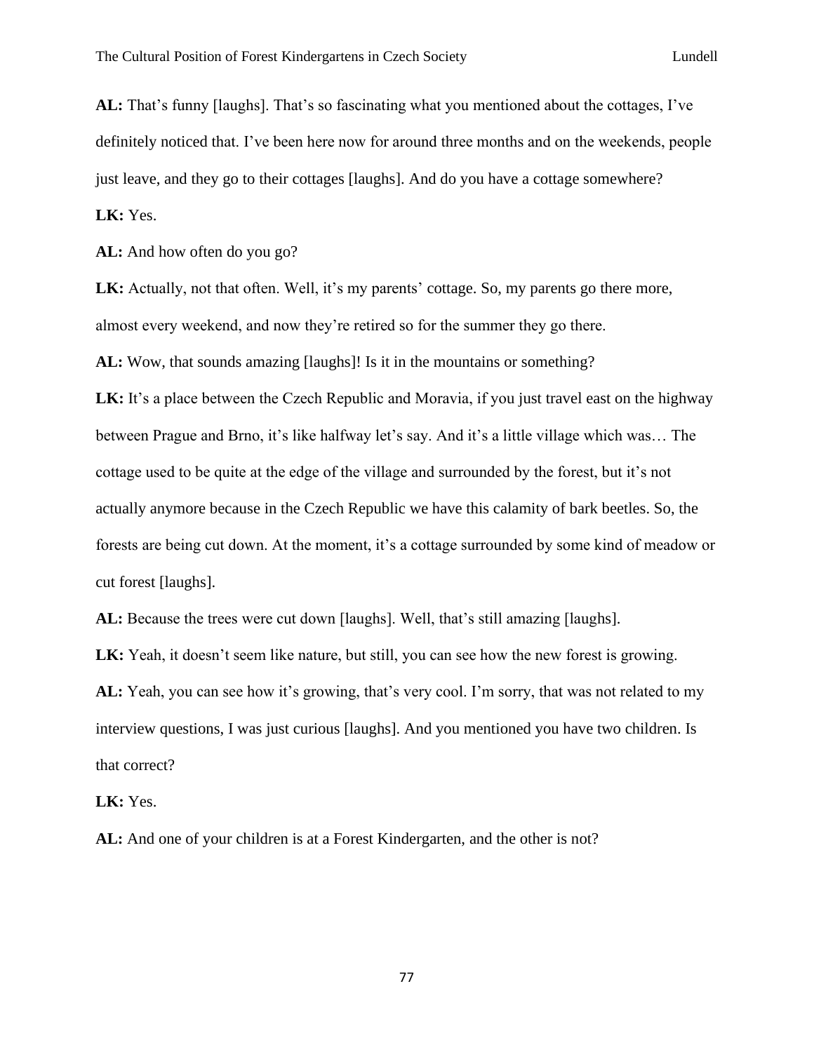**AL:** That's funny [laughs]. That's so fascinating what you mentioned about the cottages, I've definitely noticed that. I've been here now for around three months and on the weekends, people just leave, and they go to their cottages [laughs]. And do you have a cottage somewhere?

**LK:** Yes.

**AL:** And how often do you go?

**LK:** Actually, not that often. Well, it's my parents' cottage. So, my parents go there more, almost every weekend, and now they're retired so for the summer they go there.

**AL:** Wow, that sounds amazing [laughs]! Is it in the mountains or something?

**LK:** It's a place between the Czech Republic and Moravia, if you just travel east on the highway between Prague and Brno, it's like halfway let's say. And it's a little village which was… The cottage used to be quite at the edge of the village and surrounded by the forest, but it's not actually anymore because in the Czech Republic we have this calamity of bark beetles. So, the forests are being cut down. At the moment, it's a cottage surrounded by some kind of meadow or cut forest [laughs].

**AL:** Because the trees were cut down [laughs]. Well, that's still amazing [laughs].

**LK:** Yeah, it doesn't seem like nature, but still, you can see how the new forest is growing.

**AL:** Yeah, you can see how it's growing, that's very cool. I'm sorry, that was not related to my interview questions, I was just curious [laughs]. And you mentioned you have two children. Is that correct?

**LK:** Yes.

**AL:** And one of your children is at a Forest Kindergarten, and the other is not?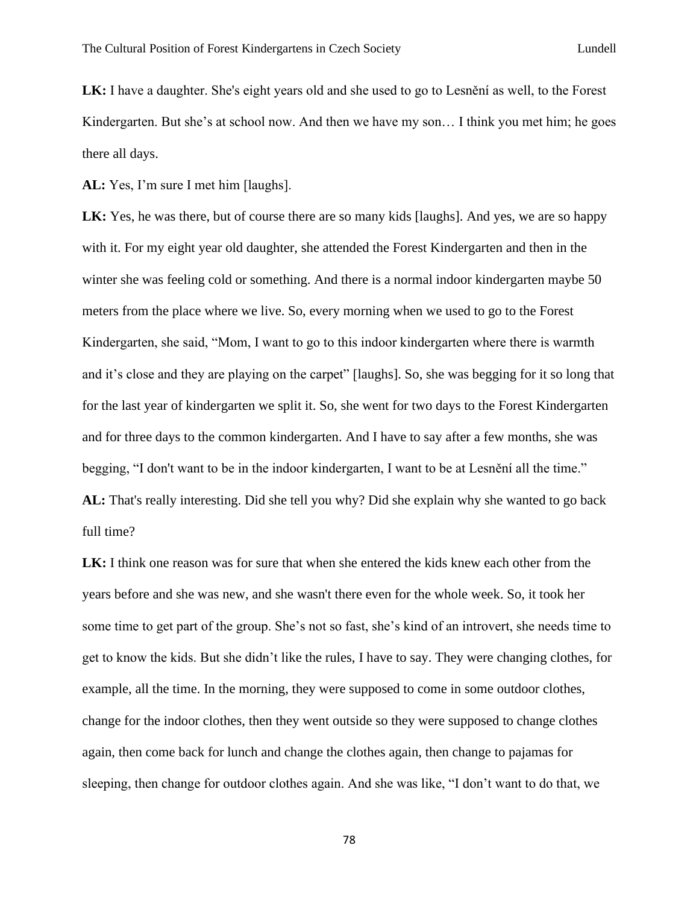**LK:** I have a daughter. She's eight years old and she used to go to Lesnění as well, to the Forest Kindergarten. But she’s at school now. And then we have my son… I think you met him; he goes there all days.

**AL:** Yes, I’m sure I met him [laughs].

**LK:** Yes, he was there, but of course there are so many kids [laughs]. And yes, we are so happy with it. For my eight year old daughter, she attended the Forest Kindergarten and then in the winter she was feeling cold or something. And there is a normal indoor kindergarten maybe 50 meters from the place where we live. So, every morning when we used to go to the Forest Kindergarten, she said, “Mom, I want to go to this indoor kindergarten where there is warmth and it’s close and they are playing on the carpet” [laughs]. So, she was begging for it so long that for the last year of kindergarten we split it. So, she went for two days to the Forest Kindergarten and for three days to the common kindergarten. And I have to say after a few months, she was begging, “I don't want to be in the indoor kindergarten, I want to be at Lesnění all the time.”

**AL:** That's really interesting. Did she tell you why? Did she explain why she wanted to go back full time?

**LK:** I think one reason was for sure that when she entered the kids knew each other from the years before and she was new, and she wasn't there even for the whole week. So, it took her some time to get part of the group. She’s not so fast, she’s kind of an introvert, she needs time to get to know the kids. But she didn’t like the rules, I have to say. They were changing clothes, for example, all the time. In the morning, they were supposed to come in some outdoor clothes, change for the indoor clothes, then they went outside so they were supposed to change clothes again, then come back for lunch and change the clothes again, then change to pajamas for sleeping, then change for outdoor clothes again. And she was like, “I don’t want to do that, we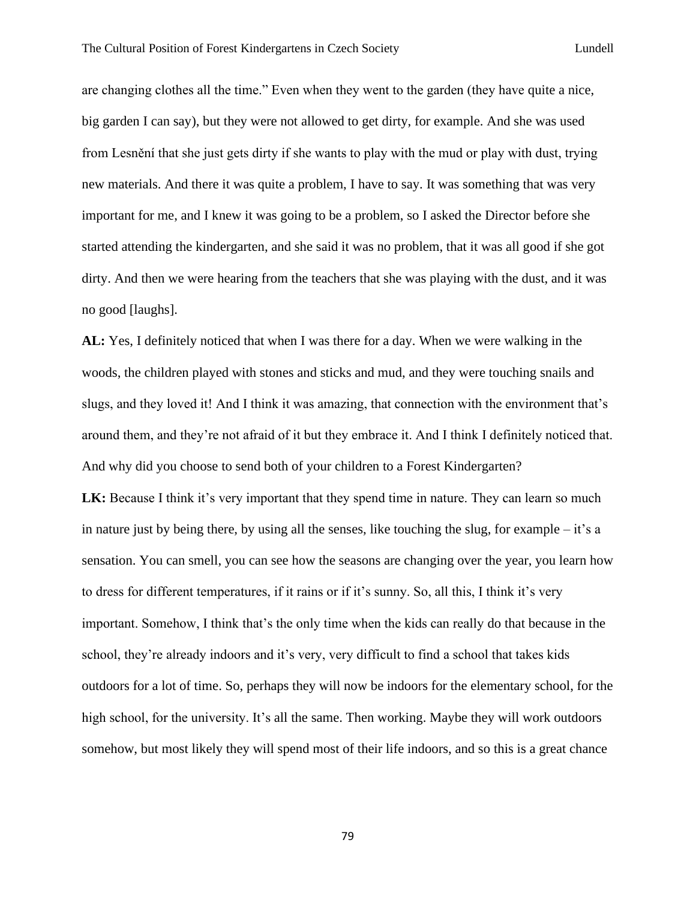are changing clothes all the time." Even when they went to the garden (they have quite a nice, big garden I can say), but they were not allowed to get dirty, for example. And she was used from Lesnění that she just gets dirty if she wants to play with the mud or play with dust, trying new materials. And there it was quite a problem, I have to say. It was something that was very important for me, and I knew it was going to be a problem, so I asked the Director before she started attending the kindergarten, and she said it was no problem, that it was all good if she got dirty. And then we were hearing from the teachers that she was playing with the dust, and it was no good [laughs].

**AL:** Yes, I definitely noticed that when I was there for a day. When we were walking in the woods, the children played with stones and sticks and mud, and they were touching snails and slugs, and they loved it! And I think it was amazing, that connection with the environment that's around them, and they're not afraid of it but they embrace it. And I think I definitely noticed that. And why did you choose to send both of your children to a Forest Kindergarten?

**LK:** Because I think it's very important that they spend time in nature. They can learn so much in nature just by being there, by using all the senses, like touching the slug, for example – it's a sensation. You can smell, you can see how the seasons are changing over the year, you learn how to dress for different temperatures, if it rains or if it's sunny. So, all this, I think it's very important. Somehow, I think that's the only time when the kids can really do that because in the school, they're already indoors and it's very, very difficult to find a school that takes kids outdoors for a lot of time. So, perhaps they will now be indoors for the elementary school, for the high school, for the university. It's all the same. Then working. Maybe they will work outdoors somehow, but most likely they will spend most of their life indoors, and so this is a great chance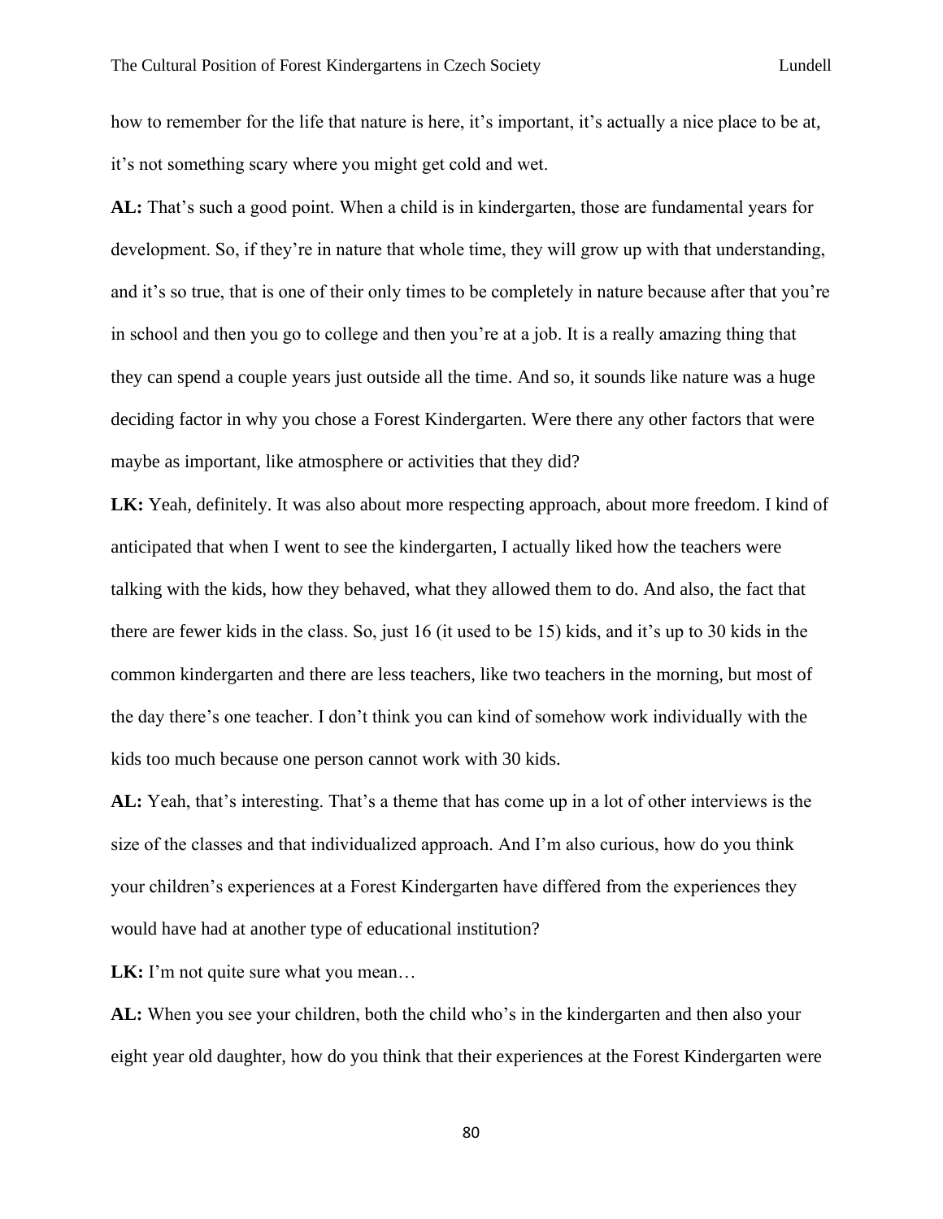how to remember for the life that nature is here, it's important, it's actually a nice place to be at, it's not something scary where you might get cold and wet.

**AL:** That's such a good point. When a child is in kindergarten, those are fundamental years for development. So, if they're in nature that whole time, they will grow up with that understanding, and it's so true, that is one of their only times to be completely in nature because after that you're in school and then you go to college and then you're at a job. It is a really amazing thing that they can spend a couple years just outside all the time. And so, it sounds like nature was a huge deciding factor in why you chose a Forest Kindergarten. Were there any other factors that were maybe as important, like atmosphere or activities that they did?

**LK:** Yeah, definitely. It was also about more respecting approach, about more freedom. I kind of anticipated that when I went to see the kindergarten, I actually liked how the teachers were talking with the kids, how they behaved, what they allowed them to do. And also, the fact that there are fewer kids in the class. So, just 16 (it used to be 15) kids, and it's up to 30 kids in the common kindergarten and there are less teachers, like two teachers in the morning, but most of the day there's one teacher. I don't think you can kind of somehow work individually with the kids too much because one person cannot work with 30 kids.

**AL:** Yeah, that's interesting. That's a theme that has come up in a lot of other interviews is the size of the classes and that individualized approach. And I'm also curious, how do you think your children's experiences at a Forest Kindergarten have differed from the experiences they would have had at another type of educational institution?

**LK:** I'm not quite sure what you mean…

**AL:** When you see your children, both the child who's in the kindergarten and then also your eight year old daughter, how do you think that their experiences at the Forest Kindergarten were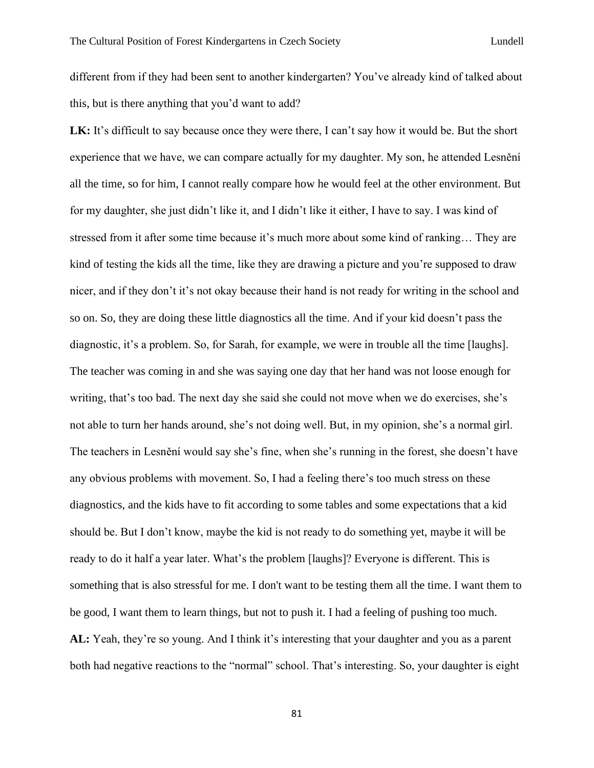different from if they had been sent to another kindergarten? You've already kind of talked about this, but is there anything that you'd want to add?

**LK:** It's difficult to say because once they were there, I can't say how it would be. But the short experience that we have, we can compare actually for my daughter. My son, he attended Lesnění all the time, so for him, I cannot really compare how he would feel at the other environment. But for my daughter, she just didn't like it, and I didn't like it either, I have to say. I was kind of stressed from it after some time because it's much more about some kind of ranking… They are kind of testing the kids all the time, like they are drawing a picture and you're supposed to draw nicer, and if they don't it's not okay because their hand is not ready for writing in the school and so on. So, they are doing these little diagnostics all the time. And if your kid doesn't pass the diagnostic, it's a problem. So, for Sarah, for example, we were in trouble all the time [laughs]. The teacher was coming in and she was saying one day that her hand was not loose enough for writing, that's too bad. The next day she said she could not move when we do exercises, she's not able to turn her hands around, she's not doing well. But, in my opinion, she's a normal girl. The teachers in Lesnění would say she's fine, when she's running in the forest, she doesn't have any obvious problems with movement. So, I had a feeling there's too much stress on these diagnostics, and the kids have to fit according to some tables and some expectations that a kid should be. But I don't know, maybe the kid is not ready to do something yet, maybe it will be ready to do it half a year later. What's the problem [laughs]? Everyone is different. This is something that is also stressful for me. I don't want to be testing them all the time. I want them to be good, I want them to learn things, but not to push it. I had a feeling of pushing too much.

**AL:** Yeah, they're so young. And I think it's interesting that your daughter and you as a parent both had negative reactions to the "normal" school. That's interesting. So, your daughter is eight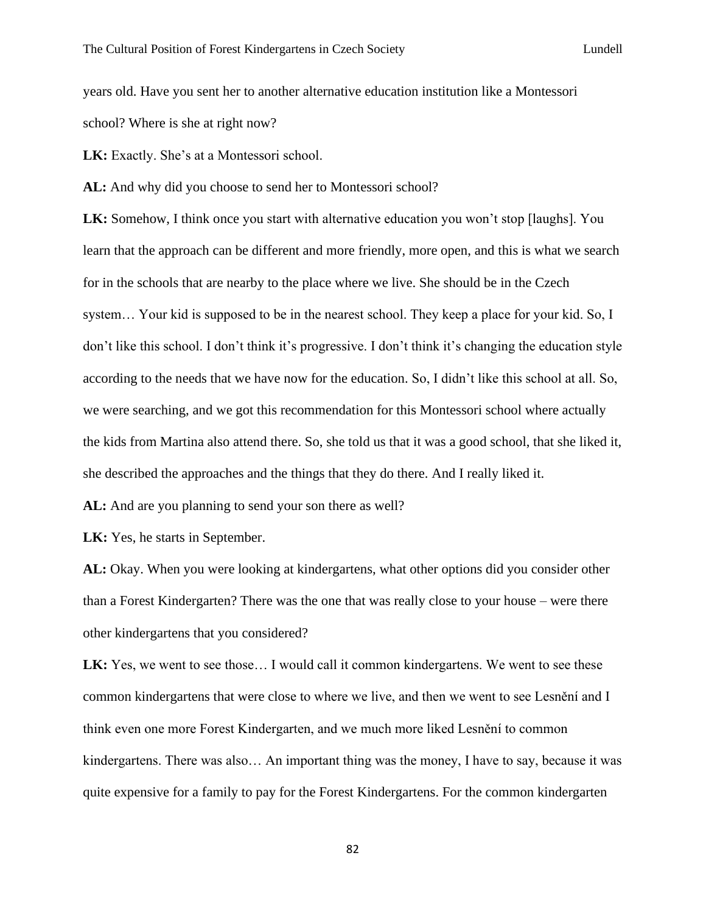years old. Have you sent her to another alternative education institution like a Montessori school? Where is she at right now?

**LK:** Exactly. She's at a Montessori school.

**AL:** And why did you choose to send her to Montessori school?

**LK:** Somehow, I think once you start with alternative education you won't stop [laughs]. You learn that the approach can be different and more friendly, more open, and this is what we search for in the schools that are nearby to the place where we live. She should be in the Czech system… Your kid is supposed to be in the nearest school. They keep a place for your kid. So, I don't like this school. I don't think it's progressive. I don't think it's changing the education style according to the needs that we have now for the education. So, I didn't like this school at all. So, we were searching, and we got this recommendation for this Montessori school where actually the kids from Martina also attend there. So, she told us that it was a good school, that she liked it, she described the approaches and the things that they do there. And I really liked it.

**AL:** And are you planning to send your son there as well?

**LK:** Yes, he starts in September.

**AL:** Okay. When you were looking at kindergartens, what other options did you consider other than a Forest Kindergarten? There was the one that was really close to your house – were there other kindergartens that you considered?

**LK:** Yes, we went to see those… I would call it common kindergartens. We went to see these common kindergartens that were close to where we live, and then we went to see Lesnění and I think even one more Forest Kindergarten, and we much more liked Lesnění to common kindergartens. There was also… An important thing was the money, I have to say, because it was quite expensive for a family to pay for the Forest Kindergartens. For the common kindergarten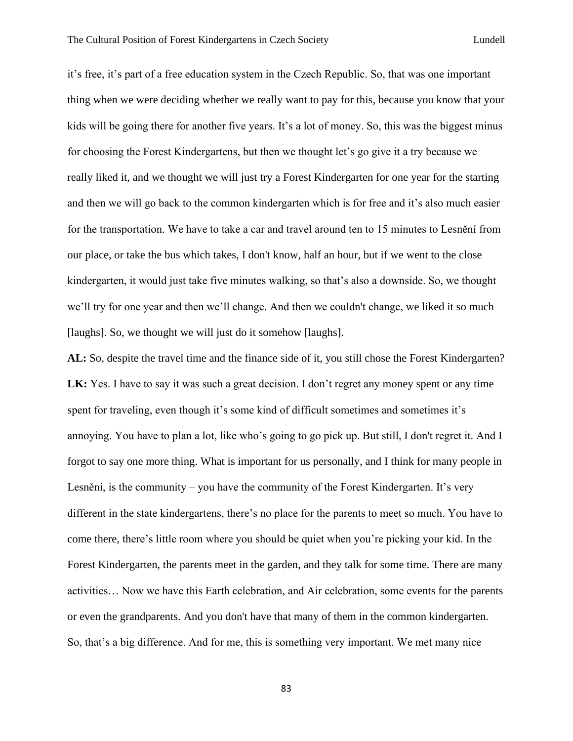it’s free, it’s part of a free education system in the Czech Republic. So, that was one important thing when we were deciding whether we really want to pay for this, because you know that your kids will be going there for another five years. It’s a lot of money. So, this was the biggest minus for choosing the Forest Kindergartens, but then we thought let’s go give it a try because we really liked it, and we thought we will just try a Forest Kindergarten for one year for the starting and then we will go back to the common kindergarten which is for free and it’s also much easier for the transportation. We have to take a car and travel around ten to 15 minutes to Lesnění from our place, or take the bus which takes, I don't know, half an hour, but if we went to the close kindergarten, it would just take five minutes walking, so that’s also a downside. So, we thought we’ll try for one year and then we’ll change. And then we couldn't change, we liked it so much [laughs]. So, we thought we will just do it somehow [laughs].

**AL:** So, despite the travel time and the finance side of it, you still chose the Forest Kindergarten?

**LK:** Yes. I have to say it was such a great decision. I don’t regret any money spent or any time spent for traveling, even though it’s some kind of difficult sometimes and sometimes it’s annoying. You have to plan a lot, like who’s going to go pick up. But still, I don't regret it. And I forgot to say one more thing. What is important for us personally, and I think for many people in Lesnění, is the community – you have the community of the Forest Kindergarten. It’s very different in the state kindergartens, there’s no place for the parents to meet so much. You have to come there, there’s little room where you should be quiet when you’re picking your kid. In the Forest Kindergarten, the parents meet in the garden, and they talk for some time. There are many activities… Now we have this Earth celebration, and Air celebration, some events for the parents or even the grandparents. And you don't have that many of them in the common kindergarten. So, that’s a big difference. And for me, this is something very important. We met many nice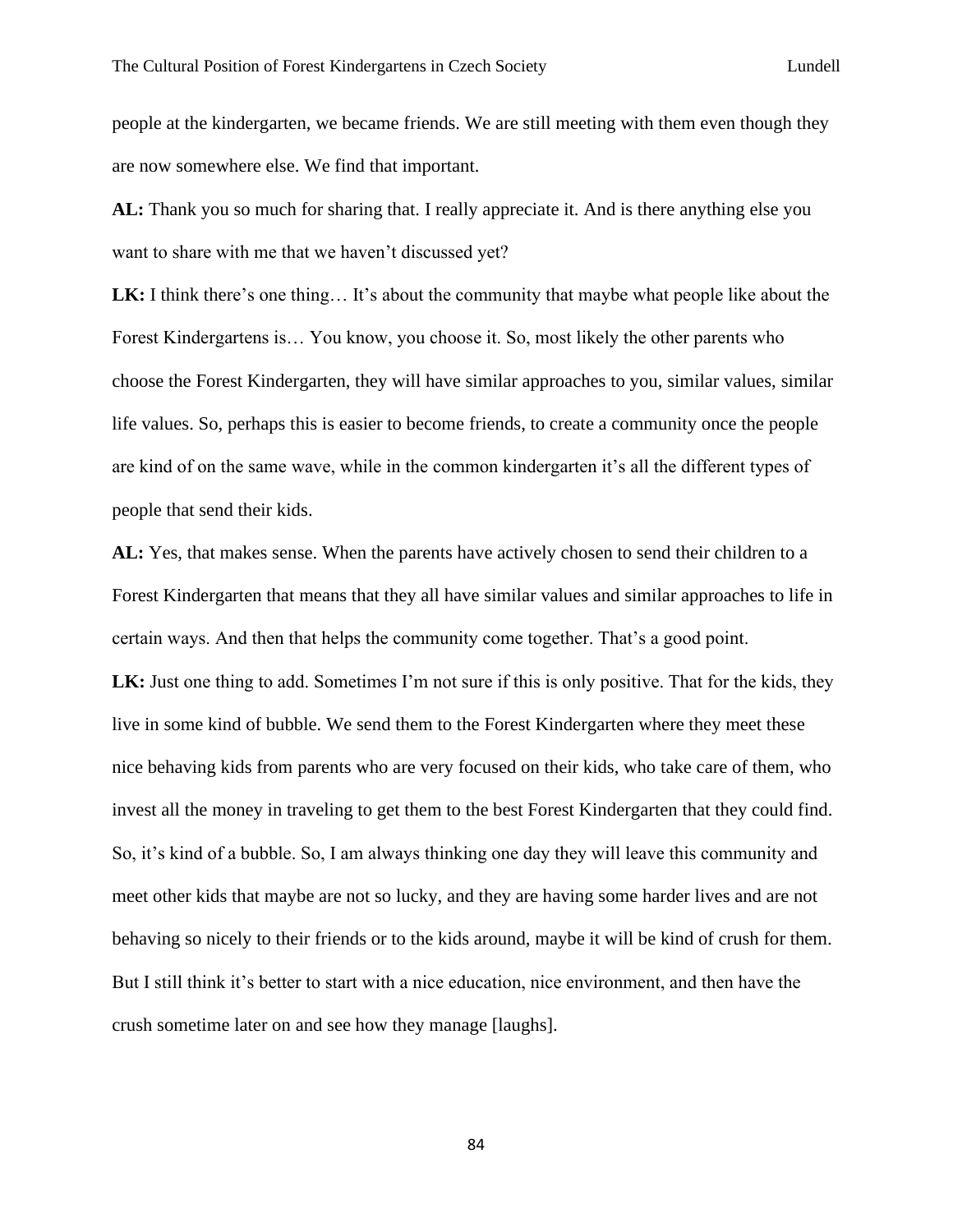people at the kindergarten, we became friends. We are still meeting with them even though they are now somewhere else. We find that important.

**AL:** Thank you so much for sharing that. I really appreciate it. And is there anything else you want to share with me that we haven't discussed yet?

**LK:** I think there's one thing… It's about the community that maybe what people like about the Forest Kindergartens is… You know, you choose it. So, most likely the other parents who choose the Forest Kindergarten, they will have similar approaches to you, similar values, similar life values. So, perhaps this is easier to become friends, to create a community once the people are kind of on the same wave, while in the common kindergarten it's all the different types of people that send their kids.

**AL:** Yes, that makes sense. When the parents have actively chosen to send their children to a Forest Kindergarten that means that they all have similar values and similar approaches to life in certain ways. And then that helps the community come together. That's a good point.

**LK:** Just one thing to add. Sometimes I'm not sure if this is only positive. That for the kids, they live in some kind of bubble. We send them to the Forest Kindergarten where they meet these nice behaving kids from parents who are very focused on their kids, who take care of them, who invest all the money in traveling to get them to the best Forest Kindergarten that they could find. So, it's kind of a bubble. So, I am always thinking one day they will leave this community and meet other kids that maybe are not so lucky, and they are having some harder lives and are not behaving so nicely to their friends or to the kids around, maybe it will be kind of crush for them. But I still think it's better to start with a nice education, nice environment, and then have the crush sometime later on and see how they manage [laughs].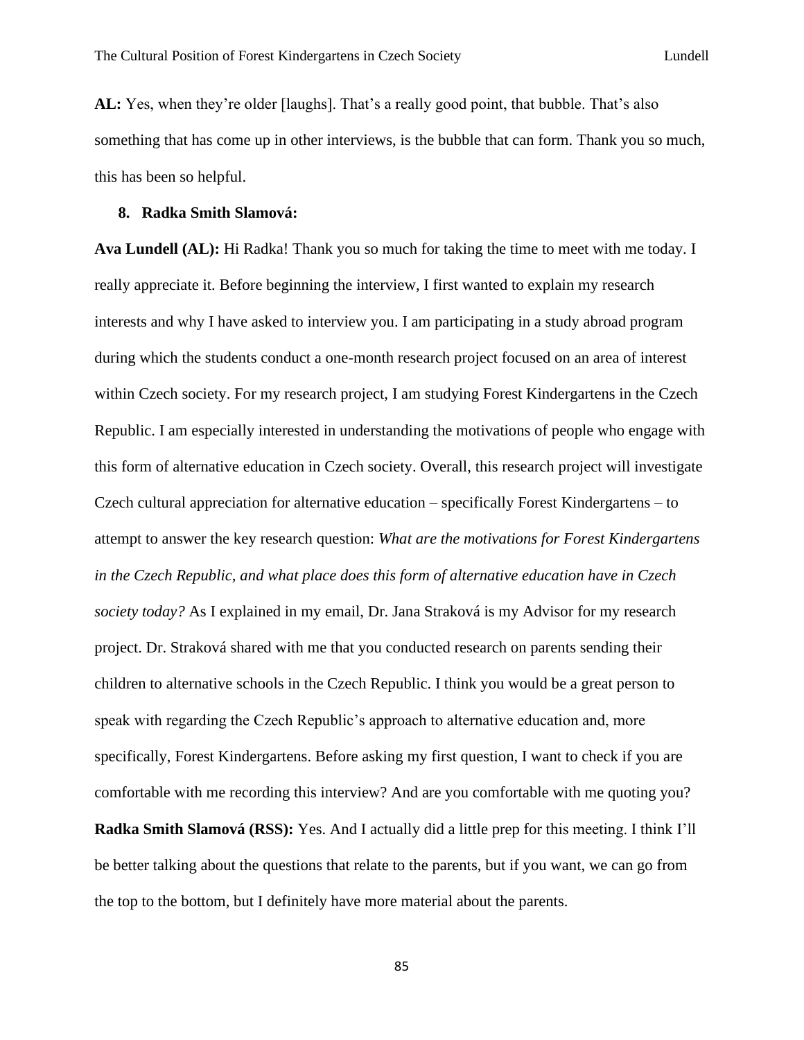**AL:** Yes, when they're older [laughs]. That's a really good point, that bubble. That's also something that has come up in other interviews, is the bubble that can form. Thank you so much, this has been so helpful.

**8. Radka Smith Slamová:**

**Ava Lundell (AL):** Hi Radka! Thank you so much for taking the time to meet with me today. I really appreciate it. Before beginning the interview, I first wanted to explain my research interests and why I have asked to interview you. I am participating in a study abroad program during which the students conduct a one-month research project focused on an area of interest within Czech society. For my research project, I am studying Forest Kindergartens in the Czech Republic. I am especially interested in understanding the motivations of people who engage with this form of alternative education in Czech society. Overall, this research project will investigate Czech cultural appreciation for alternative education – specifically Forest Kindergartens – to attempt to answer the key research question: *What are the motivations for Forest Kindergartens in the Czech Republic, and what place does this form of alternative education have in Czech society today?* As I explained in my email, Dr. Jana Straková is my Advisor for my research project. Dr. Straková shared with me that you conducted research on parents sending their children to alternative schools in the Czech Republic. I think you would be a great person to speak with regarding the Czech Republic's approach to alternative education and, more specifically, Forest Kindergartens. Before asking my first question, I want to check if you are comfortable with me recording this interview? And are you comfortable with me quoting you?

**Radka Smith Slamová (RSS):** Yes. And I actually did a little prep for this meeting. I think I'll be better talking about the questions that relate to the parents, but if you want, we can go from the top to the bottom, but I definitely have more material about the parents.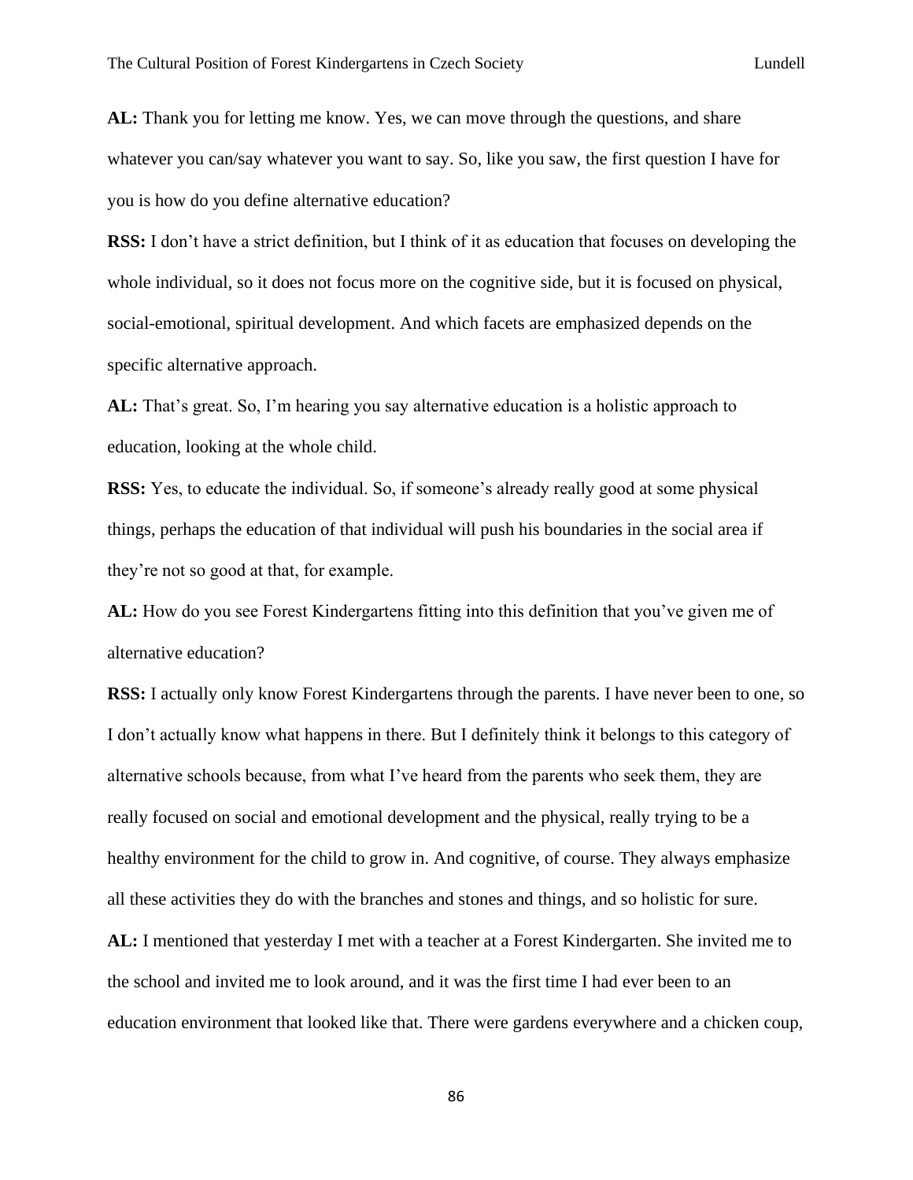**AL:** Thank you for letting me know. Yes, we can move through the questions, and share whatever you can/say whatever you want to say. So, like you saw, the first question I have for you is how do you define alternative education?

**RSS:** I don't have a strict definition, but I think of it as education that focuses on developing the whole individual, so it does not focus more on the cognitive side, but it is focused on physical, social-emotional, spiritual development. And which facets are emphasized depends on the specific alternative approach.

**AL:** That's great. So, I'm hearing you say alternative education is a holistic approach to education, looking at the whole child.

**RSS:** Yes, to educate the individual. So, if someone's already really good at some physical things, perhaps the education of that individual will push his boundaries in the social area if they're not so good at that, for example.

**AL:** How do you see Forest Kindergartens fitting into this definition that you've given me of alternative education?

**RSS:** I actually only know Forest Kindergartens through the parents. I have never been to one, so I don't actually know what happens in there. But I definitely think it belongs to this category of alternative schools because, from what I've heard from the parents who seek them, they are really focused on social and emotional development and the physical, really trying to be a healthy environment for the child to grow in. And cognitive, of course. They always emphasize all these activities they do with the branches and stones and things, and so holistic for sure.

**AL:** I mentioned that yesterday I met with a teacher at a Forest Kindergarten. She invited me to the school and invited me to look around, and it was the first time I had ever been to an education environment that looked like that. There were gardens everywhere and a chicken coup,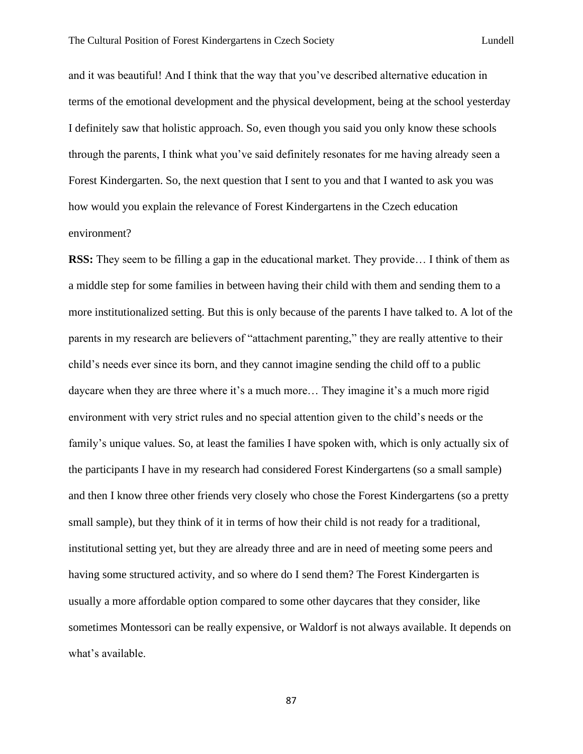and it was beautiful! And I think that the way that you've described alternative education in terms of the emotional development and the physical development, being at the school yesterday I definitely saw that holistic approach. So, even though you said you only know these schools through the parents, I think what you've said definitely resonates for me having already seen a Forest Kindergarten. So, the next question that I sent to you and that I wanted to ask you was how would you explain the relevance of Forest Kindergartens in the Czech education environment?

**RSS:** They seem to be filling a gap in the educational market. They provide… I think of them as a middle step for some families in between having their child with them and sending them to a more institutionalized setting. But this is only because of the parents I have talked to. A lot of the parents in my research are believers of "attachment parenting," they are really attentive to their child's needs ever since its born, and they cannot imagine sending the child off to a public daycare when they are three where it's a much more… They imagine it's a much more rigid environment with very strict rules and no special attention given to the child's needs or the family's unique values. So, at least the families I have spoken with, which is only actually six of the participants I have in my research had considered Forest Kindergartens (so a small sample) and then I know three other friends very closely who chose the Forest Kindergartens (so a pretty small sample), but they think of it in terms of how their child is not ready for a traditional, institutional setting yet, but they are already three and are in need of meeting some peers and having some structured activity, and so where do I send them? The Forest Kindergarten is usually a more affordable option compared to some other daycares that they consider, like sometimes Montessori can be really expensive, or Waldorf is not always available. It depends on what's available.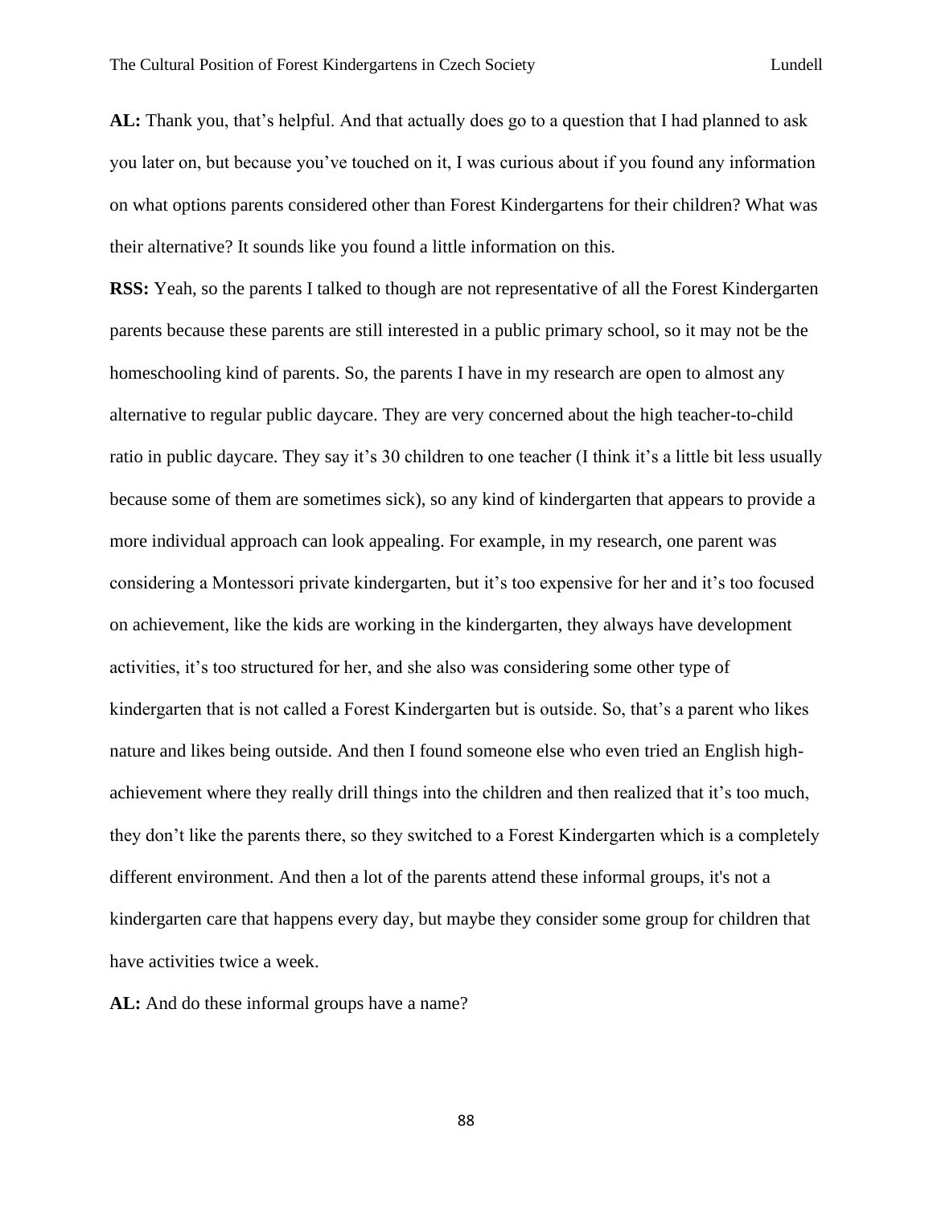**AL:** Thank you, that's helpful. And that actually does go to a question that I had planned to ask you later on, but because you've touched on it, I was curious about if you found any information on what options parents considered other than Forest Kindergartens for their children? What was their alternative? It sounds like you found a little information on this.

**RSS:** Yeah, so the parents I talked to though are not representative of all the Forest Kindergarten parents because these parents are still interested in a public primary school, so it may not be the homeschooling kind of parents. So, the parents I have in my research are open to almost any alternative to regular public daycare. They are very concerned about the high teacher-to-child ratio in public daycare. They say it's 30 children to one teacher (I think it's a little bit less usually because some of them are sometimes sick), so any kind of kindergarten that appears to provide a more individual approach can look appealing. For example, in my research, one parent was considering a Montessori private kindergarten, but it's too expensive for her and it's too focused on achievement, like the kids are working in the kindergarten, they always have development activities, it's too structured for her, and she also was considering some other type of kindergarten that is not called a Forest Kindergarten but is outside. So, that's a parent who likes nature and likes being outside. And then I found someone else who even tried an English high-achievement where they really drill things into the children and then realized that it's too much, they don't like the parents there, so they switched to a Forest Kindergarten which is a completely different environment. And then a lot of the parents attend these informal groups, it's not a kindergarten care that happens every day, but maybe they consider some group for children that have activities twice a week.

**AL:** And do these informal groups have a name?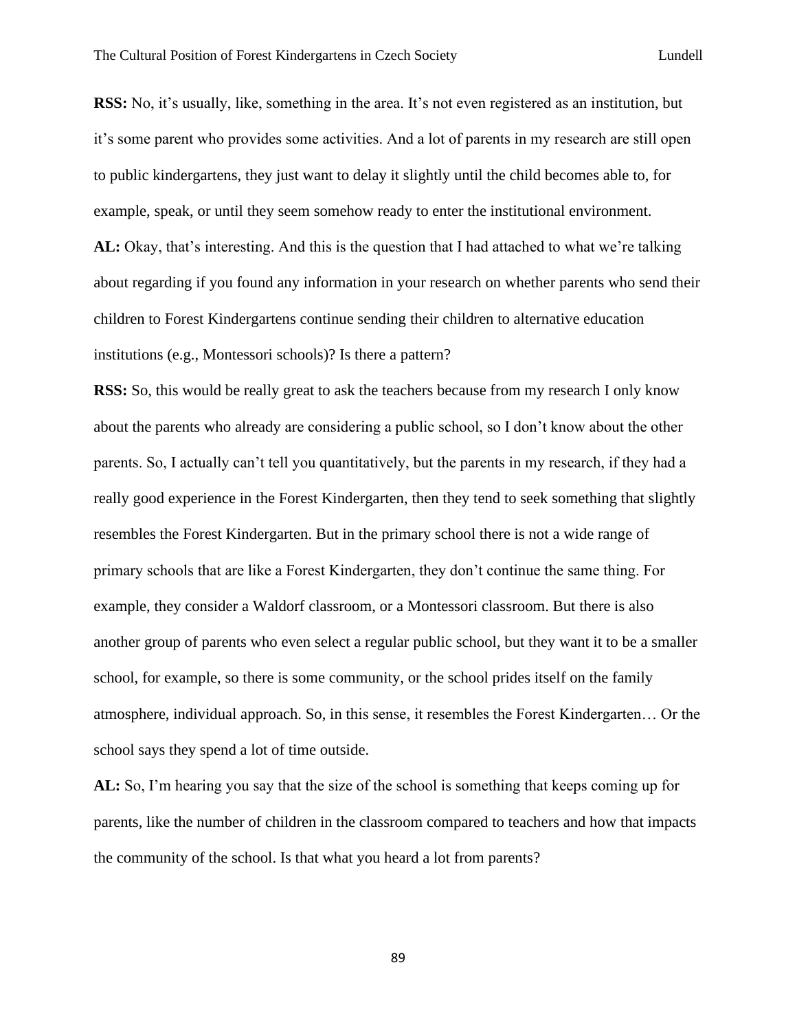**RSS:** No, it's usually, like, something in the area. It's not even registered as an institution, but it's some parent who provides some activities. And a lot of parents in my research are still open to public kindergartens, they just want to delay it slightly until the child becomes able to, for example, speak, or until they seem somehow ready to enter the institutional environment.

**AL:** Okay, that's interesting. And this is the question that I had attached to what we're talking about regarding if you found any information in your research on whether parents who send their children to Forest Kindergartens continue sending their children to alternative education institutions (e.g., Montessori schools)? Is there a pattern?

**RSS:** So, this would be really great to ask the teachers because from my research I only know about the parents who already are considering a public school, so I don't know about the other parents. So, I actually can't tell you quantitatively, but the parents in my research, if they had a really good experience in the Forest Kindergarten, then they tend to seek something that slightly resembles the Forest Kindergarten. But in the primary school there is not a wide range of primary schools that are like a Forest Kindergarten, they don't continue the same thing. For example, they consider a Waldorf classroom, or a Montessori classroom. But there is also another group of parents who even select a regular public school, but they want it to be a smaller school, for example, so there is some community, or the school prides itself on the family atmosphere, individual approach. So, in this sense, it resembles the Forest Kindergarten… Or the school says they spend a lot of time outside.

**AL:** So, I'm hearing you say that the size of the school is something that keeps coming up for parents, like the number of children in the classroom compared to teachers and how that impacts the community of the school. Is that what you heard a lot from parents?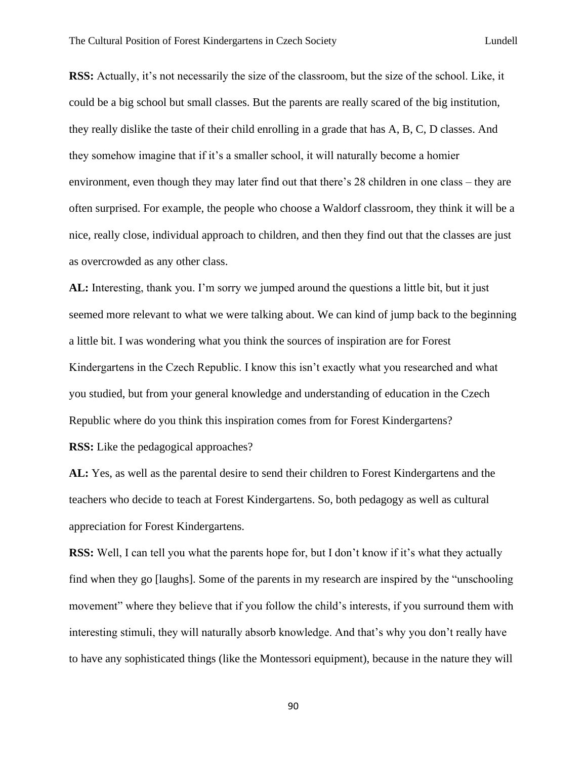**RSS:** Actually, it's not necessarily the size of the classroom, but the size of the school. Like, it could be a big school but small classes. But the parents are really scared of the big institution, they really dislike the taste of their child enrolling in a grade that has A, B, C, D classes. And they somehow imagine that if it's a smaller school, it will naturally become a homier environment, even though they may later find out that there's 28 children in one class – they are often surprised. For example, the people who choose a Waldorf classroom, they think it will be a nice, really close, individual approach to children, and then they find out that the classes are just as overcrowded as any other class.

**AL:** Interesting, thank you. I'm sorry we jumped around the questions a little bit, but it just seemed more relevant to what we were talking about. We can kind of jump back to the beginning a little bit. I was wondering what you think the sources of inspiration are for Forest Kindergartens in the Czech Republic. I know this isn't exactly what you researched and what you studied, but from your general knowledge and understanding of education in the Czech Republic where do you think this inspiration comes from for Forest Kindergartens?

**RSS:** Like the pedagogical approaches?

**AL:** Yes, as well as the parental desire to send their children to Forest Kindergartens and the teachers who decide to teach at Forest Kindergartens. So, both pedagogy as well as cultural appreciation for Forest Kindergartens.

**RSS:** Well, I can tell you what the parents hope for, but I don't know if it's what they actually find when they go [laughs]. Some of the parents in my research are inspired by the "unschooling movement" where they believe that if you follow the child's interests, if you surround them with interesting stimuli, they will naturally absorb knowledge. And that's why you don't really have to have any sophisticated things (like the Montessori equipment), because in the nature they will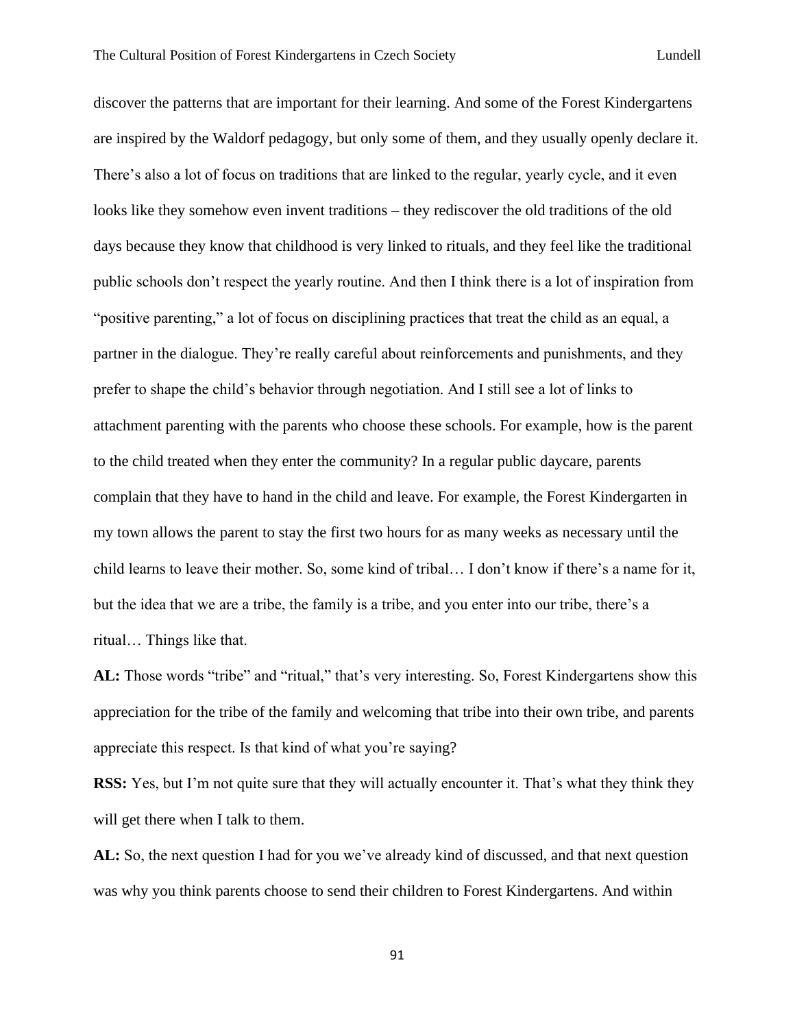discover the patterns that are important for their learning. And some of the Forest Kindergartens are inspired by the Waldorf pedagogy, but only some of them, and they usually openly declare it. There's also a lot of focus on traditions that are linked to the regular, yearly cycle, and it even looks like they somehow even invent traditions – they rediscover the old traditions of the old days because they know that childhood is very linked to rituals, and they feel like the traditional public schools don't respect the yearly routine. And then I think there is a lot of inspiration from "positive parenting," a lot of focus on disciplining practices that treat the child as an equal, a partner in the dialogue. They're really careful about reinforcements and punishments, and they prefer to shape the child's behavior through negotiation. And I still see a lot of links to attachment parenting with the parents who choose these schools. For example, how is the parent to the child treated when they enter the community? In a regular public daycare, parents complain that they have to hand in the child and leave. For example, the Forest Kindergarten in my town allows the parent to stay the first two hours for as many weeks as necessary until the child learns to leave their mother. So, some kind of tribal… I don't know if there's a name for it, but the idea that we are a tribe, the family is a tribe, and you enter into our tribe, there's a ritual… Things like that.

**AL:** Those words "tribe" and "ritual," that's very interesting. So, Forest Kindergartens show this appreciation for the tribe of the family and welcoming that tribe into their own tribe, and parents appreciate this respect. Is that kind of what you're saying?

**RSS:** Yes, but I'm not quite sure that they will actually encounter it. That's what they think they will get there when I talk to them.

**AL:** So, the next question I had for you we've already kind of discussed, and that next question was why you think parents choose to send their children to Forest Kindergartens. And within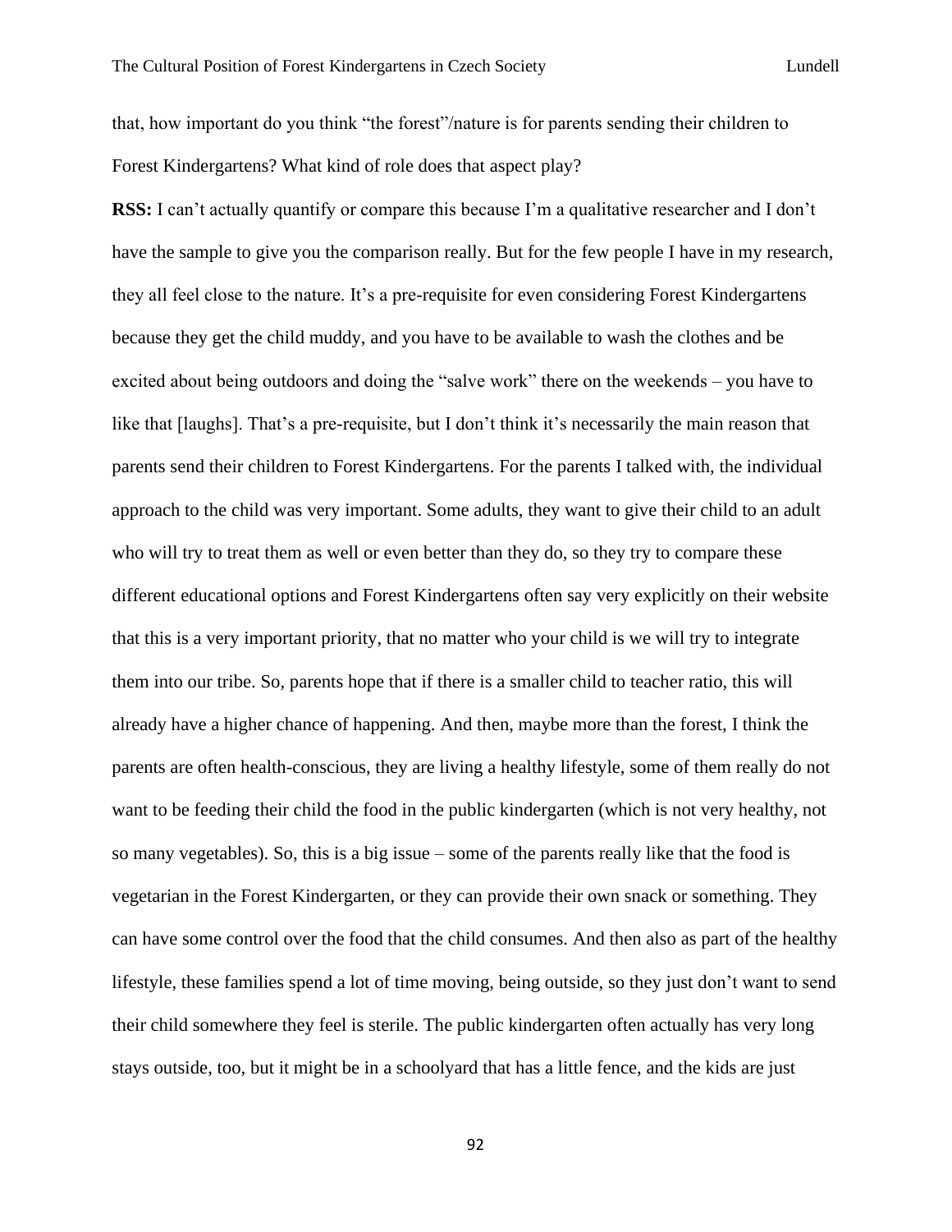that, how important do you think "the forest"/nature is for parents sending their children to Forest Kindergartens? What kind of role does that aspect play?

**RSS:** I can't actually quantify or compare this because I'm a qualitative researcher and I don't have the sample to give you the comparison really. But for the few people I have in my research, they all feel close to the nature. It's a pre-requisite for even considering Forest Kindergartens because they get the child muddy, and you have to be available to wash the clothes and be excited about being outdoors and doing the "salve work" there on the weekends – you have to like that [laughs]. That's a pre-requisite, but I don't think it's necessarily the main reason that parents send their children to Forest Kindergartens. For the parents I talked with, the individual approach to the child was very important. Some adults, they want to give their child to an adult who will try to treat them as well or even better than they do, so they try to compare these different educational options and Forest Kindergartens often say very explicitly on their website that this is a very important priority, that no matter who your child is we will try to integrate them into our tribe. So, parents hope that if there is a smaller child to teacher ratio, this will already have a higher chance of happening. And then, maybe more than the forest, I think the parents are often health-conscious, they are living a healthy lifestyle, some of them really do not want to be feeding their child the food in the public kindergarten (which is not very healthy, not so many vegetables). So, this is a big issue – some of the parents really like that the food is vegetarian in the Forest Kindergarten, or they can provide their own snack or something. They can have some control over the food that the child consumes. And then also as part of the healthy lifestyle, these families spend a lot of time moving, being outside, so they just don't want to send their child somewhere they feel is sterile. The public kindergarten often actually has very long stays outside, too, but it might be in a schoolyard that has a little fence, and the kids are just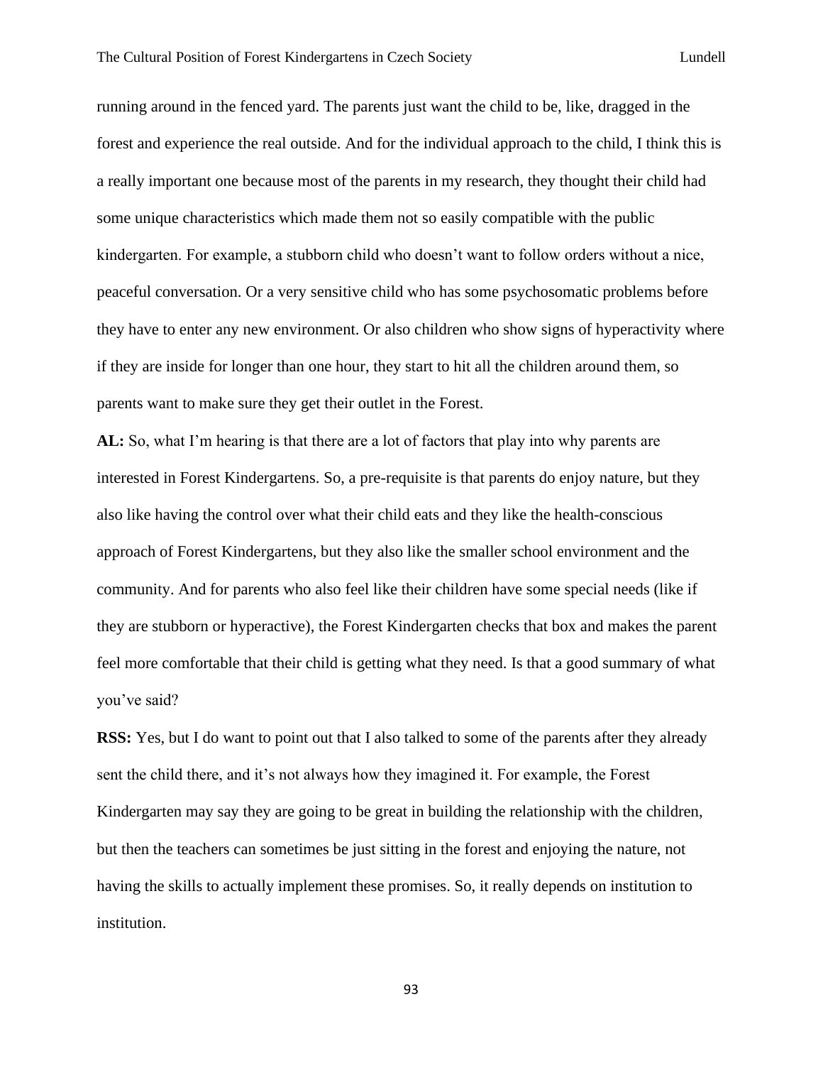running around in the fenced yard. The parents just want the child to be, like, dragged in the forest and experience the real outside. And for the individual approach to the child, I think this is a really important one because most of the parents in my research, they thought their child had some unique characteristics which made them not so easily compatible with the public kindergarten. For example, a stubborn child who doesn't want to follow orders without a nice, peaceful conversation. Or a very sensitive child who has some psychosomatic problems before they have to enter any new environment. Or also children who show signs of hyperactivity where if they are inside for longer than one hour, they start to hit all the children around them, so parents want to make sure they get their outlet in the Forest.

**AL:** So, what I'm hearing is that there are a lot of factors that play into why parents are interested in Forest Kindergartens. So, a pre-requisite is that parents do enjoy nature, but they also like having the control over what their child eats and they like the health-conscious approach of Forest Kindergartens, but they also like the smaller school environment and the community. And for parents who also feel like their children have some special needs (like if they are stubborn or hyperactive), the Forest Kindergarten checks that box and makes the parent feel more comfortable that their child is getting what they need. Is that a good summary of what you've said?

**RSS:** Yes, but I do want to point out that I also talked to some of the parents after they already sent the child there, and it's not always how they imagined it. For example, the Forest Kindergarten may say they are going to be great in building the relationship with the children, but then the teachers can sometimes be just sitting in the forest and enjoying the nature, not having the skills to actually implement these promises. So, it really depends on institution to institution.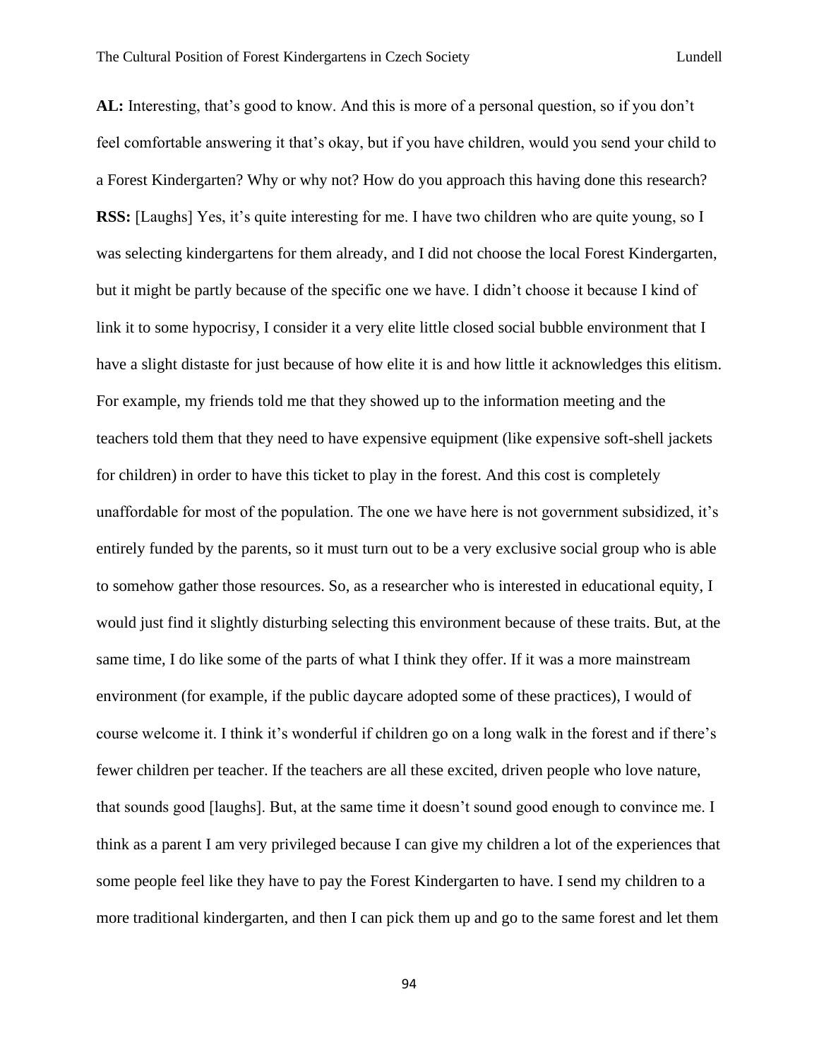**AL:** Interesting, that's good to know. And this is more of a personal question, so if you don't feel comfortable answering it that's okay, but if you have children, would you send your child to a Forest Kindergarten? Why or why not? How do you approach this having done this research?

**RSS:** [Laughs] Yes, it's quite interesting for me. I have two children who are quite young, so I was selecting kindergartens for them already, and I did not choose the local Forest Kindergarten, but it might be partly because of the specific one we have. I didn't choose it because I kind of link it to some hypocrisy, I consider it a very elite little closed social bubble environment that I have a slight distaste for just because of how elite it is and how little it acknowledges this elitism. For example, my friends told me that they showed up to the information meeting and the teachers told them that they need to have expensive equipment (like expensive soft-shell jackets for children) in order to have this ticket to play in the forest. And this cost is completely unaffordable for most of the population. The one we have here is not government subsidized, it's entirely funded by the parents, so it must turn out to be a very exclusive social group who is able to somehow gather those resources. So, as a researcher who is interested in educational equity, I would just find it slightly disturbing selecting this environment because of these traits. But, at the same time, I do like some of the parts of what I think they offer. If it was a more mainstream environment (for example, if the public daycare adopted some of these practices), I would of course welcome it. I think it's wonderful if children go on a long walk in the forest and if there's fewer children per teacher. If the teachers are all these excited, driven people who love nature, that sounds good [laughs]. But, at the same time it doesn't sound good enough to convince me. I think as a parent I am very privileged because I can give my children a lot of the experiences that some people feel like they have to pay the Forest Kindergarten to have. I send my children to a more traditional kindergarten, and then I can pick them up and go to the same forest and let them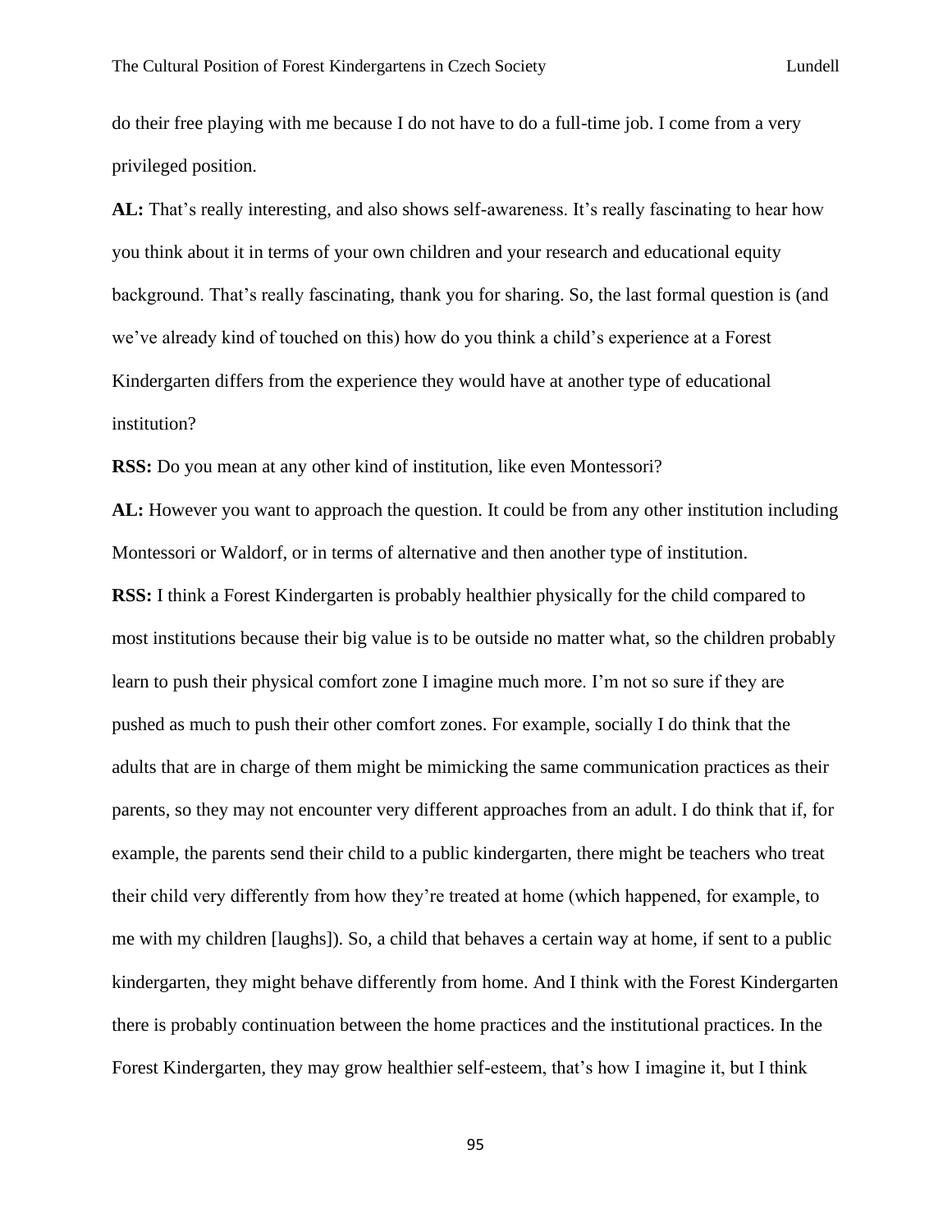do their free playing with me because I do not have to do a full-time job. I come from a very privileged position.

**AL:** That's really interesting, and also shows self-awareness. It's really fascinating to hear how you think about it in terms of your own children and your research and educational equity background. That's really fascinating, thank you for sharing. So, the last formal question is (and we've already kind of touched on this) how do you think a child's experience at a Forest Kindergarten differs from the experience they would have at another type of educational institution?

**RSS:** Do you mean at any other kind of institution, like even Montessori?

**AL:** However you want to approach the question. It could be from any other institution including Montessori or Waldorf, or in terms of alternative and then another type of institution.

**RSS:** I think a Forest Kindergarten is probably healthier physically for the child compared to most institutions because their big value is to be outside no matter what, so the children probably learn to push their physical comfort zone I imagine much more. I'm not so sure if they are pushed as much to push their other comfort zones. For example, socially I do think that the adults that are in charge of them might be mimicking the same communication practices as their parents, so they may not encounter very different approaches from an adult. I do think that if, for example, the parents send their child to a public kindergarten, there might be teachers who treat their child very differently from how they're treated at home (which happened, for example, to me with my children [laughs]). So, a child that behaves a certain way at home, if sent to a public kindergarten, they might behave differently from home. And I think with the Forest Kindergarten there is probably continuation between the home practices and the institutional practices. In the Forest Kindergarten, they may grow healthier self-esteem, that's how I imagine it, but I think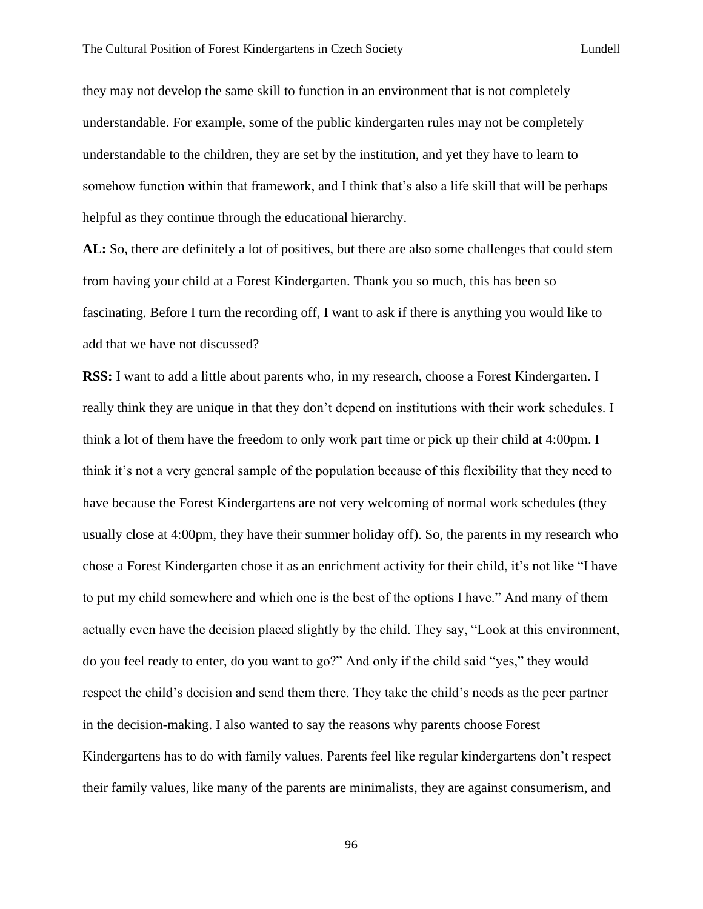they may not develop the same skill to function in an environment that is not completely understandable. For example, some of the public kindergarten rules may not be completely understandable to the children, they are set by the institution, and yet they have to learn to somehow function within that framework, and I think that's also a life skill that will be perhaps helpful as they continue through the educational hierarchy.

**AL:** So, there are definitely a lot of positives, but there are also some challenges that could stem from having your child at a Forest Kindergarten. Thank you so much, this has been so fascinating. Before I turn the recording off, I want to ask if there is anything you would like to add that we have not discussed?

**RSS:** I want to add a little about parents who, in my research, choose a Forest Kindergarten. I really think they are unique in that they don't depend on institutions with their work schedules. I think a lot of them have the freedom to only work part time or pick up their child at 4:00pm. I think it's not a very general sample of the population because of this flexibility that they need to have because the Forest Kindergartens are not very welcoming of normal work schedules (they usually close at 4:00pm, they have their summer holiday off). So, the parents in my research who chose a Forest Kindergarten chose it as an enrichment activity for their child, it's not like "I have to put my child somewhere and which one is the best of the options I have." And many of them actually even have the decision placed slightly by the child. They say, "Look at this environment, do you feel ready to enter, do you want to go?" And only if the child said "yes," they would respect the child's decision and send them there. They take the child's needs as the peer partner in the decision-making. I also wanted to say the reasons why parents choose Forest Kindergartens has to do with family values. Parents feel like regular kindergartens don't respect their family values, like many of the parents are minimalists, they are against consumerism, and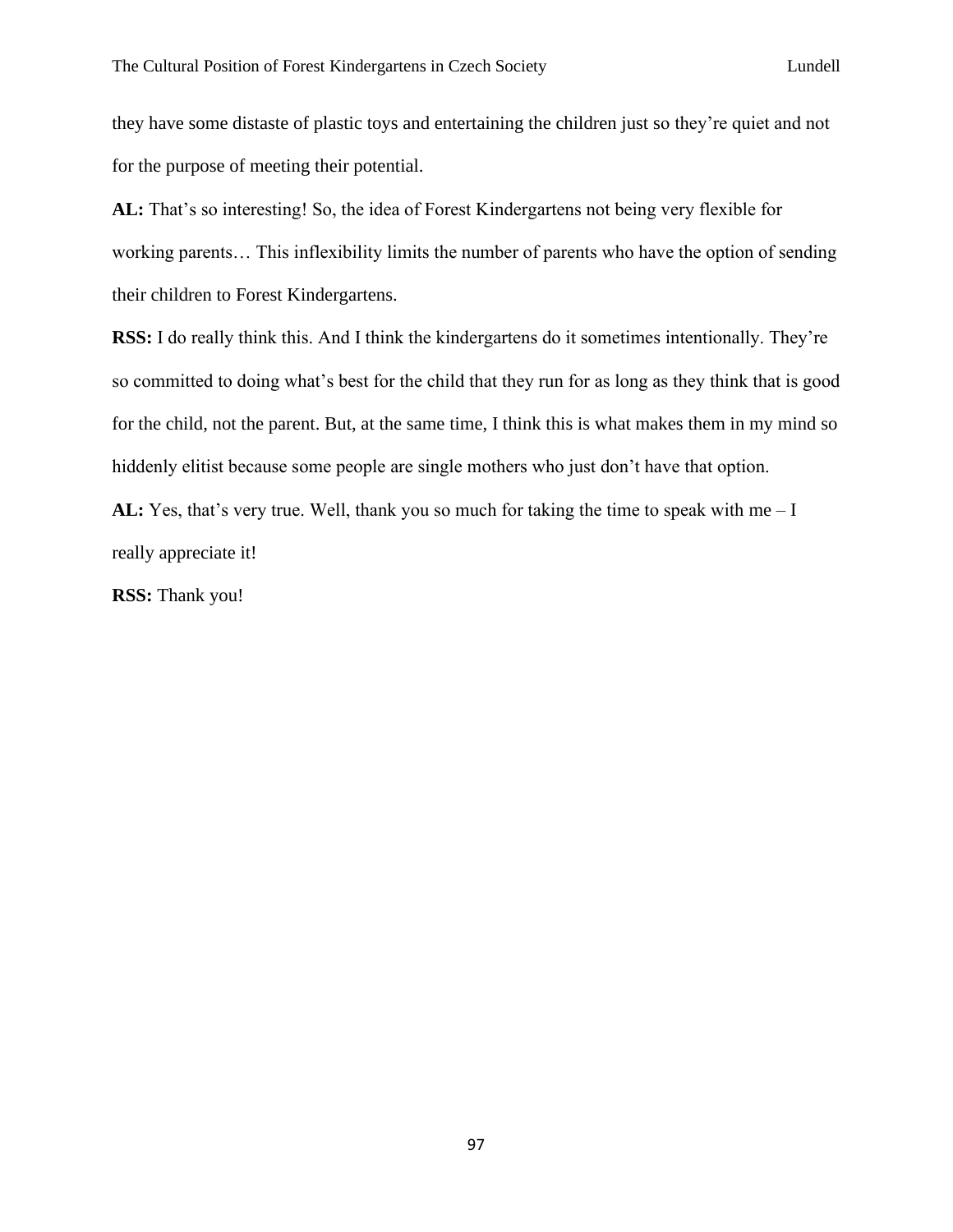they have some distaste of plastic toys and entertaining the children just so they're quiet and not for the purpose of meeting their potential.

**AL:** That's so interesting! So, the idea of Forest Kindergartens not being very flexible for working parents… This inflexibility limits the number of parents who have the option of sending their children to Forest Kindergartens.

**RSS:** I do really think this. And I think the kindergartens do it sometimes intentionally. They're so committed to doing what's best for the child that they run for as long as they think that is good for the child, not the parent. But, at the same time, I think this is what makes them in my mind so hiddenly elitist because some people are single mothers who just don't have that option.

**AL:** Yes, that's very true. Well, thank you so much for taking the time to speak with me – I really appreciate it!

**RSS:** Thank you!